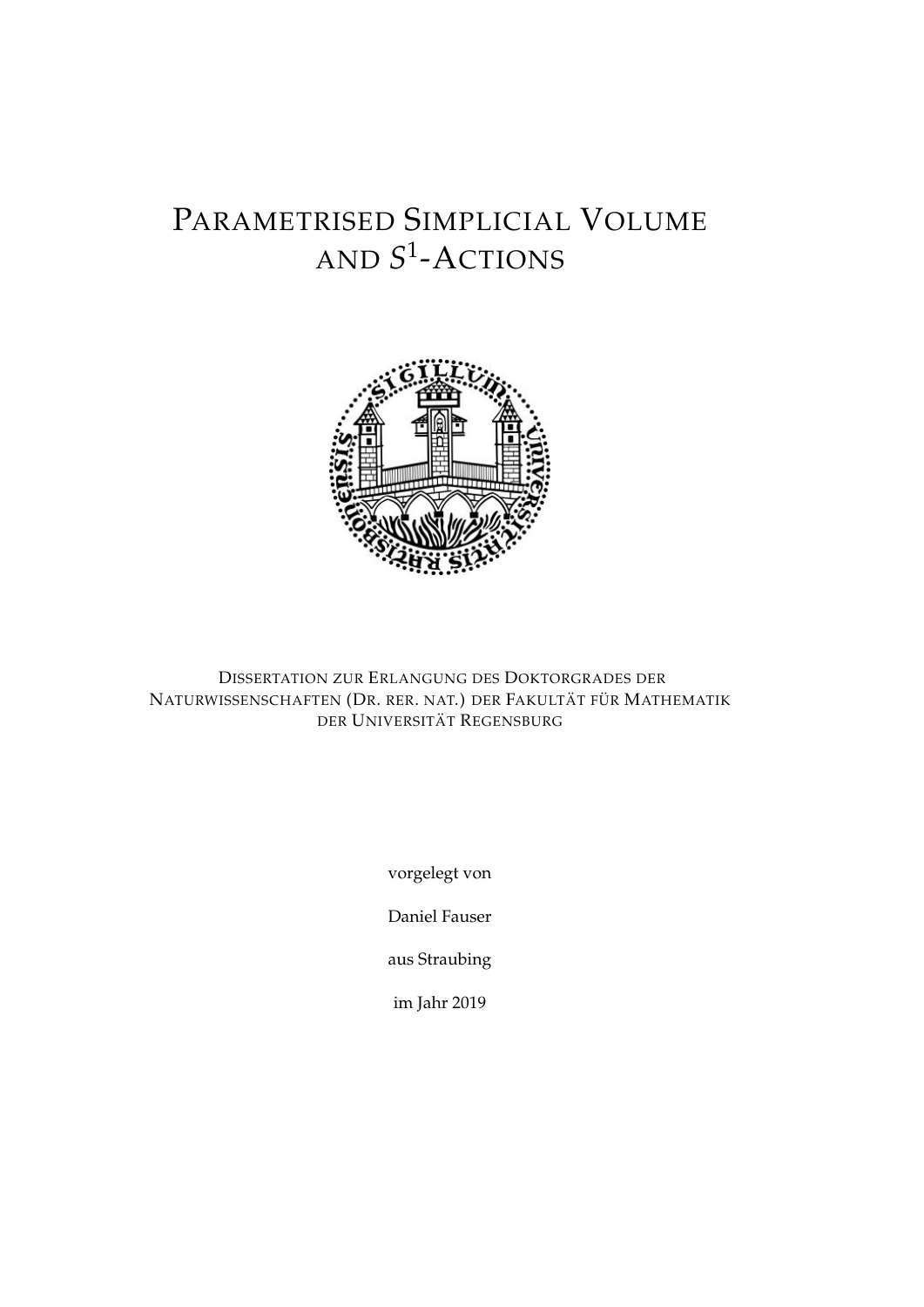# Parametrised Simplicial Volume and $S^1$-Actions

Dissertation zur Erlangung des Doktorgrades der Naturwissenschaften (Dr. rer. nat.) der Fakultät für Mathematik der Universität Regensburg

vorgelegt von

Daniel Fauser

aus Straubing

im Jahr 2019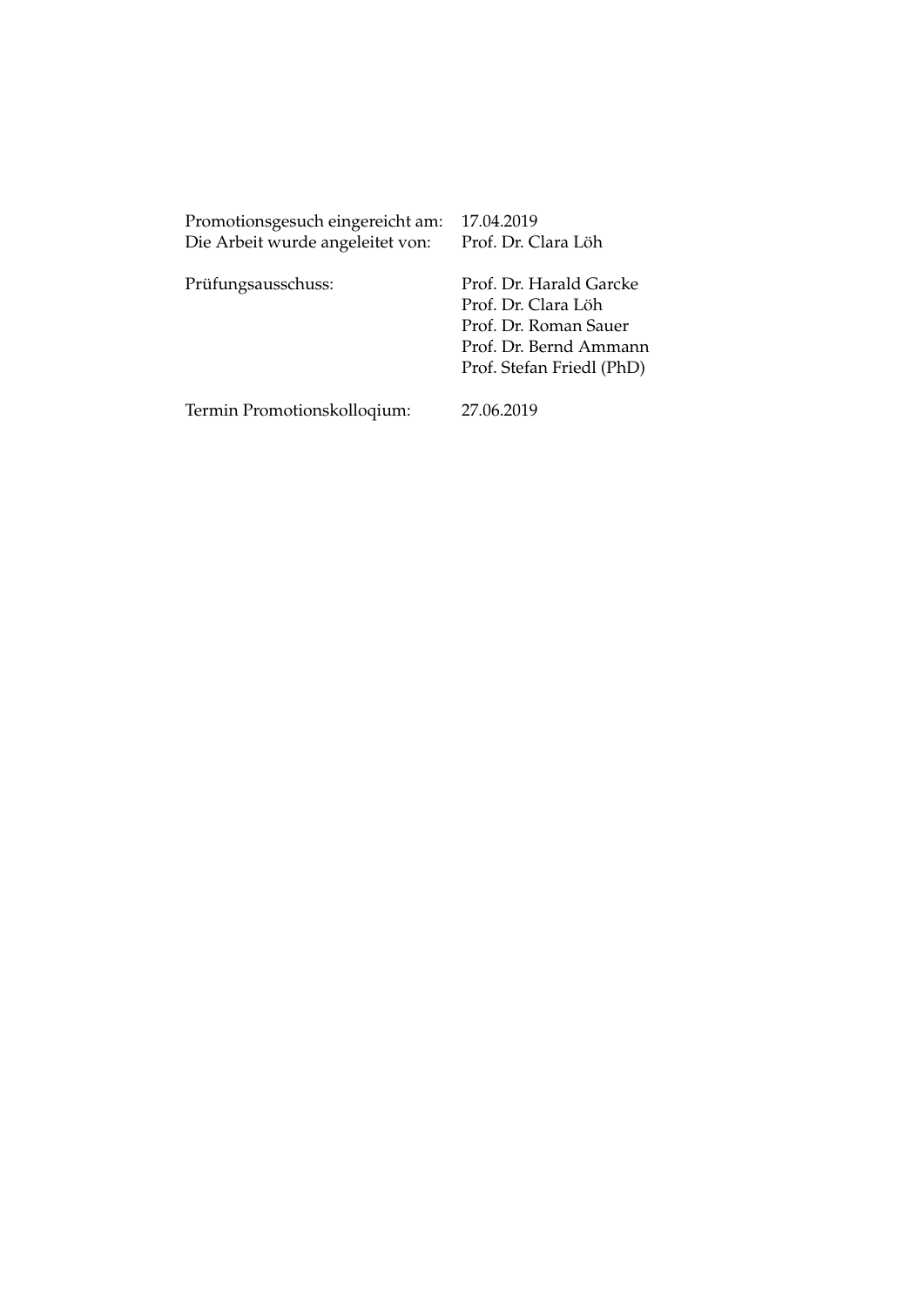| | |
|---|---|
| Promotionsgesuch eingereicht am: | 17.04.2019 |
| Die Arbeit wurde angeleitet von: | Prof. Dr. Clara Löh |
| Prüfungsausschuss: | Prof. Dr. Harald Garcke |
| | Prof. Dr. Clara Löh |
| | Prof. Dr. Roman Sauer |
| | Prof. Dr. Bernd Ammann |
| | Prof. Stefan Friedl (PhD) |
| Termin Promotionskolloqium: | 27.06.2019 |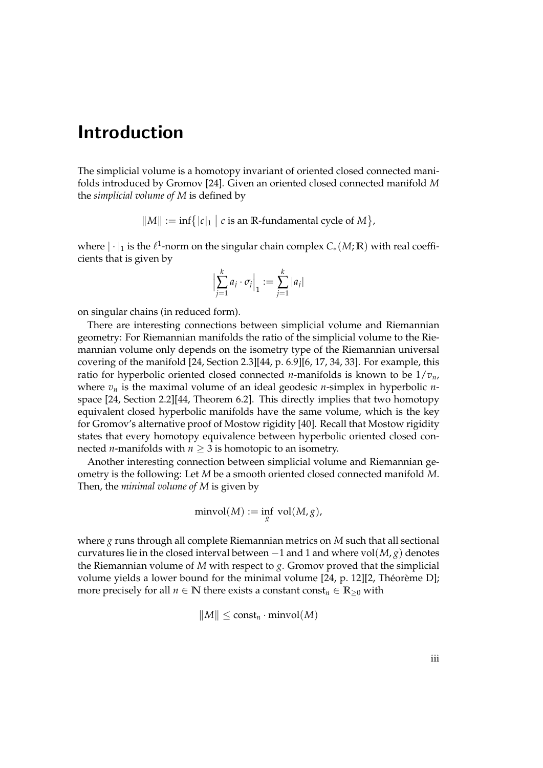# Introduction

The simplicial volume is a homotopy invariant of oriented closed connected manifolds introduced by Gromov [24]. Given an oriented closed connected manifold $M$ the *simplicial volume of $M$* is defined by

$$\|M\| := \inf\{|c|_1 \mid c \text{ is an } \mathbb{R}\text{-fundamental cycle of } M\},$$

where $|\cdot|_1$ is the $\ell^1$-norm on the singular chain complex $C_*(M;\mathbb{R})$ with real coefficients that is given by

$$\Big|\sum_{j=1}^{k} a_j \cdot \sigma_j\Big|_1 := \sum_{j=1}^{k} |a_j|$$

on singular chains (in reduced form).

There are interesting connections between simplicial volume and Riemannian geometry: For Riemannian manifolds the ratio of the simplicial volume to the Riemannian volume only depends on the isometry type of the Riemannian universal covering of the manifold [24, Section 2.3][44, p. 6.9][6, 17, 34, 33]. For example, this ratio for hyperbolic oriented closed connected $n$-manifolds is known to be $1/v_n$, where $v_n$ is the maximal volume of an ideal geodesic $n$-simplex in hyperbolic $n$-space [24, Section 2.2][44, Theorem 6.2]. This directly implies that two homotopy equivalent closed hyperbolic manifolds have the same volume, which is the key for Gromov's alternative proof of Mostow rigidity [40]. Recall that Mostow rigidity states that every homotopy equivalence between hyperbolic oriented closed connected $n$-manifolds with $n \geq 3$ is homotopic to an isometry.

Another interesting connection between simplicial volume and Riemannian geometry is the following: Let $M$ be a smooth oriented closed connected manifold $M$. Then, the *minimal volume of $M$* is given by

$$\operatorname{minvol}(M) := \inf_{g} \operatorname{vol}(M, g),$$

where $g$ runs through all complete Riemannian metrics on $M$ such that all sectional curvatures lie in the closed interval between $-1$ and $1$ and where $\operatorname{vol}(M, g)$ denotes the Riemannian volume of $M$ with respect to $g$. Gromov proved that the simplicial volume yields a lower bound for the minimal volume [24, p. 12][2, Théorème D]; more precisely for all $n \in \mathbb{N}$ there exists a constant $\text{const}_n \in \mathbb{R}_{\geq 0}$ with

$$\|M\| \leq \text{const}_n \cdot \operatorname{minvol}(M)$$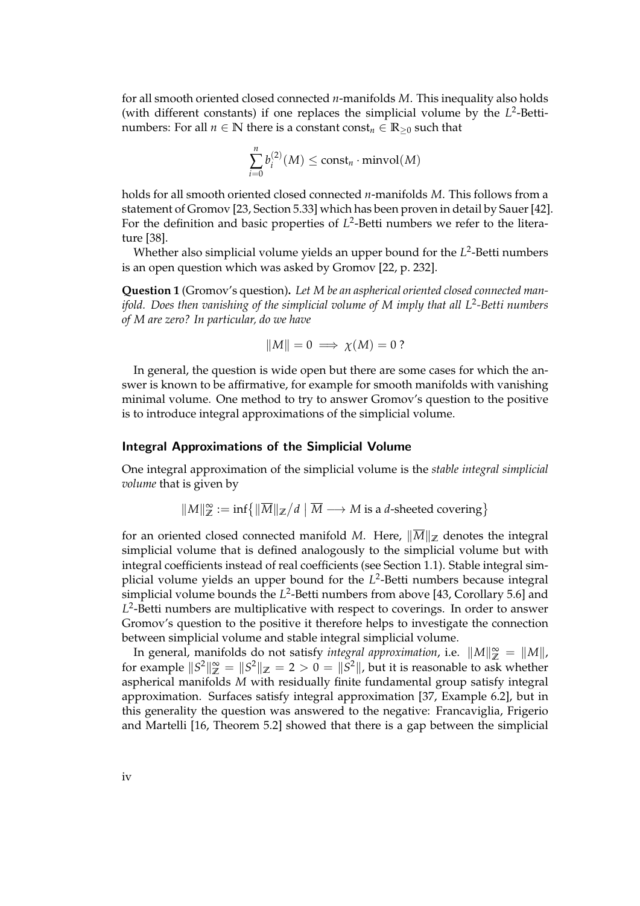for all smooth oriented closed connected $n$-manifolds $M$. This inequality also holds (with different constants) if one replaces the simplicial volume by the $L^2$-Betti-numbers: For all $n \in \mathbb{N}$ there is a constant $\text{const}_n \in \mathbb{R}_{\geq 0}$ such that

$$\sum_{i=0}^{n} b_i^{(2)}(M) \leq \text{const}_n \cdot \text{minvol}(M)$$

holds for all smooth oriented closed connected $n$-manifolds $M$. This follows from a statement of Gromov [23, Section 5.33] which has been proven in detail by Sauer [42]. For the definition and basic properties of $L^2$-Betti numbers we refer to the literature [38].

Whether also simplicial volume yields an upper bound for the $L^2$-Betti numbers is an open question which was asked by Gromov [22, p. 232].

**Question 1** (Gromov's question)**.** *Let $M$ be an aspherical oriented closed connected manifold. Does then vanishing of the simplicial volume of $M$ imply that all $L^2$-Betti numbers of $M$ are zero? In particular, do we have*

$$\|M\| = 0 \implies \chi(M) = 0\,?$$

In general, the question is wide open but there are some cases for which the answer is known to be affirmative, for example for smooth manifolds with vanishing minimal volume. One method to try to answer Gromov's question to the positive is to introduce integral approximations of the simplicial volume.

### Integral Approximations of the Simplicial Volume

One integral approximation of the simplicial volume is the *stable integral simplicial volume* that is given by

$$\|M\|_{\mathbb{Z}}^{\infty} := \inf\bigl\{ \|\overline{M}\|_{\mathbb{Z}}/d \bigm| \overline{M} \longrightarrow M \text{ is a } d\text{-sheeted covering} \bigr\}$$

for an oriented closed connected manifold $M$. Here, $\|\overline{M}\|_{\mathbb{Z}}$ denotes the integral simplicial volume that is defined analogously to the simplicial volume but with integral coefficients instead of real coefficients (see Section 1.1). Stable integral simplicial volume yields an upper bound for the $L^2$-Betti numbers because integral simplicial volume bounds the $L^2$-Betti numbers from above [43, Corollary 5.6] and $L^2$-Betti numbers are multiplicative with respect to coverings. In order to answer Gromov's question to the positive it therefore helps to investigate the connection between simplicial volume and stable integral simplicial volume.

In general, manifolds do not satisfy *integral approximation*, i.e. $\|M\|_{\mathbb{Z}}^{\infty} = \|M\|$, for example $\|S^2\|_{\mathbb{Z}}^{\infty} = \|S^2\|_{\mathbb{Z}} = 2 > 0 = \|S^2\|$, but it is reasonable to ask whether aspherical manifolds $M$ with residually finite fundamental group satisfy integral approximation. Surfaces satisfy integral approximation [37, Example 6.2], but in this generality the question was answered to the negative: Francaviglia, Frigerio and Martelli [16, Theorem 5.2] showed that there is a gap between the simplicial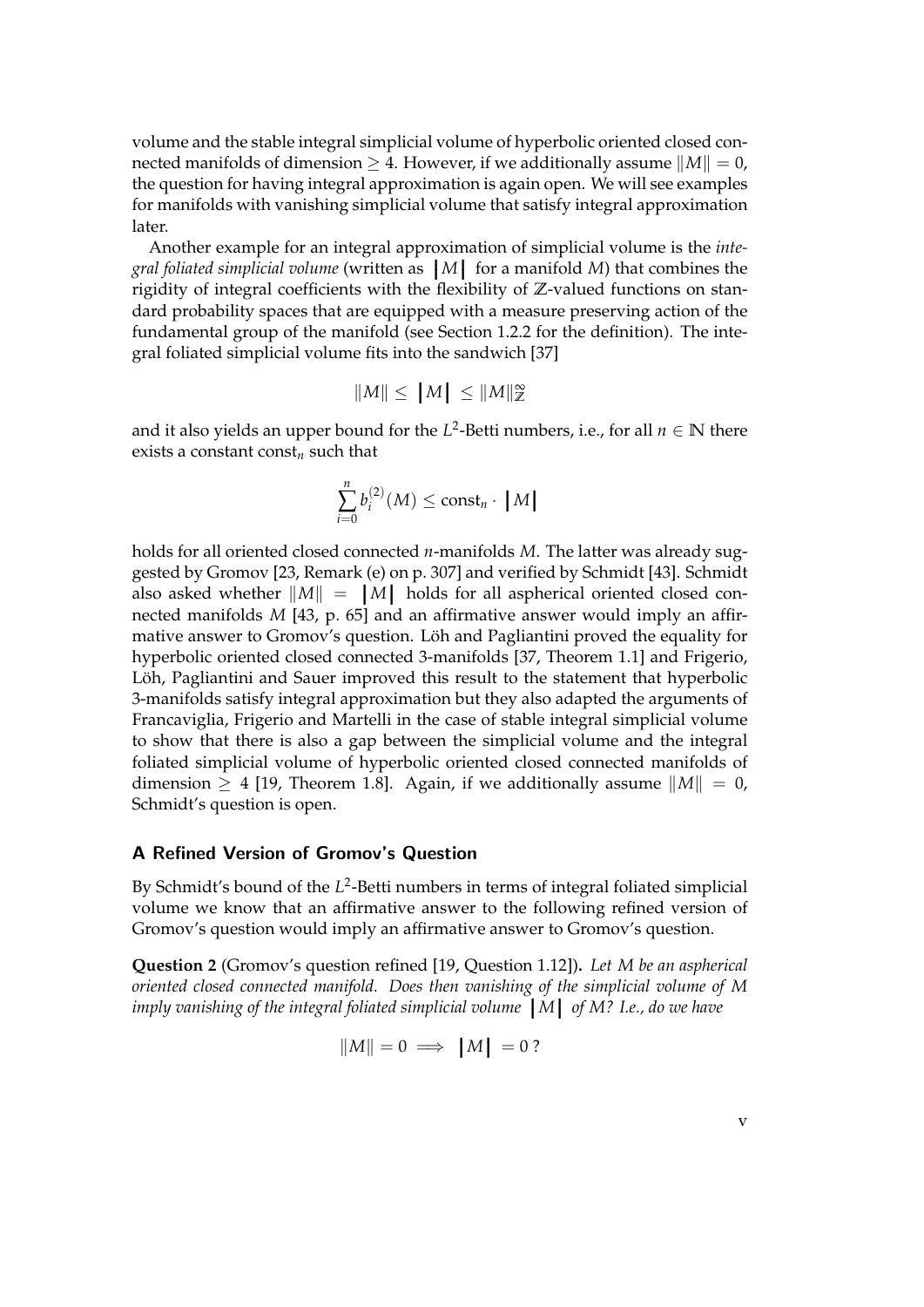volume and the stable integral simplicial volume of hyperbolic oriented closed connected manifolds of dimension $\geq 4$. However, if we additionally assume $\|M\| = 0$, the question for having integral approximation is again open. We will see examples for manifolds with vanishing simplicial volume that satisfy integral approximation later.

Another example for an integral approximation of simplicial volume is the *integral foliated simplicial volume* (written as $|M|$ for a manifold $M$) that combines the rigidity of integral coefficients with the flexibility of $\mathbb{Z}$-valued functions on standard probability spaces that are equipped with a measure preserving action of the fundamental group of the manifold (see Section 1.2.2 for the definition). The integral foliated simplicial volume fits into the sandwich [37]

$$\|M\| \leq |M| \leq \|M\|_{\mathbb{Z}}^{\infty}$$

and it also yields an upper bound for the $L^2$-Betti numbers, i.e., for all $n \in \mathbb{N}$ there exists a constant $\text{const}_n$ such that

$$\sum_{i=0}^{n} b_i^{(2)}(M) \leq \text{const}_n \cdot |M|$$

holds for all oriented closed connected $n$-manifolds $M$. The latter was already suggested by Gromov [23, Remark (e) on p. 307] and verified by Schmidt [43]. Schmidt also asked whether $\|M\| = |M|$ holds for all aspherical oriented closed connected manifolds $M$ [43, p. 65] and an affirmative answer would imply an affirmative answer to Gromov's question. Löh and Pagliantini proved the equality for hyperbolic oriented closed connected 3-manifolds [37, Theorem 1.1] and Frigerio, Löh, Pagliantini and Sauer improved this result to the statement that hyperbolic 3-manifolds satisfy integral approximation but they also adapted the arguments of Francaviglia, Frigerio and Martelli in the case of stable integral simplicial volume to show that there is also a gap between the simplicial volume and the integral foliated simplicial volume of hyperbolic oriented closed connected manifolds of dimension $\geq 4$ [19, Theorem 1.8]. Again, if we additionally assume $\|M\| = 0$, Schmidt's question is open.

### A Refined Version of Gromov's Question

By Schmidt's bound of the $L^2$-Betti numbers in terms of integral foliated simplicial volume we know that an affirmative answer to the following refined version of Gromov's question would imply an affirmative answer to Gromov's question.

**Question 2** (Gromov's question refined [19, Question 1.12])**.** *Let $M$ be an aspherical oriented closed connected manifold. Does then vanishing of the simplicial volume of $M$ imply vanishing of the integral foliated simplicial volume $|M|$ of $M$? I.e., do we have*

$$\|M\| = 0 \implies |M| = 0\,?$$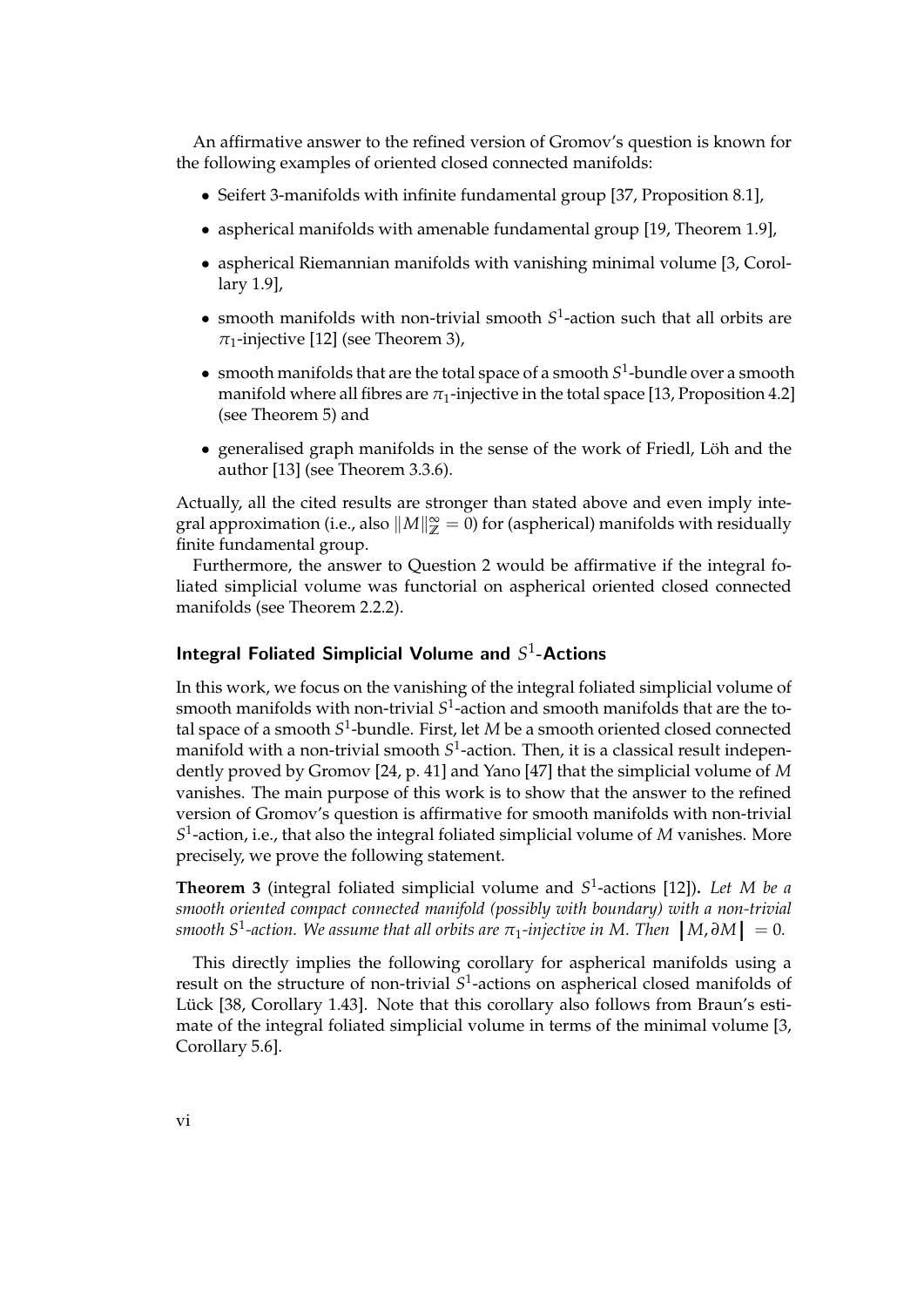An affirmative answer to the refined version of Gromov's question is known for the following examples of oriented closed connected manifolds:

- Seifert 3-manifolds with infinite fundamental group [37, Proposition 8.1],
- aspherical manifolds with amenable fundamental group [19, Theorem 1.9],
- aspherical Riemannian manifolds with vanishing minimal volume [3, Corollary 1.9],
- smooth manifolds with non-trivial smooth $S^1$-action such that all orbits are $\pi_1$-injective [12] (see Theorem 3),
- smooth manifolds that are the total space of a smooth $S^1$-bundle over a smooth manifold where all fibres are $\pi_1$-injective in the total space [13, Proposition 4.2] (see Theorem 5) and
- generalised graph manifolds in the sense of the work of Friedl, Löh and the author [13] (see Theorem 3.3.6).

Actually, all the cited results are stronger than stated above and even imply integral approximation (i.e., also $\|M\|_{\mathbb{Z}}^{\infty} = 0$) for (aspherical) manifolds with residually finite fundamental group.

Furthermore, the answer to Question 2 would be affirmative if the integral foliated simplicial volume was functorial on aspherical oriented closed connected manifolds (see Theorem 2.2.2).

### Integral Foliated Simplicial Volume and $S^1$-Actions

In this work, we focus on the vanishing of the integral foliated simplicial volume of smooth manifolds with non-trivial $S^1$-action and smooth manifolds that are the total space of a smooth $S^1$-bundle. First, let $M$ be a smooth oriented closed connected manifold with a non-trivial smooth $S^1$-action. Then, it is a classical result independently proved by Gromov [24, p. 41] and Yano [47] that the simplicial volume of $M$ vanishes. The main purpose of this work is to show that the answer to the refined version of Gromov's question is affirmative for smooth manifolds with non-trivial $S^1$-action, i.e., that also the integral foliated simplicial volume of $M$ vanishes. More precisely, we prove the following statement.

**Theorem 3** (integral foliated simplicial volume and $S^1$-actions [12])**.** *Let $M$ be a smooth oriented compact connected manifold (possibly with boundary) with a non-trivial smooth $S^1$-action. We assume that all orbits are $\pi_1$-injective in $M$. Then* $\left| M, \partial M \right| = 0$.

This directly implies the following corollary for aspherical manifolds using a result on the structure of non-trivial $S^1$-actions on aspherical closed manifolds of Lück [38, Corollary 1.43]. Note that this corollary also follows from Braun's estimate of the integral foliated simplicial volume in terms of the minimal volume [3, Corollary 5.6].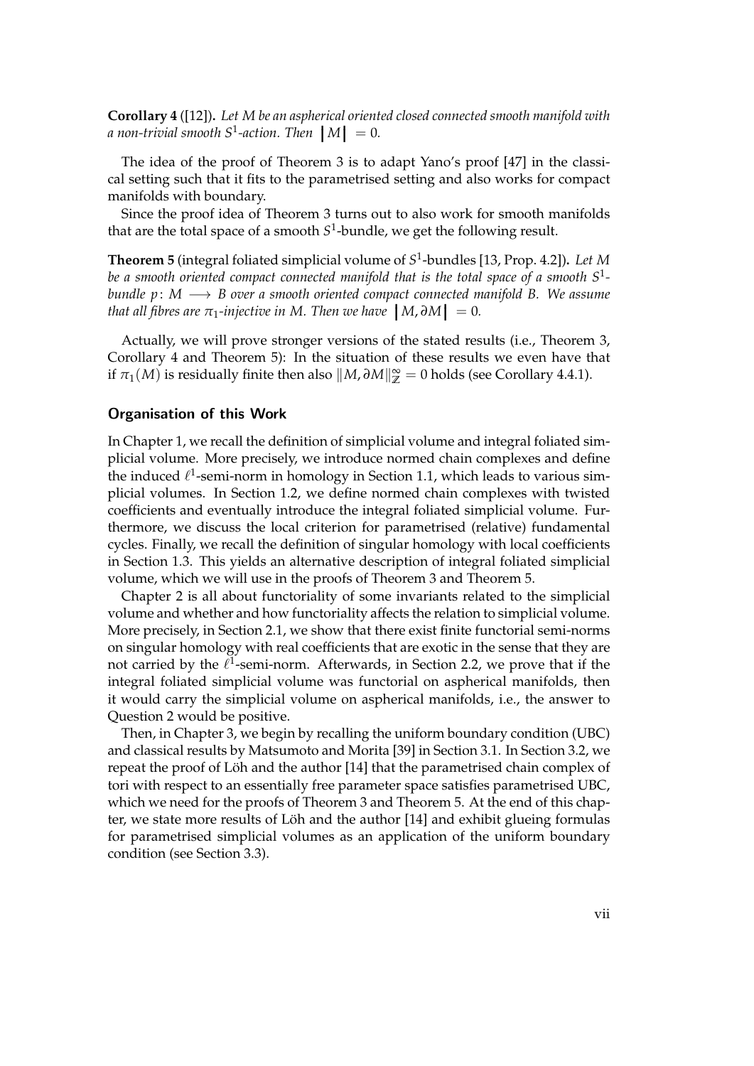**Corollary 4** ([12])**.** *Let $M$ be an aspherical oriented closed connected smooth manifold with a non-trivial smooth $S^1$-action. Then $\left| M \right| = 0$.*

The idea of the proof of Theorem 3 is to adapt Yano's proof [47] in the classical setting such that it fits to the parametrised setting and also works for compact manifolds with boundary.

Since the proof idea of Theorem 3 turns out to also work for smooth manifolds that are the total space of a smooth $S^1$-bundle, we get the following result.

**Theorem 5** (integral foliated simplicial volume of $S^1$-bundles [13, Prop. 4.2])**.** *Let $M$ be a smooth oriented compact connected manifold that is the total space of a smooth $S^1$-bundle $p \colon M \longrightarrow B$ over a smooth oriented compact connected manifold $B$. We assume that all fibres are $\pi_1$-injective in $M$. Then we have $\left| M, \partial M \right| = 0$.*

Actually, we will prove stronger versions of the stated results (i.e., Theorem 3, Corollary 4 and Theorem 5): In the situation of these results we even have that if $\pi_1(M)$ is residually finite then also $\|M, \partial M\|_{\mathbb{Z}}^{\infty} = 0$ holds (see Corollary 4.4.1).

### Organisation of this Work

In Chapter 1, we recall the definition of simplicial volume and integral foliated simplicial volume. More precisely, we introduce normed chain complexes and define the induced $\ell^1$-semi-norm in homology in Section 1.1, which leads to various simplicial volumes. In Section 1.2, we define normed chain complexes with twisted coefficients and eventually introduce the integral foliated simplicial volume. Furthermore, we discuss the local criterion for parametrised (relative) fundamental cycles. Finally, we recall the definition of singular homology with local coefficients in Section 1.3. This yields an alternative description of integral foliated simplicial volume, which we will use in the proofs of Theorem 3 and Theorem 5.

Chapter 2 is all about functoriality of some invariants related to the simplicial volume and whether and how functoriality affects the relation to simplicial volume. More precisely, in Section 2.1, we show that there exist finite functorial semi-norms on singular homology with real coefficients that are exotic in the sense that they are not carried by the $\ell^1$-semi-norm. Afterwards, in Section 2.2, we prove that if the integral foliated simplicial volume was functorial on aspherical manifolds, then it would carry the simplicial volume on aspherical manifolds, i.e., the answer to Question 2 would be positive.

Then, in Chapter 3, we begin by recalling the uniform boundary condition (UBC) and classical results by Matsumoto and Morita [39] in Section 3.1. In Section 3.2, we repeat the proof of Löh and the author [14] that the parametrised chain complex of tori with respect to an essentially free parameter space satisfies parametrised UBC, which we need for the proofs of Theorem 3 and Theorem 5. At the end of this chapter, we state more results of Löh and the author [14] and exhibit glueing formulas for parametrised simplicial volumes as an application of the uniform boundary condition (see Section 3.3).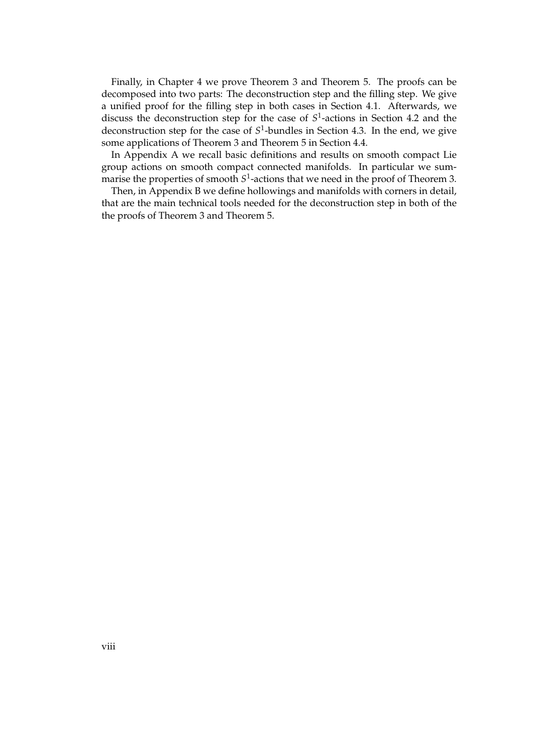Finally, in Chapter 4 we prove Theorem 3 and Theorem 5. The proofs can be decomposed into two parts: The deconstruction step and the filling step. We give a unified proof for the filling step in both cases in Section 4.1. Afterwards, we discuss the deconstruction step for the case of $S^1$-actions in Section 4.2 and the deconstruction step for the case of $S^1$-bundles in Section 4.3. In the end, we give some applications of Theorem 3 and Theorem 5 in Section 4.4.

In Appendix A we recall basic definitions and results on smooth compact Lie group actions on smooth compact connected manifolds. In particular we summarise the properties of smooth $S^1$-actions that we need in the proof of Theorem 3.

Then, in Appendix B we define hollowings and manifolds with corners in detail, that are the main technical tools needed for the deconstruction step in both of the the proofs of Theorem 3 and Theorem 5.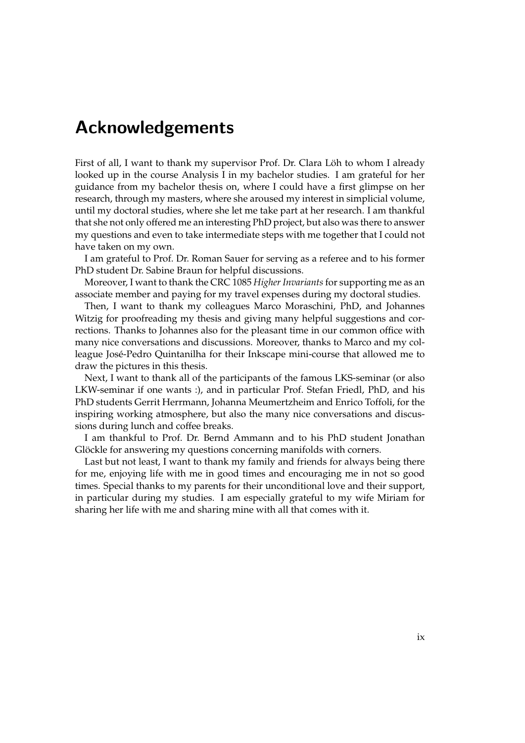# Acknowledgements

First of all, I want to thank my supervisor Prof. Dr. Clara Löh to whom I already looked up in the course Analysis I in my bachelor studies. I am grateful for her guidance from my bachelor thesis on, where I could have a first glimpse on her research, through my masters, where she aroused my interest in simplicial volume, until my doctoral studies, where she let me take part at her research. I am thankful that she not only offered me an interesting PhD project, but also was there to answer my questions and even to take intermediate steps with me together that I could not have taken on my own.

I am grateful to Prof. Dr. Roman Sauer for serving as a referee and to his former PhD student Dr. Sabine Braun for helpful discussions.

Moreover, I want to thank the CRC 1085 *Higher Invariants* for supporting me as an associate member and paying for my travel expenses during my doctoral studies.

Then, I want to thank my colleagues Marco Moraschini, PhD, and Johannes Witzig for proofreading my thesis and giving many helpful suggestions and corrections. Thanks to Johannes also for the pleasant time in our common office with many nice conversations and discussions. Moreover, thanks to Marco and my colleague José-Pedro Quintanilha for their Inkscape mini-course that allowed me to draw the pictures in this thesis.

Next, I want to thank all of the participants of the famous LKS-seminar (or also LKW-seminar if one wants :), and in particular Prof. Stefan Friedl, PhD, and his PhD students Gerrit Herrmann, Johanna Meumertzheim and Enrico Toffoli, for the inspiring working atmosphere, but also the many nice conversations and discussions during lunch and coffee breaks.

I am thankful to Prof. Dr. Bernd Ammann and to his PhD student Jonathan Glöckle for answering my questions concerning manifolds with corners.

Last but not least, I want to thank my family and friends for always being there for me, enjoying life with me in good times and encouraging me in not so good times. Special thanks to my parents for their unconditional love and their support, in particular during my studies. I am especially grateful to my wife Miriam for sharing her life with me and sharing mine with all that comes with it.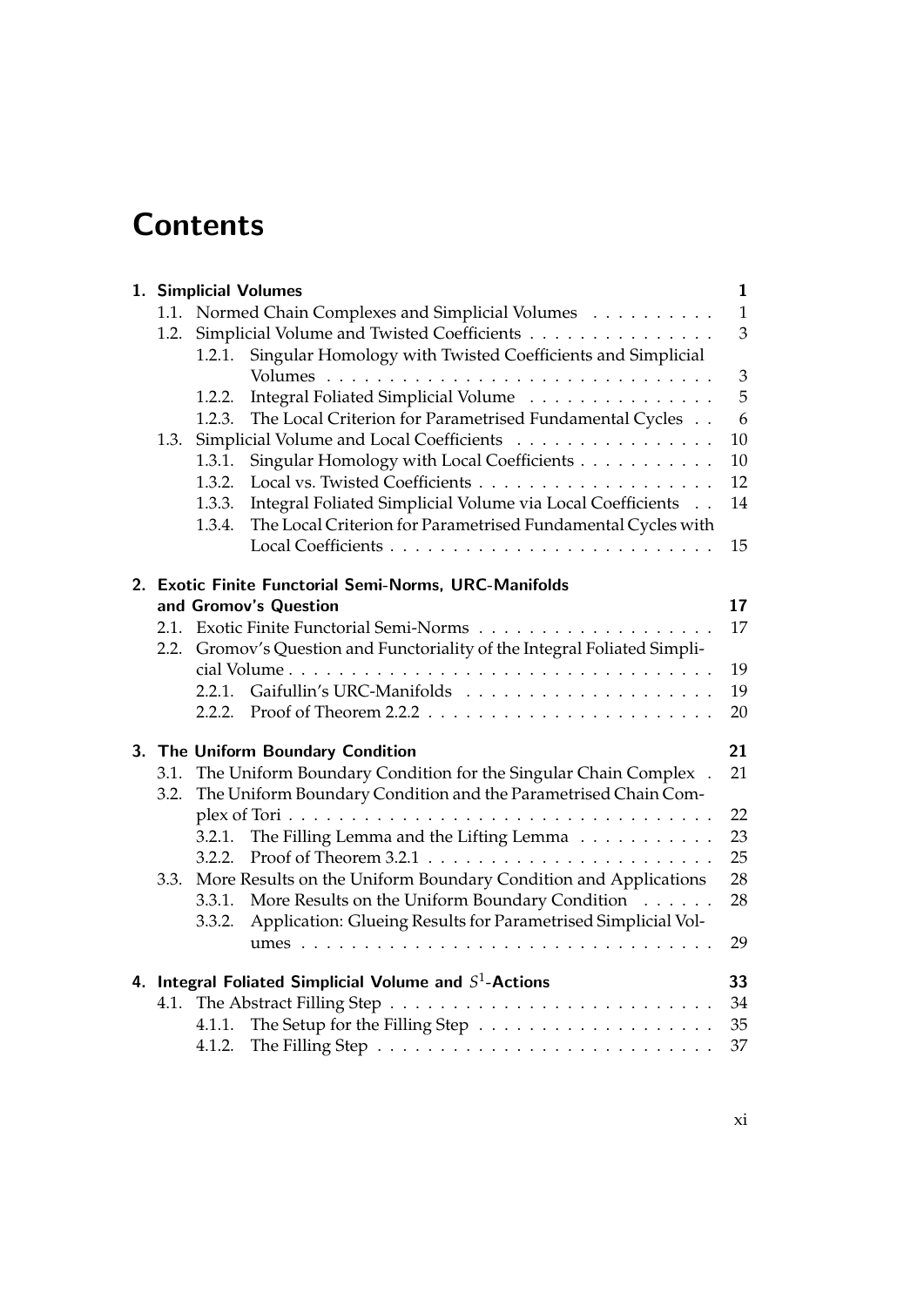# Contents

| | | |
|---|---|---|
| **1. Simplicial Volumes** | | **1** |
| 1.1. Normed Chain Complexes and Simplicial Volumes | | 1 |
| 1.2. Simplicial Volume and Twisted Coefficients | | 3 |
| | 1.2.1. Singular Homology with Twisted Coefficients and Simplicial Volumes | 3 |
| | 1.2.2. Integral Foliated Simplicial Volume | 5 |
| | 1.2.3. The Local Criterion for Parametrised Fundamental Cycles | 6 |
| 1.3. Simplicial Volume and Local Coefficients | | 10 |
| | 1.3.1. Singular Homology with Local Coefficients | 10 |
| | 1.3.2. Local vs. Twisted Coefficients | 12 |
| | 1.3.3. Integral Foliated Simplicial Volume via Local Coefficients | 14 |
| | 1.3.4. The Local Criterion for Parametrised Fundamental Cycles with Local Coefficients | 15 |
| **2. Exotic Finite Functorial Semi-Norms, URC-Manifolds and Gromov's Question** | | **17** |
| 2.1. Exotic Finite Functorial Semi-Norms | | 17 |
| 2.2. Gromov's Question and Functoriality of the Integral Foliated Simplicial Volume | | 19 |
| | 2.2.1. Gaifullin's URC-Manifolds | 19 |
| | 2.2.2. Proof of Theorem 2.2.2 | 20 |
| **3. The Uniform Boundary Condition** | | **21** |
| 3.1. The Uniform Boundary Condition for the Singular Chain Complex | | 21 |
| 3.2. The Uniform Boundary Condition and the Parametrised Chain Complex of Tori | | 22 |
| | 3.2.1. The Filling Lemma and the Lifting Lemma | 23 |
| | 3.2.2. Proof of Theorem 3.2.1 | 25 |
| 3.3. More Results on the Uniform Boundary Condition and Applications | | 28 |
| | 3.3.1. More Results on the Uniform Boundary Condition | 28 |
| | 3.3.2. Application: Glueing Results for Parametrised Simplicial Volumes | 29 |
| **4. Integral Foliated Simplicial Volume and $S^1$-Actions** | | **33** |
| 4.1. The Abstract Filling Step | | 34 |
| | 4.1.1. The Setup for the Filling Step | 35 |
| | 4.1.2. The Filling Step | 37 |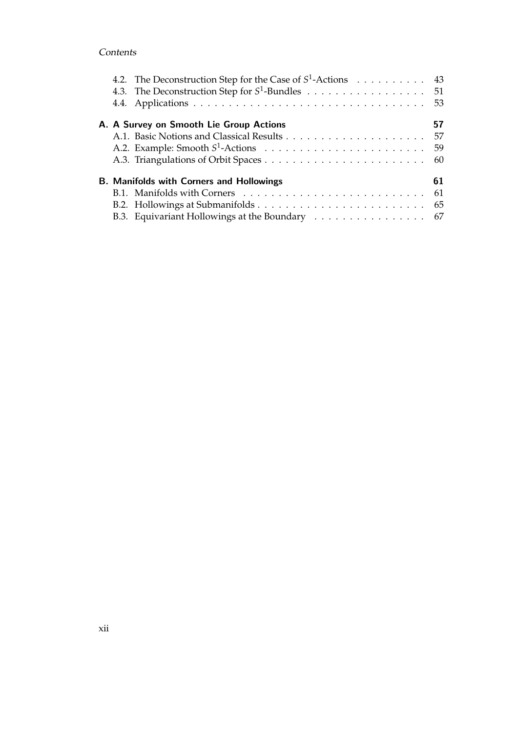4.2. The Deconstruction Step for the Case of $S^1$-Actions . . . . . . . . . . 43
4.3. The Deconstruction Step for $S^1$-Bundles . . . . . . . . . . . . . . . . . 51
4.4. Applications . . . . . . . . . . . . . . . . . . . . . . . . . . . . . . . . . 53

**A. A Survey on Smooth Lie Group Actions** **57**

A.1. Basic Notions and Classical Results . . . . . . . . . . . . . . . . . . . . 57
A.2. Example: Smooth $S^1$-Actions . . . . . . . . . . . . . . . . . . . . . . . 59
A.3. Triangulations of Orbit Spaces . . . . . . . . . . . . . . . . . . . . . . . 60

**B. Manifolds with Corners and Hollowings** **61**

B.1. Manifolds with Corners . . . . . . . . . . . . . . . . . . . . . . . . . . 61
B.2. Hollowings at Submanifolds . . . . . . . . . . . . . . . . . . . . . . . . 65
B.3. Equivariant Hollowings at the Boundary . . . . . . . . . . . . . . . . . 67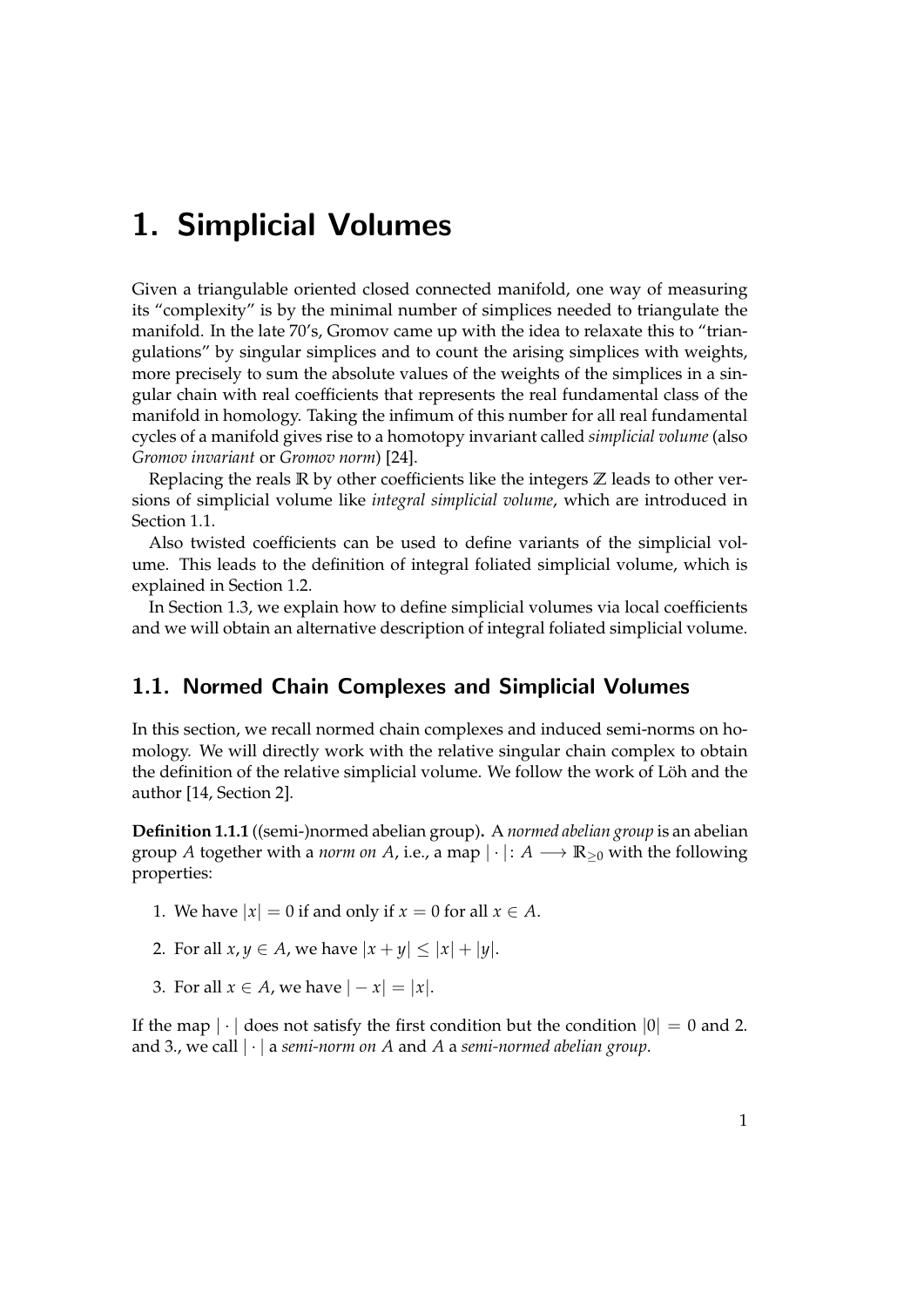# 1. Simplicial Volumes

Given a triangulable oriented closed connected manifold, one way of measuring its "complexity" is by the minimal number of simplices needed to triangulate the manifold. In the late 70's, Gromov came up with the idea to relaxate this to "triangulations" by singular simplices and to count the arising simplices with weights, more precisely to sum the absolute values of the weights of the simplices in a singular chain with real coefficients that represents the real fundamental class of the manifold in homology. Taking the infimum of this number for all real fundamental cycles of a manifold gives rise to a homotopy invariant called *simplicial volume* (also *Gromov invariant* or *Gromov norm*) [24].

Replacing the reals $\mathbb{R}$ by other coefficients like the integers $\mathbb{Z}$ leads to other versions of simplicial volume like *integral simplicial volume*, which are introduced in Section 1.1.

Also twisted coefficients can be used to define variants of the simplicial volume. This leads to the definition of integral foliated simplicial volume, which is explained in Section 1.2.

In Section 1.3, we explain how to define simplicial volumes via local coefficients and we will obtain an alternative description of integral foliated simplicial volume.

## 1.1. Normed Chain Complexes and Simplicial Volumes

In this section, we recall normed chain complexes and induced semi-norms on homology. We will directly work with the relative singular chain complex to obtain the definition of the relative simplicial volume. We follow the work of Löh and the author [14, Section 2].

**Definition 1.1.1** ((semi-)normed abelian group)**.** A *normed abelian group* is an abelian group $A$ together with a *norm on $A$*, i.e., a map $|\cdot|\colon A \longrightarrow \mathbb{R}_{\geq 0}$ with the following properties:

1. We have $|x| = 0$ if and only if $x = 0$ for all $x \in A$.

2. For all $x, y \in A$, we have $|x + y| \leq |x| + |y|$.

3. For all $x \in A$, we have $|-x| = |x|$.

If the map $|\cdot|$ does not satisfy the first condition but the condition $|0| = 0$ and 2. and 3., we call $|\cdot|$ a *semi-norm on $A$* and $A$ a *semi-normed abelian group*.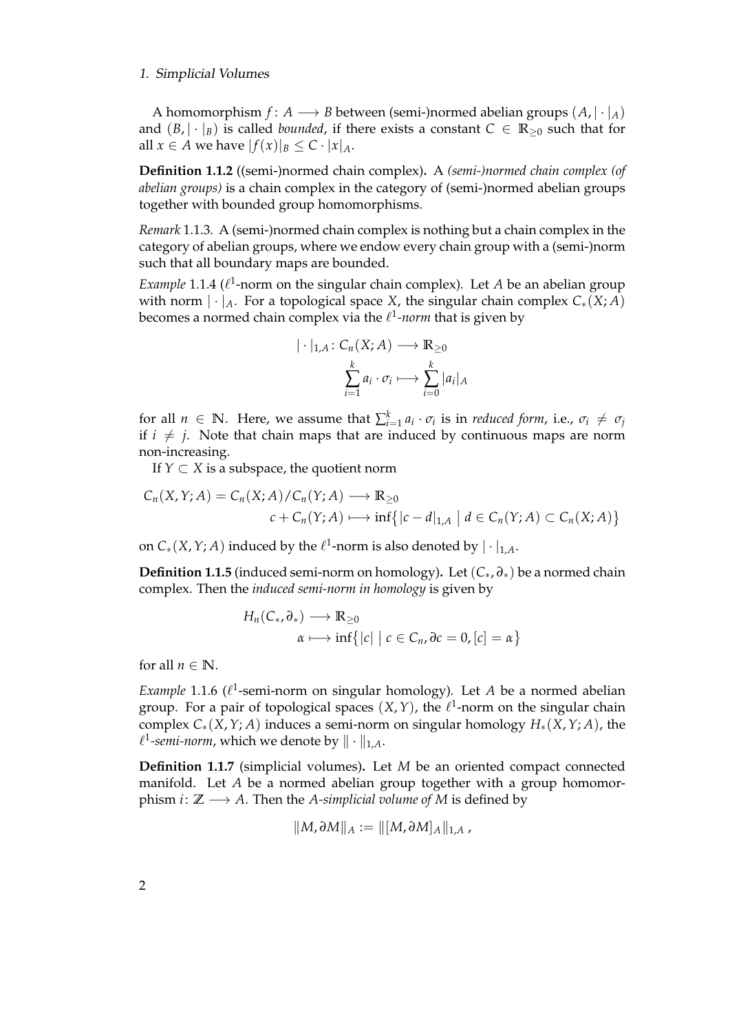A homomorphism $f\colon A \longrightarrow B$ between (semi-)normed abelian groups $(A, |\cdot|_A)$ and $(B, |\cdot|_B)$ is called *bounded*, if there exists a constant $C \in \mathbb{R}_{\geq 0}$ such that for all $x \in A$ we have $|f(x)|_B \leq C \cdot |x|_A$.

**Definition 1.1.2** ((semi-)normed chain complex)**.** A *(semi-)normed chain complex (of abelian groups)* is a chain complex in the category of (semi-)normed abelian groups together with bounded group homomorphisms.

*Remark* 1.1.3. A (semi-)normed chain complex is nothing but a chain complex in the category of abelian groups, where we endow every chain group with a (semi-)norm such that all boundary maps are bounded.

*Example* 1.1.4 ($\ell^1$-norm on the singular chain complex). Let $A$ be an abelian group with norm $|\cdot|_A$. For a topological space $X$, the singular chain complex $C_*(X;A)$ becomes a normed chain complex via the $\ell^1$*-norm* that is given by

$$\begin{aligned} |\cdot|_{1,A}\colon C_n(X;A) &\longrightarrow \mathbb{R}_{\geq 0} \\ \sum_{i=1}^{k} a_i \cdot \sigma_i &\longmapsto \sum_{i=0}^{k} |a_i|_A \end{aligned}$$

for all $n \in \mathbb{N}$. Here, we assume that $\sum_{i=1}^{k} a_i \cdot \sigma_i$ is in *reduced form*, i.e., $\sigma_i \neq \sigma_j$ if $i \neq j$. Note that chain maps that are induced by continuous maps are norm non-increasing.

If $Y \subset X$ is a subspace, the quotient norm

$$\begin{aligned} C_n(X,Y;A) = C_n(X;A)/C_n(Y;A) &\longrightarrow \mathbb{R}_{\geq 0} \\ c + C_n(Y;A) &\longmapsto \inf\bigl\{|c-d|_{1,A} \bigm| d \in C_n(Y;A) \subset C_n(X;A)\bigr\} \end{aligned}$$

on $C_*(X,Y;A)$ induced by the $\ell^1$-norm is also denoted by $|\cdot|_{1,A}$.

**Definition 1.1.5** (induced semi-norm on homology)**.** Let $(C_*, \partial_*)$ be a normed chain complex. Then the *induced semi-norm in homology* is given by

$$\begin{aligned} H_n(C_*, \partial_*) &\longrightarrow \mathbb{R}_{\geq 0} \\ \alpha &\longmapsto \inf\bigl\{|c| \bigm| c \in C_n, \partial c = 0, [c] = \alpha\bigr\} \end{aligned}$$

for all $n \in \mathbb{N}$.

*Example* 1.1.6 ($\ell^1$-semi-norm on singular homology). Let $A$ be a normed abelian group. For a pair of topological spaces $(X,Y)$, the $\ell^1$-norm on the singular chain complex $C_*(X,Y;A)$ induces a semi-norm on singular homology $H_*(X,Y;A)$, the $\ell^1$*-semi-norm*, which we denote by $\|\cdot\|_{1,A}$.

**Definition 1.1.7** (simplicial volumes)**.** Let $M$ be an oriented compact connected manifold. Let $A$ be a normed abelian group together with a group homomorphism $i\colon \mathbb{Z} \longrightarrow A$. Then the *A-simplicial volume of M* is defined by

$$\|M, \partial M\|_A := \|[M, \partial M]_A\|_{1,A}\,,$$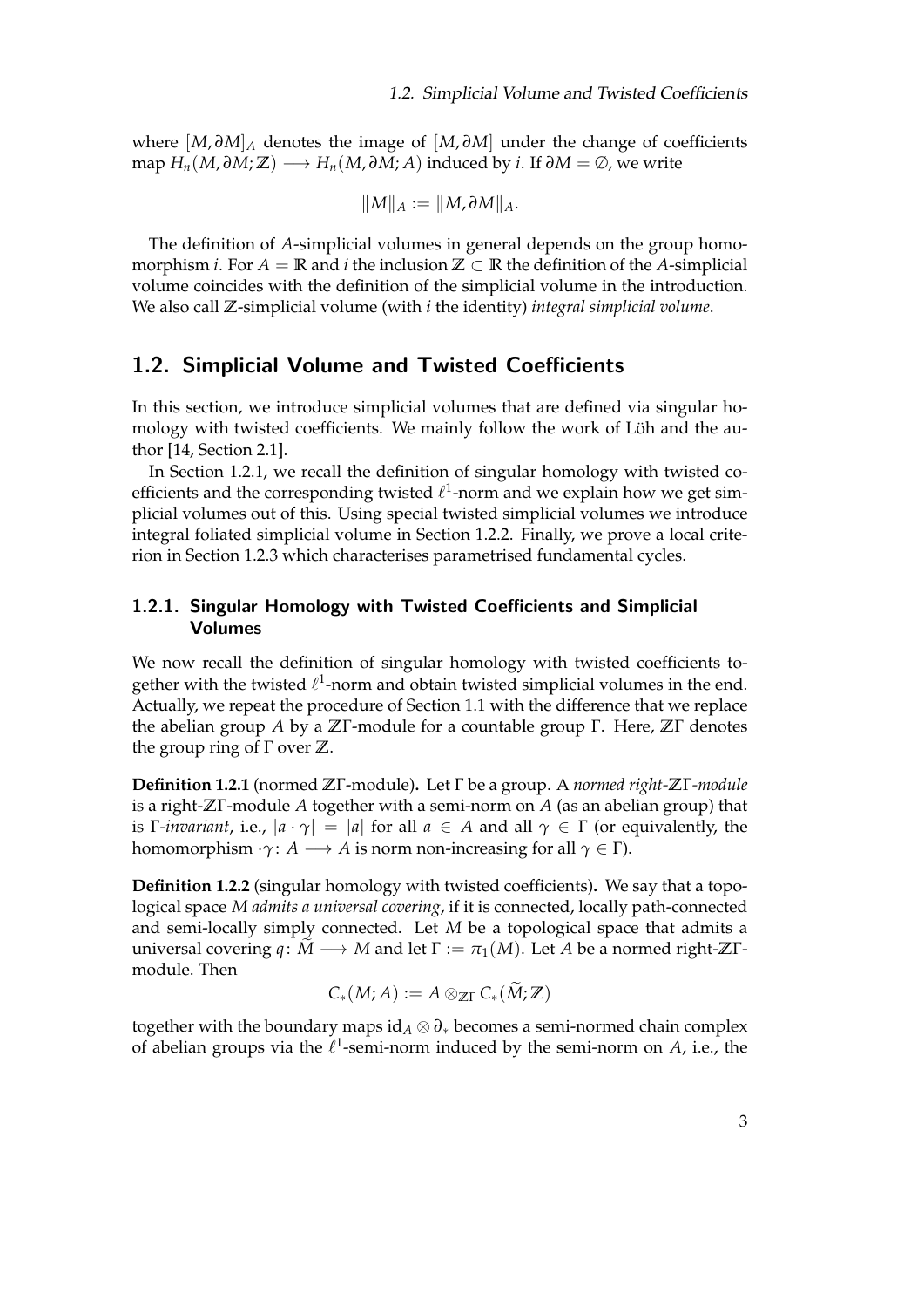where $[M, \partial M]_A$ denotes the image of $[M, \partial M]$ under the change of coefficients map $H_n(M, \partial M; \mathbb{Z}) \longrightarrow H_n(M, \partial M; A)$ induced by $i$. If $\partial M = \emptyset$, we write

$$\|M\|_A := \|M, \partial M\|_A.$$

The definition of $A$-simplicial volumes in general depends on the group homomorphism $i$. For $A = \mathbb{R}$ and $i$ the inclusion $\mathbb{Z} \subset \mathbb{R}$ the definition of the $A$-simplicial volume coincides with the definition of the simplicial volume in the introduction. We also call $\mathbb{Z}$-simplicial volume (with $i$ the identity) *integral simplicial volume*.

## 1.2. Simplicial Volume and Twisted Coefficients

In this section, we introduce simplicial volumes that are defined via singular homology with twisted coefficients. We mainly follow the work of Löh and the author [14, Section 2.1].

In Section 1.2.1, we recall the definition of singular homology with twisted coefficients and the corresponding twisted $\ell^1$-norm and we explain how we get simplicial volumes out of this. Using special twisted simplicial volumes we introduce integral foliated simplicial volume in Section 1.2.2. Finally, we prove a local criterion in Section 1.2.3 which characterises parametrised fundamental cycles.

### 1.2.1. Singular Homology with Twisted Coefficients and Simplicial Volumes

We now recall the definition of singular homology with twisted coefficients together with the twisted $\ell^1$-norm and obtain twisted simplicial volumes in the end. Actually, we repeat the procedure of Section 1.1 with the difference that we replace the abelian group $A$ by a $\mathbb{Z}\Gamma$-module for a countable group $\Gamma$. Here, $\mathbb{Z}\Gamma$ denotes the group ring of $\Gamma$ over $\mathbb{Z}$.

**Definition 1.2.1** (normed $\mathbb{Z}\Gamma$-module)**.** Let $\Gamma$ be a group. A *normed right-$\mathbb{Z}\Gamma$-module* is a right-$\mathbb{Z}\Gamma$-module $A$ together with a semi-norm on $A$ (as an abelian group) that is $\Gamma$*-invariant*, i.e., $|a \cdot \gamma| = |a|$ for all $a \in A$ and all $\gamma \in \Gamma$ (or equivalently, the homomorphism $\cdot\gamma \colon A \longrightarrow A$ is norm non-increasing for all $\gamma \in \Gamma$).

**Definition 1.2.2** (singular homology with twisted coefficients)**.** We say that a topological space $M$ *admits a universal covering*, if it is connected, locally path-connected and semi-locally simply connected. Let $M$ be a topological space that admits a universal covering $q \colon \widetilde{M} \longrightarrow M$ and let $\Gamma := \pi_1(M)$. Let $A$ be a normed right-$\mathbb{Z}\Gamma$-module. Then

$$C_*(M; A) := A \otimes_{\mathbb{Z}\Gamma} C_*(\widetilde{M}; \mathbb{Z})$$

together with the boundary maps $\mathrm{id}_A \otimes \partial_*$ becomes a semi-normed chain complex of abelian groups via the $\ell^1$-semi-norm induced by the semi-norm on $A$, i.e., the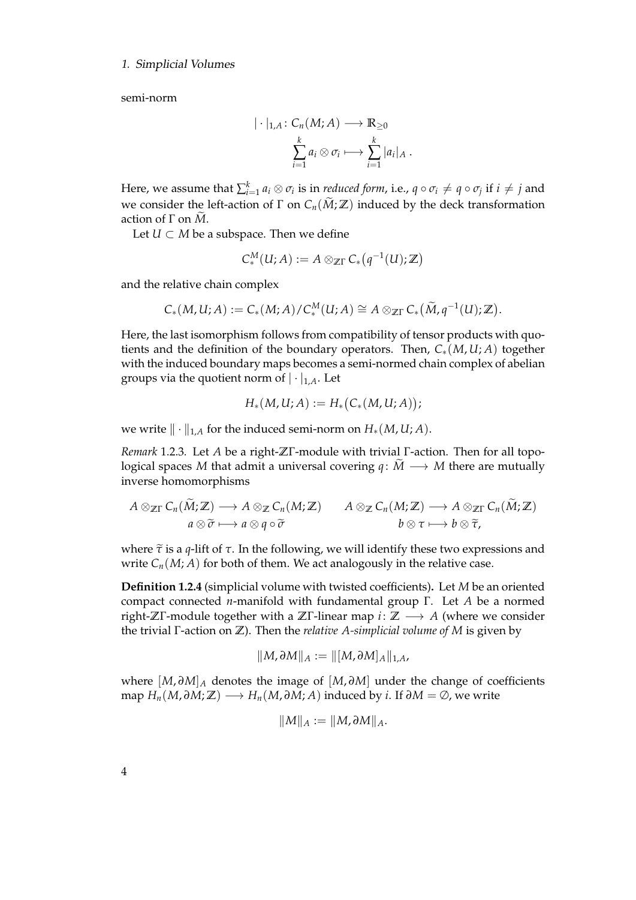semi-norm

$$
\begin{aligned}
|\cdot|_{1,A} \colon C_n(M;A) &\longrightarrow \mathbb{R}_{\geq 0} \\
\sum_{i=1}^{k} a_i \otimes \sigma_i &\longmapsto \sum_{i=1}^{k} |a_i|_A \,.
\end{aligned}
$$

Here, we assume that $\sum_{i=1}^{k} a_i \otimes \sigma_i$ is in *reduced form*, i.e., $q \circ \sigma_i \neq q \circ \sigma_j$ if $i \neq j$ and we consider the left-action of $\Gamma$ on $C_n(\widetilde{M};\mathbb{Z})$ induced by the deck transformation action of $\Gamma$ on $\widetilde{M}$.

Let $U \subset M$ be a subspace. Then we define

$$
C_*^M(U;A) := A \otimes_{\mathbb{Z}\Gamma} C_*\big(q^{-1}(U);\mathbb{Z}\big)
$$

and the relative chain complex

$$
C_*(M,U;A) := C_*(M;A)/C_*^M(U;A) \cong A \otimes_{\mathbb{Z}\Gamma} C_*\big(\widetilde{M}, q^{-1}(U);\mathbb{Z}\big).
$$

Here, the last isomorphism follows from compatibility of tensor products with quotients and the definition of the boundary operators. Then, $C_*(M,U;A)$ together with the induced boundary maps becomes a semi-normed chain complex of abelian groups via the quotient norm of $|\cdot|_{1,A}$. Let

$$
H_*(M,U;A) := H_*\big(C_*(M,U;A)\big);
$$

we write $\|\cdot\|_{1,A}$ for the induced semi-norm on $H_*(M,U;A)$.

*Remark* 1.2.3. Let $A$ be a right-$\mathbb{Z}\Gamma$-module with trivial $\Gamma$-action. Then for all topological spaces $M$ that admit a universal covering $q\colon \widetilde{M} \longrightarrow M$ there are mutually inverse homomorphisms

$$
\begin{aligned}
A \otimes_{\mathbb{Z}\Gamma} C_n(\widetilde{M};\mathbb{Z}) &\longrightarrow A \otimes_{\mathbb{Z}} C_n(M;\mathbb{Z}) & \qquad A \otimes_{\mathbb{Z}} C_n(M;\mathbb{Z}) &\longrightarrow A \otimes_{\mathbb{Z}\Gamma} C_n(\widetilde{M};\mathbb{Z}) \\
a \otimes \widetilde{\sigma} &\longmapsto a \otimes q \circ \widetilde{\sigma} & b \otimes \tau &\longmapsto b \otimes \widetilde{\tau},
\end{aligned}
$$

where $\widetilde{\tau}$ is a $q$-lift of $\tau$. In the following, we will identify these two expressions and write $C_n(M;A)$ for both of them. We act analogously in the relative case.

**Definition 1.2.4** (simplicial volume with twisted coefficients)**.** Let $M$ be an oriented compact connected $n$-manifold with fundamental group $\Gamma$. Let $A$ be a normed right-$\mathbb{Z}\Gamma$-module together with a $\mathbb{Z}\Gamma$-linear map $i\colon \mathbb{Z} \longrightarrow A$ (where we consider the trivial $\Gamma$-action on $\mathbb{Z}$). Then the *relative $A$-simplicial volume of $M$* is given by

$$
\|M,\partial M\|_A := \|[M,\partial M]_A\|_{1,A},
$$

where $[M,\partial M]_A$ denotes the image of $[M,\partial M]$ under the change of coefficients map $H_n(M,\partial M;\mathbb{Z}) \longrightarrow H_n(M,\partial M;A)$ induced by $i$. If $\partial M = \emptyset$, we write

$$
\|M\|_A := \|M,\partial M\|_A.
$$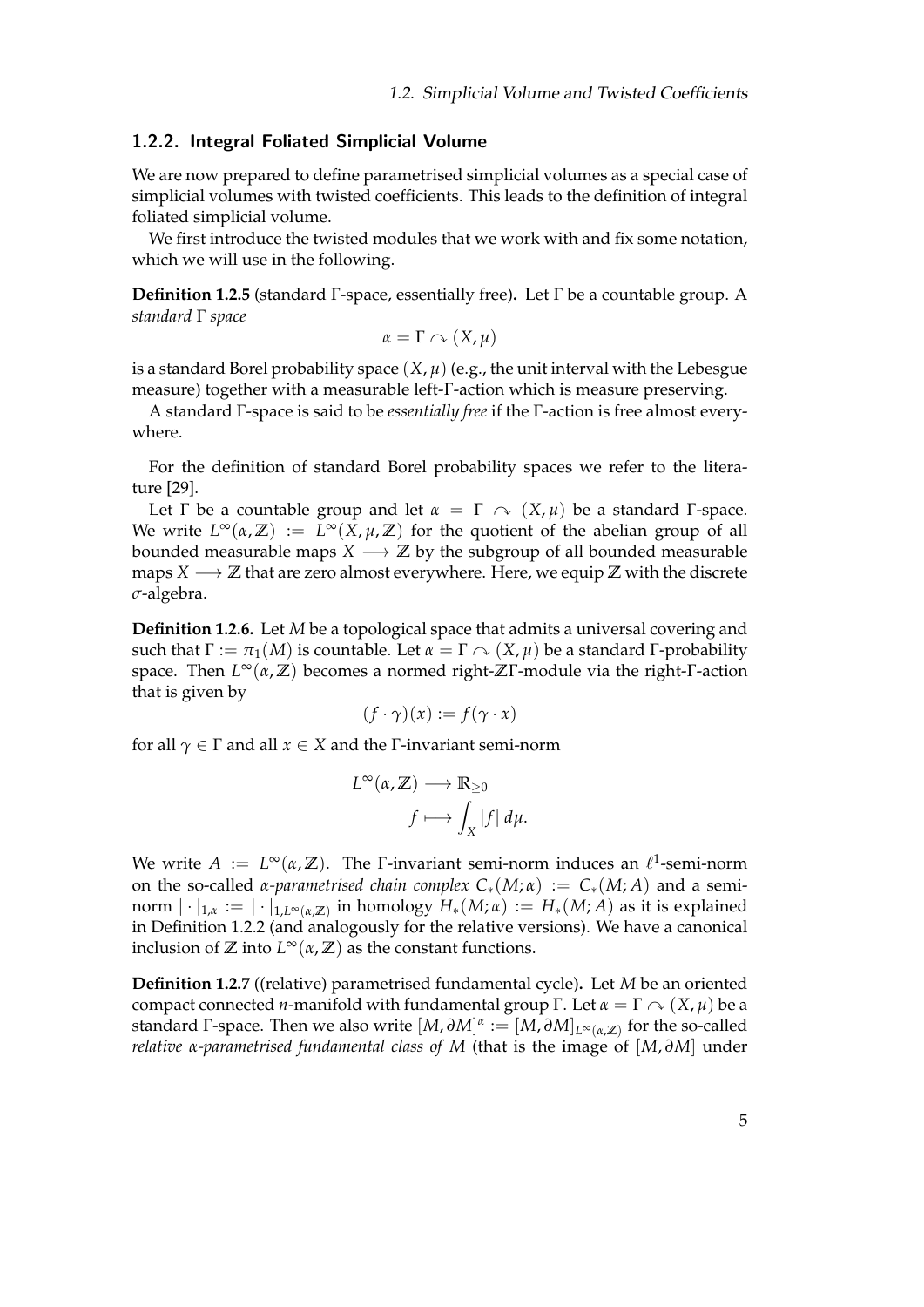### 1.2.2. Integral Foliated Simplicial Volume

We are now prepared to define parametrised simplicial volumes as a special case of simplicial volumes with twisted coefficients. This leads to the definition of integral foliated simplicial volume.

We first introduce the twisted modules that we work with and fix some notation, which we will use in the following.

**Definition 1.2.5** (standard $\Gamma$-space, essentially free)**.** Let $\Gamma$ be a countable group. A *standard* $\Gamma$ *space*

$$\alpha = \Gamma \curvearrowright (X, \mu)$$

is a standard Borel probability space $(X, \mu)$ (e.g., the unit interval with the Lebesgue measure) together with a measurable left-$\Gamma$-action which is measure preserving.

A standard $\Gamma$-space is said to be *essentially free* if the $\Gamma$-action is free almost everywhere.

For the definition of standard Borel probability spaces we refer to the literature [29].

Let $\Gamma$ be a countable group and let $\alpha = \Gamma \curvearrowright (X, \mu)$ be a standard $\Gamma$-space. We write $L^\infty(\alpha, \mathbb{Z}) := L^\infty(X, \mu, \mathbb{Z})$ for the quotient of the abelian group of all bounded measurable maps $X \longrightarrow \mathbb{Z}$ by the subgroup of all bounded measurable maps $X \longrightarrow \mathbb{Z}$ that are zero almost everywhere. Here, we equip $\mathbb{Z}$ with the discrete $\sigma$-algebra.

**Definition 1.2.6.** Let $M$ be a topological space that admits a universal covering and such that $\Gamma := \pi_1(M)$ is countable. Let $\alpha = \Gamma \curvearrowright (X, \mu)$ be a standard $\Gamma$-probability space. Then $L^\infty(\alpha, \mathbb{Z})$ becomes a normed right-$\mathbb{Z}\Gamma$-module via the right-$\Gamma$-action that is given by

$$(f \cdot \gamma)(x) := f(\gamma \cdot x)$$

for all $\gamma \in \Gamma$ and all $x \in X$ and the $\Gamma$-invariant semi-norm

$$\begin{aligned} L^\infty(\alpha, \mathbb{Z}) &\longrightarrow \mathbb{R}_{\geq 0} \\ f &\longmapsto \int_X |f| \, d\mu. \end{aligned}$$

We write $A := L^\infty(\alpha, \mathbb{Z})$. The $\Gamma$-invariant semi-norm induces an $\ell^1$-semi-norm on the so-called *$\alpha$-parametrised chain complex* $C_*(M; \alpha) := C_*(M; A)$ and a semi-norm $|\cdot|_{1,\alpha} := |\cdot|_{1,L^\infty(\alpha,\mathbb{Z})}$ in homology $H_*(M; \alpha) := H_*(M; A)$ as it is explained in Definition 1.2.2 (and analogously for the relative versions). We have a canonical inclusion of $\mathbb{Z}$ into $L^\infty(\alpha, \mathbb{Z})$ as the constant functions.

**Definition 1.2.7** ((relative) parametrised fundamental cycle)**.** Let $M$ be an oriented compact connected $n$-manifold with fundamental group $\Gamma$. Let $\alpha = \Gamma \curvearrowright (X, \mu)$ be a standard $\Gamma$-space. Then we also write $[M, \partial M]^\alpha := [M, \partial M]_{L^\infty(\alpha,\mathbb{Z})}$ for the so-called *relative $\alpha$-parametrised fundamental class of $M$* (that is the image of $[M, \partial M]$ under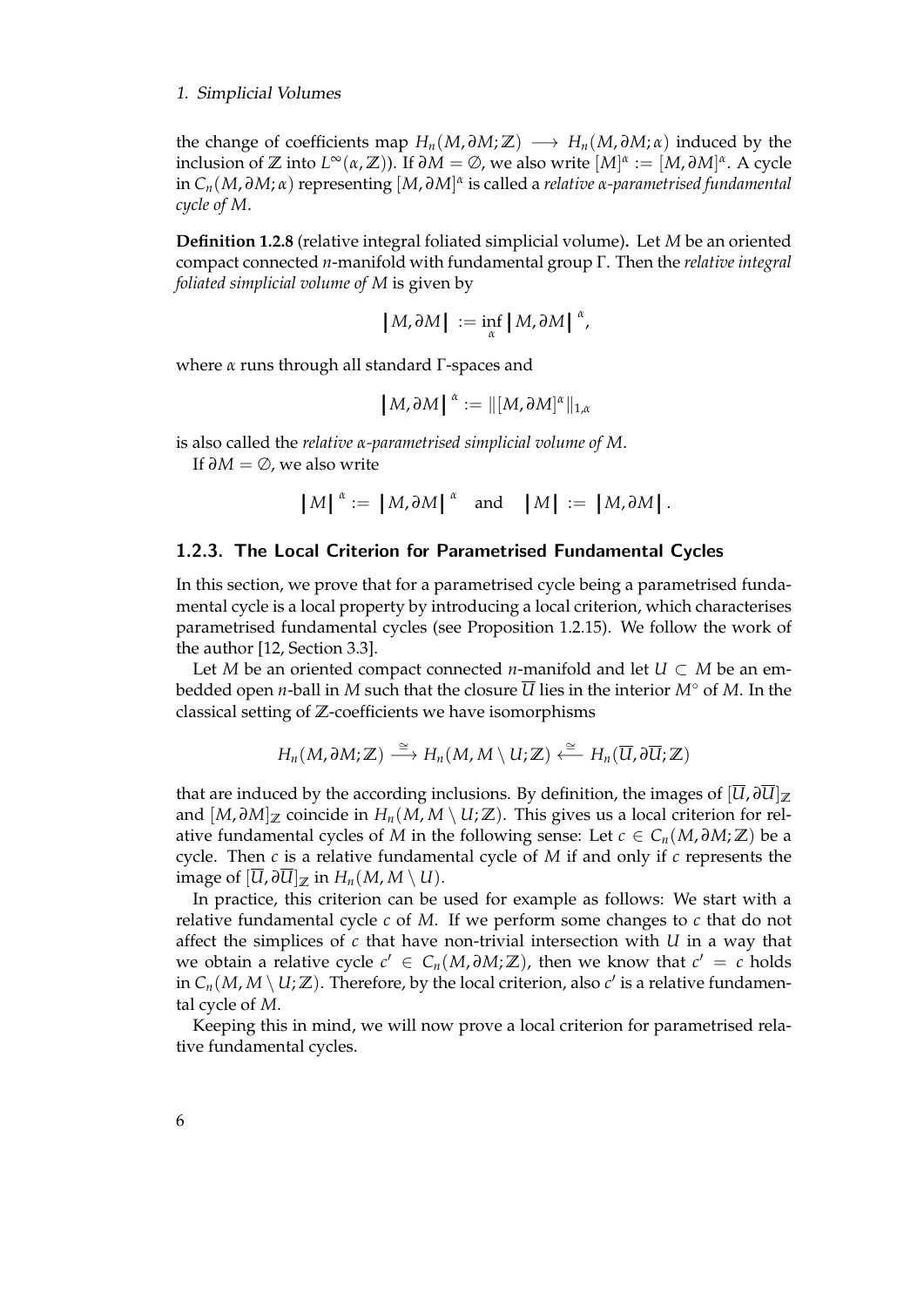the change of coefficients map $H_n(M, \partial M; \mathbb{Z}) \longrightarrow H_n(M, \partial M; \alpha)$ induced by the inclusion of $\mathbb{Z}$ into $L^\infty(\alpha, \mathbb{Z})$). If $\partial M = \emptyset$, we also write $[M]^\alpha := [M, \partial M]^\alpha$. A cycle in $C_n(M, \partial M; \alpha)$ representing $[M, \partial M]^\alpha$ is called a *relative $\alpha$-parametrised fundamental cycle of $M$*.

**Definition 1.2.8** (relative integral foliated simplicial volume)**.** Let $M$ be an oriented compact connected $n$-manifold with fundamental group $\Gamma$. Then the *relative integral foliated simplicial volume of $M$* is given by

$$\left| M, \partial M \right| := \inf_{\alpha} \left| M, \partial M \right|^{\alpha},$$

where $\alpha$ runs through all standard $\Gamma$-spaces and

$$\left| M, \partial M \right|^{\alpha} := \| [M, \partial M]^\alpha \|_{1,\alpha}$$

is also called the *relative $\alpha$-parametrised simplicial volume of $M$*.

If $\partial M = \emptyset$, we also write

$$\left| M \right|^{\alpha} := \left| M, \partial M \right|^{\alpha} \quad \text{and} \quad \left| M \right| := \left| M, \partial M \right|.$$

### 1.2.3. The Local Criterion for Parametrised Fundamental Cycles

In this section, we prove that for a parametrised cycle being a parametrised fundamental cycle is a local property by introducing a local criterion, which characterises parametrised fundamental cycles (see Proposition 1.2.15). We follow the work of the author [12, Section 3.3].

Let $M$ be an oriented compact connected $n$-manifold and let $U \subset M$ be an embedded open $n$-ball in $M$ such that the closure $\overline{U}$ lies in the interior $M^\circ$ of $M$. In the classical setting of $\mathbb{Z}$-coefficients we have isomorphisms

$$H_n(M, \partial M; \mathbb{Z}) \xrightarrow{\cong} H_n(M, M \setminus U; \mathbb{Z}) \xleftarrow{\cong} H_n(\overline{U}, \partial \overline{U}; \mathbb{Z})$$

that are induced by the according inclusions. By definition, the images of $[\overline{U}, \partial \overline{U}]_{\mathbb{Z}}$ and $[M, \partial M]_{\mathbb{Z}}$ coincide in $H_n(M, M \setminus U; \mathbb{Z})$. This gives us a local criterion for relative fundamental cycles of $M$ in the following sense: Let $c \in C_n(M, \partial M; \mathbb{Z})$ be a cycle. Then $c$ is a relative fundamental cycle of $M$ if and only if $c$ represents the image of $[\overline{U}, \partial \overline{U}]_{\mathbb{Z}}$ in $H_n(M, M \setminus U)$.

In practice, this criterion can be used for example as follows: We start with a relative fundamental cycle $c$ of $M$. If we perform some changes to $c$ that do not affect the simplices of $c$ that have non-trivial intersection with $U$ in a way that we obtain a relative cycle $c' \in C_n(M, \partial M; \mathbb{Z})$, then we know that $c' = c$ holds in $C_n(M, M \setminus U; \mathbb{Z})$. Therefore, by the local criterion, also $c'$ is a relative fundamental cycle of $M$.

Keeping this in mind, we will now prove a local criterion for parametrised relative fundamental cycles.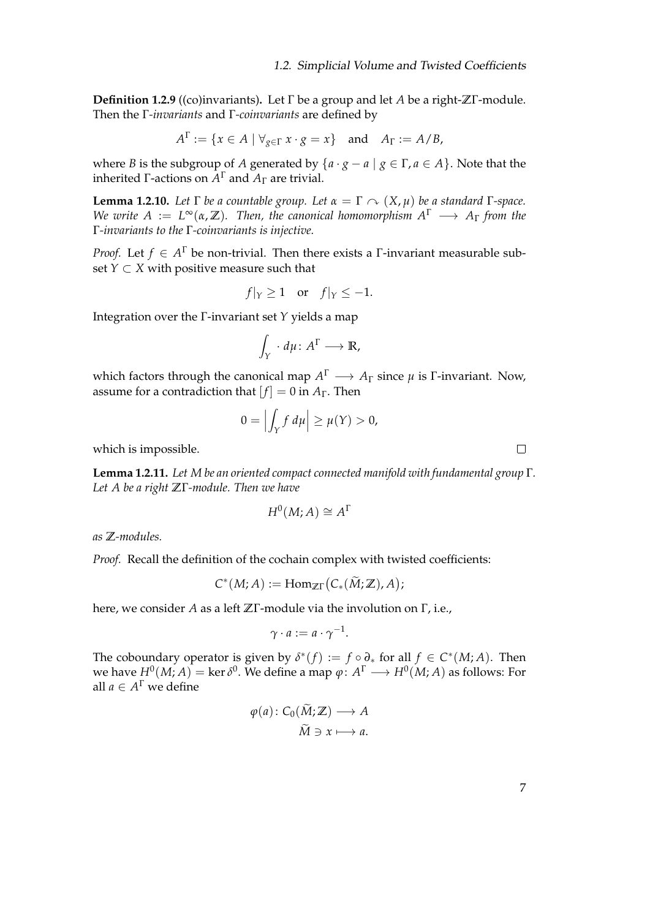**Definition 1.2.9** ((co)invariants)**.** Let $\Gamma$ be a group and let $A$ be a right-$\mathbb{Z}\Gamma$-module. Then the $\Gamma$-*invariants* and $\Gamma$-*coinvariants* are defined by

$$A^\Gamma := \{x \in A \mid \forall_{g \in \Gamma}\ x \cdot g = x\} \quad \text{and} \quad A_\Gamma := A/B,$$

where $B$ is the subgroup of $A$ generated by $\{a \cdot g - a \mid g \in \Gamma, a \in A\}$. Note that the inherited $\Gamma$-actions on $A^\Gamma$ and $A_\Gamma$ are trivial.

**Lemma 1.2.10.** *Let $\Gamma$ be a countable group. Let $\alpha = \Gamma \curvearrowright (X, \mu)$ be a standard $\Gamma$-space. We write $A := L^\infty(\alpha, \mathbb{Z})$. Then, the canonical homomorphism $A^\Gamma \longrightarrow A_\Gamma$ from the $\Gamma$-invariants to the $\Gamma$-coinvariants is injective.*

*Proof.* Let $f \in A^\Gamma$ be non-trivial. Then there exists a $\Gamma$-invariant measurable subset $Y \subset X$ with positive measure such that

$$f|_Y \geq 1 \quad \text{or} \quad f|_Y \leq -1.$$

Integration over the $\Gamma$-invariant set $Y$ yields a map

$$\int_Y \cdot \, d\mu \colon A^\Gamma \longrightarrow \mathbb{R},$$

which factors through the canonical map $A^\Gamma \longrightarrow A_\Gamma$ since $\mu$ is $\Gamma$-invariant. Now, assume for a contradiction that $[f] = 0$ in $A_\Gamma$. Then

$$0 = \Big| \int_Y f \, d\mu \Big| \geq \mu(Y) > 0,$$

which is impossible. $\square$

**Lemma 1.2.11.** *Let $M$ be an oriented compact connected manifold with fundamental group $\Gamma$. Let $A$ be a right $\mathbb{Z}\Gamma$-module. Then we have*

$$H^0(M; A) \cong A^\Gamma$$

*as $\mathbb{Z}$-modules.*

*Proof.* Recall the definition of the cochain complex with twisted coefficients:

$$C^*(M; A) := \operatorname{Hom}_{\mathbb{Z}\Gamma}\big(C_*(\widetilde{M}; \mathbb{Z}), A\big);$$

here, we consider $A$ as a left $\mathbb{Z}\Gamma$-module via the involution on $\Gamma$, i.e.,

$$\gamma \cdot a := a \cdot \gamma^{-1}.$$

The coboundary operator is given by $\delta^*(f) := f \circ \partial_*$ for all $f \in C^*(M; A)$. Then we have $H^0(M; A) = \ker \delta^0$. We define a map $\varphi \colon A^\Gamma \longrightarrow H^0(M; A)$ as follows: For all $a \in A^\Gamma$ we define

$$\begin{aligned} \varphi(a) \colon C_0(\widetilde{M}; \mathbb{Z}) &\longrightarrow A \\ \widetilde{M} \ni x &\longmapsto a. \end{aligned}$$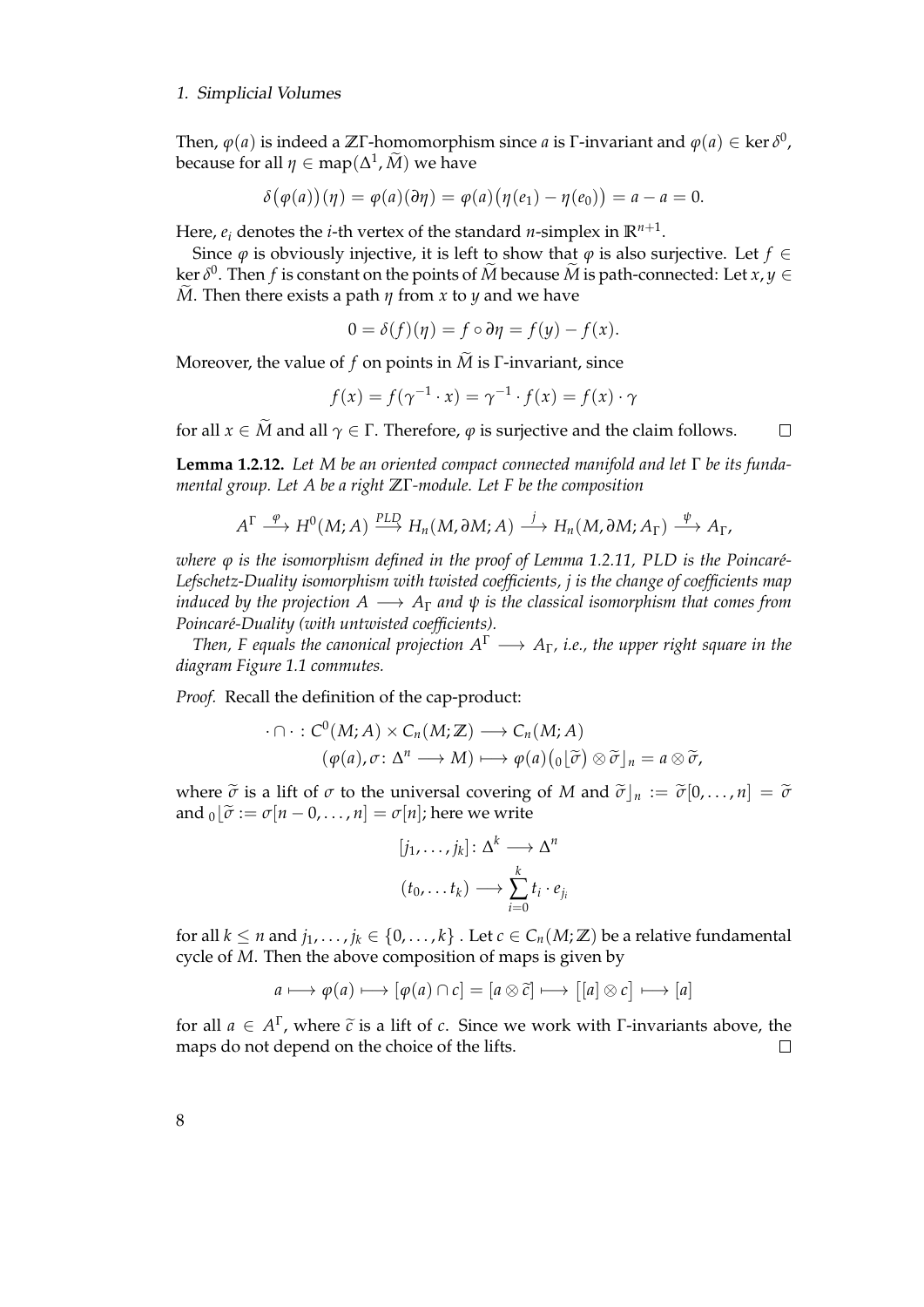Then, $\varphi(a)$ is indeed a $\mathbb{Z}\Gamma$-homomorphism since $a$ is $\Gamma$-invariant and $\varphi(a) \in \ker \delta^0$, because for all $\eta \in \operatorname{map}(\Delta^1, \widetilde{M})$ we have

$$\delta\big(\varphi(a)\big)(\eta) = \varphi(a)(\partial\eta) = \varphi(a)\big(\eta(e_1) - \eta(e_0)\big) = a - a = 0.$$

Here, $e_i$ denotes the $i$-th vertex of the standard $n$-simplex in $\mathbb{R}^{n+1}$.

Since $\varphi$ is obviously injective, it is left to show that $\varphi$ is also surjective. Let $f \in \ker \delta^0$. Then $f$ is constant on the points of $\widetilde{M}$ because $\widetilde{M}$ is path-connected: Let $x, y \in \widetilde{M}$. Then there exists a path $\eta$ from $x$ to $y$ and we have

$$0 = \delta(f)(\eta) = f \circ \partial\eta = f(y) - f(x).$$

Moreover, the value of $f$ on points in $\widetilde{M}$ is $\Gamma$-invariant, since

$$f(x) = f(\gamma^{-1} \cdot x) = \gamma^{-1} \cdot f(x) = f(x) \cdot \gamma$$

for all $x \in \widetilde{M}$ and all $\gamma \in \Gamma$. Therefore, $\varphi$ is surjective and the claim follows. □

**Lemma 1.2.12.** *Let $M$ be an oriented compact connected manifold and let $\Gamma$ be its fundamental group. Let $A$ be a right $\mathbb{Z}\Gamma$-module. Let $F$ be the composition*

$$A^\Gamma \xrightarrow{\ \varphi\ } H^0(M; A) \xrightarrow{PLD} H_n(M, \partial M; A) \xrightarrow{\ j\ } H_n(M, \partial M; A_\Gamma) \xrightarrow{\ \psi\ } A_\Gamma,$$

*where $\varphi$ is the isomorphism defined in the proof of Lemma 1.2.11, PLD is the Poincaré-Lefschetz-Duality isomorphism with twisted coefficients, $j$ is the change of coefficients map induced by the projection $A \longrightarrow A_\Gamma$ and $\psi$ is the classical isomorphism that comes from Poincaré-Duality (with untwisted coefficients).*

*Then, $F$ equals the canonical projection $A^\Gamma \longrightarrow A_\Gamma$, i.e., the upper right square in the diagram Figure 1.1 commutes.*

*Proof.* Recall the definition of the cap-product:

$$\begin{aligned} \cdot \cap \cdot : C^0(M; A) \times C_n(M; \mathbb{Z}) &\longrightarrow C_n(M; A) \\ (\varphi(a), \sigma \colon \Delta^n \longrightarrow M) &\longmapsto \varphi(a)\big({}_0\lfloor\widetilde{\sigma}\big) \otimes \widetilde{\sigma}\rfloor_n = a \otimes \widetilde{\sigma}, \end{aligned}$$

where $\widetilde{\sigma}$ is a lift of $\sigma$ to the universal covering of $M$ and $\widetilde{\sigma}\rfloor_n := \widetilde{\sigma}[0, \dots, n] = \widetilde{\sigma}$ and ${}_0\lfloor\widetilde{\sigma} := \sigma[n-0, \dots, n] = \sigma[n]$; here we write

$$\begin{aligned} [j_1, \dots, j_k] \colon \Delta^k &\longrightarrow \Delta^n \\ (t_0, \dots t_k) &\longrightarrow \sum_{i=0}^{k} t_i \cdot e_{j_i} \end{aligned}$$

for all $k \leq n$ and $j_1, \dots, j_k \in \{0, \dots, k\}$ . Let $c \in C_n(M; \mathbb{Z})$ be a relative fundamental cycle of $M$. Then the above composition of maps is given by

$$a \longmapsto \varphi(a) \longmapsto [\varphi(a) \cap c] = [a \otimes \widetilde{c}] \longmapsto \big[[a] \otimes c\big] \longmapsto [a]$$

for all $a \in A^\Gamma$, where $\widetilde{c}$ is a lift of $c$. Since we work with $\Gamma$-invariants above, the maps do not depend on the choice of the lifts. □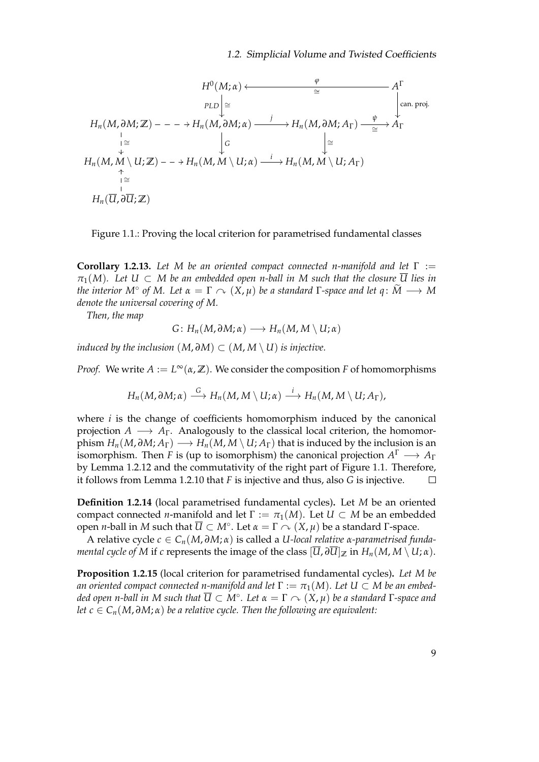$$
\begin{array}{ccccccc}
 & & H^0(M;\alpha) & \xleftarrow[\cong]{\varphi} & & & A^\Gamma \\
 & & \Big\downarrow{\scriptstyle PLD}\,\cong & & & & \Big\downarrow{\scriptstyle \text{can. proj.}} \\
H_n(M,\partial M;\mathbb{Z}) & \dashrightarrow & H_n(M,\partial M;\alpha) & \xrightarrow{j} & H_n(M,\partial M;A_\Gamma) & \xrightarrow[\cong]{\psi} & A_\Gamma \\
\Big\downarrow\cong & & \Big\downarrow{\scriptstyle G} & & \Big\downarrow\cong & & \\
H_n(M,M\setminus U;\mathbb{Z}) & \dashrightarrow & H_n(M,M\setminus U;\alpha) & \xrightarrow{i} & H_n(M,M\setminus U;A_\Gamma) & & \\
\Big\uparrow\cong & & & & & & \\
H_n(\overline{U},\partial\overline{U};\mathbb{Z}) & & & & & &
\end{array}
$$

Figure 1.1.: Proving the local criterion for parametrised fundamental classes

**Corollary 1.2.13.** *Let $M$ be an oriented compact connected $n$-manifold and let $\Gamma := \pi_1(M)$. Let $U \subset M$ be an embedded open $n$-ball in $M$ such that the closure $\overline{U}$ lies in the interior $M^\circ$ of $M$. Let $\alpha = \Gamma \curvearrowright (X,\mu)$ be a standard $\Gamma$-space and let $q\colon \widetilde{M} \longrightarrow M$ denote the universal covering of $M$.*

*Then, the map*

$$G\colon H_n(M,\partial M;\alpha) \longrightarrow H_n(M, M\setminus U;\alpha)$$

*induced by the inclusion $(M,\partial M) \subset (M, M\setminus U)$ is injective.*

*Proof.* We write $A := L^\infty(\alpha,\mathbb{Z})$. We consider the composition $F$ of homomorphisms

$$H_n(M,\partial M;\alpha) \xrightarrow{G} H_n(M,M\setminus U;\alpha) \xrightarrow{i} H_n(M,M\setminus U;A_\Gamma),$$

where $i$ is the change of coefficients homomorphism induced by the canonical projection $A \longrightarrow A_\Gamma$. Analogously to the classical local criterion, the homomorphism $H_n(M,\partial M;A_\Gamma) \longrightarrow H_n(M,M\setminus U;A_\Gamma)$ that is induced by the inclusion is an isomorphism. Then $F$ is (up to isomorphism) the canonical projection $A^\Gamma \longrightarrow A_\Gamma$ by Lemma 1.2.12 and the commutativity of the right part of Figure 1.1. Therefore, it follows from Lemma 1.2.10 that $F$ is injective and thus, also $G$ is injective. $\square$

**Definition 1.2.14** (local parametrised fundamental cycles)**.** Let $M$ be an oriented compact connected $n$-manifold and let $\Gamma := \pi_1(M)$. Let $U \subset M$ be an embedded open $n$-ball in $M$ such that $\overline{U} \subset M^\circ$. Let $\alpha = \Gamma \curvearrowright (X,\mu)$ be a standard $\Gamma$-space.

A relative cycle $c \in C_n(M,\partial M;\alpha)$ is called a *$U$-local relative $\alpha$-parametrised fundamental cycle of $M$* if $c$ represents the image of the class $[\overline{U},\partial\overline{U}]_\mathbb{Z}$ in $H_n(M,M\setminus U;\alpha)$.

**Proposition 1.2.15** (local criterion for parametrised fundamental cycles)**.** *Let $M$ be an oriented compact connected $n$-manifold and let $\Gamma := \pi_1(M)$. Let $U \subset M$ be an embedded open $n$-ball in $M$ such that $\overline{U} \subset M^\circ$. Let $\alpha = \Gamma \curvearrowright (X,\mu)$ be a standard $\Gamma$-space and let $c \in C_n(M,\partial M;\alpha)$ be a relative cycle. Then the following are equivalent:*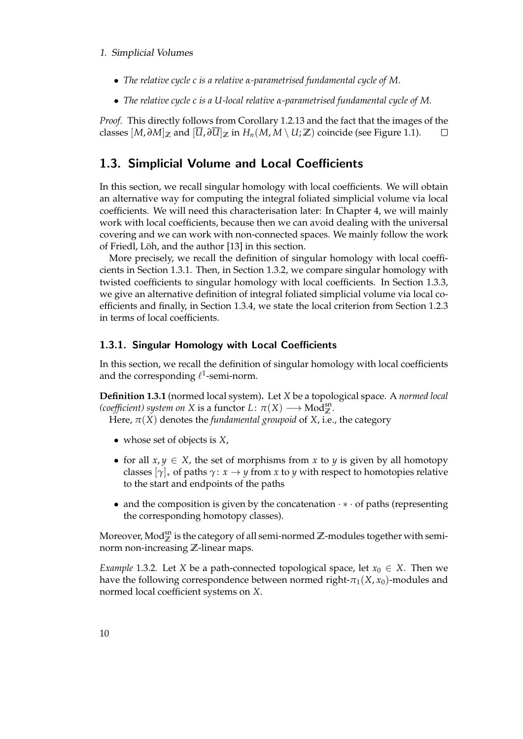- *The relative cycle $c$ is a relative $\alpha$-parametrised fundamental cycle of $M$.*
- *The relative cycle $c$ is a $U$-local relative $\alpha$-parametrised fundamental cycle of $M$.*

*Proof.* This directly follows from Corollary 1.2.13 and the fact that the images of the classes $[M, \partial M]_{\mathbb{Z}}$ and $[\overline{U}, \partial\overline{U}]_{\mathbb{Z}}$ in $H_n(M, M \setminus U; \mathbb{Z})$ coincide (see Figure 1.1). $\square$

## 1.3. Simplicial Volume and Local Coefficients

In this section, we recall singular homology with local coefficients. We will obtain an alternative way for computing the integral foliated simplicial volume via local coefficients. We will need this characterisation later: In Chapter 4, we will mainly work with local coefficients, because then we can avoid dealing with the universal covering and we can work with non-connected spaces. We mainly follow the work of Friedl, Löh, and the author [13] in this section.

More precisely, we recall the definition of singular homology with local coefficients in Section 1.3.1. Then, in Section 1.3.2, we compare singular homology with twisted coefficients to singular homology with local coefficients. In Section 1.3.3, we give an alternative definition of integral foliated simplicial volume via local coefficients and finally, in Section 1.3.4, we state the local criterion from Section 1.2.3 in terms of local coefficients.

### 1.3.1. Singular Homology with Local Coefficients

In this section, we recall the definition of singular homology with local coefficients and the corresponding $\ell^1$-semi-norm.

**Definition 1.3.1** (normed local system)**.** Let $X$ be a topological space. A *normed local (coefficient) system on $X$* is a functor $L\colon \pi(X) \longrightarrow \mathrm{Mod}_{\mathbb{Z}}^{\mathrm{sn}}$.

Here, $\pi(X)$ denotes the *fundamental groupoid* of $X$, i.e., the category

- whose set of objects is $X$,
- for all $x, y \in X$, the set of morphisms from $x$ to $y$ is given by all homotopy classes $[\gamma]_*$ of paths $\gamma\colon x \to y$ from $x$ to $y$ with respect to homotopies relative to the start and endpoints of the paths
- and the composition is given by the concatenation $\cdot * \cdot$ of paths (representing the corresponding homotopy classes).

Moreover, $\mathrm{Mod}_{\mathbb{Z}}^{\mathrm{sn}}$ is the category of all semi-normed $\mathbb{Z}$-modules together with semi-norm non-increasing $\mathbb{Z}$-linear maps.

*Example* 1.3.2. Let $X$ be a path-connected topological space, let $x_0 \in X$. Then we have the following correspondence between normed right-$\pi_1(X, x_0)$-modules and normed local coefficient systems on $X$.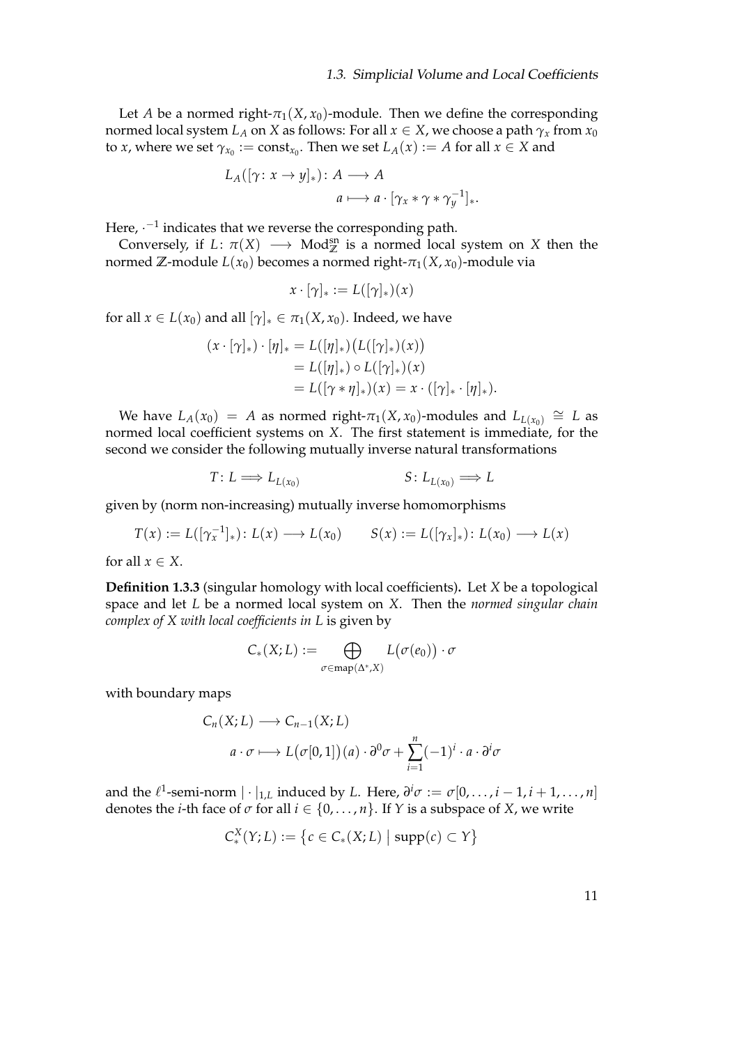Let $A$ be a normed right-$\pi_1(X, x_0)$-module. Then we define the corresponding normed local system $L_A$ on $X$ as follows: For all $x \in X$, we choose a path $\gamma_x$ from $x_0$ to $x$, where we set $\gamma_{x_0} := \mathrm{const}_{x_0}$. Then we set $L_A(x) := A$ for all $x \in X$ and

$$
\begin{aligned}
L_A([\gamma\colon x \to y]_*)\colon A &\longrightarrow A \\
a &\longmapsto a \cdot [\gamma_x * \gamma * \gamma_y^{-1}]_*.
\end{aligned}
$$

Here, $\cdot^{-1}$ indicates that we reverse the corresponding path.

Conversely, if $L\colon \pi(X) \longrightarrow \mathrm{Mod}_{\mathbb{Z}}^{\mathrm{sn}}$ is a normed local system on $X$ then the normed $\mathbb{Z}$-module $L(x_0)$ becomes a normed right-$\pi_1(X, x_0)$-module via

$$
x \cdot [\gamma]_* := L([\gamma]_*)(x)
$$

for all $x \in L(x_0)$ and all $[\gamma]_* \in \pi_1(X, x_0)$. Indeed, we have

$$
\begin{aligned}
(x \cdot [\gamma]_*) \cdot [\eta]_* &= L([\eta]_*)\big(L([\gamma]_*)(x)\big) \\
&= L([\eta]_*) \circ L([\gamma]_*)(x) \\
&= L([\gamma * \eta]_*)(x) = x \cdot ([\gamma]_* \cdot [\eta]_*).
\end{aligned}
$$

We have $L_A(x_0) = A$ as normed right-$\pi_1(X, x_0)$-modules and $L_{L(x_0)} \cong L$ as normed local coefficient systems on $X$. The first statement is immediate, for the second we consider the following mutually inverse natural transformations

$$
T\colon L \Longrightarrow L_{L(x_0)} \qquad\qquad S\colon L_{L(x_0)} \Longrightarrow L
$$

given by (norm non-increasing) mutually inverse homomorphisms

$$
T(x) := L([\gamma_x^{-1}]_*)\colon L(x) \longrightarrow L(x_0) \qquad S(x) := L([\gamma_x]_*)\colon L(x_0) \longrightarrow L(x)
$$

for all $x \in X$.

**Definition 1.3.3** (singular homology with local coefficients)**.** Let $X$ be a topological space and let $L$ be a normed local system on $X$. Then the *normed singular chain complex of $X$ with local coefficients in $L$* is given by

$$
C_*(X; L) := \bigoplus_{\sigma \in \mathrm{map}(\Delta^*, X)} L\big(\sigma(e_0)\big) \cdot \sigma
$$

with boundary maps

$$
\begin{aligned}
C_n(X; L) &\longrightarrow C_{n-1}(X; L) \\
a \cdot \sigma &\longmapsto L\big(\sigma[0,1]\big)(a) \cdot \partial^0 \sigma + \sum_{i=1}^{n} (-1)^i \cdot a \cdot \partial^i \sigma
\end{aligned}
$$

and the $\ell^1$-semi-norm $|\cdot|_{1,L}$ induced by $L$. Here, $\partial^i \sigma := \sigma[0, \ldots, i-1, i+1, \ldots, n]$ denotes the $i$-th face of $\sigma$ for all $i \in \{0, \ldots, n\}$. If $Y$ is a subspace of $X$, we write

$$
C_*^X(Y; L) := \big\{ c \in C_*(X; L) \;\big|\; \mathrm{supp}(c) \subset Y \big\}
$$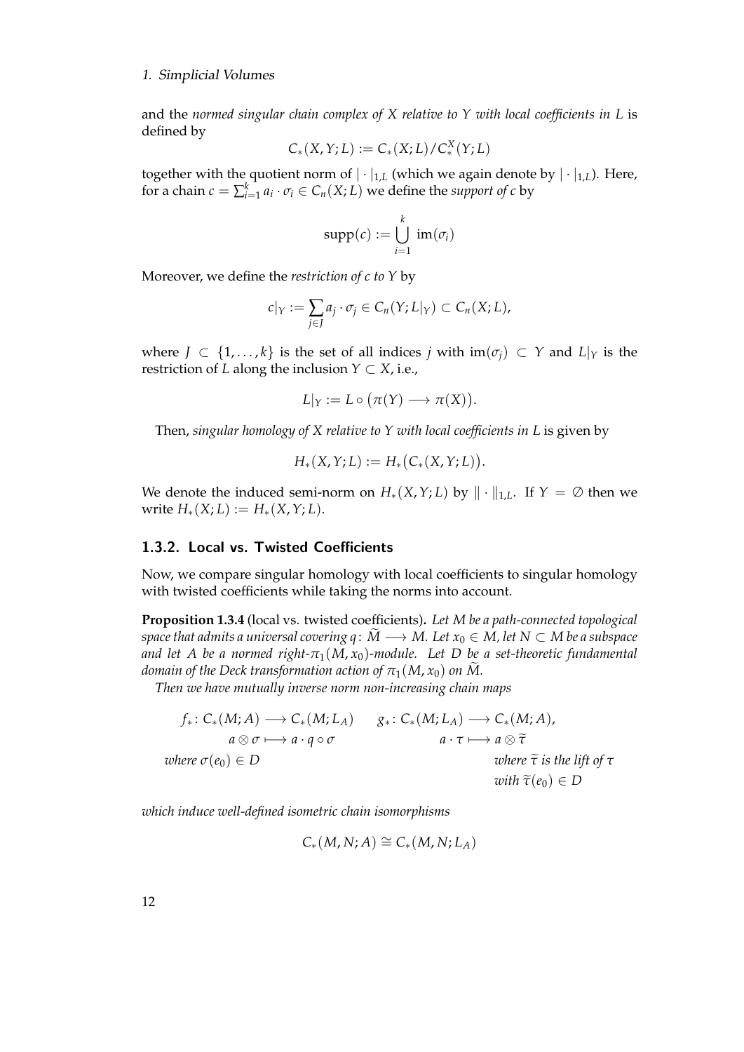and the *normed singular chain complex of X relative to Y with local coefficients in L* is defined by

$$C_*(X,Y;L) := C_*(X;L)/C_*^X(Y;L)$$

together with the quotient norm of $|\cdot|_{1,L}$ (which we again denote by $|\cdot|_{1,L}$). Here, for a chain $c = \sum_{i=1}^k a_i \cdot \sigma_i \in C_n(X;L)$ we define the *support of c* by

$$\operatorname{supp}(c) := \bigcup_{i=1}^k \operatorname{im}(\sigma_i)$$

Moreover, we define the *restriction of c to Y* by

$$c|_Y := \sum_{j \in J} a_j \cdot \sigma_j \in C_n(Y;L|_Y) \subset C_n(X;L),$$

where $J \subset \{1,\dots,k\}$ is the set of all indices $j$ with $\operatorname{im}(\sigma_j) \subset Y$ and $L|_Y$ is the restriction of $L$ along the inclusion $Y \subset X$, i.e.,

$$L|_Y := L \circ \big(\pi(Y) \longrightarrow \pi(X)\big).$$

Then, *singular homology of X relative to Y with local coefficients in L* is given by

$$H_*(X,Y;L) := H_*\big(C_*(X,Y;L)\big).$$

We denote the induced semi-norm on $H_*(X,Y;L)$ by $\|\cdot\|_{1,L}$. If $Y = \emptyset$ then we write $H_*(X;L) := H_*(X,Y;L)$.

### 1.3.2. Local vs. Twisted Coefficients

Now, we compare singular homology with local coefficients to singular homology with twisted coefficients while taking the norms into account.

**Proposition 1.3.4** (local vs. twisted coefficients)**.** *Let $M$ be a path-connected topological space that admits a universal covering $q\colon \widetilde{M} \longrightarrow M$. Let $x_0 \in M$, let $N \subset M$ be a subspace and let $A$ be a normed right-$\pi_1(M,x_0)$-module. Let $D$ be a set-theoretic fundamental domain of the Deck transformation action of $\pi_1(M,x_0)$ on $\widetilde{M}$.*

*Then we have mutually inverse norm non-increasing chain maps*

$$f_*\colon C_*(M;A) \longrightarrow C_*(M;L_A) \qquad g_*\colon C_*(M;L_A) \longrightarrow C_*(M;A),$$
$$a \otimes \sigma \longmapsto a \cdot q \circ \sigma \qquad\qquad a \cdot \tau \longmapsto a \otimes \widetilde{\tau}$$

*where $\sigma(e_0) \in D$* $\qquad$ *where $\widetilde{\tau}$ is the lift of $\tau$ with $\widetilde{\tau}(e_0) \in D$*

*which induce well-defined isometric chain isomorphisms*

$$C_*(M,N;A) \cong C_*(M,N;L_A)$$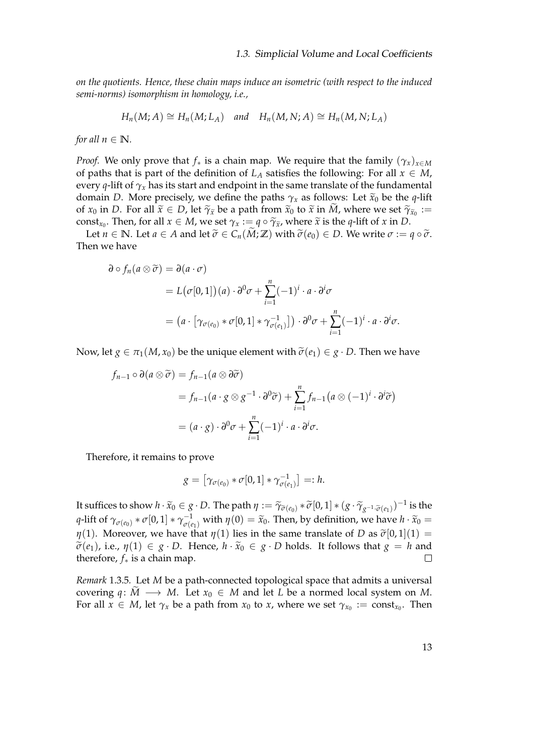*on the quotients. Hence, these chain maps induce an isometric (with respect to the induced semi-norms) isomorphism in homology, i.e.,*

$$H_n(M; A) \cong H_n(M; L_A) \quad \textit{and} \quad H_n(M, N; A) \cong H_n(M, N; L_A)$$

*for all $n \in \mathbb{N}$.*

*Proof.* We only prove that $f_*$ is a chain map. We require that the family $(\gamma_x)_{x \in M}$ of paths that is part of the definition of $L_A$ satisfies the following: For all $x \in M$, every $q$-lift of $\gamma_x$ has its start and endpoint in the same translate of the fundamental domain $D$. More precisely, we define the paths $\gamma_x$ as follows: Let $\widetilde{x}_0$ be the $q$-lift of $x_0$ in $D$. For all $\widetilde{x} \in D$, let $\widetilde{\gamma}_{\widetilde{x}}$ be a path from $\widetilde{x}_0$ to $\widetilde{x}$ in $\widetilde{M}$, where we set $\widetilde{\gamma}_{\widetilde{x}_0} := \mathrm{const}_{x_0}$. Then, for all $x \in M$, we set $\gamma_x := q \circ \widetilde{\gamma}_{\widetilde{x}}$, where $\widetilde{x}$ is the $q$-lift of $x$ in $D$.

Let $n \in \mathbb{N}$. Let $a \in A$ and let $\widetilde{\sigma} \in C_n(\widetilde{M}; \mathbb{Z})$ with $\widetilde{\sigma}(e_0) \in D$. We write $\sigma := q \circ \widetilde{\sigma}$. Then we have

$$\begin{aligned}
\partial \circ f_n(a \otimes \widetilde{\sigma}) &= \partial(a \cdot \sigma) \\
&= L\big(\sigma[0,1]\big)(a) \cdot \partial^0 \sigma + \sum_{i=1}^{n} (-1)^i \cdot a \cdot \partial^i \sigma \\
&= \big(a \cdot \big[\gamma_{\sigma(e_0)} * \sigma[0,1] * \gamma_{\sigma(e_1)}^{-1}\big]\big) \cdot \partial^0 \sigma + \sum_{i=1}^{n} (-1)^i \cdot a \cdot \partial^i \sigma.
\end{aligned}$$

Now, let $g \in \pi_1(M, x_0)$ be the unique element with $\widetilde{\sigma}(e_1) \in g \cdot D$. Then we have

$$\begin{aligned}
f_{n-1} \circ \partial(a \otimes \widetilde{\sigma}) &= f_{n-1}(a \otimes \partial \widetilde{\sigma}) \\
&= f_{n-1}(a \cdot g \otimes g^{-1} \cdot \partial^0 \widetilde{\sigma}) + \sum_{i=1}^{n} f_{n-1}\big(a \otimes (-1)^i \cdot \partial^i \widetilde{\sigma}\big) \\
&= (a \cdot g) \cdot \partial^0 \sigma + \sum_{i=1}^{n} (-1)^i \cdot a \cdot \partial^i \sigma.
\end{aligned}$$

Therefore, it remains to prove

$$g = \big[\gamma_{\sigma(e_0)} * \sigma[0,1] * \gamma_{\sigma(e_1)}^{-1}\big] =: h.$$

It suffices to show $h \cdot \widetilde{x}_0 \in g \cdot D$. The path $\eta := \widetilde{\gamma}_{\widetilde{\sigma}(e_0)} * \widetilde{\sigma}[0,1] * (g \cdot \widetilde{\gamma}_{g^{-1} \cdot \widetilde{\sigma}(e_1)})^{-1}$ is the $q$-lift of $\gamma_{\sigma(e_0)} * \sigma[0,1] * \gamma_{\sigma(e_1)}^{-1}$ with $\eta(0) = \widetilde{x}_0$. Then, by definition, we have $h \cdot \widetilde{x}_0 = \eta(1)$. Moreover, we have that $\eta(1)$ lies in the same translate of $D$ as $\widetilde{\sigma}[0,1](1) = \widetilde{\sigma}(e_1)$, i.e., $\eta(1) \in g \cdot D$. Hence, $h \cdot \widetilde{x}_0 \in g \cdot D$ holds. It follows that $g = h$ and therefore, $f_*$ is a chain map. □

*Remark* 1.3.5. Let $M$ be a path-connected topological space that admits a universal covering $q \colon \widetilde{M} \longrightarrow M$. Let $x_0 \in M$ and let $L$ be a normed local system on $M$. For all $x \in M$, let $\gamma_x$ be a path from $x_0$ to $x$, where we set $\gamma_{x_0} := \mathrm{const}_{x_0}$. Then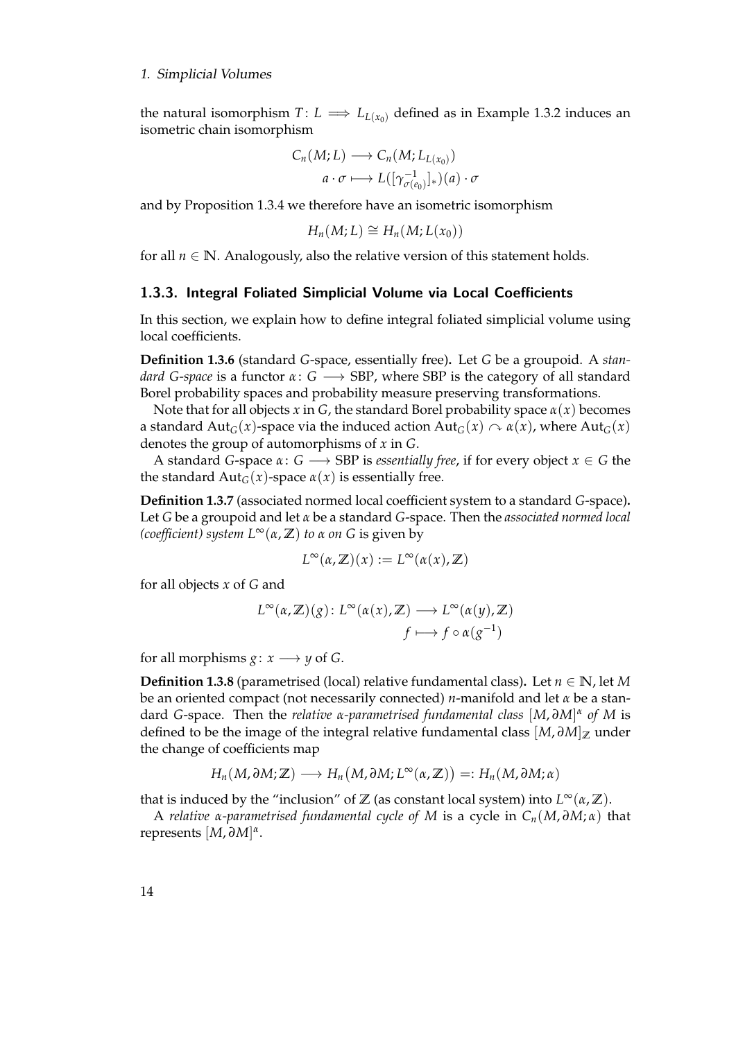the natural isomorphism $T\colon L \Longrightarrow L_{L(x_0)}$ defined as in Example 1.3.2 induces an isometric chain isomorphism

$$\begin{aligned} C_n(M;L) &\longrightarrow C_n(M;L_{L(x_0)}) \\ a\cdot\sigma &\longmapsto L([\gamma_{\sigma(e_0)}^{-1}]_*)(a)\cdot\sigma \end{aligned}$$

and by Proposition 1.3.4 we therefore have an isometric isomorphism

$$H_n(M;L) \cong H_n(M;L(x_0))$$

for all $n \in \mathbb{N}$. Analogously, also the relative version of this statement holds.

### 1.3.3. Integral Foliated Simplicial Volume via Local Coefficients

In this section, we explain how to define integral foliated simplicial volume using local coefficients.

**Definition 1.3.6** (standard $G$-space, essentially free)**.** Let $G$ be a groupoid. A *standard $G$-space* is a functor $\alpha\colon G \longrightarrow \mathrm{SBP}$, where SBP is the category of all standard Borel probability spaces and probability measure preserving transformations.

Note that for all objects $x$ in $G$, the standard Borel probability space $\alpha(x)$ becomes a standard $\mathrm{Aut}_G(x)$-space via the induced action $\mathrm{Aut}_G(x) \curvearrowright \alpha(x)$, where $\mathrm{Aut}_G(x)$ denotes the group of automorphisms of $x$ in $G$.

A standard $G$-space $\alpha\colon G \longrightarrow \mathrm{SBP}$ is *essentially free*, if for every object $x \in G$ the the standard $\mathrm{Aut}_G(x)$-space $\alpha(x)$ is essentially free.

**Definition 1.3.7** (associated normed local coefficient system to a standard $G$-space)**.** Let $G$ be a groupoid and let $\alpha$ be a standard $G$-space. Then the *associated normed local (coefficient) system $L^\infty(\alpha,\mathbb{Z})$ to $\alpha$ on $G$* is given by

$$L^\infty(\alpha,\mathbb{Z})(x) := L^\infty(\alpha(x),\mathbb{Z})$$

for all objects $x$ of $G$ and

$$\begin{aligned} L^\infty(\alpha,\mathbb{Z})(g)\colon L^\infty(\alpha(x),\mathbb{Z}) &\longrightarrow L^\infty(\alpha(y),\mathbb{Z}) \\ f &\longmapsto f\circ\alpha(g^{-1}) \end{aligned}$$

for all morphisms $g\colon x \longrightarrow y$ of $G$.

**Definition 1.3.8** (parametrised (local) relative fundamental class)**.** Let $n \in \mathbb{N}$, let $M$ be an oriented compact (not necessarily connected) $n$-manifold and let $\alpha$ be a standard $G$-space. Then the *relative $\alpha$-parametrised fundamental class $[M,\partial M]^\alpha$ of $M$* is defined to be the image of the integral relative fundamental class $[M,\partial M]_\mathbb{Z}$ under the change of coefficients map

$$H_n(M,\partial M;\mathbb{Z}) \longrightarrow H_n\big(M,\partial M; L^\infty(\alpha,\mathbb{Z})\big) =: H_n(M,\partial M;\alpha)$$

that is induced by the "inclusion" of $\mathbb{Z}$ (as constant local system) into $L^\infty(\alpha,\mathbb{Z})$.

A *relative $\alpha$-parametrised fundamental cycle of $M$* is a cycle in $C_n(M,\partial M;\alpha)$ that represents $[M,\partial M]^\alpha$.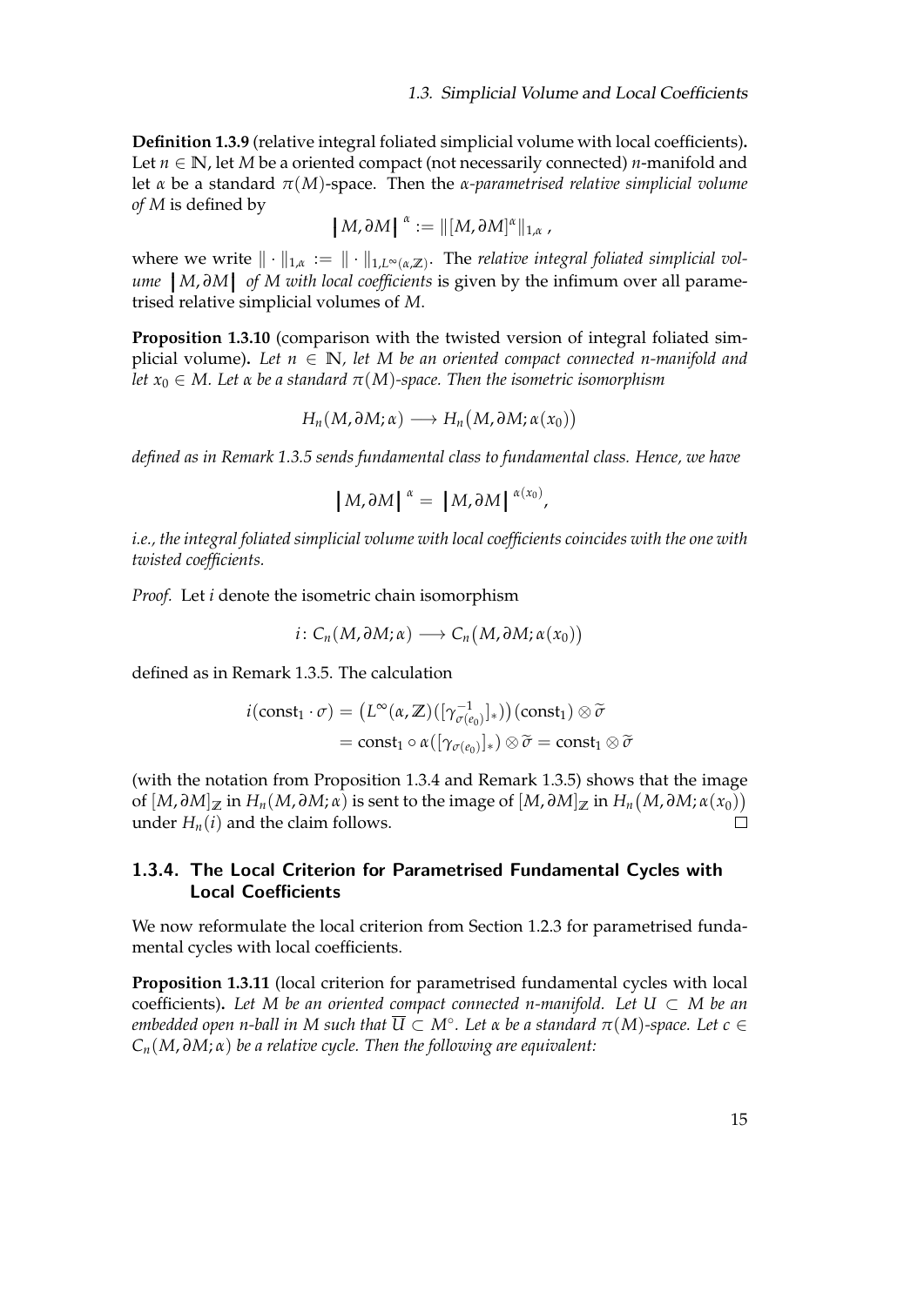**Definition 1.3.9** (relative integral foliated simplicial volume with local coefficients)**.** Let $n \in \mathbb{N}$, let $M$ be a oriented compact (not necessarily connected) $n$-manifold and let $\alpha$ be a standard $\pi(M)$-space. Then the *$\alpha$-parametrised relative simplicial volume of $M$* is defined by

$$\left| M, \partial M \right|^{\alpha} := \|[M, \partial M]^{\alpha}\|_{1,\alpha} \,,$$

where we write $\|\cdot\|_{1,\alpha} := \|\cdot\|_{1,L^\infty(\alpha,\mathbb{Z})}$. The *relative integral foliated simplicial volume* $\left| M, \partial M \right|$ *of $M$ with local coefficients* is given by the infimum over all parametrised relative simplicial volumes of $M$.

**Proposition 1.3.10** (comparison with the twisted version of integral foliated simplicial volume)**.** *Let $n \in \mathbb{N}$, let $M$ be an oriented compact connected $n$-manifold and let $x_0 \in M$. Let $\alpha$ be a standard $\pi(M)$-space. Then the isometric isomorphism*

$$H_n(M, \partial M; \alpha) \longrightarrow H_n\big(M, \partial M; \alpha(x_0)\big)$$

*defined as in Remark 1.3.5 sends fundamental class to fundamental class. Hence, we have*

$$\left| M, \partial M \right|^{\alpha} = \left| M, \partial M \right|^{\alpha(x_0)},$$

*i.e., the integral foliated simplicial volume with local coefficients coincides with the one with twisted coefficients.*

*Proof.* Let $i$ denote the isometric chain isomorphism

$$i \colon C_n(M, \partial M; \alpha) \longrightarrow C_n\big(M, \partial M; \alpha(x_0)\big)$$

defined as in Remark 1.3.5. The calculation

$$\begin{aligned} i(\mathrm{const}_1 \cdot \sigma) &= \big(L^\infty(\alpha, \mathbb{Z})([\gamma_{\sigma(e_0)}^{-1}]_*)\big)(\mathrm{const}_1) \otimes \widetilde{\sigma} \\ &= \mathrm{const}_1 \circ \alpha([\gamma_{\sigma(e_0)}]_*) \otimes \widetilde{\sigma} = \mathrm{const}_1 \otimes \widetilde{\sigma} \end{aligned}$$

(with the notation from Proposition 1.3.4 and Remark 1.3.5) shows that the image of $[M, \partial M]_{\mathbb{Z}}$ in $H_n(M, \partial M; \alpha)$ is sent to the image of $[M, \partial M]_{\mathbb{Z}}$ in $H_n\big(M, \partial M; \alpha(x_0)\big)$ under $H_n(i)$ and the claim follows. $\square$

### 1.3.4. The Local Criterion for Parametrised Fundamental Cycles with Local Coefficients

We now reformulate the local criterion from Section 1.2.3 for parametrised fundamental cycles with local coefficients.

**Proposition 1.3.11** (local criterion for parametrised fundamental cycles with local coefficients)**.** *Let $M$ be an oriented compact connected $n$-manifold. Let $U \subset M$ be an embedded open $n$-ball in $M$ such that $\overline{U} \subset M^\circ$. Let $\alpha$ be a standard $\pi(M)$-space. Let $c \in C_n(M, \partial M; \alpha)$ be a relative cycle. Then the following are equivalent:*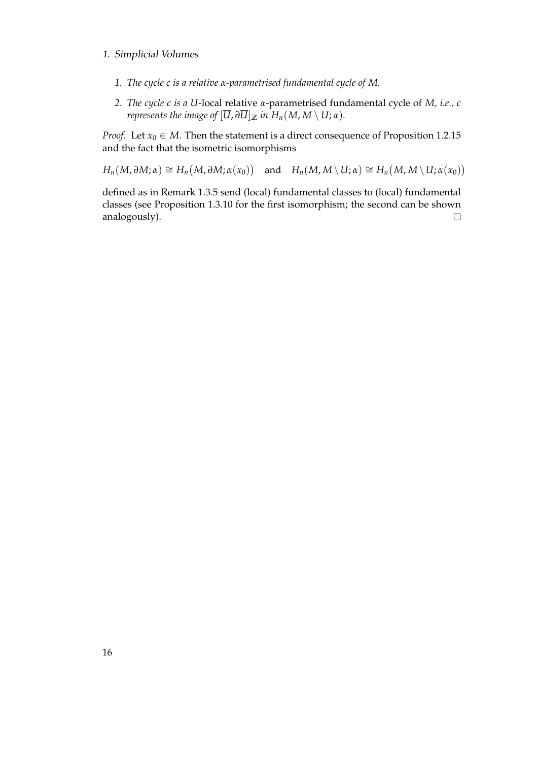1. *The cycle $c$ is a relative $\alpha$-parametrised fundamental cycle of $M$.*

2. *The cycle $c$ is a $U$-*local *relative $\alpha$-parametrised fundamental cycle of $M$, i.e., $c$ represents the image of $[\overline{U}, \partial\overline{U}]_{\mathbb{Z}}$ in $H_n(M, M \setminus U; \alpha)$.*

*Proof.* Let $x_0 \in M$. Then the statement is a direct consequence of Proposition 1.2.15 and the fact that the isometric isomorphisms

$$H_n(M, \partial M; \alpha) \cong H_n\big(M, \partial M; \alpha(x_0)\big) \quad \text{and} \quad H_n(M, M \setminus U; \alpha) \cong H_n\big(M, M \setminus U; \alpha(x_0)\big)$$

defined as in Remark 1.3.5 send (local) fundamental classes to (local) fundamental classes (see Proposition 1.3.10 for the first isomorphism; the second can be shown analogously). □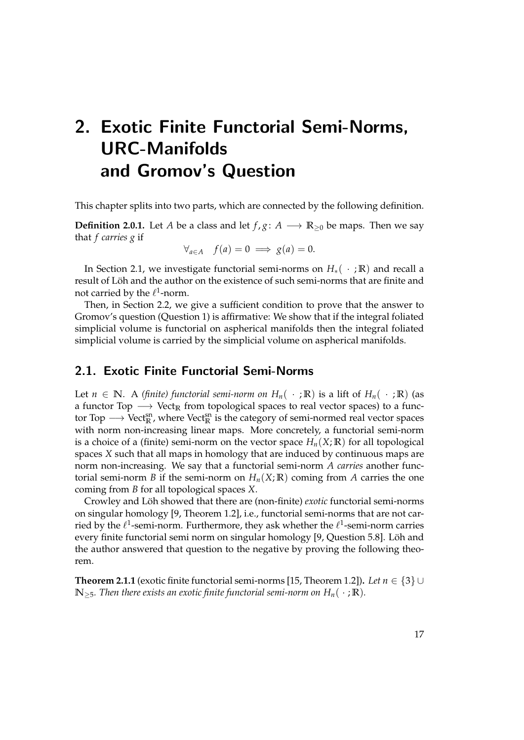# 2. Exotic Finite Functorial Semi-Norms, URC-Manifolds and Gromov's Question

This chapter splits into two parts, which are connected by the following definition.

**Definition 2.0.1.** Let $A$ be a class and let $f, g\colon A \longrightarrow \mathbb{R}_{\geq 0}$ be maps. Then we say that $f$ *carries* $g$ if

$$\forall_{a \in A} \quad f(a) = 0 \implies g(a) = 0.$$

In Section 2.1, we investigate functorial semi-norms on $H_*(\,\cdot\,;\mathbb{R})$ and recall a result of Löh and the author on the existence of such semi-norms that are finite and not carried by the $\ell^1$-norm.

Then, in Section 2.2, we give a sufficient condition to prove that the answer to Gromov's question (Question 1) is affirmative: We show that if the integral foliated simplicial volume is functorial on aspherical manifolds then the integral foliated simplicial volume is carried by the simplicial volume on aspherical manifolds.

## 2.1. Exotic Finite Functorial Semi-Norms

Let $n \in \mathbb{N}$. A *(finite) functorial semi-norm on* $H_n(\,\cdot\,;\mathbb{R})$ is a lift of $H_n(\,\cdot\,;\mathbb{R})$ (as a functor $\mathrm{Top} \longrightarrow \mathrm{Vect}_{\mathbb{R}}$ from topological spaces to real vector spaces) to a functor $\mathrm{Top} \longrightarrow \mathrm{Vect}_{\mathbb{R}}^{\mathrm{sn}}$, where $\mathrm{Vect}_{\mathbb{R}}^{\mathrm{sn}}$ is the category of semi-normed real vector spaces with norm non-increasing linear maps. More concretely, a functorial semi-norm is a choice of a (finite) semi-norm on the vector space $H_n(X;\mathbb{R})$ for all topological spaces $X$ such that all maps in homology that are induced by continuous maps are norm non-increasing. We say that a functorial semi-norm $A$ *carries* another functorial semi-norm $B$ if the semi-norm on $H_n(X;\mathbb{R})$ coming from $A$ carries the one coming from $B$ for all topological spaces $X$.

Crowley and Löh showed that there are (non-finite) *exotic* functorial semi-norms on singular homology [9, Theorem 1.2], i.e., functorial semi-norms that are not carried by the $\ell^1$-semi-norm. Furthermore, they ask whether the $\ell^1$-semi-norm carries every finite functorial semi norm on singular homology [9, Question 5.8]. Löh and the author answered that question to the negative by proving the following theorem.

**Theorem 2.1.1** (exotic finite functorial semi-norms [15, Theorem 1.2])**.** *Let $n \in \{3\} \cup \mathbb{N}_{\geq 5}$. Then there exists an exotic finite functorial semi-norm on $H_n(\,\cdot\,;\mathbb{R})$.*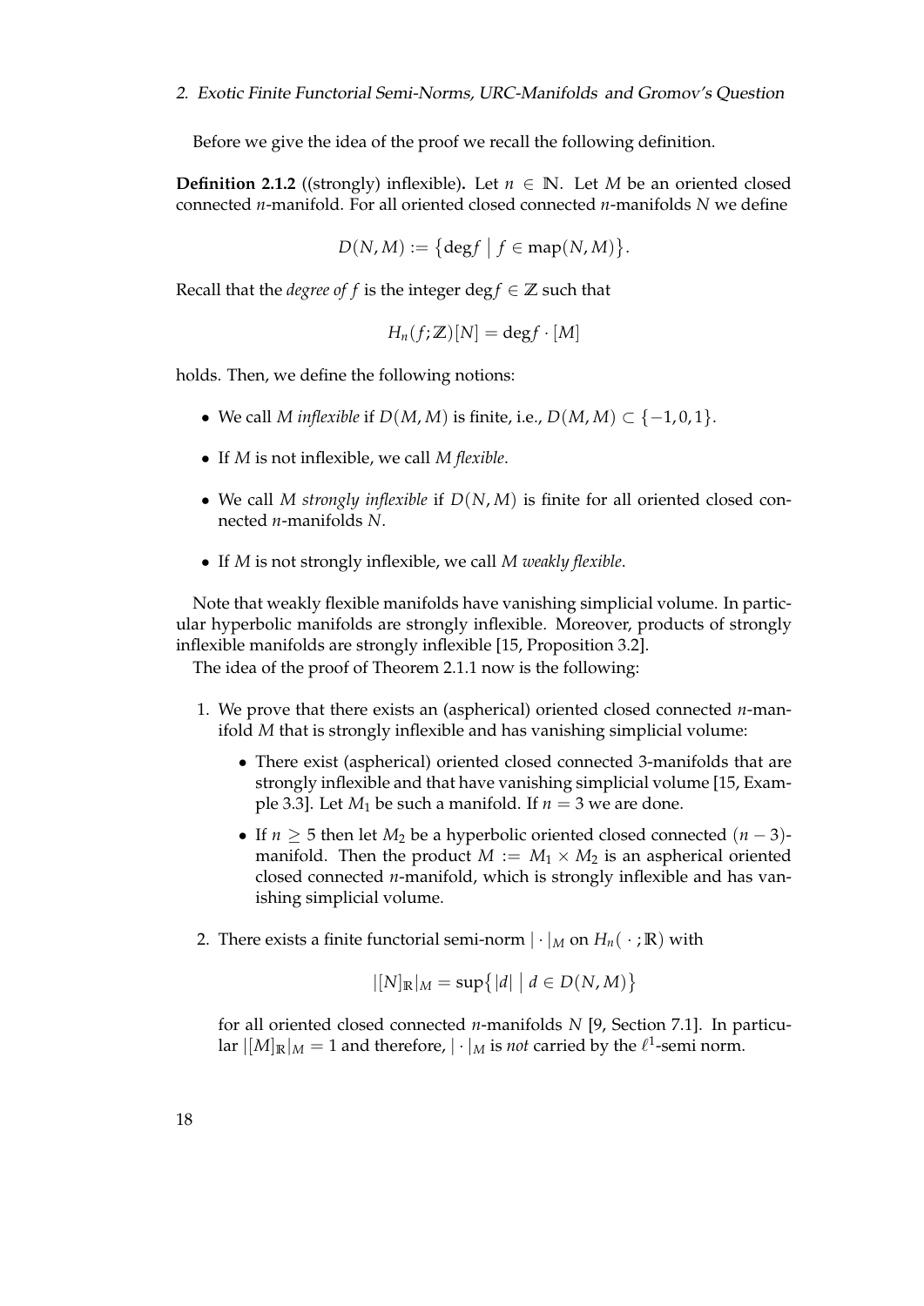Before we give the idea of the proof we recall the following definition.

**Definition 2.1.2** ((strongly) inflexible)**.** Let $n \in \mathbb{N}$. Let $M$ be an oriented closed connected $n$-manifold. For all oriented closed connected $n$-manifolds $N$ we define

$$D(N, M) := \{\deg f \mid f \in \mathrm{map}(N, M)\}.$$

Recall that the *degree of f* is the integer $\deg f \in \mathbb{Z}$ such that

$$H_n(f; \mathbb{Z})[N] = \deg f \cdot [M]$$

holds. Then, we define the following notions:

- We call $M$ *inflexible* if $D(M, M)$ is finite, i.e., $D(M, M) \subset \{-1, 0, 1\}$.
- If $M$ is not inflexible, we call $M$ *flexible*.
- We call $M$ *strongly inflexible* if $D(N, M)$ is finite for all oriented closed connected $n$-manifolds $N$.
- If $M$ is not strongly inflexible, we call $M$ *weakly flexible*.

Note that weakly flexible manifolds have vanishing simplicial volume. In particular hyperbolic manifolds are strongly inflexible. Moreover, products of strongly inflexible manifolds are strongly inflexible [15, Proposition 3.2].

The idea of the proof of Theorem 2.1.1 now is the following:

1. We prove that there exists an (aspherical) oriented closed connected $n$-manifold $M$ that is strongly inflexible and has vanishing simplicial volume:
   - There exist (aspherical) oriented closed connected 3-manifolds that are strongly inflexible and that have vanishing simplicial volume [15, Example 3.3]. Let $M_1$ be such a manifold. If $n = 3$ we are done.
   - If $n \geq 5$ then let $M_2$ be a hyperbolic oriented closed connected $(n-3)$-manifold. Then the product $M := M_1 \times M_2$ is an aspherical oriented closed connected $n$-manifold, which is strongly inflexible and has vanishing simplicial volume.
2. There exists a finite functorial semi-norm $|\cdot|_M$ on $H_n(\,\cdot\,; \mathbb{R})$ with

   $$|[N]_{\mathbb{R}}|_M = \sup\{|d| \mid d \in D(N, M)\}$$

   for all oriented closed connected $n$-manifolds $N$ [9, Section 7.1]. In particular $|[M]_{\mathbb{R}}|_M = 1$ and therefore, $|\cdot|_M$ is *not* carried by the $\ell^1$-semi norm.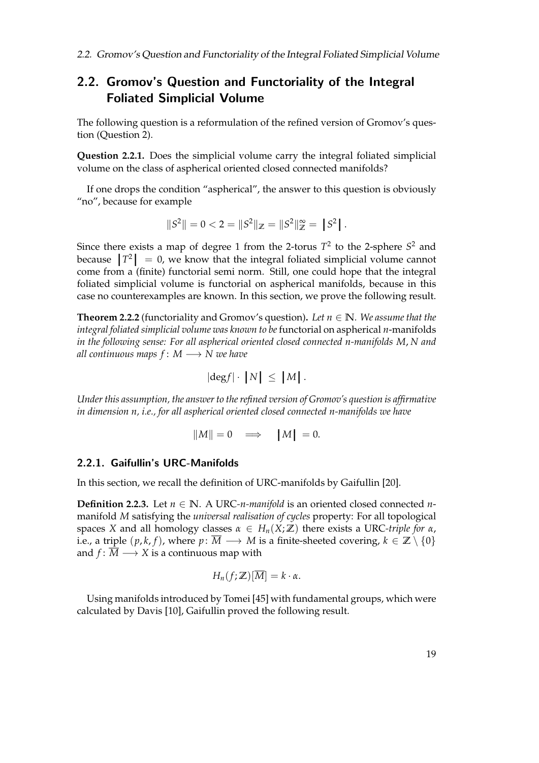## 2.2. Gromov's Question and Functoriality of the Integral Foliated Simplicial Volume

The following question is a reformulation of the refined version of Gromov's question (Question 2).

**Question 2.2.1.** Does the simplicial volume carry the integral foliated simplicial volume on the class of aspherical oriented closed connected manifolds?

If one drops the condition "aspherical", the answer to this question is obviously "no", because for example

$$\|S^2\| = 0 < 2 = \|S^2\|_{\mathbb{Z}} = \|S^2\|_{\mathbb{Z}}^{\infty} = \left|S^2\right| .$$

Since there exists a map of degree 1 from the 2-torus $T^2$ to the 2-sphere $S^2$ and because $\left|T^2\right| = 0$, we know that the integral foliated simplicial volume cannot come from a (finite) functorial semi norm. Still, one could hope that the integral foliated simplicial volume is functorial on aspherical manifolds, because in this case no counterexamples are known. In this section, we prove the following result.

**Theorem 2.2.2** (functoriality and Gromov's question)**.** *Let $n \in \mathbb{N}$. We assume that the integral foliated simplicial volume was known to be* functorial on aspherical $n$-manifolds *in the following sense: For all aspherical oriented closed connected $n$-manifolds $M$, $N$ and all continuous maps $f\colon M \longrightarrow N$ we have*

$$|\deg f| \cdot \left|N\right| \leq \left|M\right| .$$

*Under this assumption, the answer to the refined version of Gromov's question is affirmative in dimension $n$, i.e., for all aspherical oriented closed connected $n$-manifolds we have*

$$\|M\| = 0 \quad \Longrightarrow \quad \left|M\right| = 0.$$

### 2.2.1. Gaifullin's URC-Manifolds

In this section, we recall the definition of URC-manifolds by Gaifullin [20].

**Definition 2.2.3.** Let $n \in \mathbb{N}$. A URC-*$n$-manifold* is an oriented closed connected $n$-manifold $M$ satisfying the *universal realisation of cycles* property: For all topological spaces $X$ and all homology classes $\alpha \in H_n(X;\mathbb{Z})$ there exists a URC-*triple for $\alpha$*, i.e., a triple $(p, k, f)$, where $p\colon \overline{M} \longrightarrow M$ is a finite-sheeted covering, $k \in \mathbb{Z} \setminus \{0\}$ and $f\colon \overline{M} \longrightarrow X$ is a continuous map with

$$H_n(f;\mathbb{Z})[\overline{M}] = k \cdot \alpha.$$

Using manifolds introduced by Tomei [45] with fundamental groups, which were calculated by Davis [10], Gaifullin proved the following result.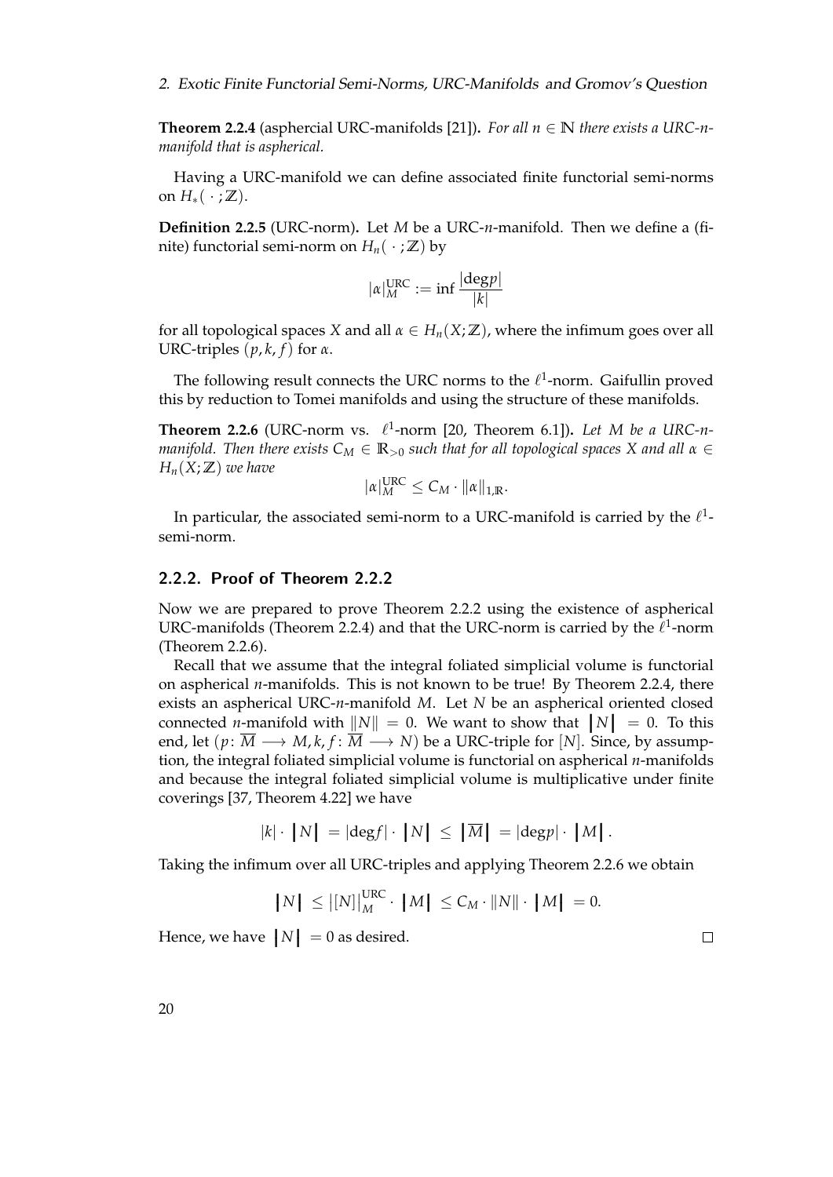**Theorem 2.2.4** (asphercial URC-manifolds [21])**.** *For all $n \in \mathbb{N}$ there exists a URC-$n$-manifold that is aspherical.*

Having a URC-manifold we can define associated finite functorial semi-norms on $H_*(\,\cdot\,;\mathbb{Z})$.

**Definition 2.2.5** (URC-norm)**.** Let $M$ be a URC-$n$-manifold. Then we define a (finite) functorial semi-norm on $H_n(\,\cdot\,;\mathbb{Z})$ by

$$|\alpha|_M^{\mathrm{URC}} := \inf \frac{|\mathrm{deg} p|}{|k|}$$

for all topological spaces $X$ and all $\alpha \in H_n(X;\mathbb{Z})$, where the infimum goes over all URC-triples $(p,k,f)$ for $\alpha$.

The following result connects the URC norms to the $\ell^1$-norm. Gaifullin proved this by reduction to Tomei manifolds and using the structure of these manifolds.

**Theorem 2.2.6** (URC-norm vs. $\ell^1$-norm [20, Theorem 6.1])**.** *Let $M$ be a URC-$n$-manifold. Then there exists $C_M \in \mathbb{R}_{>0}$ such that for all topological spaces $X$ and all $\alpha \in H_n(X;\mathbb{Z})$ we have*

$$|\alpha|_M^{\mathrm{URC}} \leq C_M \cdot \|\alpha\|_{1,\mathbb{R}}.$$

In particular, the associated semi-norm to a URC-manifold is carried by the $\ell^1$-semi-norm.

### 2.2.2. Proof of Theorem 2.2.2

Now we are prepared to prove Theorem 2.2.2 using the existence of aspherical URC-manifolds (Theorem 2.2.4) and that the URC-norm is carried by the $\ell^1$-norm (Theorem 2.2.6).

Recall that we assume that the integral foliated simplicial volume is functorial on aspherical $n$-manifolds. This is not known to be true! By Theorem 2.2.4, there exists an aspherical URC-$n$-manifold $M$. Let $N$ be an aspherical oriented closed connected $n$-manifold with $\|N\| = 0$. We want to show that $\left|N\right| = 0$. To this end, let $(p\colon \overline{M} \longrightarrow M, k, f\colon \overline{M} \longrightarrow N)$ be a URC-triple for $[N]$. Since, by assumption, the integral foliated simplicial volume is functorial on aspherical $n$-manifolds and because the integral foliated simplicial volume is multiplicative under finite coverings [37, Theorem 4.22] we have

$$|k| \cdot \left|N\right| = |\mathrm{deg} f| \cdot \left|N\right| \leq \left|\overline{M}\right| = |\mathrm{deg} p| \cdot \left|M\right|.$$

Taking the infimum over all URC-triples and applying Theorem 2.2.6 we obtain

$$\left|N\right| \leq \left|[N]\right|_M^{\mathrm{URC}} \cdot \left|M\right| \leq C_M \cdot \|N\| \cdot \left|M\right| = 0.$$

Hence, we have $\left|N\right| = 0$ as desired. □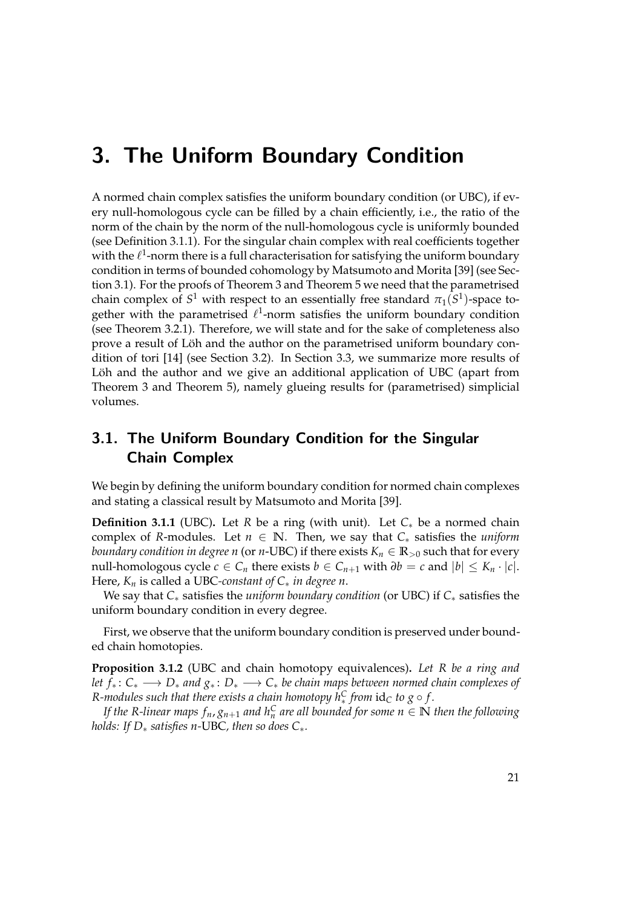# 3. The Uniform Boundary Condition

A normed chain complex satisfies the uniform boundary condition (or UBC), if every null-homologous cycle can be filled by a chain efficiently, i.e., the ratio of the norm of the chain by the norm of the null-homologous cycle is uniformly bounded (see Definition 3.1.1). For the singular chain complex with real coefficients together with the $\ell^1$-norm there is a full characterisation for satisfying the uniform boundary condition in terms of bounded cohomology by Matsumoto and Morita [39] (see Section 3.1). For the proofs of Theorem 3 and Theorem 5 we need that the parametrised chain complex of $S^1$ with respect to an essentially free standard $\pi_1(S^1)$-space together with the parametrised $\ell^1$-norm satisfies the uniform boundary condition (see Theorem 3.2.1). Therefore, we will state and for the sake of completeness also prove a result of Löh and the author on the parametrised uniform boundary condition of tori [14] (see Section 3.2). In Section 3.3, we summarize more results of Löh and the author and we give an additional application of UBC (apart from Theorem 3 and Theorem 5), namely glueing results for (parametrised) simplicial volumes.

## 3.1. The Uniform Boundary Condition for the Singular Chain Complex

We begin by defining the uniform boundary condition for normed chain complexes and stating a classical result by Matsumoto and Morita [39].

**Definition 3.1.1** (UBC)**.** Let $R$ be a ring (with unit). Let $C_*$ be a normed chain complex of $R$-modules. Let $n \in \mathbb{N}$. Then, we say that $C_*$ satisfies the *uniform boundary condition in degree $n$* (or $n$-UBC) if there exists $K_n \in \mathbb{R}_{>0}$ such that for every null-homologous cycle $c \in C_n$ there exists $b \in C_{n+1}$ with $\partial b = c$ and $|b| \leq K_n \cdot |c|$. Here, $K_n$ is called a UBC*-constant of $C_*$ in degree $n$*.

We say that $C_*$ satisfies the *uniform boundary condition* (or UBC) if $C_*$ satisfies the uniform boundary condition in every degree.

First, we observe that the uniform boundary condition is preserved under bounded chain homotopies.

**Proposition 3.1.2** (UBC and chain homotopy equivalences)**.** *Let $R$ be a ring and let $f_* \colon C_* \longrightarrow D_*$ and $g_* \colon D_* \longrightarrow C_*$ be chain maps between normed chain complexes of $R$-modules such that there exists a chain homotopy $h^C_*$ from $\mathrm{id}_C$ to $g \circ f$.*

*If the $R$-linear maps $f_n, g_{n+1}$ and $h^C_n$ are all bounded for some $n \in \mathbb{N}$ then the following holds: If $D_*$ satisfies $n$-UBC, then so does $C_*$.*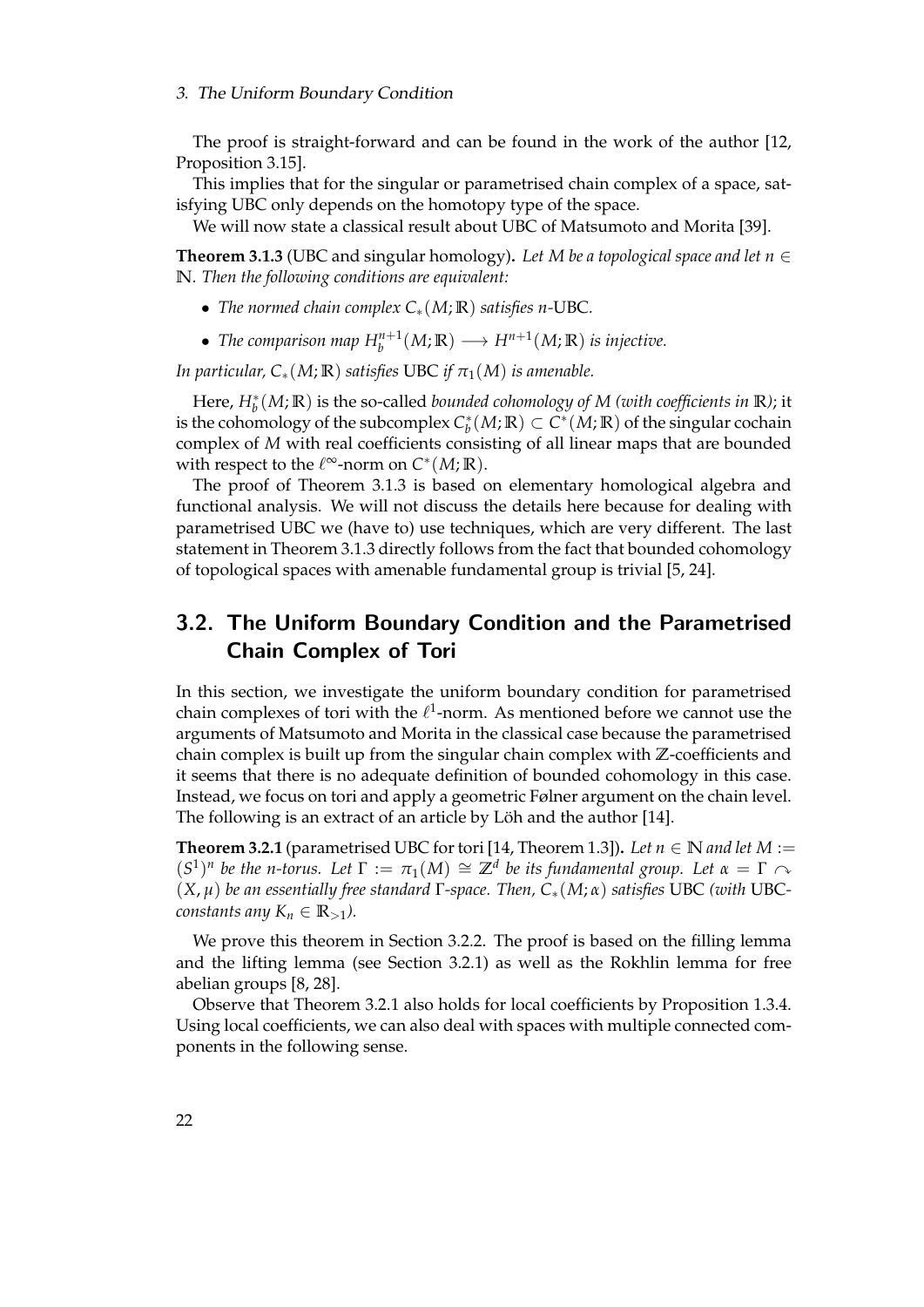The proof is straight-forward and can be found in the work of the author [12, Proposition 3.15].

This implies that for the singular or parametrised chain complex of a space, satisfying UBC only depends on the homotopy type of the space.

We will now state a classical result about UBC of Matsumoto and Morita [39].

**Theorem 3.1.3** (UBC and singular homology)**.** *Let $M$ be a topological space and let $n \in \mathbb{N}$. Then the following conditions are equivalent:*

- *The normed chain complex $C_*(M;\mathbb{R})$ satisfies $n$-UBC.*
- *The comparison map $H_b^{n+1}(M;\mathbb{R}) \longrightarrow H^{n+1}(M;\mathbb{R})$ is injective.*

*In particular, $C_*(M;\mathbb{R})$ satisfies UBC if $\pi_1(M)$ is amenable.*

Here, $H_b^*(M;\mathbb{R})$ is the so-called *bounded cohomology of $M$ (with coefficients in $\mathbb{R}$)*; it is the cohomology of the subcomplex $C_b^*(M;\mathbb{R}) \subset C^*(M;\mathbb{R})$ of the singular cochain complex of $M$ with real coefficients consisting of all linear maps that are bounded with respect to the $\ell^\infty$-norm on $C^*(M;\mathbb{R})$.

The proof of Theorem 3.1.3 is based on elementary homological algebra and functional analysis. We will not discuss the details here because for dealing with parametrised UBC we (have to) use techniques, which are very different. The last statement in Theorem 3.1.3 directly follows from the fact that bounded cohomology of topological spaces with amenable fundamental group is trivial [5, 24].

## 3.2. The Uniform Boundary Condition and the Parametrised Chain Complex of Tori

In this section, we investigate the uniform boundary condition for parametrised chain complexes of tori with the $\ell^1$-norm. As mentioned before we cannot use the arguments of Matsumoto and Morita in the classical case because the parametrised chain complex is built up from the singular chain complex with $\mathbb{Z}$-coefficients and it seems that there is no adequate definition of bounded cohomology in this case. Instead, we focus on tori and apply a geometric Følner argument on the chain level. The following is an extract of an article by Löh and the author [14].

**Theorem 3.2.1** (parametrised UBC for tori [14, Theorem 1.3])**.** *Let $n \in \mathbb{N}$ and let $M := (S^1)^n$ be the $n$-torus. Let $\Gamma := \pi_1(M) \cong \mathbb{Z}^d$ be its fundamental group. Let $\alpha = \Gamma \curvearrowright (X,\mu)$ be an essentially free standard $\Gamma$-space. Then, $C_*(M;\alpha)$ satisfies UBC (with UBC-constants any $K_n \in \mathbb{R}_{>1}$).*

We prove this theorem in Section 3.2.2. The proof is based on the filling lemma and the lifting lemma (see Section 3.2.1) as well as the Rokhlin lemma for free abelian groups [8, 28].

Observe that Theorem 3.2.1 also holds for local coefficients by Proposition 1.3.4. Using local coefficients, we can also deal with spaces with multiple connected components in the following sense.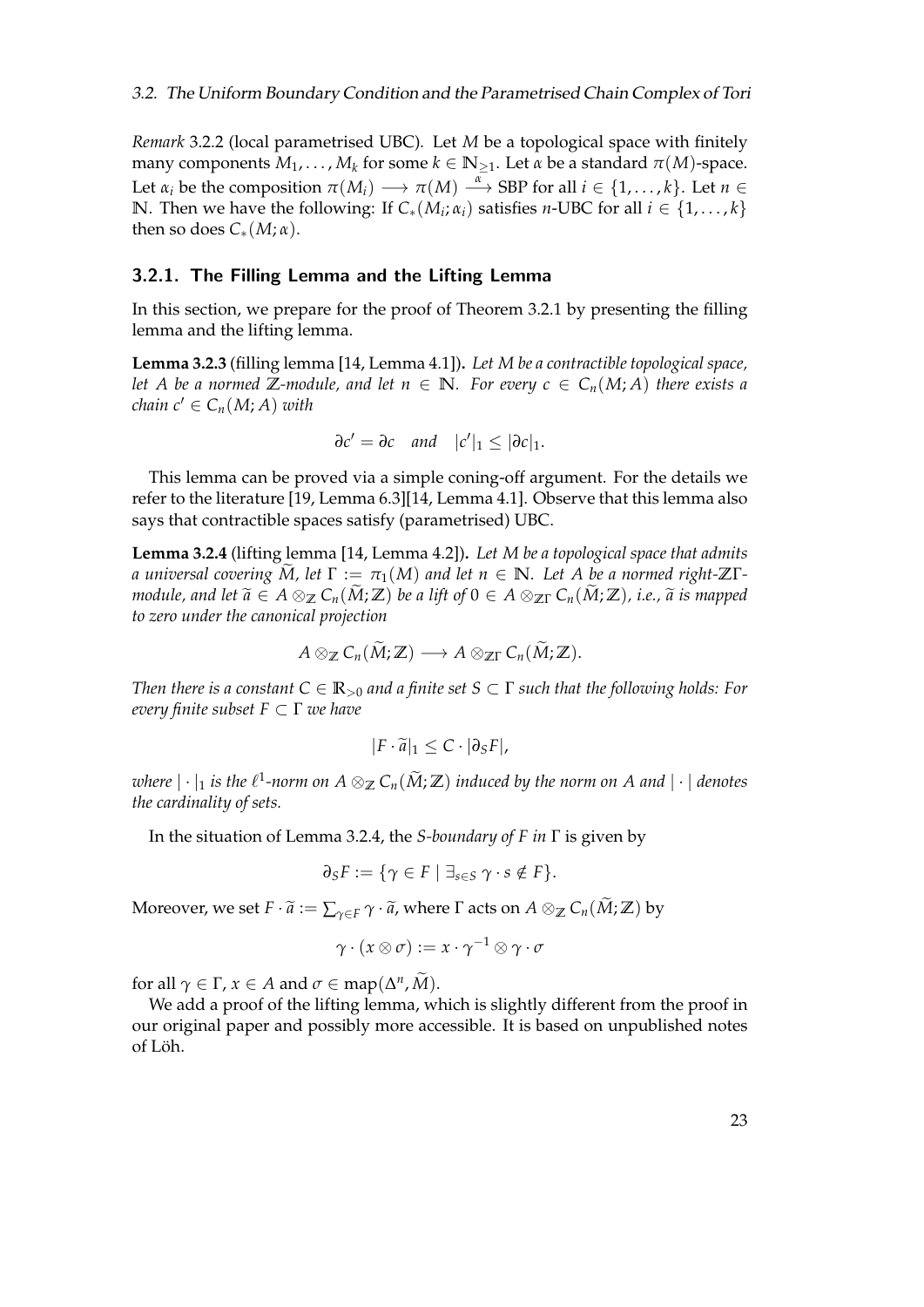*Remark* 3.2.2 (local parametrised UBC). Let $M$ be a topological space with finitely many components $M_1, \dots, M_k$ for some $k \in \mathbb{N}_{\geq 1}$. Let $\alpha$ be a standard $\pi(M)$-space. Let $\alpha_i$ be the composition $\pi(M_i) \longrightarrow \pi(M) \xrightarrow{\alpha} \mathrm{SBP}$ for all $i \in \{1, \dots, k\}$. Let $n \in \mathbb{N}$. Then we have the following: If $C_*(M_i; \alpha_i)$ satisfies $n$-UBC for all $i \in \{1, \dots, k\}$ then so does $C_*(M; \alpha)$.

### 3.2.1. The Filling Lemma and the Lifting Lemma

In this section, we prepare for the proof of Theorem 3.2.1 by presenting the filling lemma and the lifting lemma.

**Lemma 3.2.3** (filling lemma [14, Lemma 4.1])**.** *Let $M$ be a contractible topological space, let $A$ be a normed $\mathbb{Z}$-module, and let $n \in \mathbb{N}$. For every $c \in C_n(M; A)$ there exists a chain $c' \in C_n(M; A)$ with*

$$\partial c' = \partial c \quad \textit{and} \quad |c'|_1 \leq |\partial c|_1.$$

This lemma can be proved via a simple coning-off argument. For the details we refer to the literature [19, Lemma 6.3][14, Lemma 4.1]. Observe that this lemma also says that contractible spaces satisfy (parametrised) UBC.

**Lemma 3.2.4** (lifting lemma [14, Lemma 4.2])**.** *Let $M$ be a topological space that admits a universal covering $\widetilde{M}$, let $\Gamma := \pi_1(M)$ and let $n \in \mathbb{N}$. Let $A$ be a normed right-$\mathbb{Z}\Gamma$-module, and let $\widetilde{a} \in A \otimes_{\mathbb{Z}} C_n(\widetilde{M}; \mathbb{Z})$ be a lift of $0 \in A \otimes_{\mathbb{Z}\Gamma} C_n(\widetilde{M}; \mathbb{Z})$, i.e., $\widetilde{a}$ is mapped to zero under the canonical projection*

$$A \otimes_{\mathbb{Z}} C_n(\widetilde{M}; \mathbb{Z}) \longrightarrow A \otimes_{\mathbb{Z}\Gamma} C_n(\widetilde{M}; \mathbb{Z}).$$

*Then there is a constant $C \in \mathbb{R}_{>0}$ and a finite set $S \subset \Gamma$ such that the following holds: For every finite subset $F \subset \Gamma$ we have*

$$|F \cdot \widetilde{a}|_1 \leq C \cdot |\partial_S F|,$$

*where $|\cdot|_1$ is the $\ell^1$-norm on $A \otimes_{\mathbb{Z}} C_n(\widetilde{M}; \mathbb{Z})$ induced by the norm on $A$ and $|\cdot|$ denotes the cardinality of sets.*

In the situation of Lemma 3.2.4, the *$S$-boundary of $F$ in $\Gamma$* is given by

$$\partial_S F := \{\gamma \in F \mid \exists_{s \in S} \; \gamma \cdot s \notin F\}.$$

Moreover, we set $F \cdot \widetilde{a} := \sum_{\gamma \in F} \gamma \cdot \widetilde{a}$, where $\Gamma$ acts on $A \otimes_{\mathbb{Z}} C_n(\widetilde{M}; \mathbb{Z})$ by

$$\gamma \cdot (x \otimes \sigma) := x \cdot \gamma^{-1} \otimes \gamma \cdot \sigma$$

for all $\gamma \in \Gamma$, $x \in A$ and $\sigma \in \operatorname{map}(\Delta^n, \widetilde{M})$.

We add a proof of the lifting lemma, which is slightly different from the proof in our original paper and possibly more accessible. It is based on unpublished notes of Löh.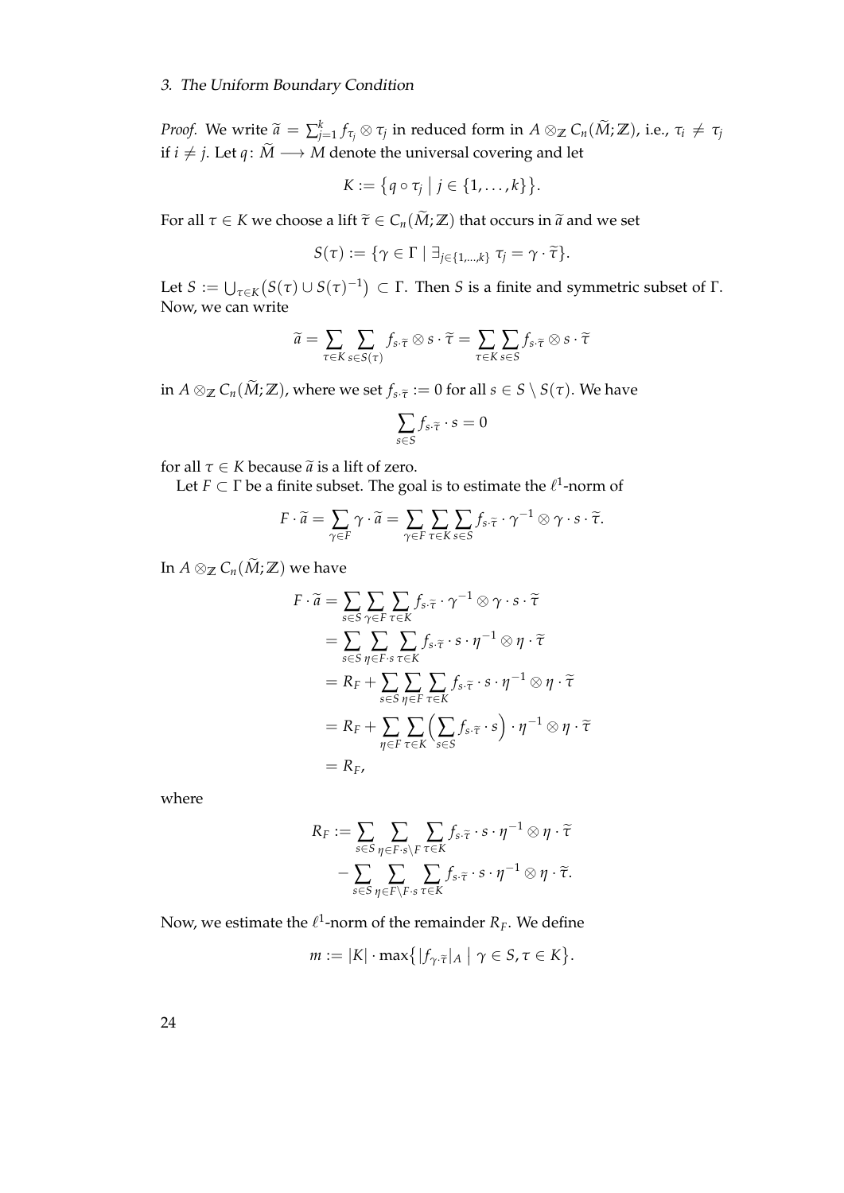*Proof.* We write $\widetilde{a} = \sum_{j=1}^{k} f_{\tau_j} \otimes \tau_j$ in reduced form in $A \otimes_{\mathbb{Z}} C_n(\widetilde{M};\mathbb{Z})$, i.e., $\tau_i \neq \tau_j$ if $i \neq j$. Let $q\colon \widetilde{M} \longrightarrow M$ denote the universal covering and let

$$K := \big\{ q \circ \tau_j \bigm| j \in \{1, \ldots, k\} \big\}.$$

For all $\tau \in K$ we choose a lift $\widetilde{\tau} \in C_n(\widetilde{M};\mathbb{Z})$ that occurs in $\widetilde{a}$ and we set

$$S(\tau) := \{ \gamma \in \Gamma \mid \exists_{j \in \{1,\ldots,k\}}\ \tau_j = \gamma \cdot \widetilde{\tau} \}.$$

Let $S := \bigcup_{\tau \in K} \big( S(\tau) \cup S(\tau)^{-1} \big) \subset \Gamma$. Then $S$ is a finite and symmetric subset of $\Gamma$. Now, we can write

$$\widetilde{a} = \sum_{\tau \in K} \sum_{s \in S(\tau)} f_{s \cdot \widetilde{\tau}} \otimes s \cdot \widetilde{\tau} = \sum_{\tau \in K} \sum_{s \in S} f_{s \cdot \widetilde{\tau}} \otimes s \cdot \widetilde{\tau}$$

in $A \otimes_{\mathbb{Z}} C_n(\widetilde{M};\mathbb{Z})$, where we set $f_{s\cdot\widetilde{\tau}} := 0$ for all $s \in S \setminus S(\tau)$. We have

$$\sum_{s \in S} f_{s \cdot \widetilde{\tau}} \cdot s = 0$$

for all $\tau \in K$ because $\widetilde{a}$ is a lift of zero.

Let $F \subset \Gamma$ be a finite subset. The goal is to estimate the $\ell^1$-norm of

$$F \cdot \widetilde{a} = \sum_{\gamma \in F} \gamma \cdot \widetilde{a} = \sum_{\gamma \in F} \sum_{\tau \in K} \sum_{s \in S} f_{s \cdot \widetilde{\tau}} \cdot \gamma^{-1} \otimes \gamma \cdot s \cdot \widetilde{\tau}.$$

In $A \otimes_{\mathbb{Z}} C_n(\widetilde{M};\mathbb{Z})$ we have

$$\begin{aligned}
F \cdot \widetilde{a} &= \sum_{s \in S} \sum_{\gamma \in F} \sum_{\tau \in K} f_{s \cdot \widetilde{\tau}} \cdot \gamma^{-1} \otimes \gamma \cdot s \cdot \widetilde{\tau} \\
&= \sum_{s \in S} \sum_{\eta \in F \cdot s} \sum_{\tau \in K} f_{s \cdot \widetilde{\tau}} \cdot s \cdot \eta^{-1} \otimes \eta \cdot \widetilde{\tau} \\
&= R_F + \sum_{s \in S} \sum_{\eta \in F} \sum_{\tau \in K} f_{s \cdot \widetilde{\tau}} \cdot s \cdot \eta^{-1} \otimes \eta \cdot \widetilde{\tau} \\
&= R_F + \sum_{\eta \in F} \sum_{\tau \in K} \Big( \sum_{s \in S} f_{s \cdot \widetilde{\tau}} \cdot s \Big) \cdot \eta^{-1} \otimes \eta \cdot \widetilde{\tau} \\
&= R_F,
\end{aligned}$$

where

$$\begin{aligned}
R_F := &\sum_{s \in S} \sum_{\eta \in F \cdot s \setminus F} \sum_{\tau \in K} f_{s \cdot \widetilde{\tau}} \cdot s \cdot \eta^{-1} \otimes \eta \cdot \widetilde{\tau} \\
&- \sum_{s \in S} \sum_{\eta \in F \setminus F \cdot s} \sum_{\tau \in K} f_{s \cdot \widetilde{\tau}} \cdot s \cdot \eta^{-1} \otimes \eta \cdot \widetilde{\tau}.
\end{aligned}$$

Now, we estimate the $\ell^1$-norm of the remainder $R_F$. We define

$$m := |K| \cdot \max\big\{ |f_{\gamma \cdot \widetilde{\tau}}|_A \bigm| \gamma \in S, \tau \in K \big\}.$$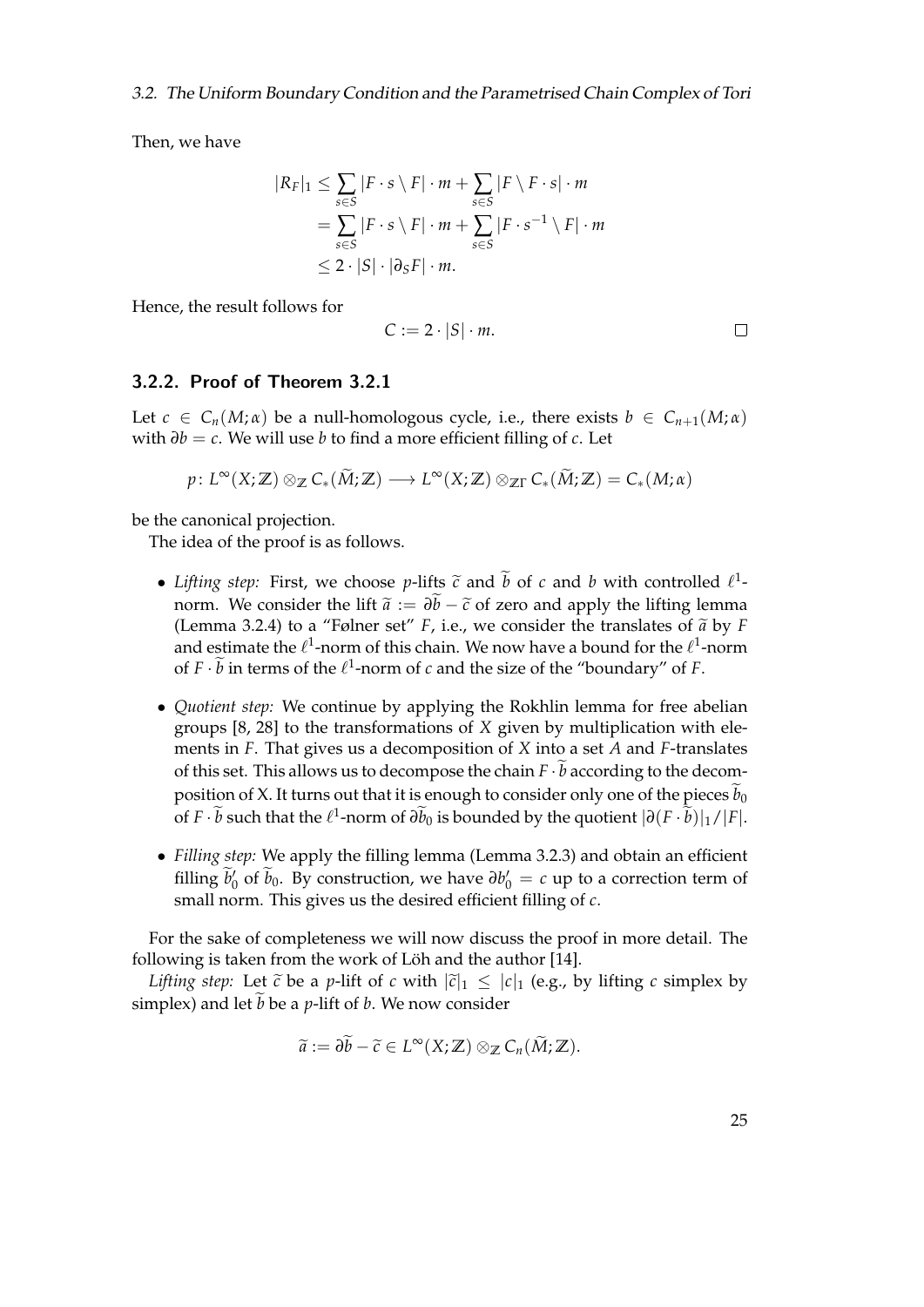Then, we have

$$
\begin{aligned}
|R_F|_1 &\leq \sum_{s \in S} |F \cdot s \setminus F| \cdot m + \sum_{s \in S} |F \setminus F \cdot s| \cdot m \\
&= \sum_{s \in S} |F \cdot s \setminus F| \cdot m + \sum_{s \in S} |F \cdot s^{-1} \setminus F| \cdot m \\
&\leq 2 \cdot |S| \cdot |\partial_S F| \cdot m.
\end{aligned}
$$

Hence, the result follows for

$$C := 2 \cdot |S| \cdot m. \qquad \square$$

### 3.2.2. Proof of Theorem 3.2.1

Let $c \in C_n(M; \alpha)$ be a null-homologous cycle, i.e., there exists $b \in C_{n+1}(M; \alpha)$ with $\partial b = c$. We will use $b$ to find a more efficient filling of $c$. Let

$$p \colon L^\infty(X; \mathbb{Z}) \otimes_{\mathbb{Z}} C_*(\widetilde{M}; \mathbb{Z}) \longrightarrow L^\infty(X; \mathbb{Z}) \otimes_{\mathbb{Z}\Gamma} C_*(\widetilde{M}; \mathbb{Z}) = C_*(M; \alpha)$$

be the canonical projection.

The idea of the proof is as follows.

- *Lifting step:* First, we choose $p$-lifts $\widetilde{c}$ and $\widetilde{b}$ of $c$ and $b$ with controlled $\ell^1$-norm. We consider the lift $\widetilde{a} := \partial\widetilde{b} - \widetilde{c}$ of zero and apply the lifting lemma (Lemma 3.2.4) to a "Følner set" $F$, i.e., we consider the translates of $\widetilde{a}$ by $F$ and estimate the $\ell^1$-norm of this chain. We now have a bound for the $\ell^1$-norm of $F \cdot \widetilde{b}$ in terms of the $\ell^1$-norm of $c$ and the size of the "boundary" of $F$.
- *Quotient step:* We continue by applying the Rokhlin lemma for free abelian groups [8, 28] to the transformations of $X$ given by multiplication with elements in $F$. That gives us a decomposition of $X$ into a set $A$ and $F$-translates of this set. This allows us to decompose the chain $F \cdot \widetilde{b}$ according to the decomposition of X. It turns out that it is enough to consider only one of the pieces $\widetilde{b}_0$ of $F \cdot \widetilde{b}$ such that the $\ell^1$-norm of $\partial\widetilde{b}_0$ is bounded by the quotient $|\partial(F \cdot \widetilde{b})|_1 / |F|$.
- *Filling step:* We apply the filling lemma (Lemma 3.2.3) and obtain an efficient filling $\widetilde{b}_0'$ of $\widetilde{b}_0$. By construction, we have $\partial b_0' = c$ up to a correction term of small norm. This gives us the desired efficient filling of $c$.

For the sake of completeness we will now discuss the proof in more detail. The following is taken from the work of Löh and the author [14].

*Lifting step:* Let $\widetilde{c}$ be a $p$-lift of $c$ with $|\widetilde{c}|_1 \leq |c|_1$ (e.g., by lifting $c$ simplex by simplex) and let $\widetilde{b}$ be a $p$-lift of $b$. We now consider

$$\widetilde{a} := \partial\widetilde{b} - \widetilde{c} \in L^\infty(X; \mathbb{Z}) \otimes_{\mathbb{Z}} C_n(\widetilde{M}; \mathbb{Z}).$$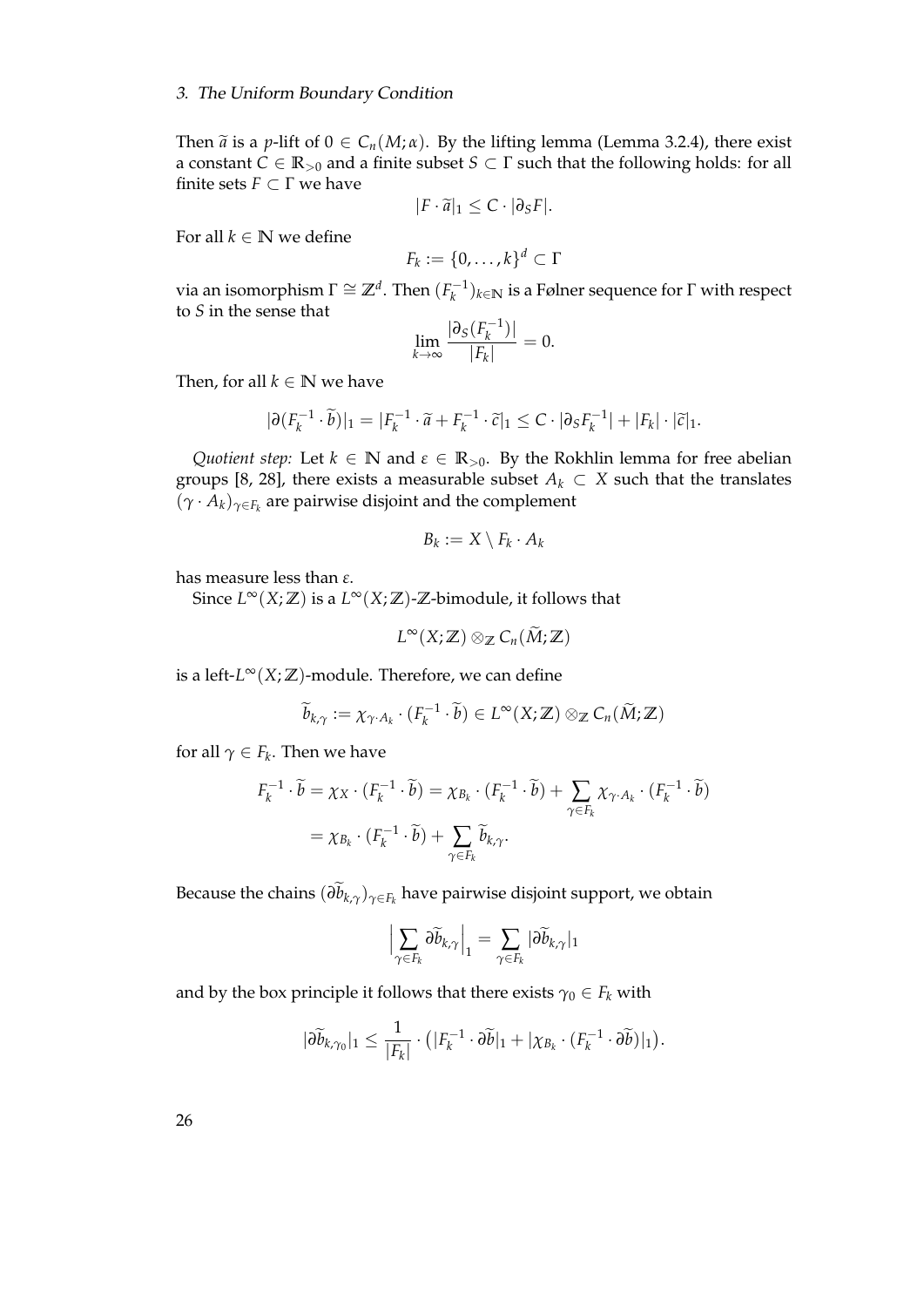Then $\widetilde{a}$ is a $p$-lift of $0 \in C_n(M;\alpha)$. By the lifting lemma (Lemma 3.2.4), there exist a constant $C \in \mathbb{R}_{>0}$ and a finite subset $S \subset \Gamma$ such that the following holds: for all finite sets $F \subset \Gamma$ we have

$$|F \cdot \widetilde{a}|_1 \leq C \cdot |\partial_S F|.$$

For all $k \in \mathbb{N}$ we define

$$F_k := \{0, \ldots, k\}^d \subset \Gamma$$

via an isomorphism $\Gamma \cong \mathbb{Z}^d$. Then $(F_k^{-1})_{k \in \mathbb{N}}$ is a Følner sequence for $\Gamma$ with respect to $S$ in the sense that

$$\lim_{k \to \infty} \frac{|\partial_S(F_k^{-1})|}{|F_k|} = 0.$$

Then, for all $k \in \mathbb{N}$ we have

$$|\partial(F_k^{-1} \cdot \widetilde{b})|_1 = |F_k^{-1} \cdot \widetilde{a} + F_k^{-1} \cdot \widetilde{c}|_1 \leq C \cdot |\partial_S F_k^{-1}| + |F_k| \cdot |\widetilde{c}|_1.$$

*Quotient step:* Let $k \in \mathbb{N}$ and $\varepsilon \in \mathbb{R}_{>0}$. By the Rokhlin lemma for free abelian groups [8, 28], there exists a measurable subset $A_k \subset X$ such that the translates $(\gamma \cdot A_k)_{\gamma \in F_k}$ are pairwise disjoint and the complement

$$B_k := X \setminus F_k \cdot A_k$$

has measure less than $\varepsilon$.

Since $L^\infty(X;\mathbb{Z})$ is a $L^\infty(X;\mathbb{Z})$-$\mathbb{Z}$-bimodule, it follows that

$$L^\infty(X;\mathbb{Z}) \otimes_{\mathbb{Z}} C_n(\widetilde{M};\mathbb{Z})$$

is a left-$L^\infty(X;\mathbb{Z})$-module. Therefore, we can define

$$\widetilde{b}_{k,\gamma} := \chi_{\gamma \cdot A_k} \cdot (F_k^{-1} \cdot \widetilde{b}) \in L^\infty(X;\mathbb{Z}) \otimes_{\mathbb{Z}} C_n(\widetilde{M};\mathbb{Z})$$

for all $\gamma \in F_k$. Then we have

$$\begin{aligned} F_k^{-1} \cdot \widetilde{b} = \chi_X \cdot (F_k^{-1} \cdot \widetilde{b}) &= \chi_{B_k} \cdot (F_k^{-1} \cdot \widetilde{b}) + \sum_{\gamma \in F_k} \chi_{\gamma \cdot A_k} \cdot (F_k^{-1} \cdot \widetilde{b}) \\ &= \chi_{B_k} \cdot (F_k^{-1} \cdot \widetilde{b}) + \sum_{\gamma \in F_k} \widetilde{b}_{k,\gamma}. \end{aligned}$$

Because the chains $(\partial \widetilde{b}_{k,\gamma})_{\gamma \in F_k}$ have pairwise disjoint support, we obtain

$$\Big| \sum_{\gamma \in F_k} \partial \widetilde{b}_{k,\gamma} \Big|_1 = \sum_{\gamma \in F_k} |\partial \widetilde{b}_{k,\gamma}|_1$$

and by the box principle it follows that there exists $\gamma_0 \in F_k$ with

$$|\partial \widetilde{b}_{k,\gamma_0}|_1 \leq \frac{1}{|F_k|} \cdot \big( |F_k^{-1} \cdot \partial \widetilde{b}|_1 + |\chi_{B_k} \cdot (F_k^{-1} \cdot \partial \widetilde{b})|_1 \big).$$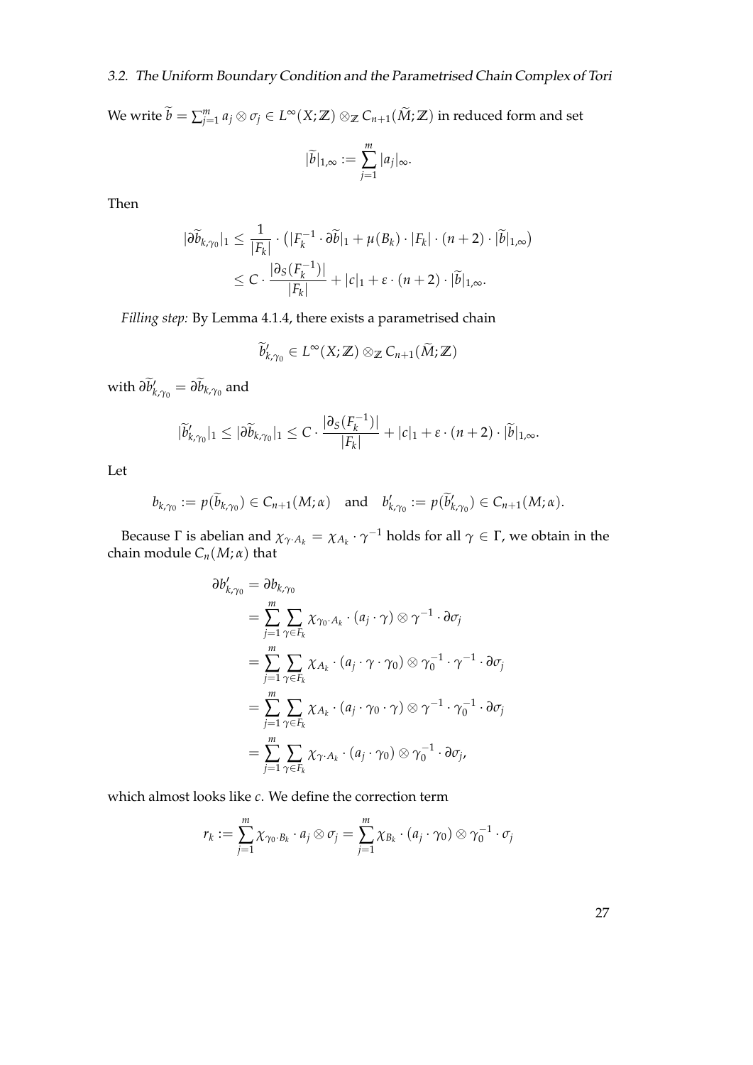We write $\widetilde{b} = \sum_{j=1}^{m} a_j \otimes \sigma_j \in L^\infty(X;\mathbb{Z}) \otimes_\mathbb{Z} C_{n+1}(\widetilde{M};\mathbb{Z})$ in reduced form and set

$$|\widetilde{b}|_{1,\infty} := \sum_{j=1}^{m} |a_j|_\infty.$$

Then

$$\begin{aligned}
|\partial \widetilde{b}_{k,\gamma_0}|_1 &\leq \frac{1}{|F_k|} \cdot \left( |F_k^{-1} \cdot \partial \widetilde{b}|_1 + \mu(B_k) \cdot |F_k| \cdot (n+2) \cdot |\widetilde{b}|_{1,\infty} \right) \\
&\leq C \cdot \frac{|\partial_S(F_k^{-1})|}{|F_k|} + |c|_1 + \varepsilon \cdot (n+2) \cdot |\widetilde{b}|_{1,\infty}.
\end{aligned}$$

*Filling step:* By Lemma 4.1.4, there exists a parametrised chain

$$\widetilde{b}'_{k,\gamma_0} \in L^\infty(X;\mathbb{Z}) \otimes_\mathbb{Z} C_{n+1}(\widetilde{M};\mathbb{Z})$$

with $\partial \widetilde{b}'_{k,\gamma_0} = \partial \widetilde{b}_{k,\gamma_0}$ and

$$|\widetilde{b}'_{k,\gamma_0}|_1 \leq |\partial \widetilde{b}_{k,\gamma_0}|_1 \leq C \cdot \frac{|\partial_S(F_k^{-1})|}{|F_k|} + |c|_1 + \varepsilon \cdot (n+2) \cdot |\widetilde{b}|_{1,\infty}.$$

Let

$$b_{k,\gamma_0} := p(\widetilde{b}_{k,\gamma_0}) \in C_{n+1}(M;\alpha) \quad \text{and} \quad b'_{k,\gamma_0} := p(\widetilde{b}'_{k,\gamma_0}) \in C_{n+1}(M;\alpha).$$

Because $\Gamma$ is abelian and $\chi_{\gamma \cdot A_k} = \chi_{A_k} \cdot \gamma^{-1}$ holds for all $\gamma \in \Gamma$, we obtain in the chain module $C_n(M;\alpha)$ that

$$\begin{aligned}
\partial b'_{k,\gamma_0} &= \partial b_{k,\gamma_0} \\
&= \sum_{j=1}^{m} \sum_{\gamma \in F_k} \chi_{\gamma_0 \cdot A_k} \cdot (a_j \cdot \gamma) \otimes \gamma^{-1} \cdot \partial \sigma_j \\
&= \sum_{j=1}^{m} \sum_{\gamma \in F_k} \chi_{A_k} \cdot (a_j \cdot \gamma \cdot \gamma_0) \otimes \gamma_0^{-1} \cdot \gamma^{-1} \cdot \partial \sigma_j \\
&= \sum_{j=1}^{m} \sum_{\gamma \in F_k} \chi_{A_k} \cdot (a_j \cdot \gamma_0 \cdot \gamma) \otimes \gamma^{-1} \cdot \gamma_0^{-1} \cdot \partial \sigma_j \\
&= \sum_{j=1}^{m} \sum_{\gamma \in F_k} \chi_{\gamma \cdot A_k} \cdot (a_j \cdot \gamma_0) \otimes \gamma_0^{-1} \cdot \partial \sigma_j,
\end{aligned}$$

which almost looks like $c$. We define the correction term

$$r_k := \sum_{j=1}^{m} \chi_{\gamma_0 \cdot B_k} \cdot a_j \otimes \sigma_j = \sum_{j=1}^{m} \chi_{B_k} \cdot (a_j \cdot \gamma_0) \otimes \gamma_0^{-1} \cdot \sigma_j$$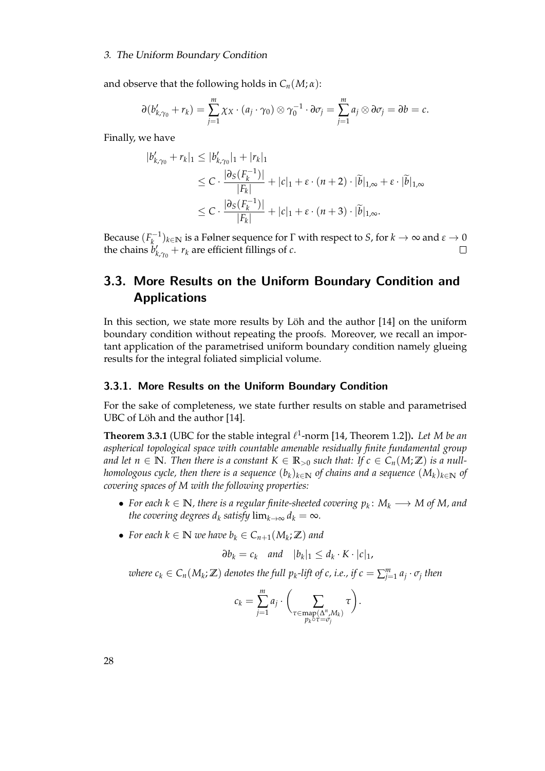and observe that the following holds in $C_n(M;\alpha)$:

$$\partial(b'_{k,\gamma_0} + r_k) = \sum_{j=1}^{m} \chi_X \cdot (a_j \cdot \gamma_0) \otimes \gamma_0^{-1} \cdot \partial\sigma_j = \sum_{j=1}^{m} a_j \otimes \partial\sigma_j = \partial b = c.$$

Finally, we have

$$\begin{aligned}
|b'_{k,\gamma_0} + r_k|_1 &\leq |b'_{k,\gamma_0}|_1 + |r_k|_1 \\
&\leq C \cdot \frac{|\partial_S(F_k^{-1})|}{|F_k|} + |c|_1 + \varepsilon \cdot (n+2) \cdot |\widetilde{b}|_{1,\infty} + \varepsilon \cdot |\widetilde{b}|_{1,\infty} \\
&\leq C \cdot \frac{|\partial_S(F_k^{-1})|}{|F_k|} + |c|_1 + \varepsilon \cdot (n+3) \cdot |\widetilde{b}|_{1,\infty}.
\end{aligned}$$

Because $(F_k^{-1})_{k \in \mathbb{N}}$ is a Følner sequence for $\Gamma$ with respect to $S$, for $k \to \infty$ and $\varepsilon \to 0$ the chains $b'_{k,\gamma_0} + r_k$ are efficient fillings of $c$. □

## 3.3. More Results on the Uniform Boundary Condition and Applications

In this section, we state more results by Löh and the author [14] on the uniform boundary condition without repeating the proofs. Moreover, we recall an important application of the parametrised uniform boundary condition namely glueing results for the integral foliated simplicial volume.

### 3.3.1. More Results on the Uniform Boundary Condition

For the sake of completeness, we state further results on stable and parametrised UBC of Löh and the author [14].

**Theorem 3.3.1** (UBC for the stable integral $\ell^1$-norm [14, Theorem 1.2])**.** *Let $M$ be an aspherical topological space with countable amenable residually finite fundamental group and let $n \in \mathbb{N}$. Then there is a constant $K \in \mathbb{R}_{>0}$ such that: If $c \in C_n(M;\mathbb{Z})$ is a null-homologous cycle, then there is a sequence $(b_k)_{k\in\mathbb{N}}$ of chains and a sequence $(M_k)_{k\in\mathbb{N}}$ of covering spaces of $M$ with the following properties:*

- *For each $k \in \mathbb{N}$, there is a regular finite-sheeted covering $p_k \colon M_k \longrightarrow M$ of $M$, and the covering degrees $d_k$ satisfy $\lim_{k\to\infty} d_k = \infty$.*
- *For each $k \in \mathbb{N}$ we have $b_k \in C_{n+1}(M_k;\mathbb{Z})$ and*

$$\partial b_k = c_k \quad \text{and} \quad |b_k|_1 \leq d_k \cdot K \cdot |c|_1,$$

*where $c_k \in C_n(M_k;\mathbb{Z})$ denotes the full $p_k$-lift of $c$, i.e., if $c = \sum_{j=1}^{m} a_j \cdot \sigma_j$ then*

$$c_k = \sum_{j=1}^{m} a_j \cdot \biggl( \sum_{\substack{\tau \in \operatorname{map}(\Delta^n, M_k) \\ p_k \circ \tau = \sigma_j}} \tau \biggr).$$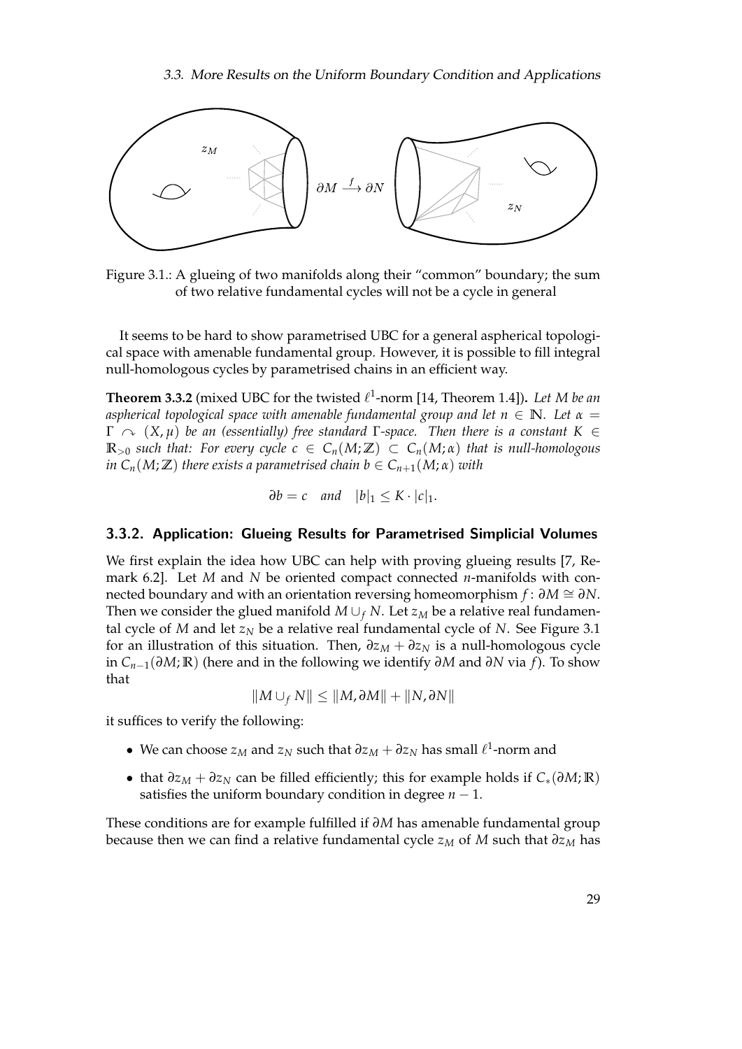Figure 3.1.: A glueing of two manifolds along their "common" boundary; the sum of two relative fundamental cycles will not be a cycle in general

It seems to be hard to show parametrised UBC for a general aspherical topological space with amenable fundamental group. However, it is possible to fill integral null-homologous cycles by parametrised chains in an efficient way.

**Theorem 3.3.2** (mixed UBC for the twisted $\ell^1$-norm [14, Theorem 1.4])**.** *Let $M$ be an aspherical topological space with amenable fundamental group and let $n \in \mathbb{N}$. Let $\alpha = \Gamma \curvearrowright (X, \mu)$ be an (essentially) free standard $\Gamma$-space. Then there is a constant $K \in \mathbb{R}_{>0}$ such that: For every cycle $c \in C_n(M;\mathbb{Z}) \subset C_n(M;\alpha)$ that is null-homologous in $C_n(M;\mathbb{Z})$ there exists a parametrised chain $b \in C_{n+1}(M;\alpha)$ with*

$$\partial b = c \quad \text{and} \quad |b|_1 \leq K \cdot |c|_1.$$

### 3.3.2. Application: Glueing Results for Parametrised Simplicial Volumes

We first explain the idea how UBC can help with proving glueing results [7, Remark 6.2]. Let $M$ and $N$ be oriented compact connected $n$-manifolds with connected boundary and with an orientation reversing homeomorphism $f\colon \partial M \cong \partial N$. Then we consider the glued manifold $M \cup_f N$. Let $z_M$ be a relative real fundamental cycle of $M$ and let $z_N$ be a relative real fundamental cycle of $N$. See Figure 3.1 for an illustration of this situation. Then, $\partial z_M + \partial z_N$ is a null-homologous cycle in $C_{n-1}(\partial M;\mathbb{R})$ (here and in the following we identify $\partial M$ and $\partial N$ via $f$). To show that

$$\|M \cup_f N\| \leq \|M, \partial M\| + \|N, \partial N\|$$

it suffices to verify the following:

- We can choose $z_M$ and $z_N$ such that $\partial z_M + \partial z_N$ has small $\ell^1$-norm and
- that $\partial z_M + \partial z_N$ can be filled efficiently; this for example holds if $C_*(\partial M;\mathbb{R})$ satisfies the uniform boundary condition in degree $n-1$.

These conditions are for example fulfilled if $\partial M$ has amenable fundamental group because then we can find a relative fundamental cycle $z_M$ of $M$ such that $\partial z_M$ has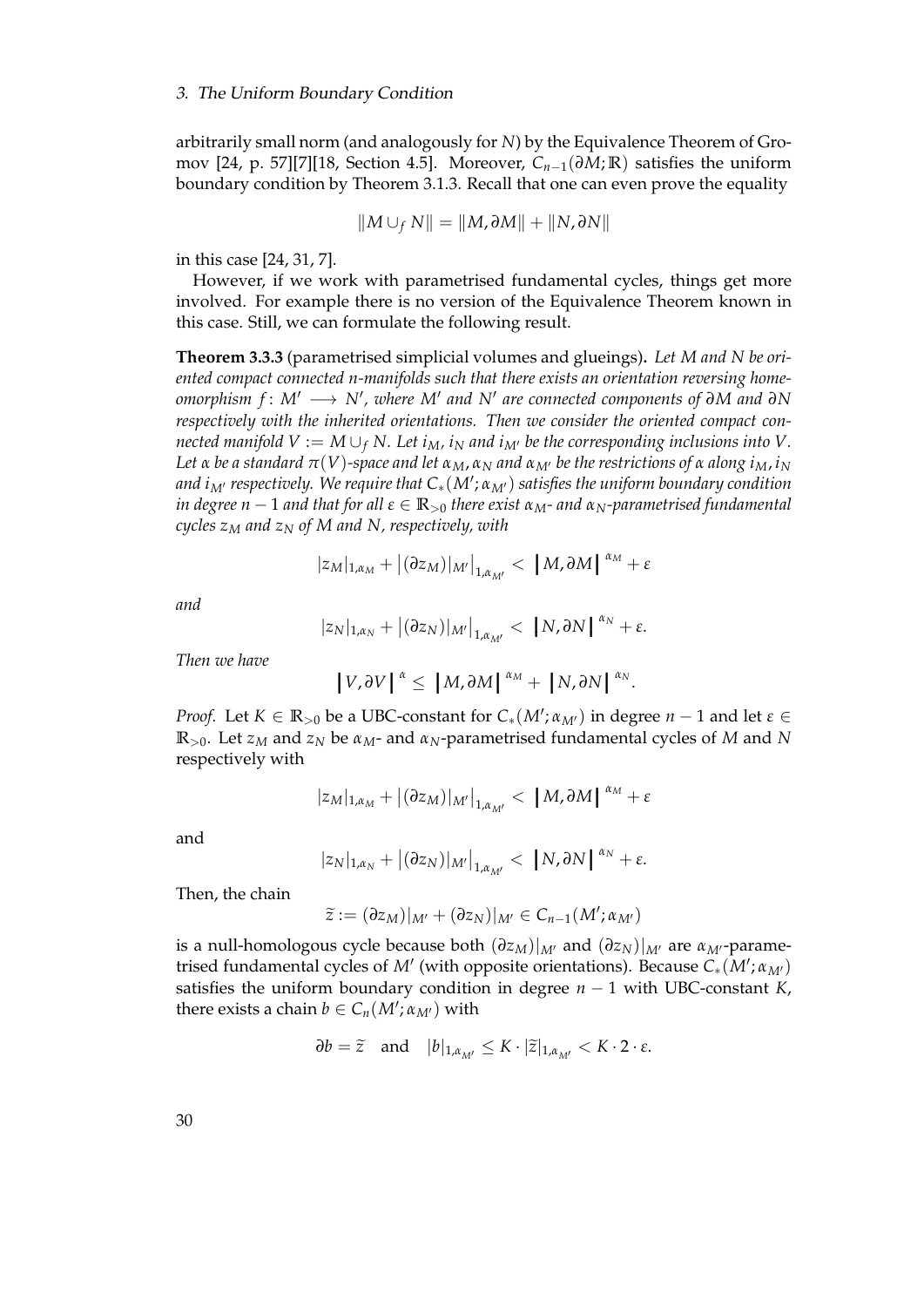arbitrarily small norm (and analogously for $N$) by the Equivalence Theorem of Gromov [24, p. 57][7][18, Section 4.5]. Moreover, $C_{n-1}(\partial M;\mathbb{R})$ satisfies the uniform boundary condition by Theorem 3.1.3. Recall that one can even prove the equality

$$\|M \cup_f N\| = \|M,\partial M\| + \|N,\partial N\|$$

in this case [24, 31, 7].

However, if we work with parametrised fundamental cycles, things get more involved. For example there is no version of the Equivalence Theorem known in this case. Still, we can formulate the following result.

**Theorem 3.3.3** (parametrised simplicial volumes and glueings)**.** *Let $M$ and $N$ be oriented compact connected $n$-manifolds such that there exists an orientation reversing homeomorphism $f\colon M' \longrightarrow N'$, where $M'$ and $N'$ are connected components of $\partial M$ and $\partial N$ respectively with the inherited orientations. Then we consider the oriented compact connected manifold $V := M \cup_f N$. Let $i_M$, $i_N$ and $i_{M'}$ be the corresponding inclusions into $V$. Let $\alpha$ be a standard $\pi(V)$-space and let $\alpha_M$, $\alpha_N$ and $\alpha_{M'}$ be the restrictions of $\alpha$ along $i_M$, $i_N$ and $i_{M'}$ respectively. We require that $C_*(M';\alpha_{M'})$ satisfies the uniform boundary condition in degree $n-1$ and that for all $\varepsilon \in \mathbb{R}_{>0}$ there exist $\alpha_M$- and $\alpha_N$-parametrised fundamental cycles $z_M$ and $z_N$ of $M$ and $N$, respectively, with*

$$|z_M|_{1,\alpha_M} + \big|(\partial z_M)|_{M'}\big|_{1,\alpha_{M'}} < \big| M,\partial M \big|^{\alpha_M} + \varepsilon$$

*and*

$$|z_N|_{1,\alpha_N} + \big|(\partial z_N)|_{M'}\big|_{1,\alpha_{M'}} < \big| N,\partial N \big|^{\alpha_N} + \varepsilon.$$

*Then we have*

$$\big| V,\partial V \big|^{\alpha} \leq \big| M,\partial M \big|^{\alpha_M} + \big| N,\partial N \big|^{\alpha_N}.$$

*Proof.* Let $K \in \mathbb{R}_{>0}$ be a UBC-constant for $C_*(M';\alpha_{M'})$ in degree $n-1$ and let $\varepsilon \in \mathbb{R}_{>0}$. Let $z_M$ and $z_N$ be $\alpha_M$- and $\alpha_N$-parametrised fundamental cycles of $M$ and $N$ respectively with

$$|z_M|_{1,\alpha_M} + \big|(\partial z_M)|_{M'}\big|_{1,\alpha_{M'}} < \big| M,\partial M \big|^{\alpha_M} + \varepsilon$$

and

$$|z_N|_{1,\alpha_N} + \big|(\partial z_N)|_{M'}\big|_{1,\alpha_{M'}} < \big| N,\partial N \big|^{\alpha_N} + \varepsilon.$$

Then, the chain

$$\widetilde{z} := (\partial z_M)|_{M'} + (\partial z_N)|_{M'} \in C_{n-1}(M';\alpha_{M'})$$

is a null-homologous cycle because both $(\partial z_M)|_{M'}$ and $(\partial z_N)|_{M'}$ are $\alpha_{M'}$-parametrised fundamental cycles of $M'$ (with opposite orientations). Because $C_*(M';\alpha_{M'})$ satisfies the uniform boundary condition in degree $n-1$ with UBC-constant $K$, there exists a chain $b \in C_n(M';\alpha_{M'})$ with

$$\partial b = \widetilde{z} \quad \text{and} \quad |b|_{1,\alpha_{M'}} \leq K \cdot |\widetilde{z}|_{1,\alpha_{M'}} < K \cdot 2 \cdot \varepsilon.$$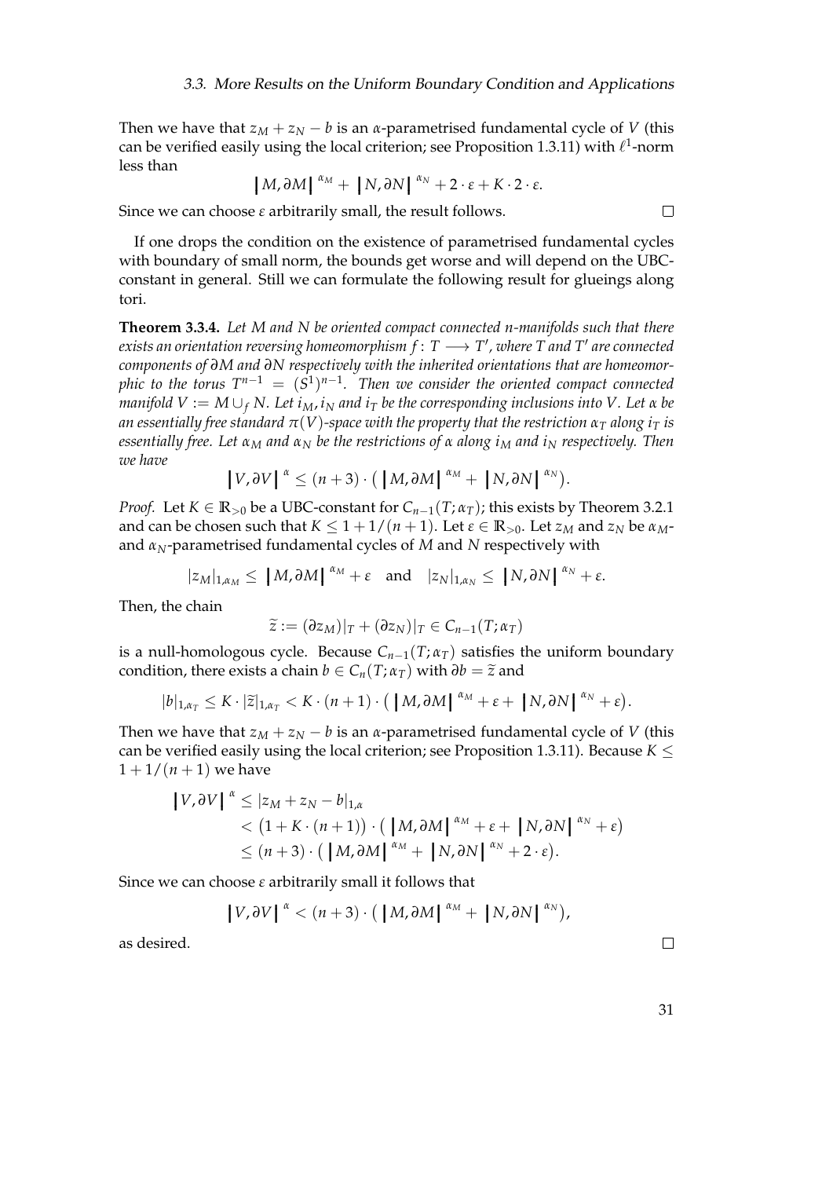Then we have that $z_M + z_N - b$ is an $\alpha$-parametrised fundamental cycle of $V$ (this can be verified easily using the local criterion; see Proposition 1.3.11) with $\ell^1$-norm less than

$$\lvert M, \partial M \rvert^{\alpha_M} + \lvert N, \partial N \rvert^{\alpha_N} + 2 \cdot \varepsilon + K \cdot 2 \cdot \varepsilon.$$

Since we can choose $\varepsilon$ arbitrarily small, the result follows. □

If one drops the condition on the existence of parametrised fundamental cycles with boundary of small norm, the bounds get worse and will depend on the UBC-constant in general. Still we can formulate the following result for glueings along tori.

**Theorem 3.3.4.** *Let $M$ and $N$ be oriented compact connected $n$-manifolds such that there exists an orientation reversing homeomorphism $f\colon T \longrightarrow T'$, where $T$ and $T'$ are connected components of $\partial M$ and $\partial N$ respectively with the inherited orientations that are homeomorphic to the torus $T^{n-1} = (S^1)^{n-1}$. Then we consider the oriented compact connected manifold $V := M \cup_f N$. Let $i_M, i_N$ and $i_T$ be the corresponding inclusions into $V$. Let $\alpha$ be an essentially free standard $\pi(V)$-space with the property that the restriction $\alpha_T$ along $i_T$ is essentially free. Let $\alpha_M$ and $\alpha_N$ be the restrictions of $\alpha$ along $i_M$ and $i_N$ respectively. Then we have*

$$\lvert V, \partial V \rvert^{\alpha} \leq (n+3) \cdot \big( \lvert M, \partial M \rvert^{\alpha_M} + \lvert N, \partial N \rvert^{\alpha_N} \big).$$

*Proof.* Let $K \in \mathbb{R}_{>0}$ be a UBC-constant for $C_{n-1}(T; \alpha_T)$; this exists by Theorem 3.2.1 and can be chosen such that $K \leq 1 + 1/(n+1)$. Let $\varepsilon \in \mathbb{R}_{>0}$. Let $z_M$ and $z_N$ be $\alpha_M$- and $\alpha_N$-parametrised fundamental cycles of $M$ and $N$ respectively with

$$|z_M|_{1,\alpha_M} \leq \lvert M, \partial M \rvert^{\alpha_M} + \varepsilon \quad \text{and} \quad |z_N|_{1,\alpha_N} \leq \lvert N, \partial N \rvert^{\alpha_N} + \varepsilon.$$

Then, the chain

$$\widetilde{z} := (\partial z_M)|_T + (\partial z_N)|_T \in C_{n-1}(T; \alpha_T)$$

is a null-homologous cycle. Because $C_{n-1}(T; \alpha_T)$ satisfies the uniform boundary condition, there exists a chain $b \in C_n(T; \alpha_T)$ with $\partial b = \widetilde{z}$ and

$$|b|_{1,\alpha_T} \leq K \cdot |\widetilde{z}|_{1,\alpha_T} < K \cdot (n+1) \cdot \big( \lvert M, \partial M \rvert^{\alpha_M} + \varepsilon + \lvert N, \partial N \rvert^{\alpha_N} + \varepsilon \big).$$

Then we have that $z_M + z_N - b$ is an $\alpha$-parametrised fundamental cycle of $V$ (this can be verified easily using the local criterion; see Proposition 1.3.11). Because $K \leq 1 + 1/(n+1)$ we have

$$\begin{aligned}
\lvert V, \partial V \rvert^{\alpha} &\leq |z_M + z_N - b|_{1,\alpha} \\
&< \big(1 + K \cdot (n+1)\big) \cdot \big( \lvert M, \partial M \rvert^{\alpha_M} + \varepsilon + \lvert N, \partial N \rvert^{\alpha_N} + \varepsilon \big) \\
&\leq (n+3) \cdot \big( \lvert M, \partial M \rvert^{\alpha_M} + \lvert N, \partial N \rvert^{\alpha_N} + 2 \cdot \varepsilon \big).
\end{aligned}$$

Since we can choose $\varepsilon$ arbitrarily small it follows that

$$\lvert V, \partial V \rvert^{\alpha} < (n+3) \cdot \big( \lvert M, \partial M \rvert^{\alpha_M} + \lvert N, \partial N \rvert^{\alpha_N} \big),$$

as desired. □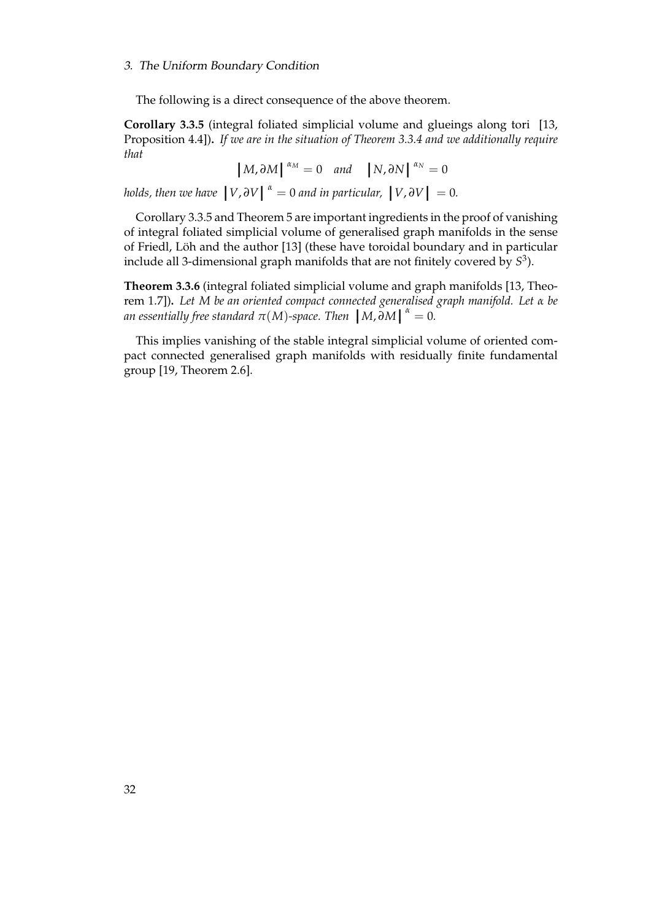The following is a direct consequence of the above theorem.

**Corollary 3.3.5** (integral foliated simplicial volume and glueings along tori [13, Proposition 4.4])**.** *If we are in the situation of Theorem 3.3.4 and we additionally require that*

$$\left| M, \partial M \right|^{\alpha_M} = 0 \quad \textit{and} \quad \left| N, \partial N \right|^{\alpha_N} = 0$$

*holds, then we have* $\left| V, \partial V \right|^{\alpha} = 0$ *and in particular,* $\left| V, \partial V \right| = 0$*.*

Corollary 3.3.5 and Theorem 5 are important ingredients in the proof of vanishing of integral foliated simplicial volume of generalised graph manifolds in the sense of Friedl, Löh and the author [13] (these have toroidal boundary and in particular include all 3-dimensional graph manifolds that are not finitely covered by $S^3$).

**Theorem 3.3.6** (integral foliated simplicial volume and graph manifolds [13, Theorem 1.7])**.** *Let $M$ be an oriented compact connected generalised graph manifold. Let $\alpha$ be an essentially free standard $\pi(M)$-space. Then* $\left| M, \partial M \right|^{\alpha} = 0$*.*

This implies vanishing of the stable integral simplicial volume of oriented compact connected generalised graph manifolds with residually finite fundamental group [19, Theorem 2.6].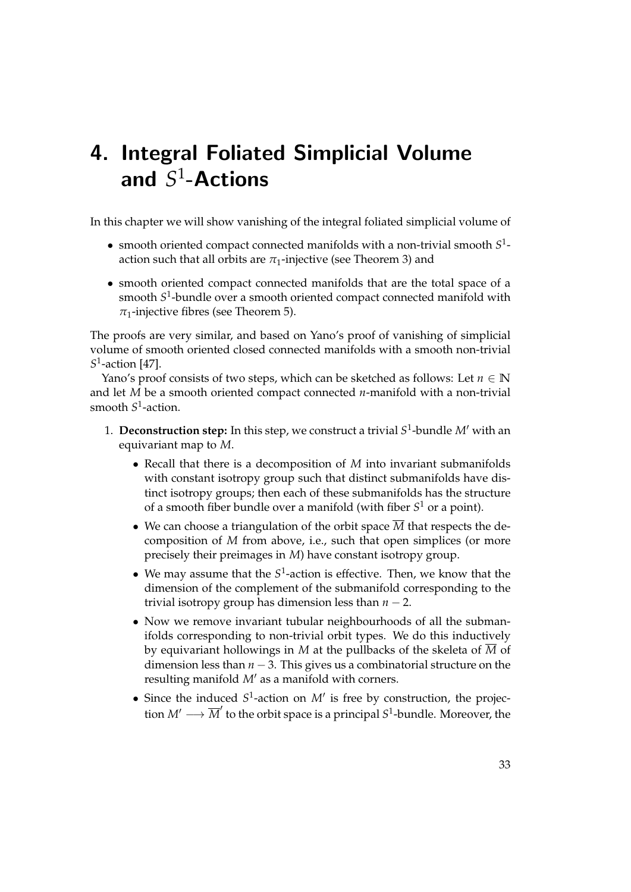# 4. Integral Foliated Simplicial Volume and $S^1$-Actions

In this chapter we will show vanishing of the integral foliated simplicial volume of

- smooth oriented compact connected manifolds with a non-trivial smooth $S^1$-action such that all orbits are $\pi_1$-injective (see Theorem 3) and
- smooth oriented compact connected manifolds that are the total space of a smooth $S^1$-bundle over a smooth oriented compact connected manifold with $\pi_1$-injective fibres (see Theorem 5).

The proofs are very similar, and based on Yano's proof of vanishing of simplicial volume of smooth oriented closed connected manifolds with a smooth non-trivial $S^1$-action [47].

Yano's proof consists of two steps, which can be sketched as follows: Let $n \in \mathbb{N}$ and let $M$ be a smooth oriented compact connected $n$-manifold with a non-trivial smooth $S^1$-action.

1. **Deconstruction step:** In this step, we construct a trivial $S^1$-bundle $M'$ with an equivariant map to $M$.
   - Recall that there is a decomposition of $M$ into invariant submanifolds with constant isotropy group such that distinct submanifolds have distinct isotropy groups; then each of these submanifolds has the structure of a smooth fiber bundle over a manifold (with fiber $S^1$ or a point).
   - We can choose a triangulation of the orbit space $\overline{M}$ that respects the decomposition of $M$ from above, i.e., such that open simplices (or more precisely their preimages in $M$) have constant isotropy group.
   - We may assume that the $S^1$-action is effective. Then, we know that the dimension of the complement of the submanifold corresponding to the trivial isotropy group has dimension less than $n - 2$.
   - Now we remove invariant tubular neighbourhoods of all the submanifolds corresponding to non-trivial orbit types. We do this inductively by equivariant hollowings in $M$ at the pullbacks of the skeleta of $\overline{M}$ of dimension less than $n - 3$. This gives us a combinatorial structure on the resulting manifold $M'$ as a manifold with corners.
   - Since the induced $S^1$-action on $M'$ is free by construction, the projection $M' \longrightarrow \overline{M}'$ to the orbit space is a principal $S^1$-bundle. Moreover, the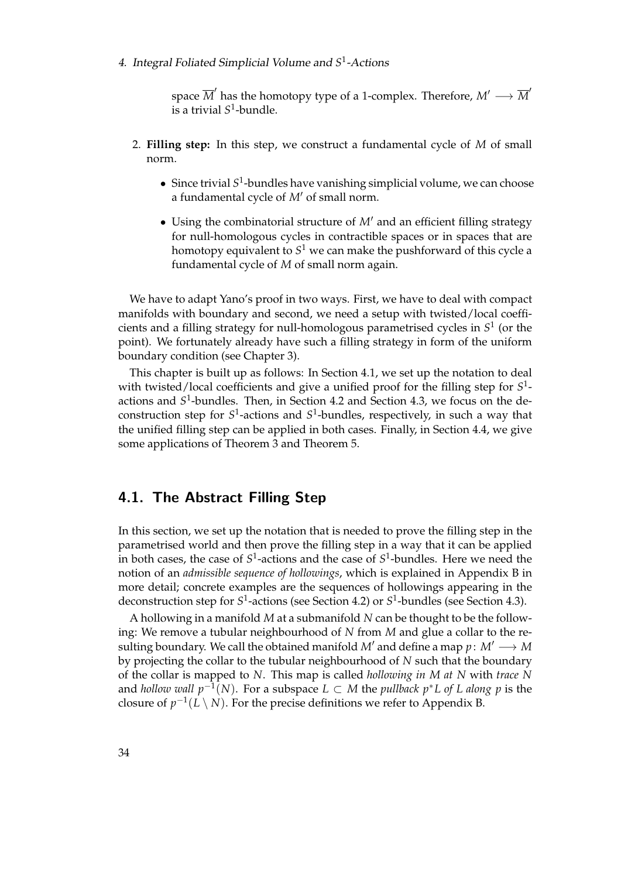space $\overline{M}'$ has the homotopy type of a 1-complex. Therefore, $M' \longrightarrow \overline{M}'$ is a trivial $S^1$-bundle.

2. **Filling step:** In this step, we construct a fundamental cycle of $M$ of small norm.

   - Since trivial $S^1$-bundles have vanishing simplicial volume, we can choose a fundamental cycle of $M'$ of small norm.
   - Using the combinatorial structure of $M'$ and an efficient filling strategy for null-homologous cycles in contractible spaces or in spaces that are homotopy equivalent to $S^1$ we can make the pushforward of this cycle a fundamental cycle of $M$ of small norm again.

We have to adapt Yano's proof in two ways. First, we have to deal with compact manifolds with boundary and second, we need a setup with twisted/local coefficients and a filling strategy for null-homologous parametrised cycles in $S^1$ (or the point). We fortunately already have such a filling strategy in form of the uniform boundary condition (see Chapter 3).

This chapter is built up as follows: In Section 4.1, we set up the notation to deal with twisted/local coefficients and give a unified proof for the filling step for $S^1$-actions and $S^1$-bundles. Then, in Section 4.2 and Section 4.3, we focus on the deconstruction step for $S^1$-actions and $S^1$-bundles, respectively, in such a way that the unified filling step can be applied in both cases. Finally, in Section 4.4, we give some applications of Theorem 3 and Theorem 5.

## 4.1. The Abstract Filling Step

In this section, we set up the notation that is needed to prove the filling step in the parametrised world and then prove the filling step in a way that it can be applied in both cases, the case of $S^1$-actions and the case of $S^1$-bundles. Here we need the notion of an *admissible sequence of hollowings*, which is explained in Appendix B in more detail; concrete examples are the sequences of hollowings appearing in the deconstruction step for $S^1$-actions (see Section 4.2) or $S^1$-bundles (see Section 4.3).

A hollowing in a manifold $M$ at a submanifold $N$ can be thought to be the following: We remove a tubular neighbourhood of $N$ from $M$ and glue a collar to the resulting boundary. We call the obtained manifold $M'$ and define a map $p\colon M' \longrightarrow M$ by projecting the collar to the tubular neighbourhood of $N$ such that the boundary of the collar is mapped to $N$. This map is called *hollowing in $M$ at $N$* with *trace $N$* and *hollow wall $p^{-1}(N)$*. For a subspace $L \subset M$ the *pullback $p^*L$ of $L$ along $p$* is the closure of $p^{-1}(L \setminus N)$. For the precise definitions we refer to Appendix B.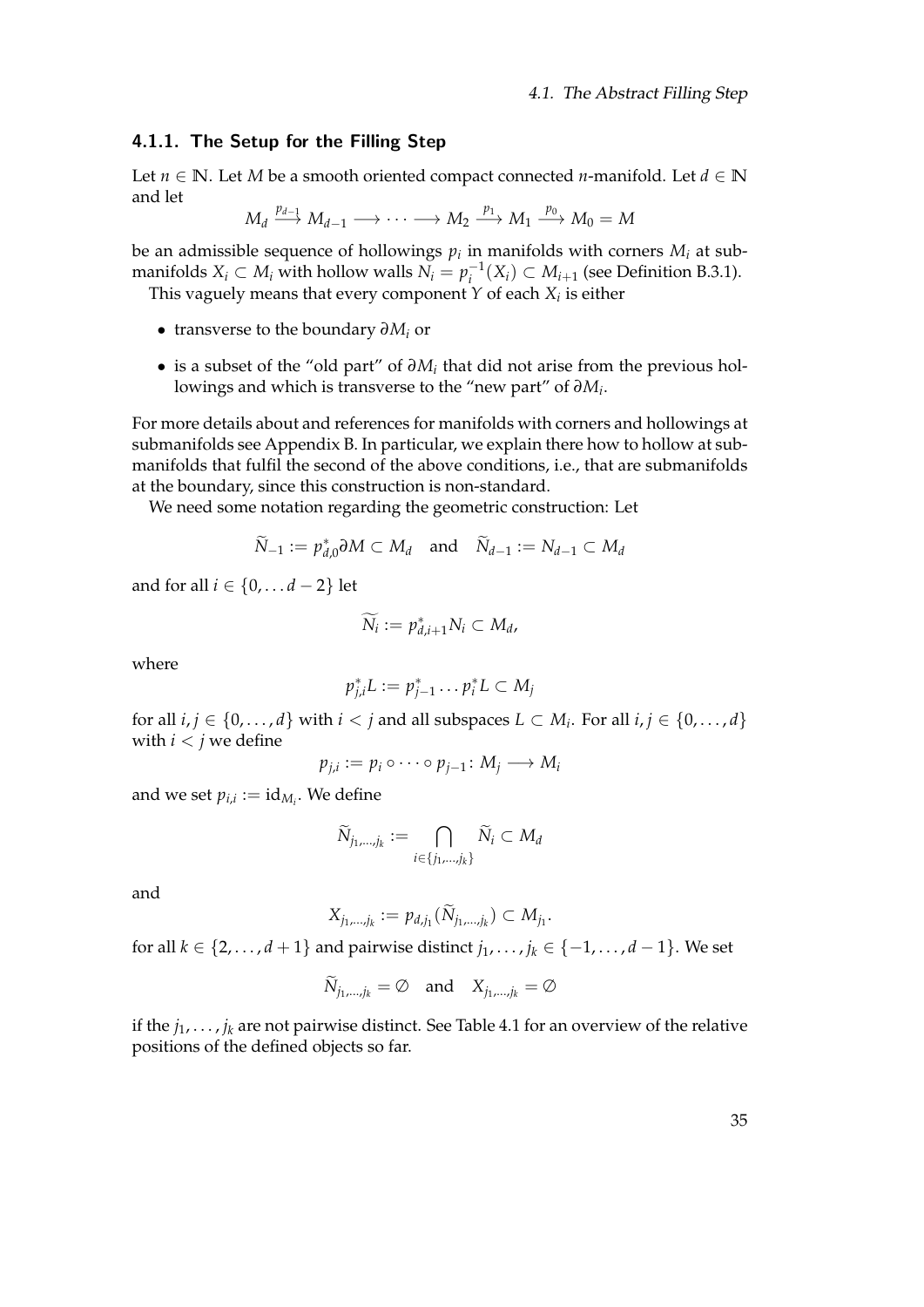### 4.1.1. The Setup for the Filling Step

Let $n \in \mathbb{N}$. Let $M$ be a smooth oriented compact connected $n$-manifold. Let $d \in \mathbb{N}$ and let

$$M_d \xrightarrow{p_{d-1}} M_{d-1} \longrightarrow \cdots \longrightarrow M_2 \xrightarrow{p_1} M_1 \xrightarrow{p_0} M_0 = M$$

be an admissible sequence of hollowings $p_i$ in manifolds with corners $M_i$ at submanifolds $X_i \subset M_i$ with hollow walls $N_i = p_i^{-1}(X_i) \subset M_{i+1}$ (see Definition B.3.1).

This vaguely means that every component $Y$ of each $X_i$ is either

- transverse to the boundary $\partial M_i$ or
- is a subset of the "old part" of $\partial M_i$ that did not arise from the previous hollowings and which is transverse to the "new part" of $\partial M_i$.

For more details about and references for manifolds with corners and hollowings at submanifolds see Appendix B. In particular, we explain there how to hollow at submanifolds that fulfil the second of the above conditions, i.e., that are submanifolds at the boundary, since this construction is non-standard.

We need some notation regarding the geometric construction: Let

$$\widetilde{N}_{-1} := p_{d,0}^* \partial M \subset M_d \quad \text{and} \quad \widetilde{N}_{d-1} := N_{d-1} \subset M_d$$

and for all $i \in \{0, \dots d-2\}$ let

$$\widetilde{N_i} := p_{d,i+1}^* N_i \subset M_d,$$

where

$$p_{j,i}^* L := p_{j-1}^* \dots p_i^* L \subset M_j$$

for all $i, j \in \{0, \dots, d\}$ with $i < j$ and all subspaces $L \subset M_i$. For all $i, j \in \{0, \dots, d\}$ with $i < j$ we define

$$p_{j,i} := p_i \circ \cdots \circ p_{j-1} \colon M_j \longrightarrow M_i$$

and we set $p_{i,i} := \mathrm{id}_{M_i}$. We define

$$\widetilde{N}_{j_1,\dots,j_k} := \bigcap_{i \in \{j_1,\dots,j_k\}} \widetilde{N}_i \subset M_d$$

and

$$X_{j_1,\dots,j_k} := p_{d,j_1}(\widetilde{N}_{j_1,\dots,j_k}) \subset M_{j_1}.$$

for all $k \in \{2, \dots, d+1\}$ and pairwise distinct $j_1, \dots, j_k \in \{-1, \dots, d-1\}$. We set

$$\widetilde{N}_{j_1,\dots,j_k} = \emptyset \quad \text{and} \quad X_{j_1,\dots,j_k} = \emptyset$$

if the $j_1, \dots, j_k$ are not pairwise distinct. See Table 4.1 for an overview of the relative positions of the defined objects so far.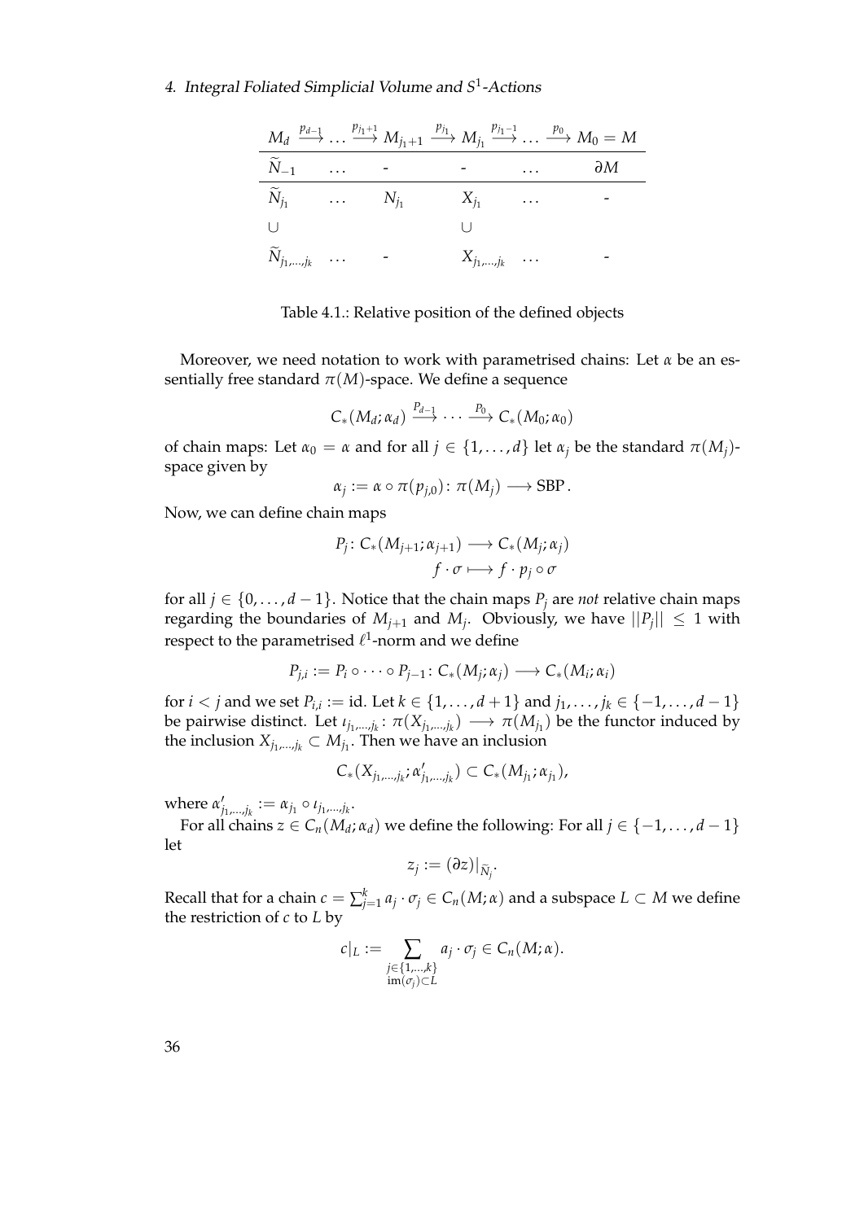| $M_d \xrightarrow{p_{d-1}} \dots$ | $\xrightarrow{p_{j_1+1}} M_{j_1+1}$ | $\xrightarrow{p_{j_1}} M_{j_1}$ | $\xrightarrow{p_{j_1-1}} \dots$ | $\xrightarrow{p_0} M_0 = M$ |
|---|---|---|---|---|
| $\widetilde{N}_{-1}$ $\dots$ | - | - | $\dots$ | $\partial M$ |
| $\widetilde{N}_{j_1}$ $\dots$ | $N_{j_1}$ | $X_{j_1}$ | $\dots$ | - |
| $\cup$ | | $\cup$ | | |
| $\widetilde{N}_{j_1,\dots,j_k}$ $\dots$ | - | $X_{j_1,\dots,j_k}$ | $\dots$ | - |

Table 4.1.: Relative position of the defined objects

Moreover, we need notation to work with parametrised chains: Let $\alpha$ be an essentially free standard $\pi(M)$-space. We define a sequence

$$C_*(M_d; \alpha_d) \xrightarrow{P_{d-1}} \cdots \xrightarrow{P_0} C_*(M_0; \alpha_0)$$

of chain maps: Let $\alpha_0 = \alpha$ and for all $j \in \{1, \dots, d\}$ let $\alpha_j$ be the standard $\pi(M_j)$-space given by

$$\alpha_j := \alpha \circ \pi(p_{j,0}) \colon \pi(M_j) \longrightarrow \mathrm{SBP}.$$

Now, we can define chain maps

$$P_j \colon C_*(M_{j+1}; \alpha_{j+1}) \longrightarrow C_*(M_j; \alpha_j)$$
$$f \cdot \sigma \longmapsto f \cdot p_j \circ \sigma$$

for all $j \in \{0, \dots, d-1\}$. Notice that the chain maps $P_j$ are *not* relative chain maps regarding the boundaries of $M_{j+1}$ and $M_j$. Obviously, we have $||P_j|| \leq 1$ with respect to the parametrised $\ell^1$-norm and we define

$$P_{j,i} := P_i \circ \cdots \circ P_{j-1} \colon C_*(M_j; \alpha_j) \longrightarrow C_*(M_i; \alpha_i)$$

for $i < j$ and we set $P_{i,i} := \mathrm{id}$. Let $k \in \{1, \dots, d+1\}$ and $j_1, \dots, j_k \in \{-1, \dots, d-1\}$ be pairwise distinct. Let $\iota_{j_1,\dots,j_k} \colon \pi(X_{j_1,\dots,j_k}) \longrightarrow \pi(M_{j_1})$ be the functor induced by the inclusion $X_{j_1,\dots,j_k} \subset M_{j_1}$. Then we have an inclusion

$$C_*(X_{j_1,\dots,j_k}; \alpha'_{j_1,\dots,j_k}) \subset C_*(M_{j_1}; \alpha_{j_1}),$$

where $\alpha'_{j_1,\dots,j_k} := \alpha_{j_1} \circ \iota_{j_1,\dots,j_k}$.

For all chains $z \in C_n(M_d; \alpha_d)$ we define the following: For all $j \in \{-1, \dots, d-1\}$ let

$$z_j := (\partial z)|_{\widetilde{N}_j}.$$

Recall that for a chain $c = \sum_{j=1}^k a_j \cdot \sigma_j \in C_n(M; \alpha)$ and a subspace $L \subset M$ we define the restriction of $c$ to $L$ by

$$c|_L := \sum_{\substack{j \in \{1,\dots,k\} \\ \mathrm{im}(\sigma_j) \subset L}} a_j \cdot \sigma_j \in C_n(M; \alpha).$$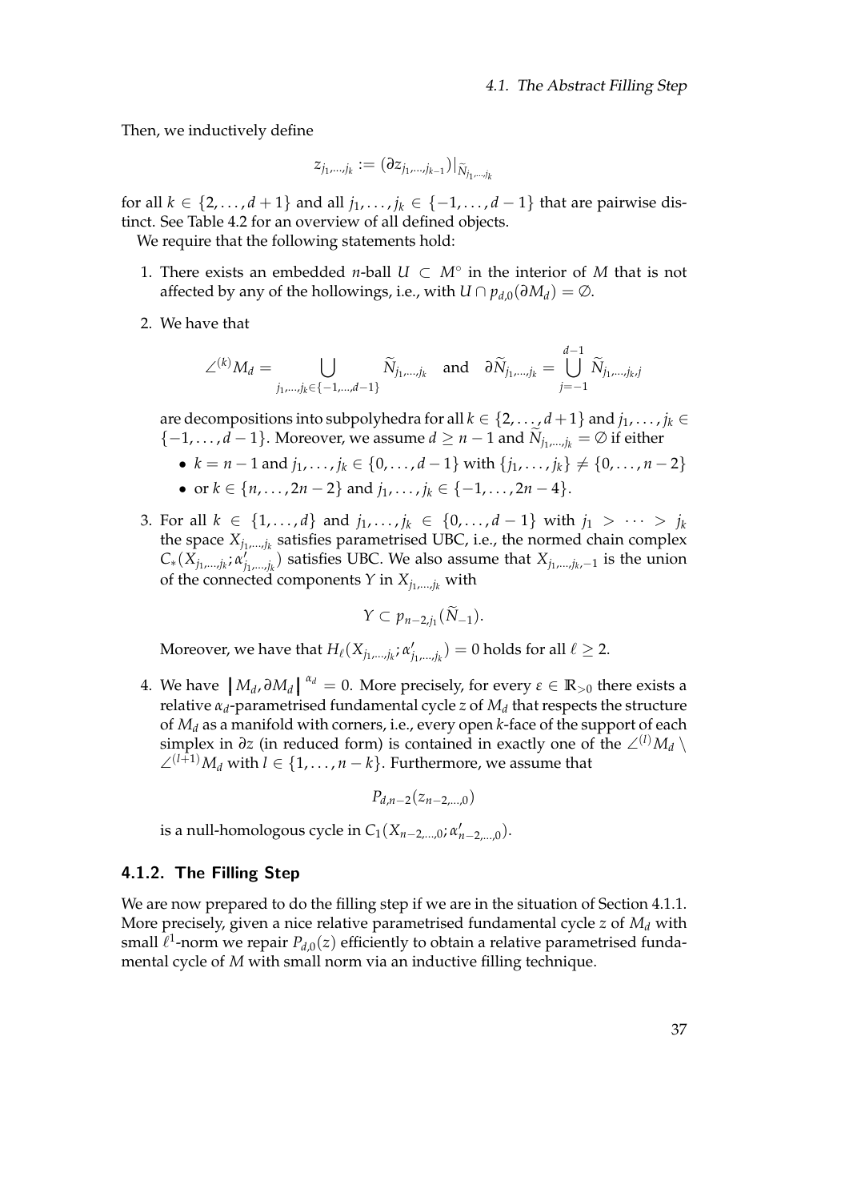Then, we inductively define

$$z_{j_1,\dots,j_k} := (\partial z_{j_1,\dots,j_{k-1}})|_{\widetilde{N}_{j_1,\dots,j_k}}$$

for all $k \in \{2,\dots,d+1\}$ and all $j_1,\dots,j_k \in \{-1,\dots,d-1\}$ that are pairwise distinct. See Table 4.2 for an overview of all defined objects.

We require that the following statements hold:

1. There exists an embedded $n$-ball $U \subset M^\circ$ in the interior of $M$ that is not affected by any of the hollowings, i.e., with $U \cap p_{d,0}(\partial M_d) = \emptyset$.

2. We have that

$$\angle^{(k)} M_d = \bigcup_{j_1,\dots,j_k \in \{-1,\dots,d-1\}} \widetilde{N}_{j_1,\dots,j_k} \quad \text{and} \quad \partial \widetilde{N}_{j_1,\dots,j_k} = \bigcup_{j=-1}^{d-1} \widetilde{N}_{j_1,\dots,j_k,j}$$

   are decompositions into subpolyhedra for all $k \in \{2,\dots,d+1\}$ and $j_1,\dots,j_k \in \{-1,\dots,d-1\}$. Moreover, we assume $d \geq n-1$ and $\widetilde{N}_{j_1,\dots,j_k} = \emptyset$ if either

   - $k = n-1$ and $j_1,\dots,j_k \in \{0,\dots,d-1\}$ with $\{j_1,\dots,j_k\} \neq \{0,\dots,n-2\}$
   - or $k \in \{n,\dots,2n-2\}$ and $j_1,\dots,j_k \in \{-1,\dots,2n-4\}$.

3. For all $k \in \{1,\dots,d\}$ and $j_1,\dots,j_k \in \{0,\dots,d-1\}$ with $j_1 > \dots > j_k$ the space $X_{j_1,\dots,j_k}$ satisfies parametrised UBC, i.e., the normed chain complex $C_*(X_{j_1,\dots,j_k};\alpha'_{j_1,\dots,j_k})$ satisfies UBC. We also assume that $X_{j_1,\dots,j_k,-1}$ is the union of the connected components $Y$ in $X_{j_1,\dots,j_k}$ with

$$Y \subset p_{n-2,j_1}(\widetilde{N}_{-1}).$$

   Moreover, we have that $H_\ell(X_{j_1,\dots,j_k};\alpha'_{j_1,\dots,j_k}) = 0$ holds for all $\ell \geq 2$.

4. We have $\left| M_d, \partial M_d \right|^{\alpha_d} = 0$. More precisely, for every $\varepsilon \in \mathbb{R}_{>0}$ there exists a relative $\alpha_d$-parametrised fundamental cycle $z$ of $M_d$ that respects the structure of $M_d$ as a manifold with corners, i.e., every open $k$-face of the support of each simplex in $\partial z$ (in reduced form) is contained in exactly one of the $\angle^{(l)} M_d \setminus \angle^{(l+1)} M_d$ with $l \in \{1,\dots,n-k\}$. Furthermore, we assume that

$$P_{d,n-2}(z_{n-2,\dots,0})$$

   is a null-homologous cycle in $C_1(X_{n-2,\dots,0};\alpha'_{n-2,\dots,0})$.

### 4.1.2. The Filling Step

We are now prepared to do the filling step if we are in the situation of Section 4.1.1. More precisely, given a nice relative parametrised fundamental cycle $z$ of $M_d$ with small $\ell^1$-norm we repair $P_{d,0}(z)$ efficiently to obtain a relative parametrised fundamental cycle of $M$ with small norm via an inductive filling technique.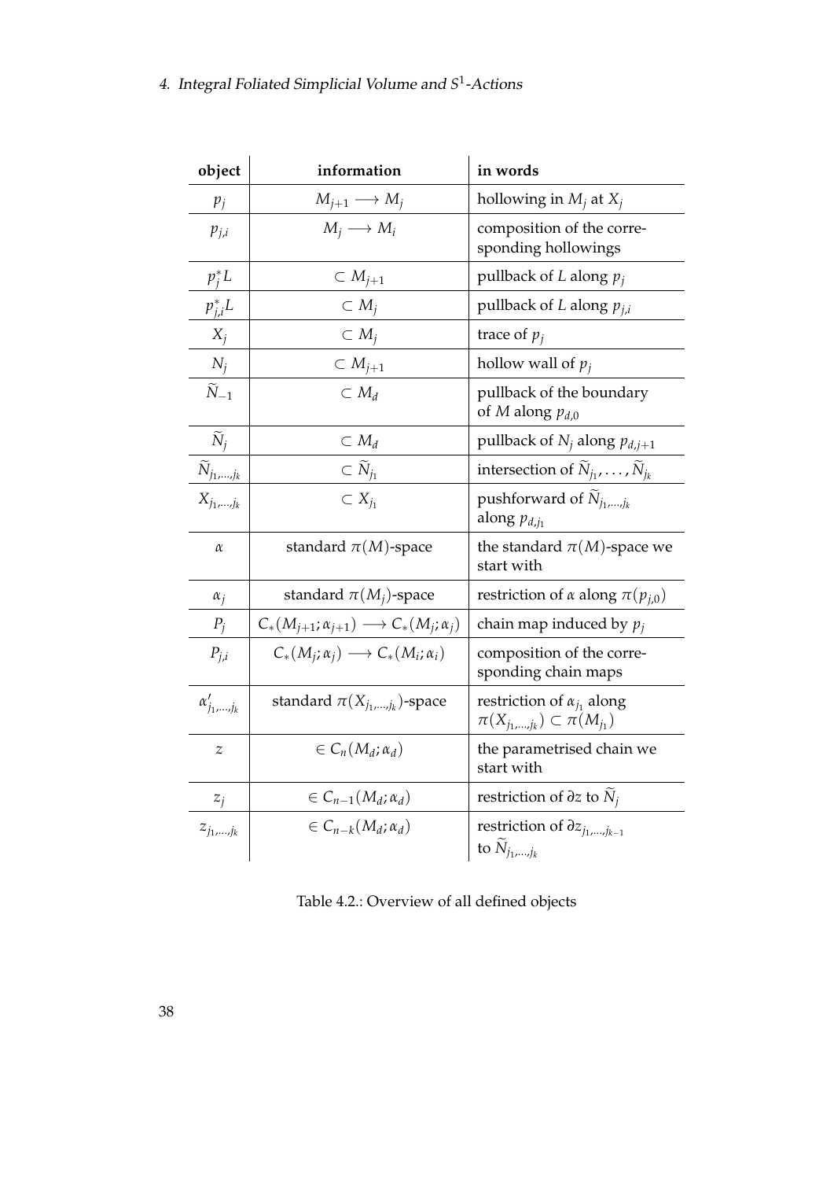| object | information | in words |
| --- | --- | --- |
| $p_j$ | $M_{j+1} \longrightarrow M_j$ | hollowing in $M_j$ at $X_j$ |
| $p_{j,i}$ | $M_j \longrightarrow M_i$ | composition of the corresponding hollowings |
| $p_j^* L$ | $\subset M_{j+1}$ | pullback of $L$ along $p_j$ |
| $p_{j,i}^* L$ | $\subset M_j$ | pullback of $L$ along $p_{j,i}$ |
| $X_j$ | $\subset M_j$ | trace of $p_j$ |
| $N_j$ | $\subset M_{j+1}$ | hollow wall of $p_j$ |
| $\widetilde{N}_{-1}$ | $\subset M_d$ | pullback of the boundary of $M$ along $p_{d,0}$ |
| $\widetilde{N}_j$ | $\subset M_d$ | pullback of $N_j$ along $p_{d,j+1}$ |
| $\widetilde{N}_{j_1,\dots,j_k}$ | $\subset \widetilde{N}_{j_1}$ | intersection of $\widetilde{N}_{j_1}, \dots, \widetilde{N}_{j_k}$ |
| $X_{j_1,\dots,j_k}$ | $\subset X_{j_1}$ | pushforward of $\widetilde{N}_{j_1,\dots,j_k}$ along $p_{d,j_1}$ |
| $\alpha$ | standard $\pi(M)$-space | the standard $\pi(M)$-space we start with |
| $\alpha_j$ | standard $\pi(M_j)$-space | restriction of $\alpha$ along $\pi(p_{j,0})$ |
| $P_j$ | $C_*(M_{j+1}; \alpha_{j+1}) \longrightarrow C_*(M_j; \alpha_j)$ | chain map induced by $p_j$ |
| $P_{j,i}$ | $C_*(M_j; \alpha_j) \longrightarrow C_*(M_i; \alpha_i)$ | composition of the corresponding chain maps |
| $\alpha'_{j_1,\dots,j_k}$ | standard $\pi(X_{j_1,\dots,j_k})$-space | restriction of $\alpha_{j_1}$ along $\pi(X_{j_1,\dots,j_k}) \subset \pi(M_{j_1})$ |
| $z$ | $\in C_n(M_d; \alpha_d)$ | the parametrised chain we start with |
| $z_j$ | $\in C_{n-1}(M_d; \alpha_d)$ | restriction of $\partial z$ to $\widetilde{N}_j$ |
| $z_{j_1,\dots,j_k}$ | $\in C_{n-k}(M_d; \alpha_d)$ | restriction of $\partial z_{j_1,\dots,j_{k-1}}$ to $\widetilde{N}_{j_1,\dots,j_k}$ |

Table 4.2.: Overview of all defined objects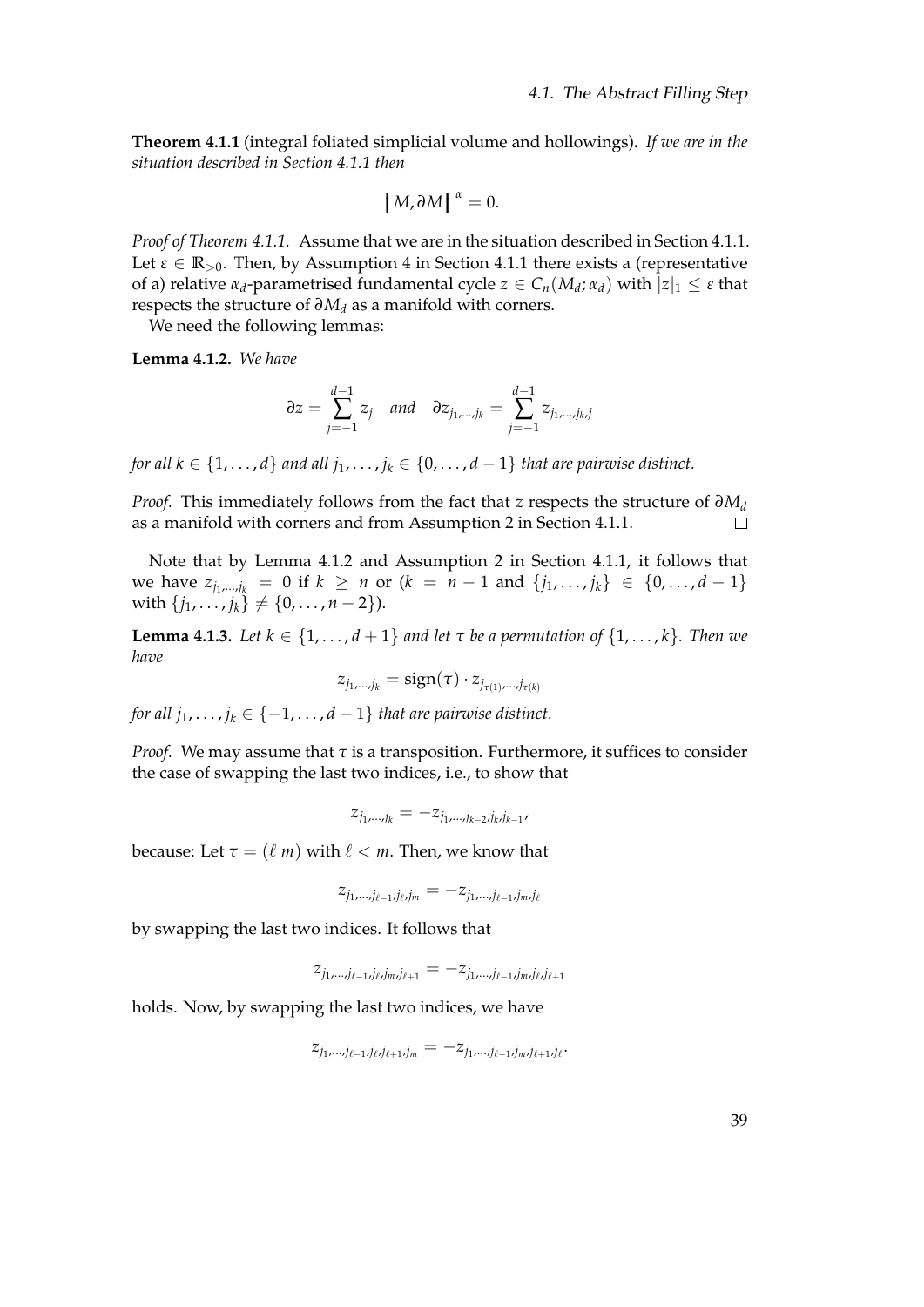**Theorem 4.1.1** (integral foliated simplicial volume and hollowings)**.** *If we are in the situation described in Section 4.1.1 then*

$$\left| M, \partial M \right|^{\alpha} = 0.$$

*Proof of Theorem 4.1.1.* Assume that we are in the situation described in Section 4.1.1. Let $\varepsilon \in \mathbb{R}_{>0}$. Then, by Assumption 4 in Section 4.1.1 there exists a (representative of a) relative $\alpha_d$-parametrised fundamental cycle $z \in C_n(M_d; \alpha_d)$ with $|z|_1 \leq \varepsilon$ that respects the structure of $\partial M_d$ as a manifold with corners.

We need the following lemmas:

**Lemma 4.1.2.** *We have*

$$\partial z = \sum_{j=-1}^{d-1} z_j \quad \textit{and} \quad \partial z_{j_1,\ldots,j_k} = \sum_{j=-1}^{d-1} z_{j_1,\ldots,j_k,j}$$

*for all $k \in \{1, \ldots, d\}$ and all $j_1, \ldots, j_k \in \{0, \ldots, d-1\}$ that are pairwise distinct.*

*Proof.* This immediately follows from the fact that $z$ respects the structure of $\partial M_d$ as a manifold with corners and from Assumption 2 in Section 4.1.1. $\square$

Note that by Lemma 4.1.2 and Assumption 2 in Section 4.1.1, it follows that we have $z_{j_1,\ldots,j_k} = 0$ if $k \geq n$ or ($k = n-1$ and $\{j_1, \ldots, j_k\} \in \{0, \ldots, d-1\}$ with $\{j_1, \ldots, j_k\} \neq \{0, \ldots, n-2\}$).

**Lemma 4.1.3.** *Let $k \in \{1, \ldots, d+1\}$ and let $\tau$ be a permutation of $\{1, \ldots, k\}$. Then we have*

$$z_{j_1,\ldots,j_k} = \operatorname{sign}(\tau) \cdot z_{j_{\tau(1)},\ldots,j_{\tau(k)}}$$

*for all $j_1, \ldots, j_k \in \{-1, \ldots, d-1\}$ that are pairwise distinct.*

*Proof.* We may assume that $\tau$ is a transposition. Furthermore, it suffices to consider the case of swapping the last two indices, i.e., to show that

$$z_{j_1,\ldots,j_k} = -z_{j_1,\ldots,j_{k-2},j_k,j_{k-1}},$$

because: Let $\tau = (\ell\ m)$ with $\ell < m$. Then, we know that

$$z_{j_1,\ldots,j_{\ell-1},j_\ell,j_m} = -z_{j_1,\ldots,j_{\ell-1},j_m,j_\ell}$$

by swapping the last two indices. It follows that

$$z_{j_1,\ldots,j_{\ell-1},j_\ell,j_m,j_{\ell+1}} = -z_{j_1,\ldots,j_{\ell-1},j_m,j_\ell,j_{\ell+1}}$$

holds. Now, by swapping the last two indices, we have

$$z_{j_1,\ldots,j_{\ell-1},j_\ell,j_{\ell+1},j_m} = -z_{j_1,\ldots,j_{\ell-1},j_m,j_{\ell+1},j_\ell}.$$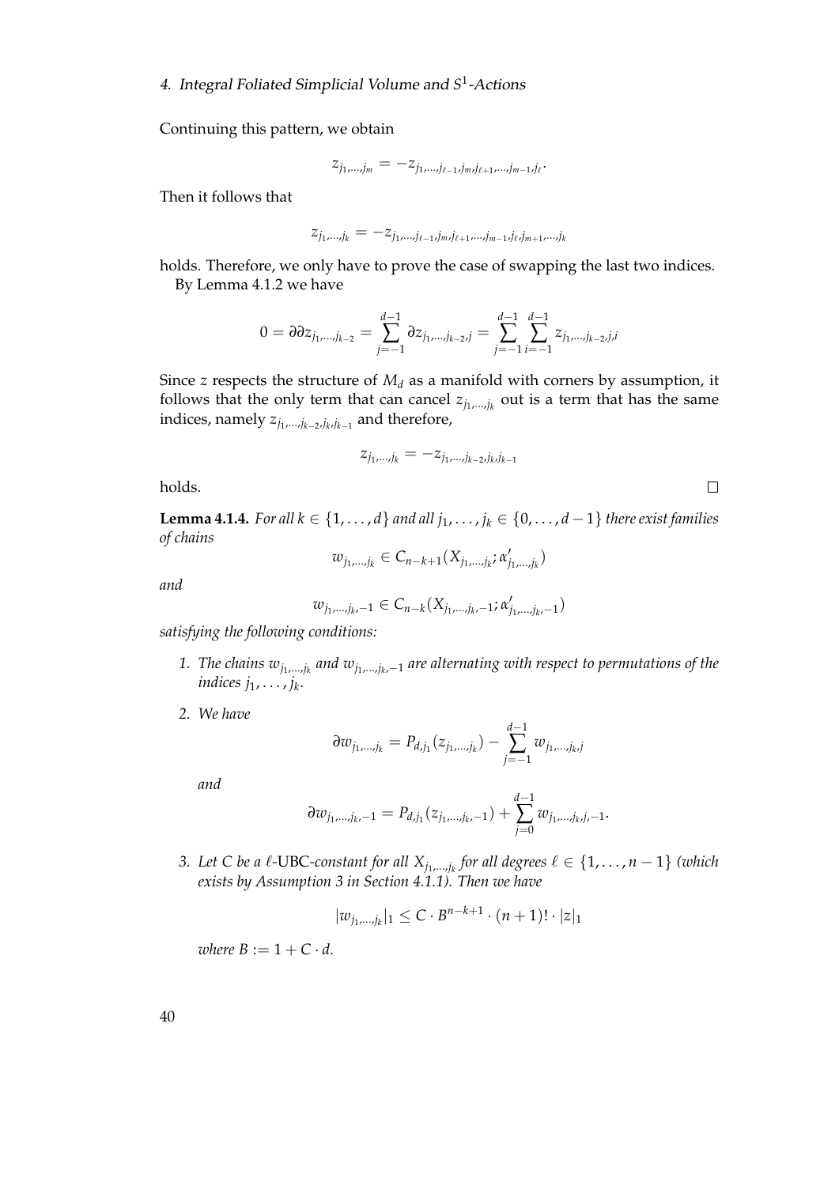Continuing this pattern, we obtain

$$z_{j_1,\dots,j_m} = -z_{j_1,\dots,j_{\ell-1},j_m,j_{\ell+1},\dots,j_{m-1},j_\ell}.$$

Then it follows that

$$z_{j_1,\dots,j_k} = -z_{j_1,\dots,j_{\ell-1},j_m,j_{\ell+1},\dots,j_{m-1},j_\ell,j_{m+1},\dots,j_k}$$

holds. Therefore, we only have to prove the case of swapping the last two indices.

By Lemma 4.1.2 we have

$$0 = \partial\partial z_{j_1,\dots,j_{k-2}} = \sum_{j=-1}^{d-1} \partial z_{j_1,\dots,j_{k-2},j} = \sum_{j=-1}^{d-1}\sum_{i=-1}^{d-1} z_{j_1,\dots,j_{k-2},j,i}$$

Since $z$ respects the structure of $M_d$ as a manifold with corners by assumption, it follows that the only term that can cancel $z_{j_1,\dots,j_k}$ out is a term that has the same indices, namely $z_{j_1,\dots,j_{k-2},j_k,j_{k-1}}$ and therefore,

$$z_{j_1,\dots,j_k} = -z_{j_1,\dots,j_{k-2},j_k,j_{k-1}}$$

holds. □

**Lemma 4.1.4.** *For all $k \in \{1,\dots,d\}$ and all $j_1,\dots,j_k \in \{0,\dots,d-1\}$ there exist families of chains*

$$w_{j_1,\dots,j_k} \in C_{n-k+1}(X_{j_1,\dots,j_k}; \alpha'_{j_1,\dots,j_k})$$

*and*

$$w_{j_1,\dots,j_k,-1} \in C_{n-k}(X_{j_1,\dots,j_k,-1}; \alpha'_{j_1,\dots,j_k,-1})$$

*satisfying the following conditions:*

1. *The chains $w_{j_1,\dots,j_k}$ and $w_{j_1,\dots,j_k,-1}$ are alternating with respect to permutations of the indices $j_1,\dots,j_k$.*
2. *We have*

$$\partial w_{j_1,\dots,j_k} = P_{d,j_1}(z_{j_1,\dots,j_k}) - \sum_{j=-1}^{d-1} w_{j_1,\dots,j_k,j}$$

*and*

$$\partial w_{j_1,\dots,j_k,-1} = P_{d,j_1}(z_{j_1,\dots,j_k,-1}) + \sum_{j=0}^{d-1} w_{j_1,\dots,j_k,j,-1}.$$

3. *Let $C$ be a $\ell$-UBC-constant for all $X_{j_1,\dots,j_k}$ for all degrees $\ell \in \{1,\dots,n-1\}$ (which exists by Assumption 3 in Section 4.1.1). Then we have*

$$|w_{j_1,\dots,j_k}|_1 \le C \cdot B^{n-k+1} \cdot (n+1)! \cdot |z|_1$$

*where $B := 1 + C \cdot d$.*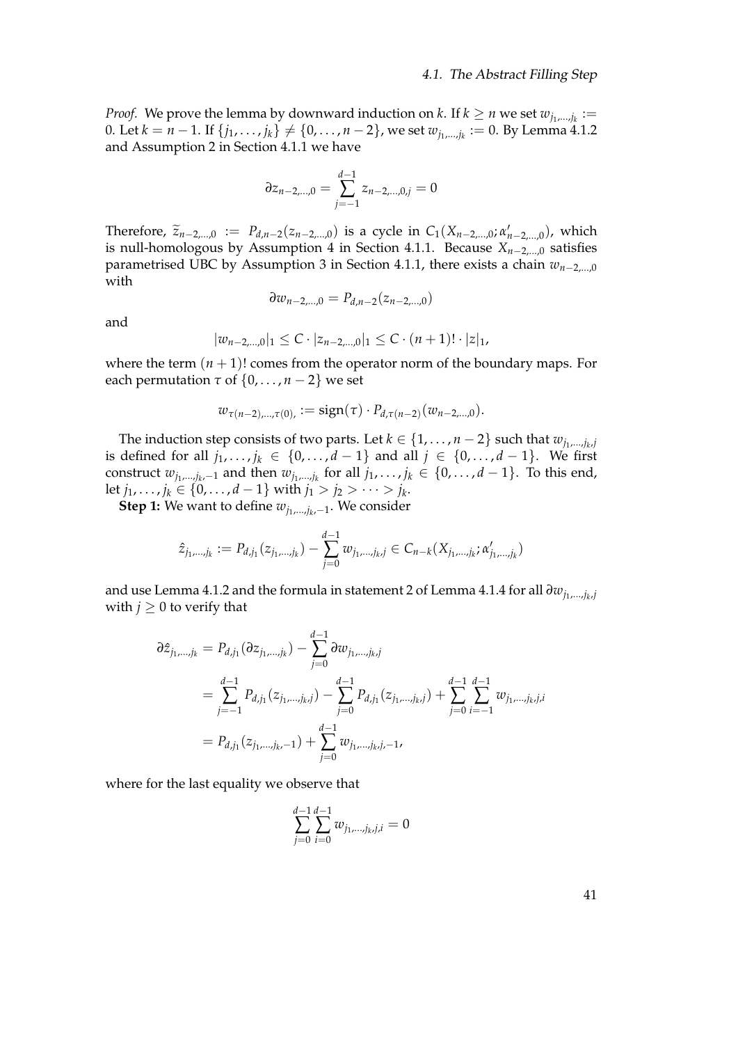*Proof.* We prove the lemma by downward induction on $k$. If $k \geq n$ we set $w_{j_1,\dots,j_k} := 0$. Let $k = n-1$. If $\{j_1, \dots, j_k\} \neq \{0, \dots, n-2\}$, we set $w_{j_1,\dots,j_k} := 0$. By Lemma 4.1.2 and Assumption 2 in Section 4.1.1 we have

$$\partial z_{n-2,\dots,0} = \sum_{j=-1}^{d-1} z_{n-2,\dots,0,j} = 0$$

Therefore, $\widetilde{z}_{n-2,\dots,0} := P_{d,n-2}(z_{n-2,\dots,0})$ is a cycle in $C_1(X_{n-2,\dots,0}; \alpha'_{n-2,\dots,0})$, which is null-homologous by Assumption 4 in Section 4.1.1. Because $X_{n-2,\dots,0}$ satisfies parametrised UBC by Assumption 3 in Section 4.1.1, there exists a chain $w_{n-2,\dots,0}$ with

$$\partial w_{n-2,\dots,0} = P_{d,n-2}(z_{n-2,\dots,0})$$

and

$$|w_{n-2,\dots,0}|_1 \leq C \cdot |z_{n-2,\dots,0}|_1 \leq C \cdot (n+1)! \cdot |z|_1,$$

where the term $(n+1)!$ comes from the operator norm of the boundary maps. For each permutation $\tau$ of $\{0, \dots, n-2\}$ we set

$$w_{\tau(n-2),\dots,\tau(0),} := \operatorname{sign}(\tau) \cdot P_{d,\tau(n-2)}(w_{n-2,\dots,0}).$$

The induction step consists of two parts. Let $k \in \{1, \dots, n-2\}$ such that $w_{j_1,\dots,j_k,j}$ is defined for all $j_1, \dots, j_k \in \{0, \dots, d-1\}$ and all $j \in \{0, \dots, d-1\}$. We first construct $w_{j_1,\dots,j_k,-1}$ and then $w_{j_1,\dots,j_k}$ for all $j_1, \dots, j_k \in \{0, \dots, d-1\}$. To this end, let $j_1, \dots, j_k \in \{0, \dots, d-1\}$ with $j_1 > j_2 > \dots > j_k$.

**Step 1:** We want to define $w_{j_1,\dots,j_k,-1}$. We consider

$$\hat{z}_{j_1,\dots,j_k} := P_{d,j_1}(z_{j_1,\dots,j_k}) - \sum_{j=0}^{d-1} w_{j_1,\dots,j_k,j} \in C_{n-k}(X_{j_1,\dots,j_k}; \alpha'_{j_1,\dots,j_k})$$

and use Lemma 4.1.2 and the formula in statement 2 of Lemma 4.1.4 for all $\partial w_{j_1,\dots,j_k,j}$ with $j \geq 0$ to verify that

$$\begin{aligned}
\partial \hat{z}_{j_1,\dots,j_k} &= P_{d,j_1}(\partial z_{j_1,\dots,j_k}) - \sum_{j=0}^{d-1} \partial w_{j_1,\dots,j_k,j} \\
&= \sum_{j=-1}^{d-1} P_{d,j_1}(z_{j_1,\dots,j_k,j}) - \sum_{j=0}^{d-1} P_{d,j_1}(z_{j_1,\dots,j_k,j}) + \sum_{j=0}^{d-1} \sum_{i=-1}^{d-1} w_{j_1,\dots,j_k,j,i} \\
&= P_{d,j_1}(z_{j_1,\dots,j_k,-1}) + \sum_{j=0}^{d-1} w_{j_1,\dots,j_k,j,-1},
\end{aligned}$$

where for the last equality we observe that

$$\sum_{j=0}^{d-1} \sum_{i=0}^{d-1} w_{j_1,\dots,j_k,j,i} = 0$$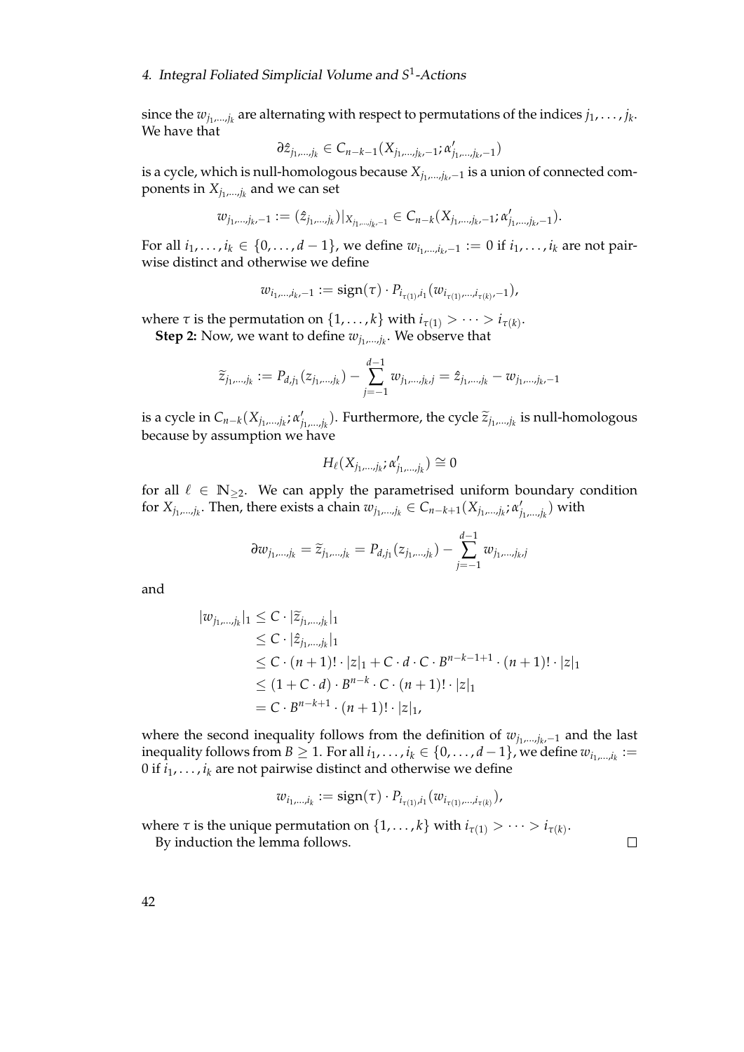since the $w_{j_1,\dots,j_k}$ are alternating with respect to permutations of the indices $j_1, \dots, j_k$. We have that

$$\partial \hat{z}_{j_1,\dots,j_k} \in C_{n-k-1}(X_{j_1,\dots,j_k,-1}; \alpha'_{j_1,\dots,j_k,-1})$$

is a cycle, which is null-homologous because $X_{j_1,\dots,j_k,-1}$ is a union of connected components in $X_{j_1,\dots,j_k}$ and we can set

$$w_{j_1,\dots,j_k,-1} := (\hat{z}_{j_1,\dots,j_k})|_{X_{j_1,\dots,j_k,-1}} \in C_{n-k}(X_{j_1,\dots,j_k,-1}; \alpha'_{j_1,\dots,j_k,-1}).$$

For all $i_1, \dots, i_k \in \{0, \dots, d-1\}$, we define $w_{i_1,\dots,i_k,-1} := 0$ if $i_1, \dots, i_k$ are not pairwise distinct and otherwise we define

$$w_{i_1,\dots,i_k,-1} := \operatorname{sign}(\tau) \cdot P_{i_{\tau(1)},i_1}(w_{i_{\tau(1)},\dots,i_{\tau(k)},-1}),$$

where $\tau$ is the permutation on $\{1, \dots, k\}$ with $i_{\tau(1)} > \dots > i_{\tau(k)}$.

**Step 2:** Now, we want to define $w_{j_1,\dots,j_k}$. We observe that

$$\widetilde{z}_{j_1,\dots,j_k} := P_{d,j_1}(z_{j_1,\dots,j_k}) - \sum_{j=-1}^{d-1} w_{j_1,\dots,j_k,j} = \hat{z}_{j_1,\dots,j_k} - w_{j_1,\dots,j_k,-1}$$

is a cycle in $C_{n-k}(X_{j_1,\dots,j_k}; \alpha'_{j_1,\dots,j_k})$. Furthermore, the cycle $\widetilde{z}_{j_1,\dots,j_k}$ is null-homologous because by assumption we have

$$H_\ell(X_{j_1,\dots,j_k}; \alpha'_{j_1,\dots,j_k}) \cong 0$$

for all $\ell \in \mathbb{N}_{\geq 2}$. We can apply the parametrised uniform boundary condition for $X_{j_1,\dots,j_k}$. Then, there exists a chain $w_{j_1,\dots,j_k} \in C_{n-k+1}(X_{j_1,\dots,j_k}; \alpha'_{j_1,\dots,j_k})$ with

$$\partial w_{j_1,\dots,j_k} = \widetilde{z}_{j_1,\dots,j_k} = P_{d,j_1}(z_{j_1,\dots,j_k}) - \sum_{j=-1}^{d-1} w_{j_1,\dots,j_k,j}$$

and

$$\begin{aligned}
|w_{j_1,\dots,j_k}|_1 &\leq C \cdot |\widetilde{z}_{j_1,\dots,j_k}|_1 \\
&\leq C \cdot |\hat{z}_{j_1,\dots,j_k}|_1 \\
&\leq C \cdot (n+1)! \cdot |z|_1 + C \cdot d \cdot C \cdot B^{n-k-1+1} \cdot (n+1)! \cdot |z|_1 \\
&\leq (1 + C \cdot d) \cdot B^{n-k} \cdot C \cdot (n+1)! \cdot |z|_1 \\
&= C \cdot B^{n-k+1} \cdot (n+1)! \cdot |z|_1,
\end{aligned}$$

where the second inequality follows from the definition of $w_{j_1,\dots,j_k,-1}$ and the last inequality follows from $B \geq 1$. For all $i_1, \dots, i_k \in \{0, \dots, d-1\}$, we define $w_{i_1,\dots,i_k} := 0$ if $i_1, \dots, i_k$ are not pairwise distinct and otherwise we define

$$w_{i_1,\dots,i_k} := \operatorname{sign}(\tau) \cdot P_{i_{\tau(1)},i_1}(w_{i_{\tau(1)},\dots,i_{\tau(k)}}),$$

where $\tau$ is the unique permutation on $\{1, \dots, k\}$ with $i_{\tau(1)} > \dots > i_{\tau(k)}$.

By induction the lemma follows. □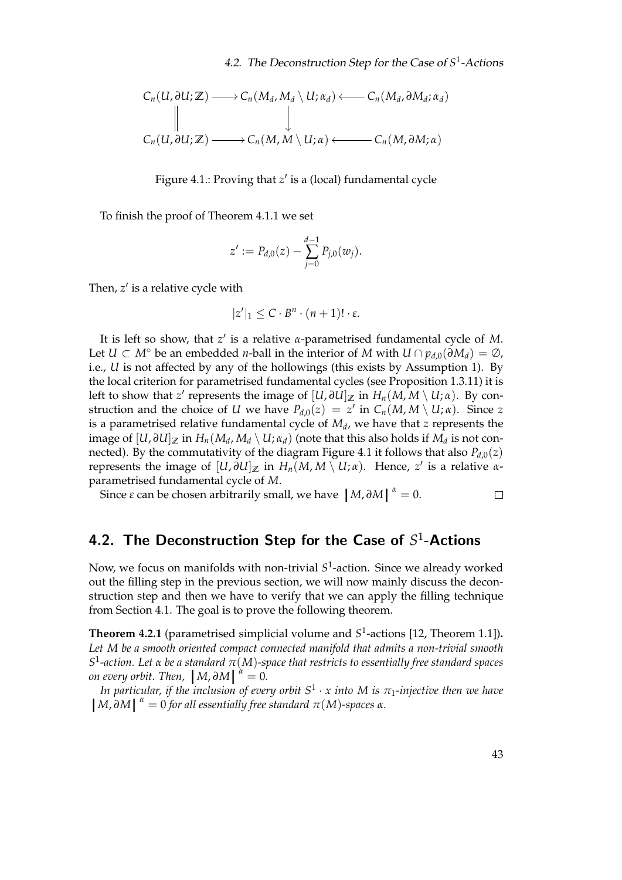$$
\begin{array}{ccccc}
C_n(U, \partial U; \mathbb{Z}) & \longrightarrow & C_n(M_d, M_d \setminus U; \alpha_d) & \longleftarrow & C_n(M_d, \partial M_d; \alpha_d) \\
\Big\| & & \Big\downarrow & & \\
C_n(U, \partial U; \mathbb{Z}) & \longrightarrow & C_n(M, M \setminus U; \alpha) & \longleftarrow & C_n(M, \partial M; \alpha)
\end{array}
$$

Figure 4.1.: Proving that $z'$ is a (local) fundamental cycle

To finish the proof of Theorem 4.1.1 we set

$$z' := P_{d,0}(z) - \sum_{j=0}^{d-1} P_{j,0}(w_j).$$

Then, $z'$ is a relative cycle with

$$|z'|_1 \leq C \cdot B^n \cdot (n+1)! \cdot \varepsilon.$$

It is left so show, that $z'$ is a relative $\alpha$-parametrised fundamental cycle of $M$. Let $U \subset M^\circ$ be an embedded $n$-ball in the interior of $M$ with $U \cap p_{d,0}(\partial M_d) = \emptyset$, i.e., $U$ is not affected by any of the hollowings (this exists by Assumption 1). By the local criterion for parametrised fundamental cycles (see Proposition 1.3.11) it is left to show that $z'$ represents the image of $[U, \partial U]_{\mathbb{Z}}$ in $H_n(M, M \setminus U; \alpha)$. By construction and the choice of $U$ we have $P_{d,0}(z) = z'$ in $C_n(M, M \setminus U; \alpha)$. Since $z$ is a parametrised relative fundamental cycle of $M_d$, we have that $z$ represents the image of $[U, \partial U]_{\mathbb{Z}}$ in $H_n(M_d, M_d \setminus U; \alpha_d)$ (note that this also holds if $M_d$ is not connected). By the commutativity of the diagram Figure 4.1 it follows that also $P_{d,0}(z)$ represents the image of $[U, \partial U]_{\mathbb{Z}}$ in $H_n(M, M \setminus U; \alpha)$. Hence, $z'$ is a relative $\alpha$-parametrised fundamental cycle of $M$.

Since $\varepsilon$ can be chosen arbitrarily small, we have $|M, \partial M|^{\alpha} = 0$. ∎

## 4.2. The Deconstruction Step for the Case of $S^1$-Actions

Now, we focus on manifolds with non-trivial $S^1$-action. Since we already worked out the filling step in the previous section, we will now mainly discuss the deconstruction step and then we have to verify that we can apply the filling technique from Section 4.1. The goal is to prove the following theorem.

**Theorem 4.2.1** (parametrised simplicial volume and $S^1$-actions [12, Theorem 1.1])**.** *Let $M$ be a smooth oriented compact connected manifold that admits a non-trivial smooth $S^1$-action. Let $\alpha$ be a standard $\pi(M)$-space that restricts to essentially free standard spaces on every orbit. Then, $|M, \partial M|^{\alpha} = 0$.*

*In particular, if the inclusion of every orbit $S^1 \cdot x$ into $M$ is $\pi_1$-injective then we have $|M, \partial M|^{\alpha} = 0$ for all essentially free standard $\pi(M)$-spaces $\alpha$.*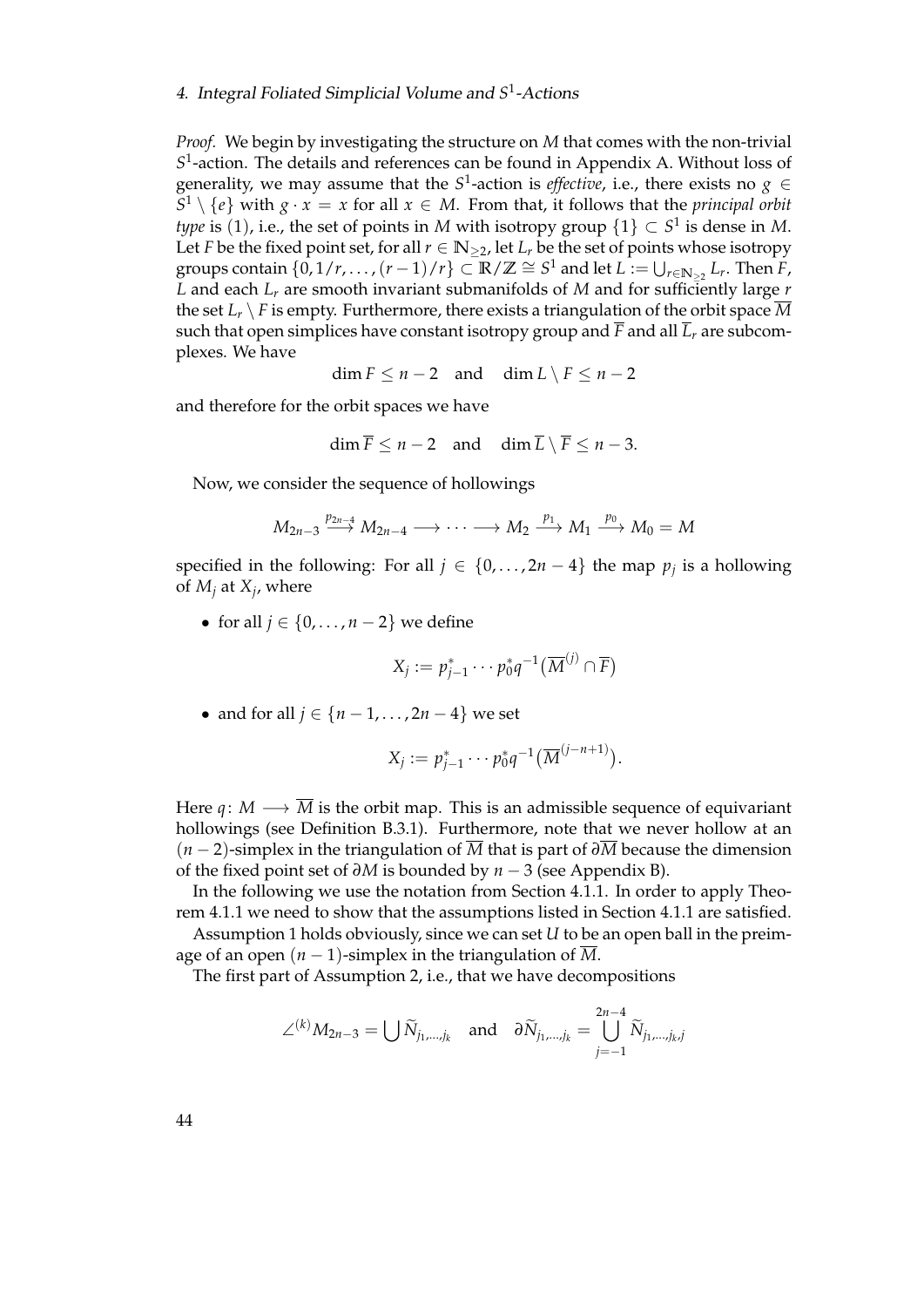*Proof.* We begin by investigating the structure on $M$ that comes with the non-trivial $S^1$-action. The details and references can be found in Appendix A. Without loss of generality, we may assume that the $S^1$-action is *effective*, i.e., there exists no $g \in S^1 \setminus \{e\}$ with $g \cdot x = x$ for all $x \in M$. From that, it follows that the *principal orbit type* is $(1)$, i.e., the set of points in $M$ with isotropy group $\{1\} \subset S^1$ is dense in $M$. Let $F$ be the fixed point set, for all $r \in \mathbb{N}_{\geq 2}$, let $L_r$ be the set of points whose isotropy groups contain $\{0, 1/r, \ldots, (r-1)/r\} \subset \mathbb{R}/\mathbb{Z} \cong S^1$ and let $L := \bigcup_{r \in \mathbb{N}_{\geq 2}} L_r$. Then $F$, $L$ and each $L_r$ are smooth invariant submanifolds of $M$ and for sufficiently large $r$ the set $L_r \setminus F$ is empty. Furthermore, there exists a triangulation of the orbit space $\overline{M}$ such that open simplices have constant isotropy group and $\overline{F}$ and all $\overline{L}_r$ are subcomplexes. We have

$$\dim F \leq n-2 \quad \text{and} \quad \dim L \setminus F \leq n-2$$

and therefore for the orbit spaces we have

$$\dim \overline{F} \leq n-2 \quad \text{and} \quad \dim \overline{L} \setminus \overline{F} \leq n-3.$$

Now, we consider the sequence of hollowings

$$M_{2n-3} \xrightarrow{p_{2n-4}} M_{2n-4} \longrightarrow \cdots \longrightarrow M_2 \xrightarrow{p_1} M_1 \xrightarrow{p_0} M_0 = M$$

specified in the following: For all $j \in \{0, \ldots, 2n-4\}$ the map $p_j$ is a hollowing of $M_j$ at $X_j$, where

- for all $j \in \{0, \ldots, n-2\}$ we define

$$X_j := p_{j-1}^* \cdots p_0^* q^{-1}\big(\overline{M}^{(j)} \cap \overline{F}\big)$$

- and for all $j \in \{n-1, \ldots, 2n-4\}$ we set

$$X_j := p_{j-1}^* \cdots p_0^* q^{-1}\big(\overline{M}^{(j-n+1)}\big).$$

Here $q \colon M \longrightarrow \overline{M}$ is the orbit map. This is an admissible sequence of equivariant hollowings (see Definition B.3.1). Furthermore, note that we never hollow at an $(n-2)$-simplex in the triangulation of $\overline{M}$ that is part of $\partial \overline{M}$ because the dimension of the fixed point set of $\partial M$ is bounded by $n-3$ (see Appendix B).

In the following we use the notation from Section 4.1.1. In order to apply Theorem 4.1.1 we need to show that the assumptions listed in Section 4.1.1 are satisfied.

Assumption 1 holds obviously, since we can set $U$ to be an open ball in the preimage of an open $(n-1)$-simplex in the triangulation of $\overline{M}$.

The first part of Assumption 2, i.e., that we have decompositions

$$\angle^{(k)} M_{2n-3} = \bigcup \widetilde{N}_{j_1,\ldots,j_k} \quad \text{and} \quad \partial \widetilde{N}_{j_1,\ldots,j_k} = \bigcup_{j=-1}^{2n-4} \widetilde{N}_{j_1,\ldots,j_k,j}$$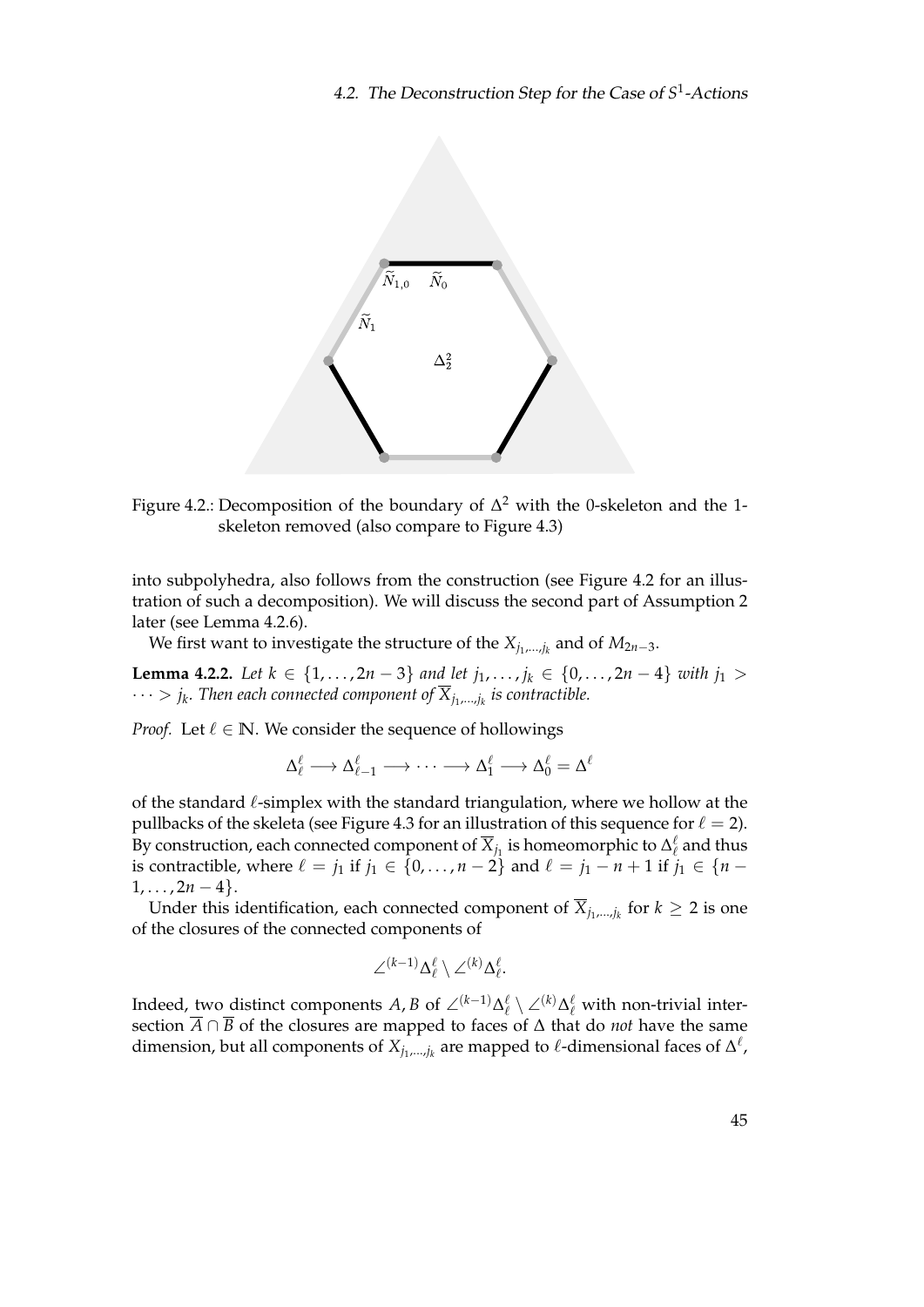Figure 4.2.: Decomposition of the boundary of $\Delta^2$ with the 0-skeleton and the 1-skeleton removed (also compare to Figure 4.3)

into subpolyhedra, also follows from the construction (see Figure 4.2 for an illustration of such a decomposition). We will discuss the second part of Assumption 2 later (see Lemma 4.2.6).

We first want to investigate the structure of the $X_{j_1,\ldots,j_k}$ and of $M_{2n-3}$.

**Lemma 4.2.2.** *Let $k \in \{1, \ldots, 2n-3\}$ and let $j_1, \ldots, j_k \in \{0, \ldots, 2n-4\}$ with $j_1 > \cdots > j_k$. Then each connected component of $\overline{X}_{j_1,\ldots,j_k}$ is contractible.*

*Proof.* Let $\ell \in \mathbb{N}$. We consider the sequence of hollowings

$$\Delta^\ell_\ell \longrightarrow \Delta^\ell_{\ell-1} \longrightarrow \cdots \longrightarrow \Delta^\ell_1 \longrightarrow \Delta^\ell_0 = \Delta^\ell$$

of the standard $\ell$-simplex with the standard triangulation, where we hollow at the pullbacks of the skeleta (see Figure 4.3 for an illustration of this sequence for $\ell = 2$). By construction, each connected component of $\overline{X}_{j_1}$ is homeomorphic to $\Delta^\ell_\ell$ and thus is contractible, where $\ell = j_1$ if $j_1 \in \{0, \ldots, n-2\}$ and $\ell = j_1 - n + 1$ if $j_1 \in \{n-1, \ldots, 2n-4\}$.

Under this identification, each connected component of $\overline{X}_{j_1,\ldots,j_k}$ for $k \geq 2$ is one of the closures of the connected components of

$$\angle^{(k-1)}\Delta^\ell_\ell \setminus \angle^{(k)}\Delta^\ell_\ell.$$

Indeed, two distinct components $A, B$ of $\angle^{(k-1)}\Delta^\ell_\ell \setminus \angle^{(k)}\Delta^\ell_\ell$ with non-trivial intersection $\overline{A} \cap \overline{B}$ of the closures are mapped to faces of $\Delta$ that do *not* have the same dimension, but all components of $X_{j_1,\ldots,j_k}$ are mapped to $\ell$-dimensional faces of $\Delta^\ell$,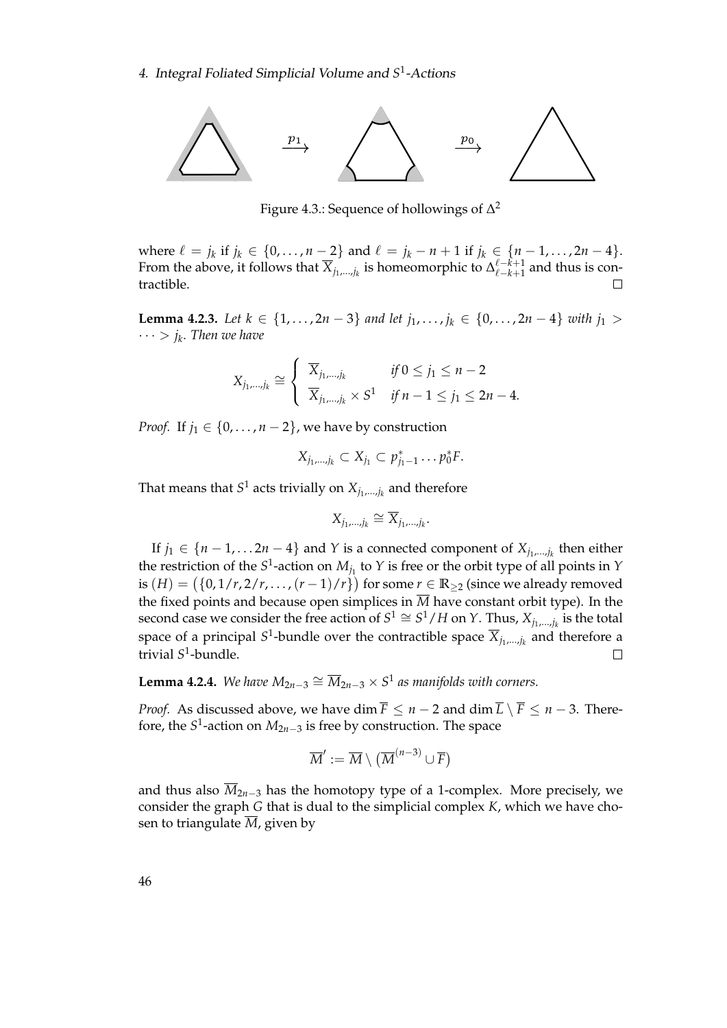Figure 4.3.: Sequence of hollowings of $\Delta^2$

where $\ell = j_k$ if $j_k \in \{0, \ldots, n-2\}$ and $\ell = j_k - n + 1$ if $j_k \in \{n-1, \ldots, 2n-4\}$. From the above, it follows that $\overline{X}_{j_1,\ldots,j_k}$ is homeomorphic to $\Delta^{\ell-k+1}_{\ell-k+1}$ and thus is contractible. $\square$

**Lemma 4.2.3.** *Let $k \in \{1, \ldots, 2n-3\}$ and let $j_1, \ldots, j_k \in \{0, \ldots, 2n-4\}$ with $j_1 > \cdots > j_k$. Then we have*

$$X_{j_1,\ldots,j_k} \cong \begin{cases} \overline{X}_{j_1,\ldots,j_k} & \text{if } 0 \leq j_1 \leq n-2 \\ \overline{X}_{j_1,\ldots,j_k} \times S^1 & \text{if } n-1 \leq j_1 \leq 2n-4. \end{cases}$$

*Proof.* If $j_1 \in \{0, \ldots, n-2\}$, we have by construction

$$X_{j_1,\ldots,j_k} \subset X_{j_1} \subset p^*_{j_1-1} \ldots p^*_0 F.$$

That means that $S^1$ acts trivially on $X_{j_1,\ldots,j_k}$ and therefore

$$X_{j_1,\ldots,j_k} \cong \overline{X}_{j_1,\ldots,j_k}.$$

If $j_1 \in \{n-1, \ldots 2n-4\}$ and $Y$ is a connected component of $X_{j_1,\ldots,j_k}$ then either the restriction of the $S^1$-action on $M_{j_1}$ to $Y$ is free or the orbit type of all points in $Y$ is $(H) = \big(\{0, 1/r, 2/r, \ldots, (r-1)/r\}\big)$ for some $r \in \mathbb{R}_{\geq 2}$ (since we already removed the fixed points and because open simplices in $\overline{M}$ have constant orbit type). In the second case we consider the free action of $S^1 \cong S^1/H$ on $Y$. Thus, $X_{j_1,\ldots,j_k}$ is the total space of a principal $S^1$-bundle over the contractible space $\overline{X}_{j_1,\ldots,j_k}$ and therefore a trivial $S^1$-bundle. $\square$

**Lemma 4.2.4.** *We have $M_{2n-3} \cong \overline{M}_{2n-3} \times S^1$ as manifolds with corners.*

*Proof.* As discussed above, we have $\dim \overline{F} \leq n-2$ and $\dim \overline{L} \setminus \overline{F} \leq n-3$. Therefore, the $S^1$-action on $M_{2n-3}$ is free by construction. The space

$$\overline{M}' := \overline{M} \setminus \big(\overline{M}^{(n-3)} \cup \overline{F}\big)$$

and thus also $\overline{M}_{2n-3}$ has the homotopy type of a 1-complex. More precisely, we consider the graph $G$ that is dual to the simplicial complex $K$, which we have chosen to triangulate $\overline{M}$, given by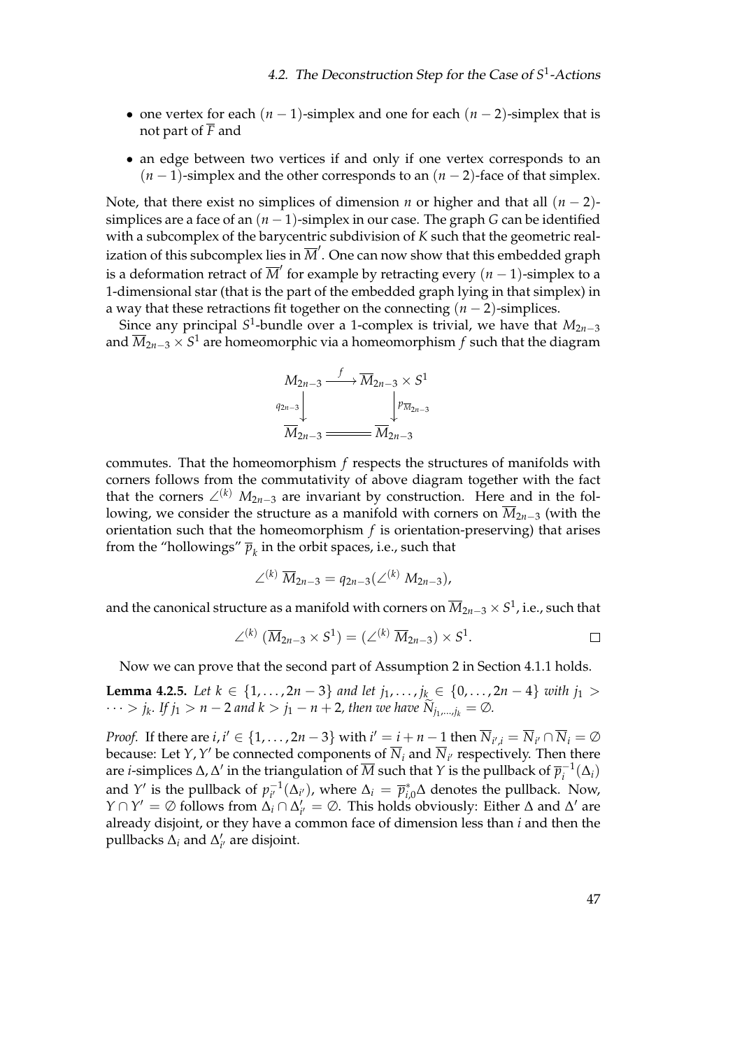- one vertex for each $(n-1)$-simplex and one for each $(n-2)$-simplex that is not part of $\overline{F}$ and
- an edge between two vertices if and only if one vertex corresponds to an $(n-1)$-simplex and the other corresponds to an $(n-2)$-face of that simplex.

Note, that there exist no simplices of dimension $n$ or higher and that all $(n-2)$-simplices are a face of an $(n-1)$-simplex in our case. The graph $G$ can be identified with a subcomplex of the barycentric subdivision of $K$ such that the geometric realization of this subcomplex lies in $\overline{M}'$. One can now show that this embedded graph is a deformation retract of $\overline{M}'$ for example by retracting every $(n-1)$-simplex to a 1-dimensional star (that is the part of the embedded graph lying in that simplex) in a way that these retractions fit together on the connecting $(n-2)$-simplices.

Since any principal $S^1$-bundle over a 1-complex is trivial, we have that $M_{2n-3}$ and $\overline{M}_{2n-3} \times S^1$ are homeomorphic via a homeomorphism $f$ such that the diagram

$$\begin{array}{ccc} M_{2n-3} & \xrightarrow{f} & \overline{M}_{2n-3} \times S^1 \\ {\scriptstyle q_{2n-3}}\downarrow & & \downarrow{\scriptstyle p_{\overline{M}_{2n-3}}} \\ \overline{M}_{2n-3} & = & \overline{M}_{2n-3} \end{array}$$

commutes. That the homeomorphism $f$ respects the structures of manifolds with corners follows from the commutativity of above diagram together with the fact that the corners $\angle^{(k)} M_{2n-3}$ are invariant by construction. Here and in the following, we consider the structure as a manifold with corners on $\overline{M}_{2n-3}$ (with the orientation such that the homeomorphism $f$ is orientation-preserving) that arises from the "hollowings" $\overline{p}_k$ in the orbit spaces, i.e., such that

$$\angle^{(k)} \overline{M}_{2n-3} = q_{2n-3}(\angle^{(k)} M_{2n-3}),$$

and the canonical structure as a manifold with corners on $\overline{M}_{2n-3} \times S^1$, i.e., such that

$$\angle^{(k)} (\overline{M}_{2n-3} \times S^1) = (\angle^{(k)} \overline{M}_{2n-3}) \times S^1. \qquad \square$$

Now we can prove that the second part of Assumption 2 in Section 4.1.1 holds.

**Lemma 4.2.5.** *Let $k \in \{1, \dots, 2n-3\}$ and let $j_1, \dots, j_k \in \{0, \dots, 2n-4\}$ with $j_1 > \dots > j_k$. If $j_1 > n-2$ and $k > j_1 - n + 2$, then we have $\widetilde{N}_{j_1,\dots,j_k} = \emptyset$.*

*Proof.* If there are $i, i' \in \{1, \dots, 2n-3\}$ with $i' = i + n - 1$ then $\overline{N}_{i',i} = \overline{N}_{i'} \cap \overline{N}_i = \emptyset$ because: Let $Y, Y'$ be connected components of $\overline{N}_i$ and $\overline{N}_{i'}$ respectively. Then there are $i$-simplices $\Delta, \Delta'$ in the triangulation of $\overline{M}$ such that $Y$ is the pullback of $\overline{p}_i^{-1}(\Delta_i)$ and $Y'$ is the pullback of $p_{i'}^{-1}(\Delta_{i'})$, where $\Delta_i = \overline{p}_{i,0}^*\Delta$ denotes the pullback. Now, $Y \cap Y' = \emptyset$ follows from $\Delta_i \cap \Delta'_{i'} = \emptyset$. This holds obviously: Either $\Delta$ and $\Delta'$ are already disjoint, or they have a common face of dimension less than $i$ and then the pullbacks $\Delta_i$ and $\Delta'_{i'}$ are disjoint.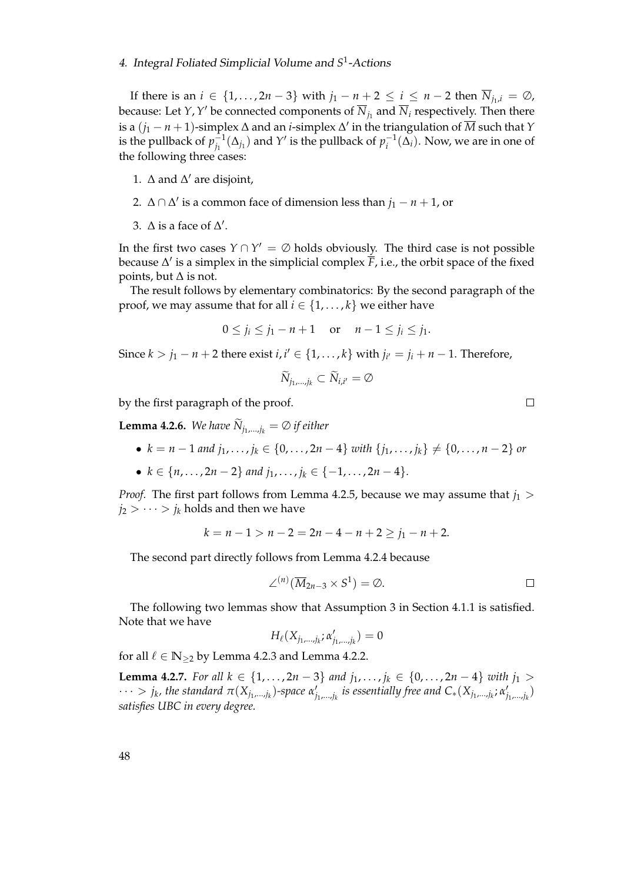If there is an $i \in \{1, \ldots, 2n-3\}$ with $j_1 - n + 2 \leq i \leq n-2$ then $\overline{N}_{j_1,i} = \emptyset$, because: Let $Y, Y'$ be connected components of $\overline{N}_{j_1}$ and $\overline{N}_i$ respectively. Then there is a $(j_1 - n + 1)$-simplex $\Delta$ and an $i$-simplex $\Delta'$ in the triangulation of $\overline{M}$ such that $Y$ is the pullback of $p_{j_1}^{-1}(\Delta_{j_1})$ and $Y'$ is the pullback of $p_i^{-1}(\Delta_i)$. Now, we are in one of the following three cases:

1. $\Delta$ and $\Delta'$ are disjoint,
2. $\Delta \cap \Delta'$ is a common face of dimension less than $j_1 - n + 1$, or
3. $\Delta$ is a face of $\Delta'$.

In the first two cases $Y \cap Y' = \emptyset$ holds obviously. The third case is not possible because $\Delta'$ is a simplex in the simplicial complex $\overline{F}$, i.e., the orbit space of the fixed points, but $\Delta$ is not.

The result follows by elementary combinatorics: By the second paragraph of the proof, we may assume that for all $i \in \{1, \ldots, k\}$ we either have

$$0 \leq j_i \leq j_1 - n + 1 \quad \text{or} \quad n - 1 \leq j_i \leq j_1.$$

Since $k > j_1 - n + 2$ there exist $i, i' \in \{1, \ldots, k\}$ with $j_{i'} = j_i + n - 1$. Therefore,

$$\widetilde{N}_{j_1,\ldots,j_k} \subset \widetilde{N}_{i,i'} = \emptyset$$

by the first paragraph of the proof. □

**Lemma 4.2.6.** *We have $\widetilde{N}_{j_1,\ldots,j_k} = \emptyset$ if either*

- *$k = n-1$ and $j_1, \ldots, j_k \in \{0, \ldots, 2n-4\}$ with $\{j_1, \ldots, j_k\} \neq \{0, \ldots, n-2\}$ or*
- *$k \in \{n, \ldots, 2n-2\}$ and $j_1, \ldots, j_k \in \{-1, \ldots, 2n-4\}$.*

*Proof.* The first part follows from Lemma 4.2.5, because we may assume that $j_1 > j_2 > \cdots > j_k$ holds and then we have

$$k = n - 1 > n - 2 = 2n - 4 - n + 2 \geq j_1 - n + 2.$$

The second part directly follows from Lemma 4.2.4 because

$$\angle^{(n)}(\overline{M}_{2n-3} \times S^1) = \emptyset.$$

□

The following two lemmas show that Assumption 3 in Section 4.1.1 is satisfied. Note that we have

$$H_\ell(X_{j_1,\ldots,j_k}; \alpha'_{j_1,\ldots,j_k}) = 0$$

for all $\ell \in \mathbb{N}_{\geq 2}$ by Lemma 4.2.3 and Lemma 4.2.2.

**Lemma 4.2.7.** *For all $k \in \{1, \ldots, 2n-3\}$ and $j_1, \ldots, j_k \in \{0, \ldots, 2n-4\}$ with $j_1 > \cdots > j_k$, the standard $\pi(X_{j_1,\ldots,j_k})$-space $\alpha'_{j_1,\ldots,j_k}$ is essentially free and $C_*(X_{j_1,\ldots,j_k}; \alpha'_{j_1,\ldots,j_k})$ satisfies UBC in every degree.*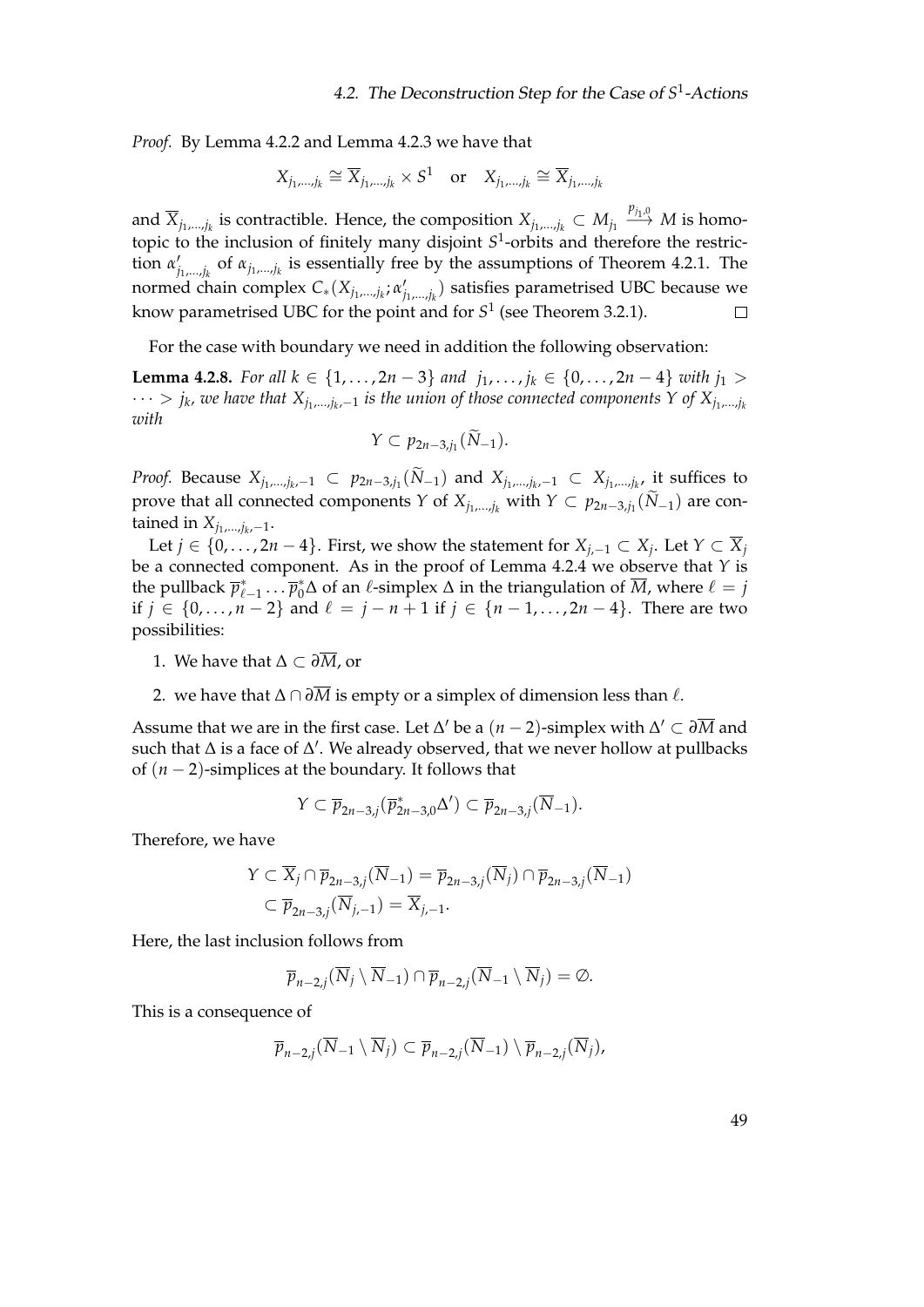*Proof.* By Lemma 4.2.2 and Lemma 4.2.3 we have that

$$X_{j_1,\dots,j_k} \cong \overline{X}_{j_1,\dots,j_k} \times S^1 \quad \text{or} \quad X_{j_1,\dots,j_k} \cong \overline{X}_{j_1,\dots,j_k}$$

and $\overline{X}_{j_1,\dots,j_k}$ is contractible. Hence, the composition $X_{j_1,\dots,j_k} \subset M_{j_1} \xrightarrow{p_{j_1,0}} M$ is homotopic to the inclusion of finitely many disjoint $S^1$-orbits and therefore the restriction $\alpha'_{j_1,\dots,j_k}$ of $\alpha_{j_1,\dots,j_k}$ is essentially free by the assumptions of Theorem 4.2.1. The normed chain complex $C_*(X_{j_1,\dots,j_k}; \alpha'_{j_1,\dots,j_k})$ satisfies parametrised UBC because we know parametrised UBC for the point and for $S^1$ (see Theorem 3.2.1). □

For the case with boundary we need in addition the following observation:

**Lemma 4.2.8.** *For all $k \in \{1, \dots, 2n-3\}$ and $j_1, \dots, j_k \in \{0, \dots, 2n-4\}$ with $j_1 > \dots > j_k$, we have that $X_{j_1,\dots,j_k,-1}$ is the union of those connected components $Y$ of $X_{j_1,\dots,j_k}$ with*

$$Y \subset p_{2n-3,j_1}(\widetilde{N}_{-1}).$$

*Proof.* Because $X_{j_1,\dots,j_k,-1} \subset p_{2n-3,j_1}(\widetilde{N}_{-1})$ and $X_{j_1,\dots,j_k,-1} \subset X_{j_1,\dots,j_k}$, it suffices to prove that all connected components $Y$ of $X_{j_1,\dots,j_k}$ with $Y \subset p_{2n-3,j_1}(\widetilde{N}_{-1})$ are contained in $X_{j_1,\dots,j_k,-1}$.

Let $j \in \{0, \dots, 2n-4\}$. First, we show the statement for $X_{j,-1} \subset X_j$. Let $Y \subset \overline{X}_j$ be a connected component. As in the proof of Lemma 4.2.4 we observe that $Y$ is the pullback $\overline{p}^*_{\ell-1} \dots \overline{p}^*_0 \Delta$ of an $\ell$-simplex $\Delta$ in the triangulation of $\overline{M}$, where $\ell = j$ if $j \in \{0, \dots, n-2\}$ and $\ell = j-n+1$ if $j \in \{n-1, \dots, 2n-4\}$. There are two possibilities:

1. We have that $\Delta \subset \partial\overline{M}$, or
2. we have that $\Delta \cap \partial\overline{M}$ is empty or a simplex of dimension less than $\ell$.

Assume that we are in the first case. Let $\Delta'$ be a $(n-2)$-simplex with $\Delta' \subset \partial\overline{M}$ and such that $\Delta$ is a face of $\Delta'$. We already observed, that we never hollow at pullbacks of $(n-2)$-simplices at the boundary. It follows that

$$Y \subset \overline{p}_{2n-3,j}(\overline{p}^*_{2n-3,0}\Delta') \subset \overline{p}_{2n-3,j}(\overline{N}_{-1}).$$

Therefore, we have

$$\begin{aligned} Y &\subset \overline{X}_j \cap \overline{p}_{2n-3,j}(\overline{N}_{-1}) = \overline{p}_{2n-3,j}(\overline{N}_j) \cap \overline{p}_{2n-3,j}(\overline{N}_{-1}) \\ &\subset \overline{p}_{2n-3,j}(\overline{N}_{j,-1}) = \overline{X}_{j,-1}. \end{aligned}$$

Here, the last inclusion follows from

$$\overline{p}_{n-2,j}(\overline{N}_j \setminus \overline{N}_{-1}) \cap \overline{p}_{n-2,j}(\overline{N}_{-1} \setminus \overline{N}_j) = \emptyset.$$

This is a consequence of

$$\overline{p}_{n-2,j}(\overline{N}_{-1} \setminus \overline{N}_j) \subset \overline{p}_{n-2,j}(\overline{N}_{-1}) \setminus \overline{p}_{n-2,j}(\overline{N}_j),$$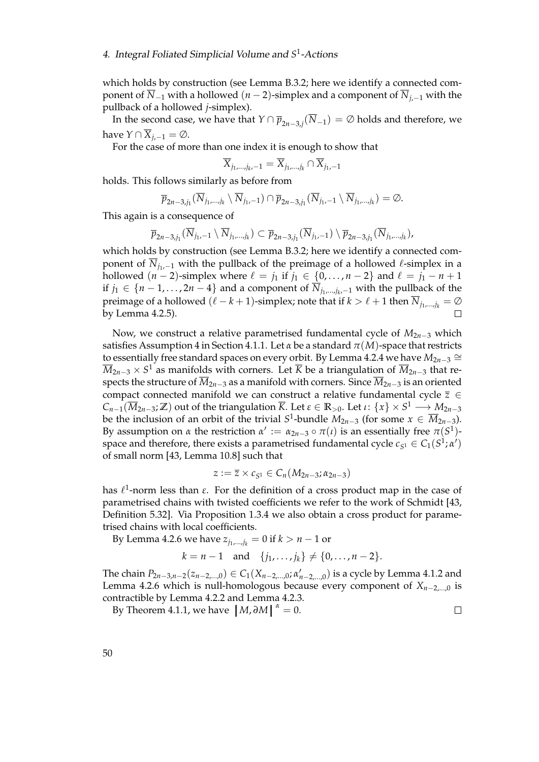which holds by construction (see Lemma B.3.2; here we identify a connected component of $\overline{N}_{-1}$ with a hollowed $(n-2)$-simplex and a component of $\overline{N}_{j,-1}$ with the pullback of a hollowed $j$-simplex).

In the second case, we have that $Y \cap \overline{p}_{2n-3,j}(\overline{N}_{-1}) = \emptyset$ holds and therefore, we have $Y \cap \overline{X}_{j,-1} = \emptyset$.

For the case of more than one index it is enough to show that

$$\overline{X}_{j_1,\dots,j_k,-1} = \overline{X}_{j_1,\dots,j_k} \cap \overline{X}_{j_1,-1}$$

holds. This follows similarly as before from

$$\overline{p}_{2n-3,j_1}(\overline{N}_{j_1,\dots,j_k} \setminus \overline{N}_{j_1,-1}) \cap \overline{p}_{2n-3,j_1}(\overline{N}_{j_1,-1} \setminus \overline{N}_{j_1,\dots,j_k}) = \emptyset.$$

This again is a consequence of

$$\overline{p}_{2n-3,j_1}(\overline{N}_{j_1,-1} \setminus \overline{N}_{j_1,\dots,j_k}) \subset \overline{p}_{2n-3,j_1}(\overline{N}_{j_1,-1}) \setminus \overline{p}_{2n-3,j_1}(\overline{N}_{j_1,\dots,j_k}),$$

which holds by construction (see Lemma B.3.2; here we identify a connected component of $\overline{N}_{j_1,-1}$ with the pullback of the preimage of a hollowed $\ell$-simplex in a hollowed $(n-2)$-simplex where $\ell = j_1$ if $j_1 \in \{0,\dots,n-2\}$ and $\ell = j_1 - n + 1$ if $j_1 \in \{n-1,\dots,2n-4\}$ and a component of $\overline{N}_{j_1,\dots,j_k,-1}$ with the pullback of the preimage of a hollowed $(\ell-k+1)$-simplex; note that if $k > \ell + 1$ then $\overline{N}_{j_1,\dots,j_k} = \emptyset$ by Lemma 4.2.5). $\square$

Now, we construct a relative parametrised fundamental cycle of $M_{2n-3}$ which satisfies Assumption 4 in Section 4.1.1. Let $\alpha$ be a standard $\pi(M)$-space that restricts to essentially free standard spaces on every orbit. By Lemma 4.2.4 we have $M_{2n-3} \cong \overline{M}_{2n-3} \times S^1$ as manifolds with corners. Let $\overline{K}$ be a triangulation of $\overline{M}_{2n-3}$ that respects the structure of $\overline{M}_{2n-3}$ as a manifold with corners. Since $\overline{M}_{2n-3}$ is an oriented compact connected manifold we can construct a relative fundamental cycle $\overline{z} \in C_{n-1}(\overline{M}_{2n-3};\mathbb{Z})$ out of the triangulation $\overline{K}$. Let $\varepsilon \in \mathbb{R}_{>0}$. Let $\iota\colon \{x\} \times S^1 \longrightarrow M_{2n-3}$ be the inclusion of an orbit of the trivial $S^1$-bundle $M_{2n-3}$ (for some $x \in \overline{M}_{2n-3}$). By assumption on $\alpha$ the restriction $\alpha' := \alpha_{2n-3} \circ \pi(\iota)$ is an essentially free $\pi(S^1)$-space and therefore, there exists a parametrised fundamental cycle $c_{S^1} \in C_1(S^1;\alpha')$ of small norm [43, Lemma 10.8] such that

$$z := \overline{z} \times c_{S^1} \in C_n(M_{2n-3};\alpha_{2n-3})$$

has $\ell^1$-norm less than $\varepsilon$. For the definition of a cross product map in the case of parametrised chains with twisted coefficients we refer to the work of Schmidt [43, Definition 5.32]. Via Proposition 1.3.4 we also obtain a cross product for parametrised chains with local coefficients.

By Lemma 4.2.6 we have $z_{j_1,\dots,j_k} = 0$ if $k > n-1$ or

$$k = n-1 \quad \text{and} \quad \{j_1,\dots,j_k\} \neq \{0,\dots,n-2\}.$$

The chain $P_{2n-3,n-2}(z_{n-2,\dots,0}) \in C_1(X_{n-2,\dots,0};\alpha'_{n-2,\dots,0})$ is a cycle by Lemma 4.1.2 and Lemma 4.2.6 which is null-homologous because every component of $X_{n-2,\dots,0}$ is contractible by Lemma 4.2.2 and Lemma 4.2.3.

By Theorem 4.1.1, we have $|M,\partial M|^{\alpha} = 0$. $\square$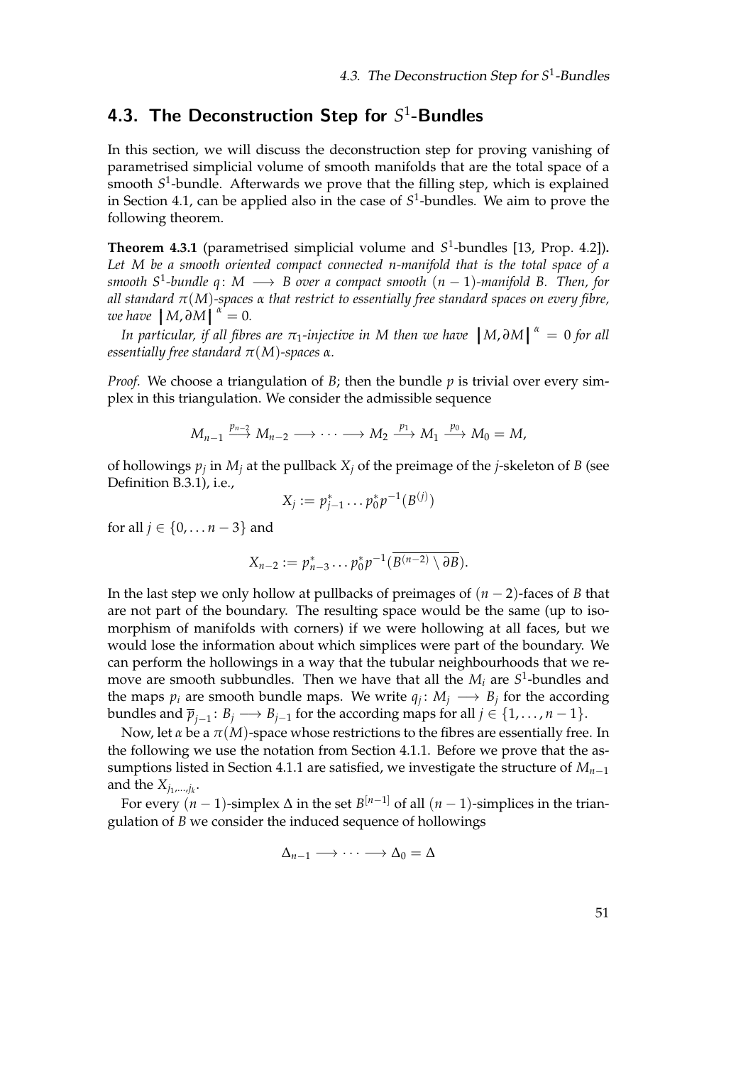## 4.3. The Deconstruction Step for $S^1$-Bundles

In this section, we will discuss the deconstruction step for proving vanishing of parametrised simplicial volume of smooth manifolds that are the total space of a smooth $S^1$-bundle. Afterwards we prove that the filling step, which is explained in Section 4.1, can be applied also in the case of $S^1$-bundles. We aim to prove the following theorem.

**Theorem 4.3.1** (parametrised simplicial volume and $S^1$-bundles [13, Prop. 4.2])**.** *Let $M$ be a smooth oriented compact connected $n$-manifold that is the total space of a smooth $S^1$-bundle $q\colon M \longrightarrow B$ over a compact smooth $(n-1)$-manifold $B$. Then, for all standard $\pi(M)$-spaces $\alpha$ that restrict to essentially free standard spaces on every fibre, we have $|M, \partial M|^{\alpha} = 0$.*

*In particular, if all fibres are $\pi_1$-injective in $M$ then we have $|M, \partial M|^{\alpha} = 0$ for all essentially free standard $\pi(M)$-spaces $\alpha$.*

*Proof.* We choose a triangulation of $B$; then the bundle $p$ is trivial over every simplex in this triangulation. We consider the admissible sequence

$$M_{n-1} \xrightarrow{p_{n-2}} M_{n-2} \longrightarrow \cdots \longrightarrow M_2 \xrightarrow{p_1} M_1 \xrightarrow{p_0} M_0 = M,$$

of hollowings $p_j$ in $M_j$ at the pullback $X_j$ of the preimage of the $j$-skeleton of $B$ (see Definition B.3.1), i.e.,

$$X_j := p_{j-1}^* \dots p_0^* p^{-1}(B^{(j)})$$

for all $j \in \{0, \dots n-3\}$ and

$$X_{n-2} := p_{n-3}^* \dots p_0^* p^{-1}(\overline{B^{(n-2)} \setminus \partial B}).$$

In the last step we only hollow at pullbacks of preimages of $(n-2)$-faces of $B$ that are not part of the boundary. The resulting space would be the same (up to isomorphism of manifolds with corners) if we were hollowing at all faces, but we would lose the information about which simplices were part of the boundary. We can perform the hollowings in a way that the tubular neighbourhoods that we remove are smooth subbundles. Then we have that all the $M_i$ are $S^1$-bundles and the maps $p_i$ are smooth bundle maps. We write $q_j\colon M_j \longrightarrow B_j$ for the according bundles and $\overline{p}_{j-1}\colon B_j \longrightarrow B_{j-1}$ for the according maps for all $j \in \{1, \dots, n-1\}$.

Now, let $\alpha$ be a $\pi(M)$-space whose restrictions to the fibres are essentially free. In the following we use the notation from Section 4.1.1. Before we prove that the assumptions listed in Section 4.1.1 are satisfied, we investigate the structure of $M_{n-1}$ and the $X_{j_1,\dots,j_k}$.

For every $(n-1)$-simplex $\Delta$ in the set $B^{[n-1]}$ of all $(n-1)$-simplices in the triangulation of $B$ we consider the induced sequence of hollowings

$$\Delta_{n-1} \longrightarrow \cdots \longrightarrow \Delta_0 = \Delta$$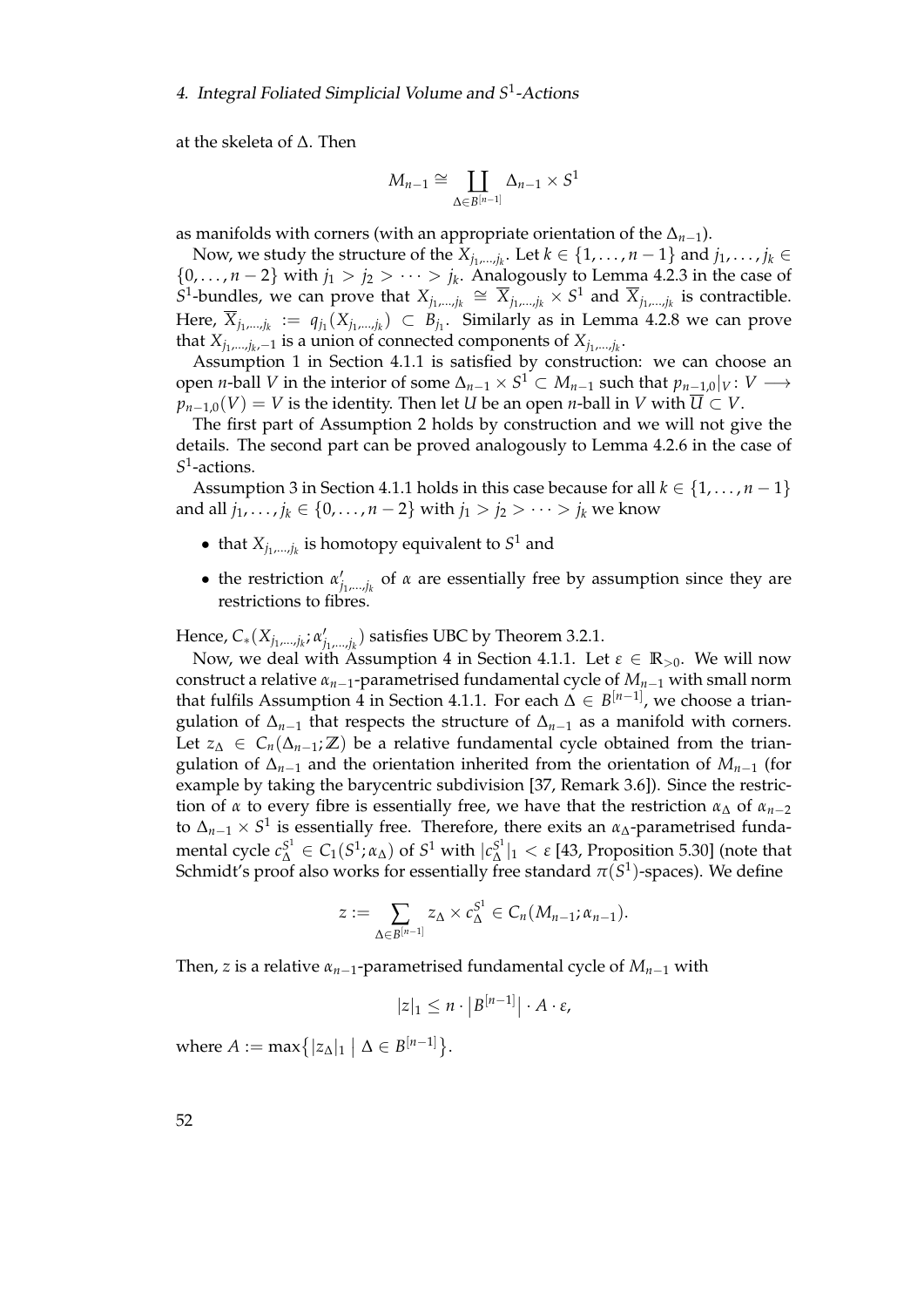at the skeleta of $\Delta$. Then

$$M_{n-1} \cong \coprod_{\Delta \in B^{[n-1]}} \Delta_{n-1} \times S^1$$

as manifolds with corners (with an appropriate orientation of the $\Delta_{n-1}$).

Now, we study the structure of the $X_{j_1,\dots,j_k}$. Let $k \in \{1, \dots, n-1\}$ and $j_1, \dots, j_k \in \{0, \dots, n-2\}$ with $j_1 > j_2 > \cdots > j_k$. Analogously to Lemma 4.2.3 in the case of $S^1$-bundles, we can prove that $X_{j_1,\dots,j_k} \cong \overline{X}_{j_1,\dots,j_k} \times S^1$ and $\overline{X}_{j_1,\dots,j_k}$ is contractible. Here, $\overline{X}_{j_1,\dots,j_k} := q_{j_1}(X_{j_1,\dots,j_k}) \subset B_{j_1}$. Similarly as in Lemma 4.2.8 we can prove that $X_{j_1,\dots,j_k,-1}$ is a union of connected components of $X_{j_1,\dots,j_k}$.

Assumption 1 in Section 4.1.1 is satisfied by construction: we can choose an open $n$-ball $V$ in the interior of some $\Delta_{n-1} \times S^1 \subset M_{n-1}$ such that $p_{n-1,0}|_V \colon V \longrightarrow p_{n-1,0}(V) = V$ is the identity. Then let $U$ be an open $n$-ball in $V$ with $\overline{U} \subset V$.

The first part of Assumption 2 holds by construction and we will not give the details. The second part can be proved analogously to Lemma 4.2.6 in the case of $S^1$-actions.

Assumption 3 in Section 4.1.1 holds in this case because for all $k \in \{1, \dots, n-1\}$ and all $j_1, \dots, j_k \in \{0, \dots, n-2\}$ with $j_1 > j_2 > \cdots > j_k$ we know

- that $X_{j_1,\dots,j_k}$ is homotopy equivalent to $S^1$ and
- the restriction $\alpha'_{j_1,\dots,j_k}$ of $\alpha$ are essentially free by assumption since they are restrictions to fibres.

Hence, $C_*(X_{j_1,\dots,j_k}; \alpha'_{j_1,\dots,j_k})$ satisfies UBC by Theorem 3.2.1.

Now, we deal with Assumption 4 in Section 4.1.1. Let $\varepsilon \in \mathbb{R}_{>0}$. We will now construct a relative $\alpha_{n-1}$-parametrised fundamental cycle of $M_{n-1}$ with small norm that fulfils Assumption 4 in Section 4.1.1. For each $\Delta \in B^{[n-1]}$, we choose a triangulation of $\Delta_{n-1}$ that respects the structure of $\Delta_{n-1}$ as a manifold with corners. Let $z_\Delta \in C_n(\Delta_{n-1}; \mathbb{Z})$ be a relative fundamental cycle obtained from the triangulation of $\Delta_{n-1}$ and the orientation inherited from the orientation of $M_{n-1}$ (for example by taking the barycentric subdivision [37, Remark 3.6]). Since the restriction of $\alpha$ to every fibre is essentially free, we have that the restriction $\alpha_\Delta$ of $\alpha_{n-2}$ to $\Delta_{n-1} \times S^1$ is essentially free. Therefore, there exits an $\alpha_\Delta$-parametrised fundamental cycle $c^{S^1}_\Delta \in C_1(S^1; \alpha_\Delta)$ of $S^1$ with $|c^{S^1}_\Delta|_1 < \varepsilon$ [43, Proposition 5.30] (note that Schmidt's proof also works for essentially free standard $\pi(S^1)$-spaces). We define

$$z := \sum_{\Delta \in B^{[n-1]}} z_\Delta \times c^{S^1}_\Delta \in C_n(M_{n-1}; \alpha_{n-1}).$$

Then, $z$ is a relative $\alpha_{n-1}$-parametrised fundamental cycle of $M_{n-1}$ with

$$|z|_1 \leq n \cdot \left|B^{[n-1]}\right| \cdot A \cdot \varepsilon,$$

where $A := \max\{|z_\Delta|_1 \mid \Delta \in B^{[n-1]}\}$.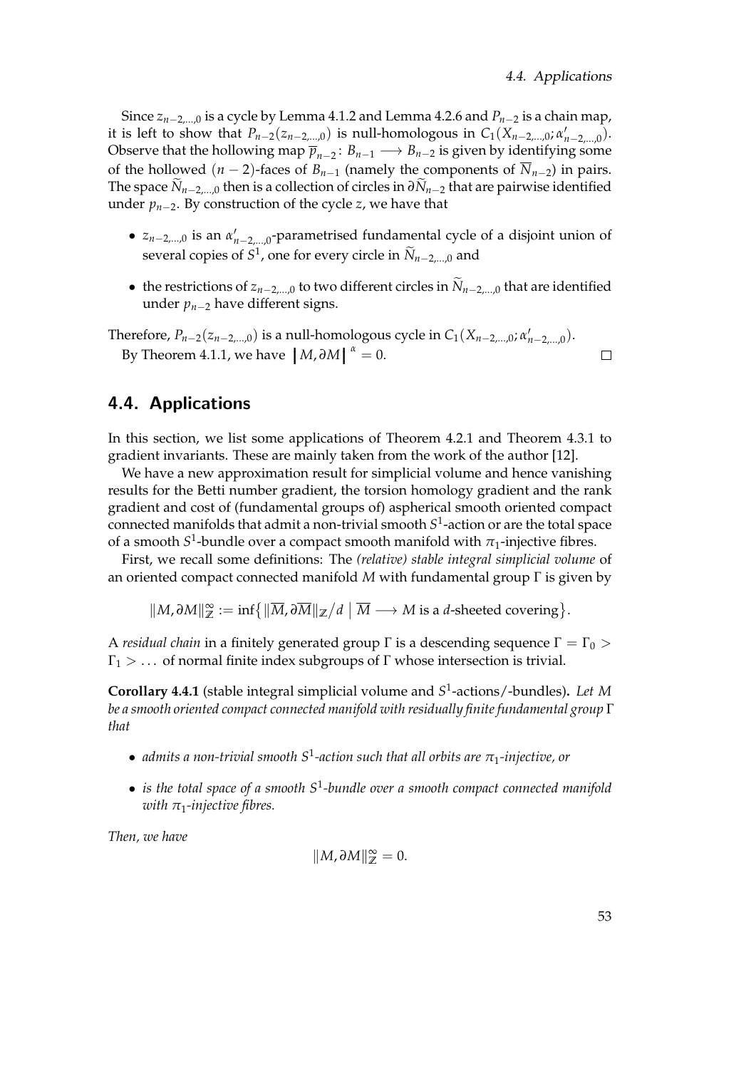Since $z_{n-2,\dots,0}$ is a cycle by Lemma 4.1.2 and Lemma 4.2.6 and $P_{n-2}$ is a chain map, it is left to show that $P_{n-2}(z_{n-2,\dots,0})$ is null-homologous in $C_1(X_{n-2,\dots,0}; \alpha'_{n-2,\dots,0})$. Observe that the hollowing map $\overline{p}_{n-2}\colon B_{n-1} \longrightarrow B_{n-2}$ is given by identifying some of the hollowed $(n-2)$-faces of $B_{n-1}$ (namely the components of $\overline{N}_{n-2}$) in pairs. The space $\widetilde{N}_{n-2,\dots,0}$ then is a collection of circles in $\partial \widetilde{N}_{n-2}$ that are pairwise identified under $p_{n-2}$. By construction of the cycle $z$, we have that

- $z_{n-2,\dots,0}$ is an $\alpha'_{n-2,\dots,0}$-parametrised fundamental cycle of a disjoint union of several copies of $S^1$, one for every circle in $\widetilde{N}_{n-2,\dots,0}$ and
- the restrictions of $z_{n-2,\dots,0}$ to two different circles in $\widetilde{N}_{n-2,\dots,0}$ that are identified under $p_{n-2}$ have different signs.

Therefore, $P_{n-2}(z_{n-2,\dots,0})$ is a null-homologous cycle in $C_1(X_{n-2,\dots,0}; \alpha'_{n-2,\dots,0})$.

By Theorem 4.1.1, we have $\left| M, \partial M \right|^{\alpha} = 0$. □

## 4.4. Applications

In this section, we list some applications of Theorem 4.2.1 and Theorem 4.3.1 to gradient invariants. These are mainly taken from the work of the author [12].

We have a new approximation result for simplicial volume and hence vanishing results for the Betti number gradient, the torsion homology gradient and the rank gradient and cost of (fundamental groups of) aspherical smooth oriented compact connected manifolds that admit a non-trivial smooth $S^1$-action or are the total space of a smooth $S^1$-bundle over a compact smooth manifold with $\pi_1$-injective fibres.

First, we recall some definitions: The *(relative) stable integral simplicial volume* of an oriented compact connected manifold $M$ with fundamental group $\Gamma$ is given by

$$\|M, \partial M\|_{\mathbb{Z}}^{\infty} := \inf\big\{ \|\overline{M}, \partial \overline{M}\|_{\mathbb{Z}}/d \;\big|\; \overline{M} \longrightarrow M \text{ is a } d\text{-sheeted covering} \big\}.$$

A *residual chain* in a finitely generated group $\Gamma$ is a descending sequence $\Gamma = \Gamma_0 > \Gamma_1 > \dots$ of normal finite index subgroups of $\Gamma$ whose intersection is trivial.

**Corollary 4.4.1** (stable integral simplicial volume and $S^1$-actions/-bundles)**.** *Let $M$ be a smooth oriented compact connected manifold with residually finite fundamental group $\Gamma$ that*

- *admits a non-trivial smooth $S^1$-action such that all orbits are $\pi_1$-injective, or*
- *is the total space of a smooth $S^1$-bundle over a smooth compact connected manifold with $\pi_1$-injective fibres.*

*Then, we have*

$$\|M, \partial M\|_{\mathbb{Z}}^{\infty} = 0.$$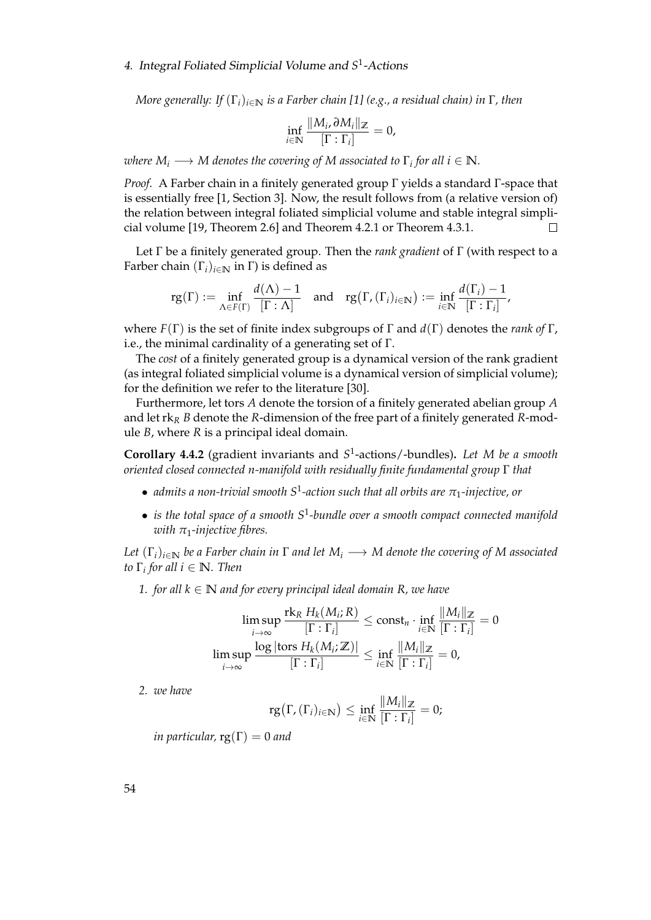*More generally: If $(\Gamma_i)_{i \in \mathbb{N}}$ is a Farber chain [1] (e.g., a residual chain) in $\Gamma$, then*

$$\inf_{i \in \mathbb{N}} \frac{\|M_i, \partial M_i\|_{\mathbb{Z}}}{[\Gamma : \Gamma_i]} = 0,$$

*where $M_i \longrightarrow M$ denotes the covering of $M$ associated to $\Gamma_i$ for all $i \in \mathbb{N}$.*

*Proof.* A Farber chain in a finitely generated group $\Gamma$ yields a standard $\Gamma$-space that is essentially free [1, Section 3]. Now, the result follows from (a relative version of) the relation between integral foliated simplicial volume and stable integral simplicial volume [19, Theorem 2.6] and Theorem 4.2.1 or Theorem 4.3.1. $\square$

Let $\Gamma$ be a finitely generated group. Then the *rank gradient* of $\Gamma$ (with respect to a Farber chain $(\Gamma_i)_{i \in \mathbb{N}}$ in $\Gamma$) is defined as

$$\operatorname{rg}(\Gamma) := \inf_{\Lambda \in F(\Gamma)} \frac{d(\Lambda) - 1}{[\Gamma : \Lambda]} \quad \text{and} \quad \operatorname{rg}\big(\Gamma, (\Gamma_i)_{i \in \mathbb{N}}\big) := \inf_{i \in \mathbb{N}} \frac{d(\Gamma_i) - 1}{[\Gamma : \Gamma_i]},$$

where $F(\Gamma)$ is the set of finite index subgroups of $\Gamma$ and $d(\Gamma)$ denotes the *rank of* $\Gamma$, i.e., the minimal cardinality of a generating set of $\Gamma$.

The *cost* of a finitely generated group is a dynamical version of the rank gradient (as integral foliated simplicial volume is a dynamical version of simplicial volume); for the definition we refer to the literature [30].

Furthermore, let tors $A$ denote the torsion of a finitely generated abelian group $A$ and let $\operatorname{rk}_R B$ denote the $R$-dimension of the free part of a finitely generated $R$-module $B$, where $R$ is a principal ideal domain.

**Corollary 4.4.2** (gradient invariants and $S^1$-actions/-bundles)**.** *Let $M$ be a smooth oriented closed connected $n$-manifold with residually finite fundamental group $\Gamma$ that*

- *admits a non-trivial smooth $S^1$-action such that all orbits are $\pi_1$-injective, or*
- *is the total space of a smooth $S^1$-bundle over a smooth compact connected manifold with $\pi_1$-injective fibres.*

*Let $(\Gamma_i)_{i \in \mathbb{N}}$ be a Farber chain in $\Gamma$ and let $M_i \longrightarrow M$ denote the covering of $M$ associated to $\Gamma_i$ for all $i \in \mathbb{N}$. Then*

1. *for all $k \in \mathbb{N}$ and for every principal ideal domain $R$, we have*

$$\limsup_{i \to \infty} \frac{\operatorname{rk}_R H_k(M_i; R)}{[\Gamma : \Gamma_i]} \leq \operatorname{const}_n \cdot \inf_{i \in \mathbb{N}} \frac{\|M_i\|_{\mathbb{Z}}}{[\Gamma : \Gamma_i]} = 0$$

$$\limsup_{i \to \infty} \frac{\log |\operatorname{tors} H_k(M_i; \mathbb{Z})|}{[\Gamma : \Gamma_i]} \leq \inf_{i \in \mathbb{N}} \frac{\|M_i\|_{\mathbb{Z}}}{[\Gamma : \Gamma_i]} = 0,$$

2. *we have*

$$\operatorname{rg}\big(\Gamma, (\Gamma_i)_{i \in \mathbb{N}}\big) \leq \inf_{i \in \mathbb{N}} \frac{\|M_i\|_{\mathbb{Z}}}{[\Gamma : \Gamma_i]} = 0;$$

   *in particular,* $\operatorname{rg}(\Gamma) = 0$ *and*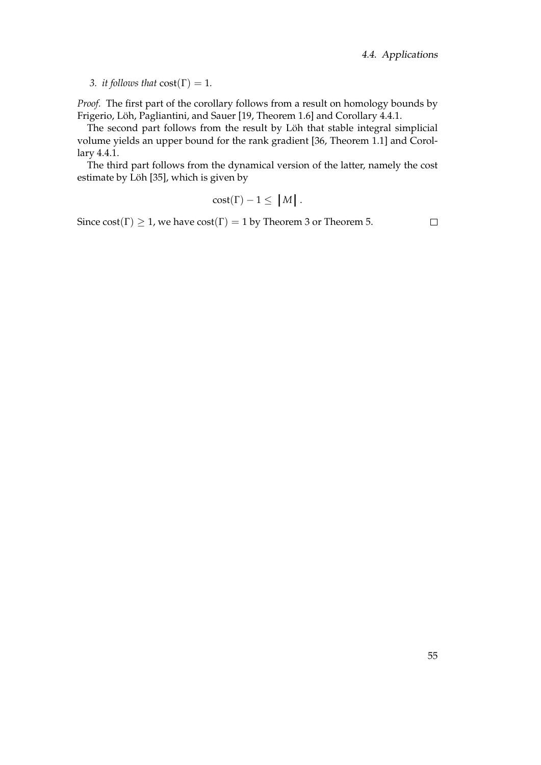3. *it follows that* $\mathrm{cost}(\Gamma) = 1$.

*Proof.* The first part of the corollary follows from a result on homology bounds by Frigerio, Löh, Pagliantini, and Sauer [19, Theorem 1.6] and Corollary 4.4.1.

The second part follows from the result by Löh that stable integral simplicial volume yields an upper bound for the rank gradient [36, Theorem 1.1] and Corollary 4.4.1.

The third part follows from the dynamical version of the latter, namely the cost estimate by Löh [35], which is given by

$$\mathrm{cost}(\Gamma) - 1 \leq \left| M \right| .$$

Since $\mathrm{cost}(\Gamma) \geq 1$, we have $\mathrm{cost}(\Gamma) = 1$ by Theorem 3 or Theorem 5. □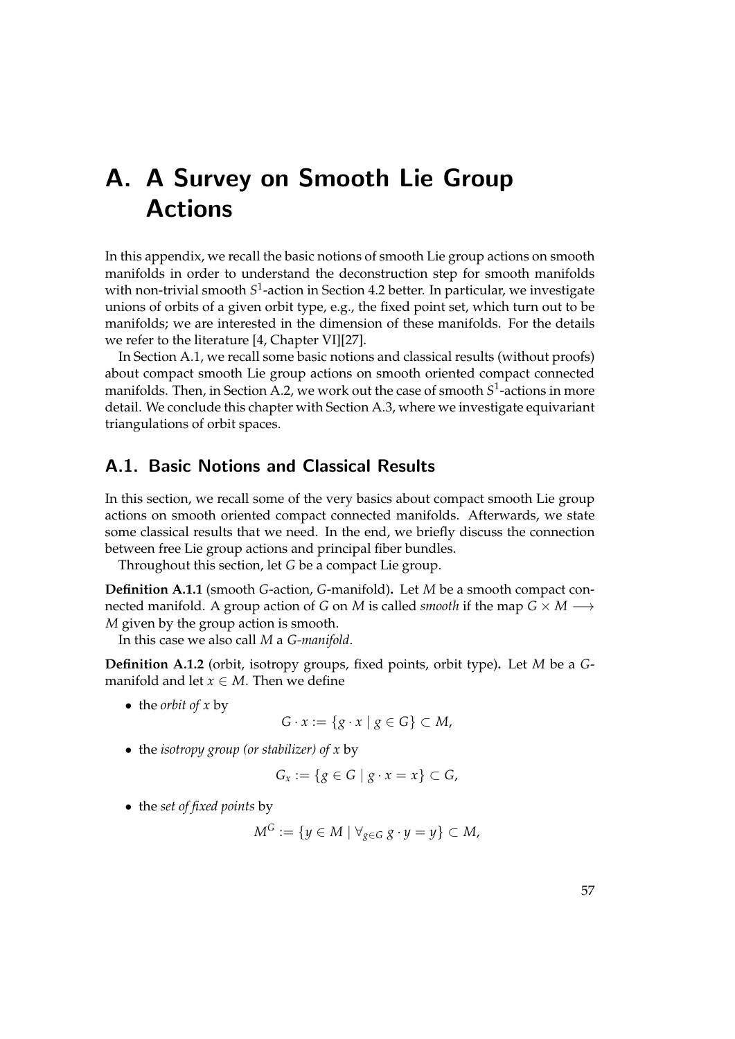# A. A Survey on Smooth Lie Group Actions

In this appendix, we recall the basic notions of smooth Lie group actions on smooth manifolds in order to understand the deconstruction step for smooth manifolds with non-trivial smooth $S^1$-action in Section 4.2 better. In particular, we investigate unions of orbits of a given orbit type, e.g., the fixed point set, which turn out to be manifolds; we are interested in the dimension of these manifolds. For the details we refer to the literature [4, Chapter VI][27].

In Section A.1, we recall some basic notions and classical results (without proofs) about compact smooth Lie group actions on smooth oriented compact connected manifolds. Then, in Section A.2, we work out the case of smooth $S^1$-actions in more detail. We conclude this chapter with Section A.3, where we investigate equivariant triangulations of orbit spaces.

## A.1. Basic Notions and Classical Results

In this section, we recall some of the very basics about compact smooth Lie group actions on smooth oriented compact connected manifolds. Afterwards, we state some classical results that we need. In the end, we briefly discuss the connection between free Lie group actions and principal fiber bundles.

Throughout this section, let $G$ be a compact Lie group.

**Definition A.1.1** (smooth $G$-action, $G$-manifold)**.** Let $M$ be a smooth compact connected manifold. A group action of $G$ on $M$ is called *smooth* if the map $G \times M \longrightarrow M$ given by the group action is smooth.

In this case we also call $M$ a *$G$-manifold*.

**Definition A.1.2** (orbit, isotropy groups, fixed points, orbit type)**.** Let $M$ be a $G$-manifold and let $x \in M$. Then we define

- the *orbit of $x$* by
$$G \cdot x := \{g \cdot x \mid g \in G\} \subset M,$$
- the *isotropy group (or stabilizer) of $x$* by
$$G_x := \{g \in G \mid g \cdot x = x\} \subset G,$$
- the *set of fixed points* by
$$M^G := \{y \in M \mid \forall_{g \in G}\, g \cdot y = y\} \subset M,$$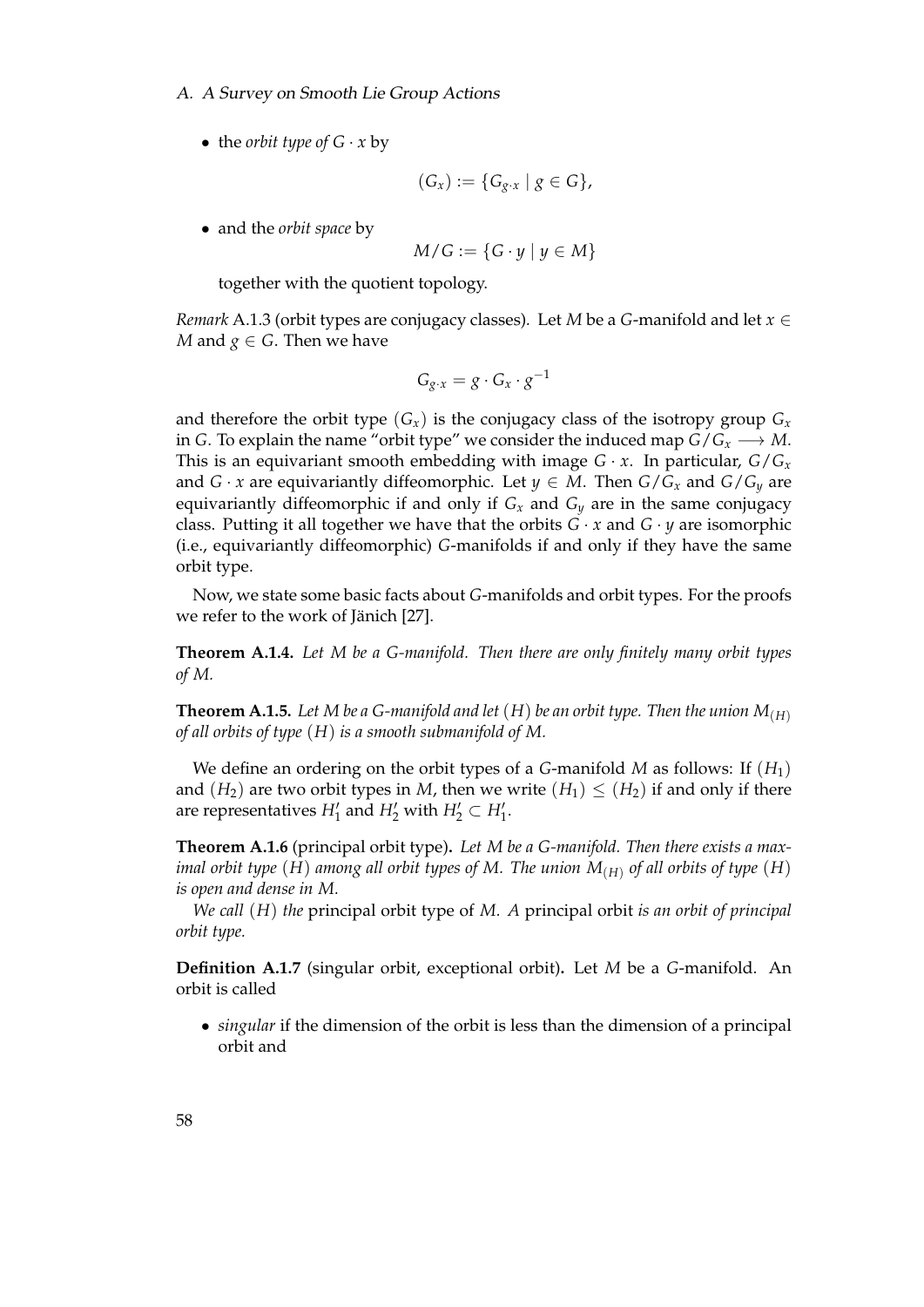- the *orbit type of* $G \cdot x$ by

$$(G_x) := \{G_{g \cdot x} \mid g \in G\},$$

- and the *orbit space* by

$$M/G := \{G \cdot y \mid y \in M\}$$

  together with the quotient topology.

*Remark* A.1.3 (orbit types are conjugacy classes). Let $M$ be a $G$-manifold and let $x \in M$ and $g \in G$. Then we have

$$G_{g \cdot x} = g \cdot G_x \cdot g^{-1}$$

and therefore the orbit type $(G_x)$ is the conjugacy class of the isotropy group $G_x$ in $G$. To explain the name "orbit type" we consider the induced map $G/G_x \longrightarrow M$. This is an equivariant smooth embedding with image $G \cdot x$. In particular, $G/G_x$ and $G \cdot x$ are equivariantly diffeomorphic. Let $y \in M$. Then $G/G_x$ and $G/G_y$ are equivariantly diffeomorphic if and only if $G_x$ and $G_y$ are in the same conjugacy class. Putting it all together we have that the orbits $G \cdot x$ and $G \cdot y$ are isomorphic (i.e., equivariantly diffeomorphic) $G$-manifolds if and only if they have the same orbit type.

Now, we state some basic facts about $G$-manifolds and orbit types. For the proofs we refer to the work of Jänich [27].

**Theorem A.1.4.** *Let $M$ be a $G$-manifold. Then there are only finitely many orbit types of $M$.*

**Theorem A.1.5.** *Let $M$ be a $G$-manifold and let $(H)$ be an orbit type. Then the union $M_{(H)}$ of all orbits of type $(H)$ is a smooth submanifold of $M$.*

We define an ordering on the orbit types of a $G$-manifold $M$ as follows: If $(H_1)$ and $(H_2)$ are two orbit types in $M$, then we write $(H_1) \leq (H_2)$ if and only if there are representatives $H_1'$ and $H_2'$ with $H_2' \subset H_1'$.

**Theorem A.1.6** (principal orbit type)**.** *Let $M$ be a $G$-manifold. Then there exists a maximal orbit type $(H)$ among all orbit types of $M$. The union $M_{(H)}$ of all orbits of type $(H)$ is open and dense in $M$.*

*We call $(H)$ the* principal orbit type *of $M$. A* principal orbit *is an orbit of principal orbit type.*

**Definition A.1.7** (singular orbit, exceptional orbit)**.** Let $M$ be a $G$-manifold. An orbit is called

- *singular* if the dimension of the orbit is less than the dimension of a principal orbit and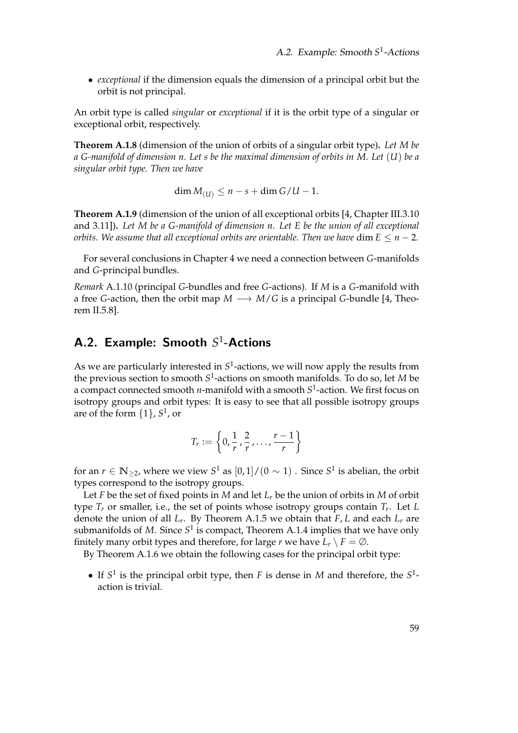- *exceptional* if the dimension equals the dimension of a principal orbit but the orbit is not principal.

An orbit type is called *singular* or *exceptional* if it is the orbit type of a singular or exceptional orbit, respectively.

**Theorem A.1.8** (dimension of the union of orbits of a singular orbit type)**.** *Let $M$ be a $G$-manifold of dimension $n$. Let $s$ be the maximal dimension of orbits in $M$. Let $(U)$ be a singular orbit type. Then we have*

$$\dim M_{(U)} \leq n - s + \dim G/U - 1.$$

**Theorem A.1.9** (dimension of the union of all exceptional orbits [4, Chapter III.3.10 and 3.11])**.** *Let $M$ be a $G$-manifold of dimension $n$. Let $E$ be the union of all exceptional orbits. We assume that all exceptional orbits are orientable. Then we have* $\dim E \leq n - 2$*.*

For several conclusions in Chapter 4 we need a connection between $G$-manifolds and $G$-principal bundles.

*Remark* A.1.10 (principal $G$-bundles and free $G$-actions)*.* If $M$ is a $G$-manifold with a free $G$-action, then the orbit map $M \longrightarrow M/G$ is a principal $G$-bundle [4, Theorem II.5.8].

## A.2. Example: Smooth $S^1$-Actions

As we are particularly interested in $S^1$-actions, we will now apply the results from the previous section to smooth $S^1$-actions on smooth manifolds. To do so, let $M$ be a compact connected smooth $n$-manifold with a smooth $S^1$-action. We first focus on isotropy groups and orbit types: It is easy to see that all possible isotropy groups are of the form $\{1\}$, $S^1$, or

$$T_r := \left\{0, \frac{1}{r}, \frac{2}{r}, \dots, \frac{r-1}{r}\right\}$$

for an $r \in \mathbb{N}_{\geq 2}$, where we view $S^1$ as $[0,1]/(0 \sim 1)$ . Since $S^1$ is abelian, the orbit types correspond to the isotropy groups.

Let $F$ be the set of fixed points in $M$ and let $L_r$ be the union of orbits in $M$ of orbit type $T_r$ or smaller, i.e., the set of points whose isotropy groups contain $T_r$. Let $L$ denote the union of all $L_r$. By Theorem A.1.5 we obtain that $F, L$ and each $L_r$ are submanifolds of $M$. Since $S^1$ is compact, Theorem A.1.4 implies that we have only finitely many orbit types and therefore, for large $r$ we have $L_r \setminus F = \emptyset$.

By Theorem A.1.6 we obtain the following cases for the principal orbit type:

- If $S^1$ is the principal orbit type, then $F$ is dense in $M$ and therefore, the $S^1$-action is trivial.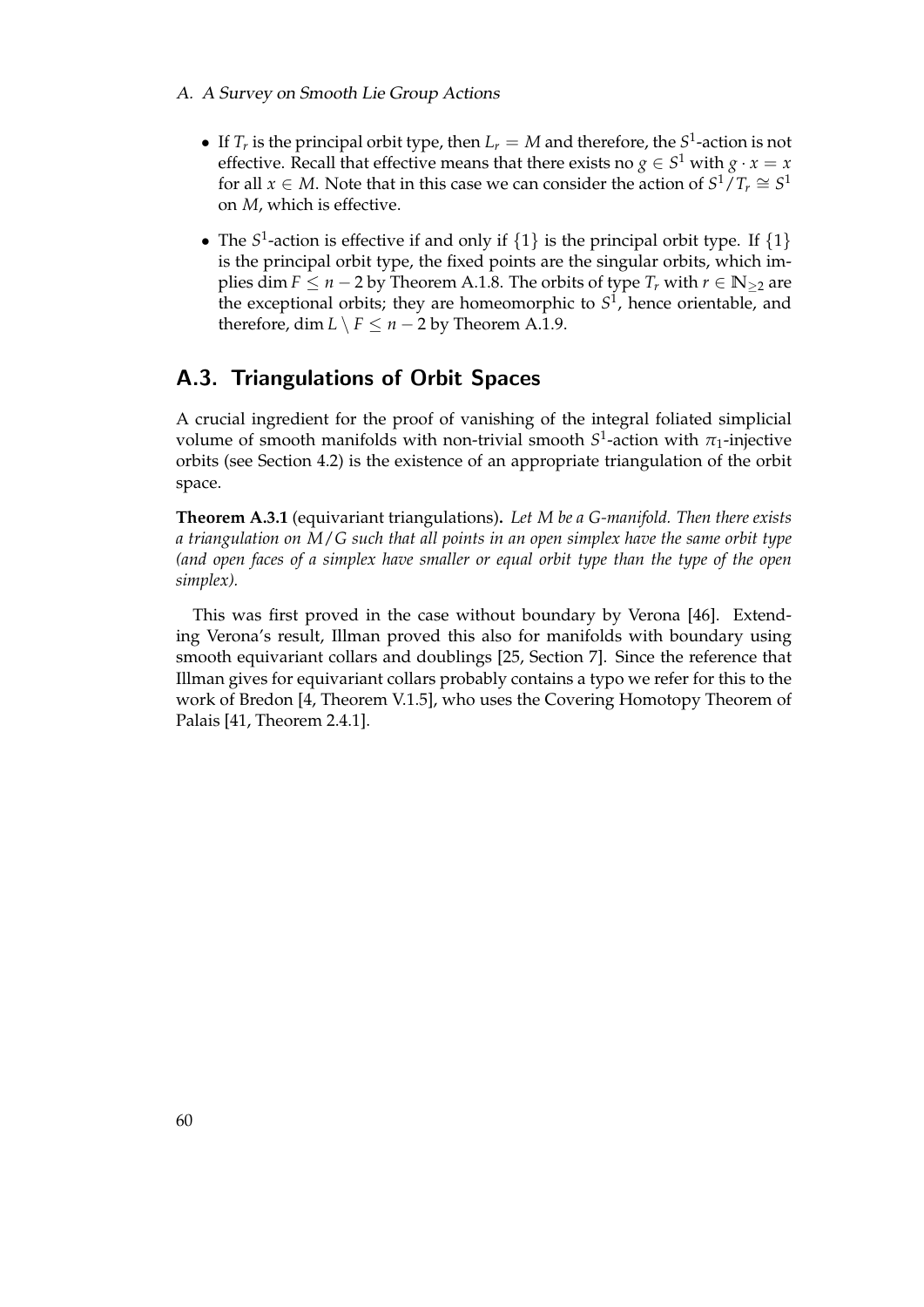- If $T_r$ is the principal orbit type, then $L_r = M$ and therefore, the $S^1$-action is not effective. Recall that effective means that there exists no $g \in S^1$ with $g \cdot x = x$ for all $x \in M$. Note that in this case we can consider the action of $S^1/T_r \cong S^1$ on $M$, which is effective.

- The $S^1$-action is effective if and only if $\{1\}$ is the principal orbit type. If $\{1\}$ is the principal orbit type, the fixed points are the singular orbits, which implies $\dim F \leq n-2$ by Theorem A.1.8. The orbits of type $T_r$ with $r \in \mathbb{N}_{\geq 2}$ are the exceptional orbits; they are homeomorphic to $S^1$, hence orientable, and therefore, $\dim L \setminus F \leq n-2$ by Theorem A.1.9.

## A.3. Triangulations of Orbit Spaces

A crucial ingredient for the proof of vanishing of the integral foliated simplicial volume of smooth manifolds with non-trivial smooth $S^1$-action with $\pi_1$-injective orbits (see Section 4.2) is the existence of an appropriate triangulation of the orbit space.

**Theorem A.3.1** (equivariant triangulations)**.** *Let $M$ be a $G$-manifold. Then there exists a triangulation on $M/G$ such that all points in an open simplex have the same orbit type (and open faces of a simplex have smaller or equal orbit type than the type of the open simplex).*

This was first proved in the case without boundary by Verona [46]. Extending Verona's result, Illman proved this also for manifolds with boundary using smooth equivariant collars and doublings [25, Section 7]. Since the reference that Illman gives for equivariant collars probably contains a typo we refer for this to the work of Bredon [4, Theorem V.1.5], who uses the Covering Homotopy Theorem of Palais [41, Theorem 2.4.1].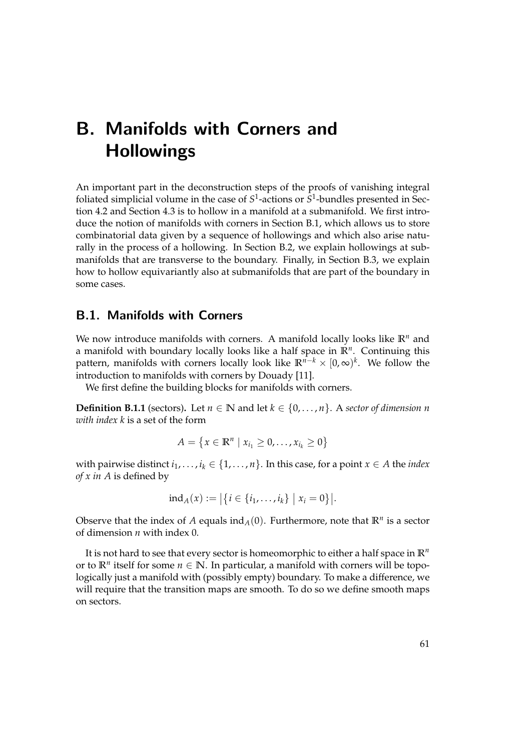# B. Manifolds with Corners and Hollowings

An important part in the deconstruction steps of the proofs of vanishing integral foliated simplicial volume in the case of $S^1$-actions or $S^1$-bundles presented in Section 4.2 and Section 4.3 is to hollow in a manifold at a submanifold. We first introduce the notion of manifolds with corners in Section B.1, which allows us to store combinatorial data given by a sequence of hollowings and which also arise naturally in the process of a hollowing. In Section B.2, we explain hollowings at submanifolds that are transverse to the boundary. Finally, in Section B.3, we explain how to hollow equivariantly also at submanifolds that are part of the boundary in some cases.

## B.1. Manifolds with Corners

We now introduce manifolds with corners. A manifold locally looks like $\mathbb{R}^n$ and a manifold with boundary locally looks like a half space in $\mathbb{R}^n$. Continuing this pattern, manifolds with corners locally look like $\mathbb{R}^{n-k} \times [0, \infty)^k$. We follow the introduction to manifolds with corners by Douady [11].

We first define the building blocks for manifolds with corners.

**Definition B.1.1** (sectors)**.** Let $n \in \mathbb{N}$ and let $k \in \{0, \dots, n\}$. A *sector of dimension $n$ with index $k$* is a set of the form

$$A = \{x \in \mathbb{R}^n \mid x_{i_1} \geq 0, \dots, x_{i_k} \geq 0\}$$

with pairwise distinct $i_1, \dots, i_k \in \{1, \dots, n\}$. In this case, for a point $x \in A$ the *index of $x$ in $A$* is defined by

$$\operatorname{ind}_A(x) := \bigl|\{i \in \{i_1, \dots, i_k\} \mid x_i = 0\}\bigr|.$$

Observe that the index of $A$ equals $\operatorname{ind}_A(0)$. Furthermore, note that $\mathbb{R}^n$ is a sector of dimension $n$ with index 0.

It is not hard to see that every sector is homeomorphic to either a half space in $\mathbb{R}^n$ or to $\mathbb{R}^n$ itself for some $n \in \mathbb{N}$. In particular, a manifold with corners will be topologically just a manifold with (possibly empty) boundary. To make a difference, we will require that the transition maps are smooth. To do so we define smooth maps on sectors.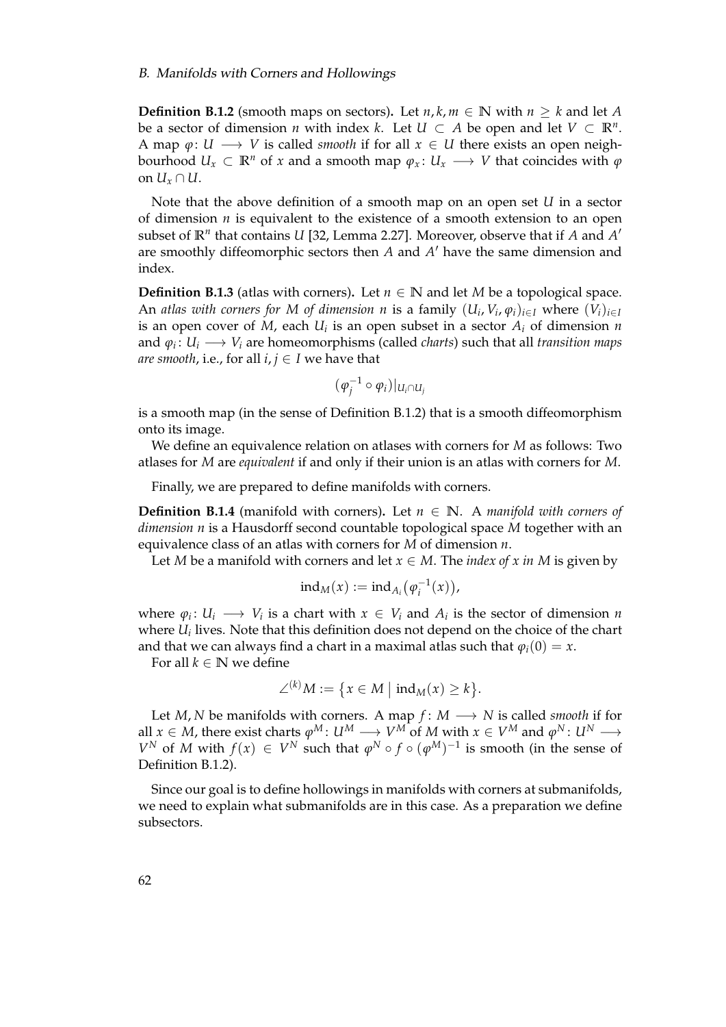**Definition B.1.2** (smooth maps on sectors)**.** Let $n, k, m \in \mathbb{N}$ with $n \geq k$ and let $A$ be a sector of dimension $n$ with index $k$. Let $U \subset A$ be open and let $V \subset \mathbb{R}^n$. A map $\varphi \colon U \longrightarrow V$ is called *smooth* if for all $x \in U$ there exists an open neighbourhood $U_x \subset \mathbb{R}^n$ of $x$ and a smooth map $\varphi_x \colon U_x \longrightarrow V$ that coincides with $\varphi$ on $U_x \cap U$.

Note that the above definition of a smooth map on an open set $U$ in a sector of dimension $n$ is equivalent to the existence of a smooth extension to an open subset of $\mathbb{R}^n$ that contains $U$ [32, Lemma 2.27]. Moreover, observe that if $A$ and $A'$ are smoothly diffeomorphic sectors then $A$ and $A'$ have the same dimension and index.

**Definition B.1.3** (atlas with corners)**.** Let $n \in \mathbb{N}$ and let $M$ be a topological space. An *atlas with corners for $M$ of dimension $n$* is a family $(U_i, V_i, \varphi_i)_{i \in I}$ where $(V_i)_{i \in I}$ is an open cover of $M$, each $U_i$ is an open subset in a sector $A_i$ of dimension $n$ and $\varphi_i \colon U_i \longrightarrow V_i$ are homeomorphisms (called *charts*) such that all *transition maps are smooth*, i.e., for all $i, j \in I$ we have that

$$(\varphi_j^{-1} \circ \varphi_i)|_{U_i \cap U_j}$$

is a smooth map (in the sense of Definition B.1.2) that is a smooth diffeomorphism onto its image.

We define an equivalence relation on atlases with corners for $M$ as follows: Two atlases for $M$ are *equivalent* if and only if their union is an atlas with corners for $M$.

Finally, we are prepared to define manifolds with corners.

**Definition B.1.4** (manifold with corners)**.** Let $n \in \mathbb{N}$. A *manifold with corners of dimension $n$* is a Hausdorff second countable topological space $M$ together with an equivalence class of an atlas with corners for $M$ of dimension $n$.

Let $M$ be a manifold with corners and let $x \in M$. The *index of $x$ in $M$* is given by

$$\operatorname{ind}_M(x) := \operatorname{ind}_{A_i}\big(\varphi_i^{-1}(x)\big),$$

where $\varphi_i \colon U_i \longrightarrow V_i$ is a chart with $x \in V_i$ and $A_i$ is the sector of dimension $n$ where $U_i$ lives. Note that this definition does not depend on the choice of the chart and that we can always find a chart in a maximal atlas such that $\varphi_i(0) = x$.

For all $k \in \mathbb{N}$ we define

$$\angle^{(k)} M := \big\{ x \in M \;\big|\; \operatorname{ind}_M(x) \geq k \big\}.$$

Let $M, N$ be manifolds with corners. A map $f \colon M \longrightarrow N$ is called *smooth* if for all $x \in M$, there exist charts $\varphi^M \colon U^M \longrightarrow V^M$ of $M$ with $x \in V^M$ and $\varphi^N \colon U^N \longrightarrow V^N$ of $M$ with $f(x) \in V^N$ such that $\varphi^N \circ f \circ (\varphi^M)^{-1}$ is smooth (in the sense of Definition B.1.2).

Since our goal is to define hollowings in manifolds with corners at submanifolds, we need to explain what submanifolds are in this case. As a preparation we define subsectors.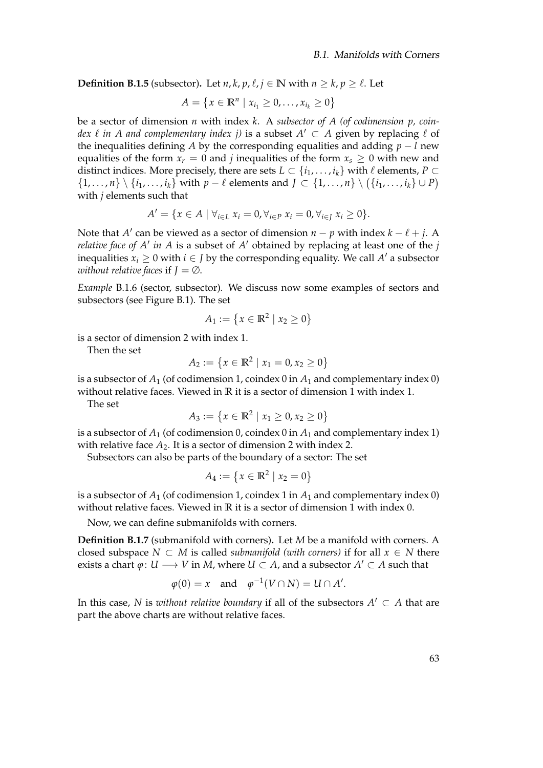**Definition B.1.5** (subsector)**.** Let $n, k, p, \ell, j \in \mathbb{N}$ with $n \geq k$, $p \geq \ell$. Let

$$A = \{x \in \mathbb{R}^n \mid x_{i_1} \geq 0, \ldots, x_{i_k} \geq 0\}$$

be a sector of dimension $n$ with index $k$. A *subsector of $A$ (of codimension $p$, coindex $\ell$ in $A$ and complementary index $j$)* is a subset $A' \subset A$ given by replacing $\ell$ of the inequalities defining $A$ by the corresponding equalities and adding $p - l$ new equalities of the form $x_r = 0$ and $j$ inequalities of the form $x_s \geq 0$ with new and distinct indices. More precisely, there are sets $L \subset \{i_1, \ldots, i_k\}$ with $\ell$ elements, $P \subset \{1, \ldots, n\} \setminus \{i_1, \ldots, i_k\}$ with $p - \ell$ elements and $J \subset \{1, \ldots, n\} \setminus (\{i_1, \ldots, i_k\} \cup P)$ with $j$ elements such that

$$A' = \{x \in A \mid \forall_{i \in L}\, x_i = 0, \forall_{i \in P}\, x_i = 0, \forall_{i \in J}\, x_i \geq 0\}.$$

Note that $A'$ can be viewed as a sector of dimension $n - p$ with index $k - \ell + j$. A *relative face of $A'$ in $A$* is a subset of $A'$ obtained by replacing at least one of the $j$ inequalities $x_i \geq 0$ with $i \in J$ by the corresponding equality. We call $A'$ a subsector *without relative faces* if $J = \emptyset$.

*Example* B.1.6 (sector, subsector). We discuss now some examples of sectors and subsectors (see Figure B.1). The set

$$A_1 := \{x \in \mathbb{R}^2 \mid x_2 \geq 0\}$$

is a sector of dimension 2 with index 1.

Then the set

$$A_2 := \{x \in \mathbb{R}^2 \mid x_1 = 0, x_2 \geq 0\}$$

is a subsector of $A_1$ (of codimension 1, coindex 0 in $A_1$ and complementary index 0) without relative faces. Viewed in $\mathbb{R}$ it is a sector of dimension 1 with index 1.

The set

$$A_3 := \{x \in \mathbb{R}^2 \mid x_1 \geq 0, x_2 \geq 0\}$$

is a subsector of $A_1$ (of codimension 0, coindex 0 in $A_1$ and complementary index 1) with relative face $A_2$. It is a sector of dimension 2 with index 2.

Subsectors can also be parts of the boundary of a sector: The set

$$A_4 := \{x \in \mathbb{R}^2 \mid x_2 = 0\}$$

is a subsector of $A_1$ (of codimension 1, coindex 1 in $A_1$ and complementary index 0) without relative faces. Viewed in $\mathbb{R}$ it is a sector of dimension 1 with index 0.

Now, we can define submanifolds with corners.

**Definition B.1.7** (submanifold with corners)**.** Let $M$ be a manifold with corners. A closed subspace $N \subset M$ is called *submanifold (with corners)* if for all $x \in N$ there exists a chart $\varphi\colon U \longrightarrow V$ in $M$, where $U \subset A$, and a subsector $A' \subset A$ such that

$$\varphi(0) = x \quad \text{and} \quad \varphi^{-1}(V \cap N) = U \cap A'.$$

In this case, $N$ is *without relative boundary* if all of the subsectors $A' \subset A$ that are part the above charts are without relative faces.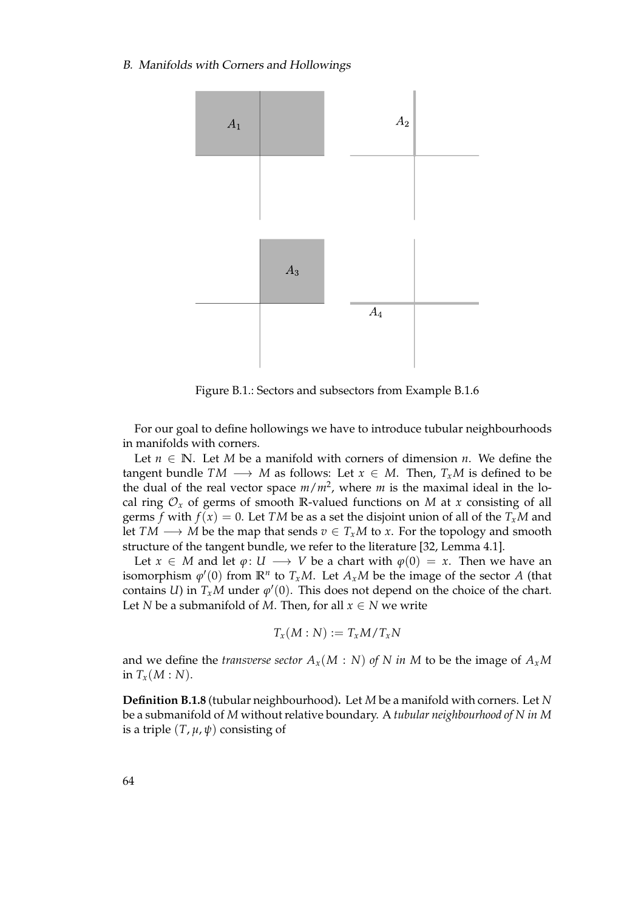Figure B.1.: Sectors and subsectors from Example B.1.6

For our goal to define hollowings we have to introduce tubular neighbourhoods in manifolds with corners.

Let $n \in \mathbb{N}$. Let $M$ be a manifold with corners of dimension $n$. We define the tangent bundle $TM \longrightarrow M$ as follows: Let $x \in M$. Then, $T_xM$ is defined to be the dual of the real vector space $m/m^2$, where $m$ is the maximal ideal in the local ring $\mathcal{O}_x$ of germs of smooth $\mathbb{R}$-valued functions on $M$ at $x$ consisting of all germs $f$ with $f(x) = 0$. Let $TM$ be as a set the disjoint union of all of the $T_xM$ and let $TM \longrightarrow M$ be the map that sends $v \in T_xM$ to $x$. For the topology and smooth structure of the tangent bundle, we refer to the literature [32, Lemma 4.1].

Let $x \in M$ and let $\varphi\colon U \longrightarrow V$ be a chart with $\varphi(0) = x$. Then we have an isomorphism $\varphi'(0)$ from $\mathbb{R}^n$ to $T_xM$. Let $A_xM$ be the image of the sector $A$ (that contains $U$) in $T_xM$ under $\varphi'(0)$. This does not depend on the choice of the chart. Let $N$ be a submanifold of $M$. Then, for all $x \in N$ we write

$$T_x(M : N) := T_xM/T_xN$$

and we define the *transverse sector* $A_x(M : N)$ *of* $N$ *in* $M$ to be the image of $A_xM$ in $T_x(M : N)$.

**Definition B.1.8** (tubular neighbourhood)**.** Let $M$ be a manifold with corners. Let $N$ be a submanifold of $M$ without relative boundary. A *tubular neighbourhood of* $N$ *in* $M$ is a triple $(T, \mu, \psi)$ consisting of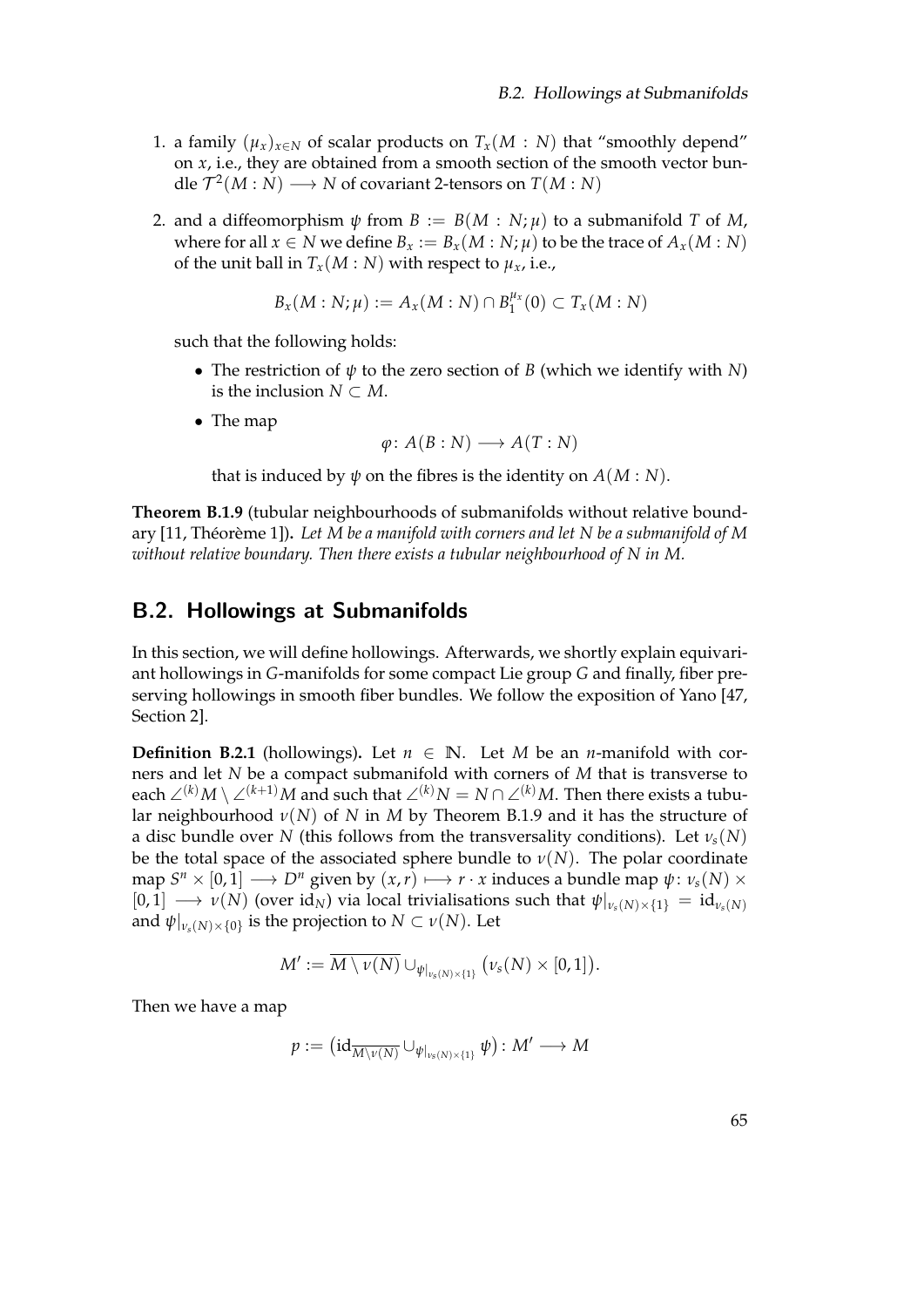1. a family $(\mu_x)_{x \in N}$ of scalar products on $T_x(M : N)$ that "smoothly depend" on $x$, i.e., they are obtained from a smooth section of the smooth vector bundle $\mathcal{T}^2(M : N) \longrightarrow N$ of covariant 2-tensors on $T(M : N)$

2. and a diffeomorphism $\psi$ from $B := B(M : N; \mu)$ to a submanifold $T$ of $M$, where for all $x \in N$ we define $B_x := B_x(M : N; \mu)$ to be the trace of $A_x(M : N)$ of the unit ball in $T_x(M : N)$ with respect to $\mu_x$, i.e.,

$$B_x(M : N; \mu) := A_x(M : N) \cap B_1^{\mu_x}(0) \subset T_x(M : N)$$

such that the following holds:

- The restriction of $\psi$ to the zero section of $B$ (which we identify with $N$) is the inclusion $N \subset M$.
- The map
$$\varphi \colon A(B : N) \longrightarrow A(T : N)$$
that is induced by $\psi$ on the fibres is the identity on $A(M : N)$.

**Theorem B.1.9** (tubular neighbourhoods of submanifolds without relative boundary [11, Théorème 1])**.** *Let $M$ be a manifold with corners and let $N$ be a submanifold of $M$ without relative boundary. Then there exists a tubular neighbourhood of $N$ in $M$.*

## B.2. Hollowings at Submanifolds

In this section, we will define hollowings. Afterwards, we shortly explain equivariant hollowings in $G$-manifolds for some compact Lie group $G$ and finally, fiber preserving hollowings in smooth fiber bundles. We follow the exposition of Yano [47, Section 2].

**Definition B.2.1** (hollowings)**.** Let $n \in \mathbb{N}$. Let $M$ be an $n$-manifold with corners and let $N$ be a compact submanifold with corners of $M$ that is transverse to each $\angle^{(k)}M \setminus \angle^{(k+1)}M$ and such that $\angle^{(k)}N = N \cap \angle^{(k)}M$. Then there exists a tubular neighbourhood $\nu(N)$ of $N$ in $M$ by Theorem B.1.9 and it has the structure of a disc bundle over $N$ (this follows from the transversality conditions). Let $\nu_s(N)$ be the total space of the associated sphere bundle to $\nu(N)$. The polar coordinate map $S^n \times [0,1] \longrightarrow D^n$ given by $(x, r) \longmapsto r \cdot x$ induces a bundle map $\psi \colon \nu_s(N) \times [0,1] \longrightarrow \nu(N)$ (over $\mathrm{id}_N$) via local trivialisations such that $\psi|_{\nu_s(N) \times \{1\}} = \mathrm{id}_{\nu_s(N)}$ and $\psi|_{\nu_s(N) \times \{0\}}$ is the projection to $N \subset \nu(N)$. Let

$$M' := \overline{M \setminus \nu(N)} \cup_{\psi|_{\nu_s(N) \times \{1\}}} \big(\nu_s(N) \times [0,1]\big).$$

Then we have a map

$$p := \big(\mathrm{id}_{\overline{M \setminus \nu(N)}} \cup_{\psi|_{\nu_s(N) \times \{1\}}} \psi\big) \colon M' \longrightarrow M$$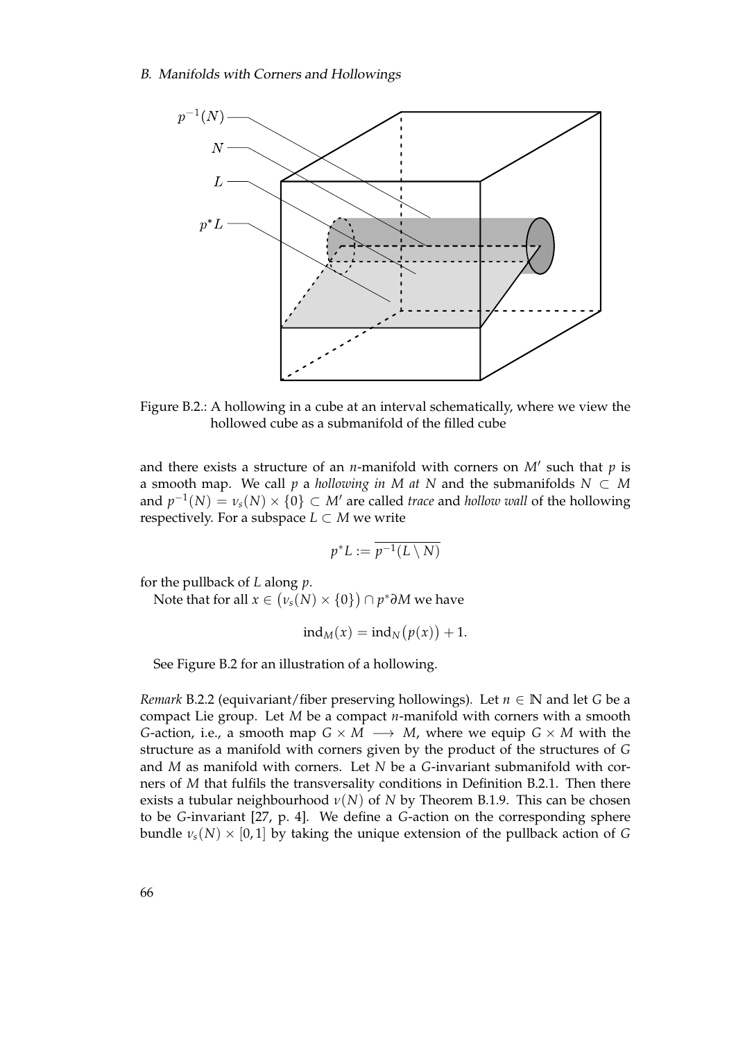Figure B.2.: A hollowing in a cube at an interval schematically, where we view the hollowed cube as a submanifold of the filled cube

and there exists a structure of an $n$-manifold with corners on $M'$ such that $p$ is a smooth map. We call $p$ a *hollowing in $M$ at $N$* and the submanifolds $N \subset M$ and $p^{-1}(N) = \nu_s(N) \times \{0\} \subset M'$ are called *trace* and *hollow wall* of the hollowing respectively. For a subspace $L \subset M$ we write

$$p^*L := \overline{p^{-1}(L \setminus N)}$$

for the pullback of $L$ along $p$.

Note that for all $x \in \big(\nu_s(N) \times \{0\}\big) \cap p^*\partial M$ we have

$$\mathrm{ind}_M(x) = \mathrm{ind}_N\big(p(x)\big) + 1.$$

See Figure B.2 for an illustration of a hollowing.

*Remark* B.2.2 (equivariant/fiber preserving hollowings). Let $n \in \mathbb{N}$ and let $G$ be a compact Lie group. Let $M$ be a compact $n$-manifold with corners with a smooth $G$-action, i.e., a smooth map $G \times M \longrightarrow M$, where we equip $G \times M$ with the structure as a manifold with corners given by the product of the structures of $G$ and $M$ as manifold with corners. Let $N$ be a $G$-invariant submanifold with corners of $M$ that fulfils the transversality conditions in Definition B.2.1. Then there exists a tubular neighbourhood $\nu(N)$ of $N$ by Theorem B.1.9. This can be chosen to be $G$-invariant [27, p. 4]. We define a $G$-action on the corresponding sphere bundle $\nu_s(N) \times [0,1]$ by taking the unique extension of the pullback action of $G$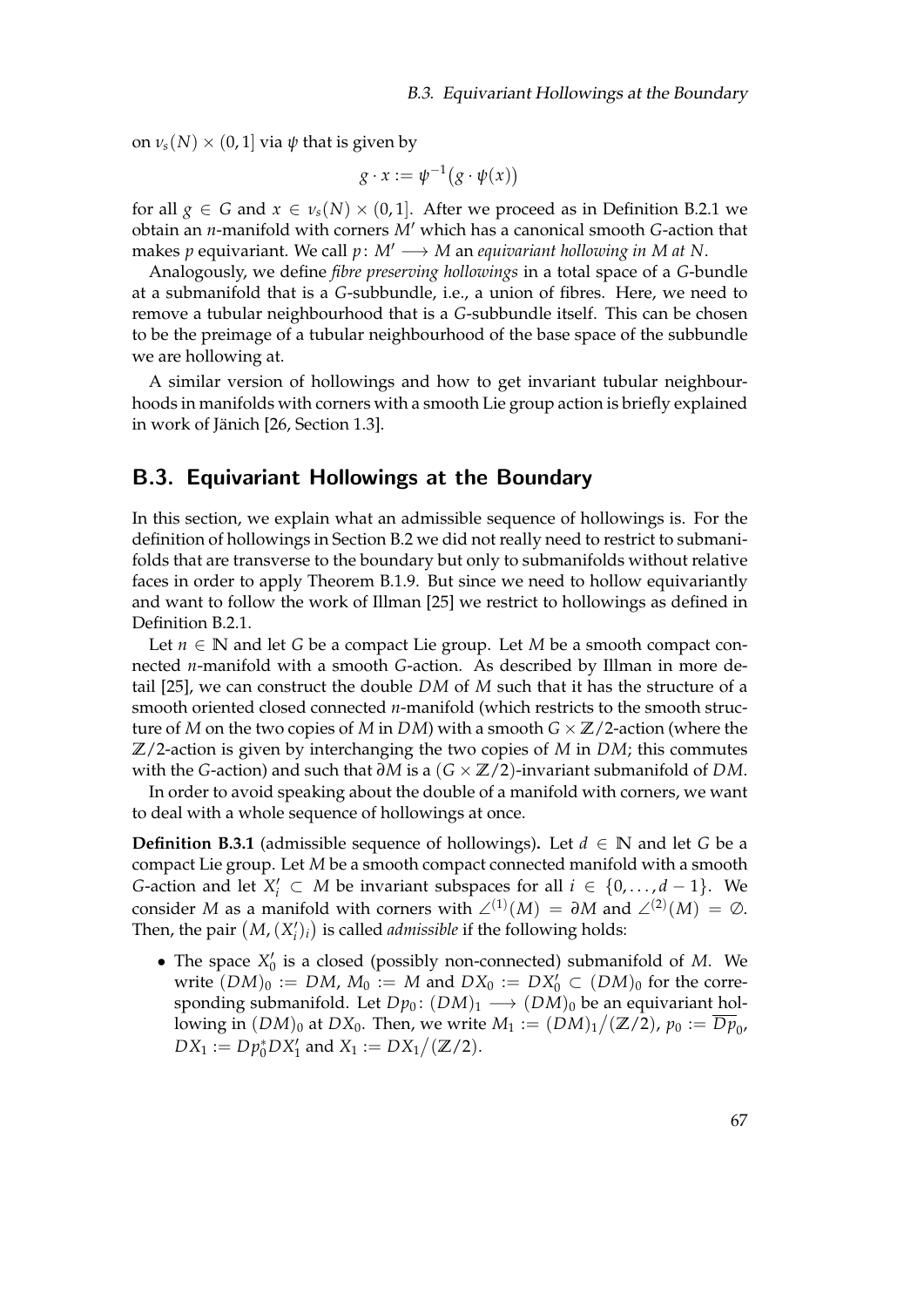on $\nu_s(N) \times (0,1]$ via $\psi$ that is given by

$$g \cdot x := \psi^{-1}\big(g \cdot \psi(x)\big)$$

for all $g \in G$ and $x \in \nu_s(N) \times (0,1]$. After we proceed as in Definition B.2.1 we obtain an $n$-manifold with corners $M'$ which has a canonical smooth $G$-action that makes $p$ equivariant. We call $p\colon M' \longrightarrow M$ an *equivariant hollowing in $M$ at $N$*.

Analogously, we define *fibre preserving hollowings* in a total space of a $G$-bundle at a submanifold that is a $G$-subbundle, i.e., a union of fibres. Here, we need to remove a tubular neighbourhood that is a $G$-subbundle itself. This can be chosen to be the preimage of a tubular neighbourhood of the base space of the subbundle we are hollowing at.

A similar version of hollowings and how to get invariant tubular neighbourhoods in manifolds with corners with a smooth Lie group action is briefly explained in work of Jänich [26, Section 1.3].

## B.3. Equivariant Hollowings at the Boundary

In this section, we explain what an admissible sequence of hollowings is. For the definition of hollowings in Section B.2 we did not really need to restrict to submanifolds that are transverse to the boundary but only to submanifolds without relative faces in order to apply Theorem B.1.9. But since we need to hollow equivariantly and want to follow the work of Illman [25] we restrict to hollowings as defined in Definition B.2.1.

Let $n \in \mathbb{N}$ and let $G$ be a compact Lie group. Let $M$ be a smooth compact connected $n$-manifold with a smooth $G$-action. As described by Illman in more detail [25], we can construct the double $DM$ of $M$ such that it has the structure of a smooth oriented closed connected $n$-manifold (which restricts to the smooth structure of $M$ on the two copies of $M$ in $DM$) with a smooth $G \times \mathbb{Z}/2$-action (where the $\mathbb{Z}/2$-action is given by interchanging the two copies of $M$ in $DM$; this commutes with the $G$-action) and such that $\partial M$ is a $(G \times \mathbb{Z}/2)$-invariant submanifold of $DM$.

In order to avoid speaking about the double of a manifold with corners, we want to deal with a whole sequence of hollowings at once.

**Definition B.3.1** (admissible sequence of hollowings)**.** Let $d \in \mathbb{N}$ and let $G$ be a compact Lie group. Let $M$ be a smooth compact connected manifold with a smooth $G$-action and let $X'_i \subset M$ be invariant subspaces for all $i \in \{0, \dots, d-1\}$. We consider $M$ as a manifold with corners with $\angle^{(1)}(M) = \partial M$ and $\angle^{(2)}(M) = \emptyset$. Then, the pair $\big(M, (X'_i)_i\big)$ is called *admissible* if the following holds:

- The space $X'_0$ is a closed (possibly non-connected) submanifold of $M$. We write $(DM)_0 := DM$, $M_0 := M$ and $DX_0 := DX'_0 \subset (DM)_0$ for the corresponding submanifold. Let $Dp_0\colon (DM)_1 \longrightarrow (DM)_0$ be an equivariant hollowing in $(DM)_0$ at $DX_0$. Then, we write $M_1 := (DM)_1/(\mathbb{Z}/2)$, $p_0 := \overline{Dp}_0$, $DX_1 := Dp_0^* DX'_1$ and $X_1 := DX_1/(\mathbb{Z}/2)$.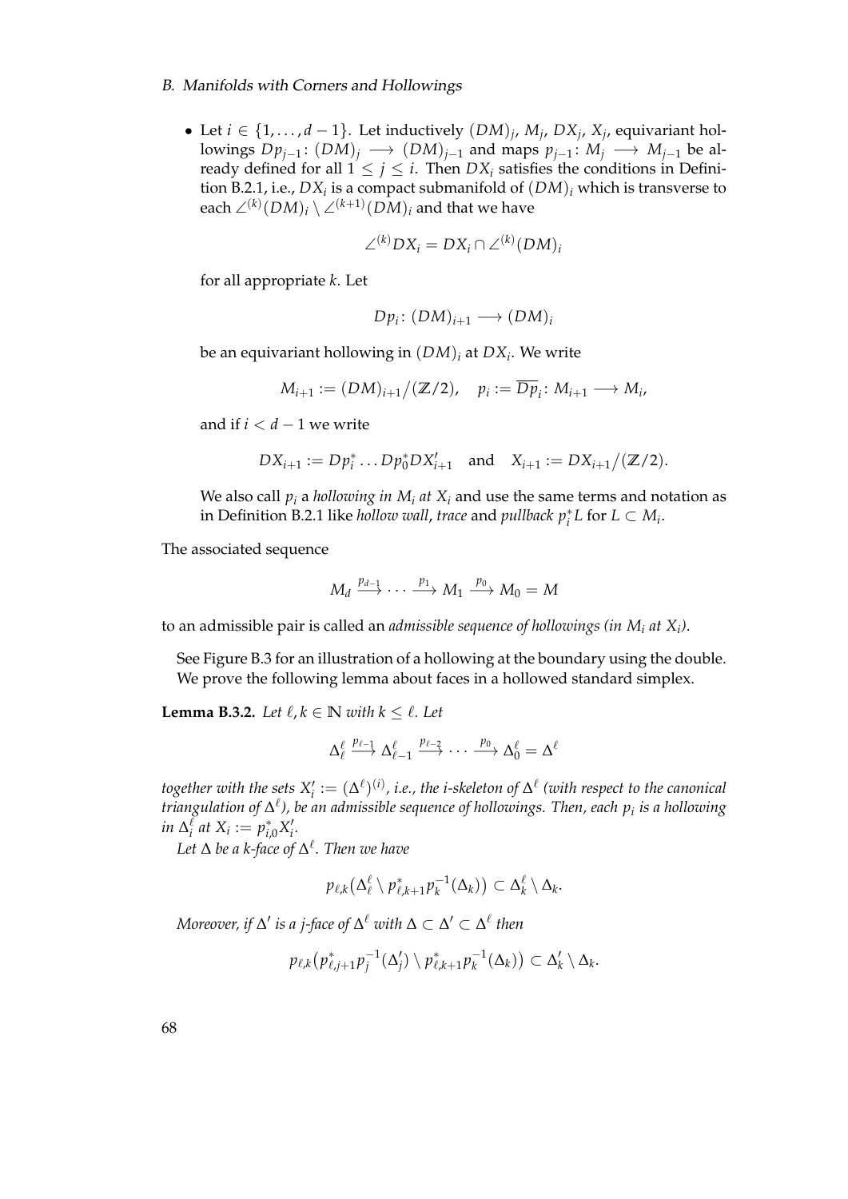- Let $i \in \{1, \ldots, d-1\}$. Let inductively $(DM)_j$, $M_j$, $DX_j$, $X_j$, equivariant hollowings $Dp_{j-1}\colon (DM)_j \longrightarrow (DM)_{j-1}$ and maps $p_{j-1}\colon M_j \longrightarrow M_{j-1}$ be already defined for all $1 \leq j \leq i$. Then $DX_i$ satisfies the conditions in Definition B.2.1, i.e., $DX_i$ is a compact submanifold of $(DM)_i$ which is transverse to each $\angle^{(k)}(DM)_i \setminus \angle^{(k+1)}(DM)_i$ and that we have

$$\angle^{(k)} DX_i = DX_i \cap \angle^{(k)}(DM)_i$$

for all appropriate $k$. Let

$$Dp_i\colon (DM)_{i+1} \longrightarrow (DM)_i$$

be an equivariant hollowing in $(DM)_i$ at $DX_i$. We write

$$M_{i+1} := (DM)_{i+1}/(\mathbb{Z}/2), \quad p_i := \overline{Dp_i}\colon M_{i+1} \longrightarrow M_i,$$

and if $i < d-1$ we write

$$DX_{i+1} := Dp_i^* \ldots Dp_0^* DX'_{i+1} \quad \text{and} \quad X_{i+1} := DX_{i+1}/(\mathbb{Z}/2).$$

We also call $p_i$ a *hollowing in $M_i$ at $X_i$* and use the same terms and notation as in Definition B.2.1 like *hollow wall*, *trace* and *pullback* $p_i^* L$ for $L \subset M_i$.

The associated sequence

$$M_d \xrightarrow{p_{d-1}} \cdots \xrightarrow{p_1} M_1 \xrightarrow{p_0} M_0 = M$$

to an admissible pair is called an *admissible sequence of hollowings (in $M_i$ at $X_i$)*.

See Figure B.3 for an illustration of a hollowing at the boundary using the double. We prove the following lemma about faces in a hollowed standard simplex.

**Lemma B.3.2.** *Let $\ell, k \in \mathbb{N}$ with $k \leq \ell$. Let*

$$\Delta^\ell_\ell \xrightarrow{p_{\ell-1}} \Delta^\ell_{\ell-1} \xrightarrow{p_{\ell-2}} \cdots \xrightarrow{p_0} \Delta^\ell_0 = \Delta^\ell$$

*together with the sets $X'_i := (\Delta^\ell)^{(i)}$, i.e., the i-skeleton of $\Delta^\ell$ (with respect to the canonical triangulation of $\Delta^\ell$), be an admissible sequence of hollowings. Then, each $p_i$ is a hollowing in $\Delta^\ell_i$ at $X_i := p^*_{i,0} X'_i$.*

*Let $\Delta$ be a k-face of $\Delta^\ell$. Then we have*

$$p_{\ell,k}\big(\Delta^\ell_\ell \setminus p^*_{\ell,k+1} p_k^{-1}(\Delta_k)\big) \subset \Delta^\ell_k \setminus \Delta_k.$$

*Moreover, if $\Delta'$ is a j-face of $\Delta^\ell$ with $\Delta \subset \Delta' \subset \Delta^\ell$ then*

$$p_{\ell,k}\big(p^*_{\ell,j+1} p_j^{-1}(\Delta'_j) \setminus p^*_{\ell,k+1} p_k^{-1}(\Delta_k)\big) \subset \Delta'_k \setminus \Delta_k.$$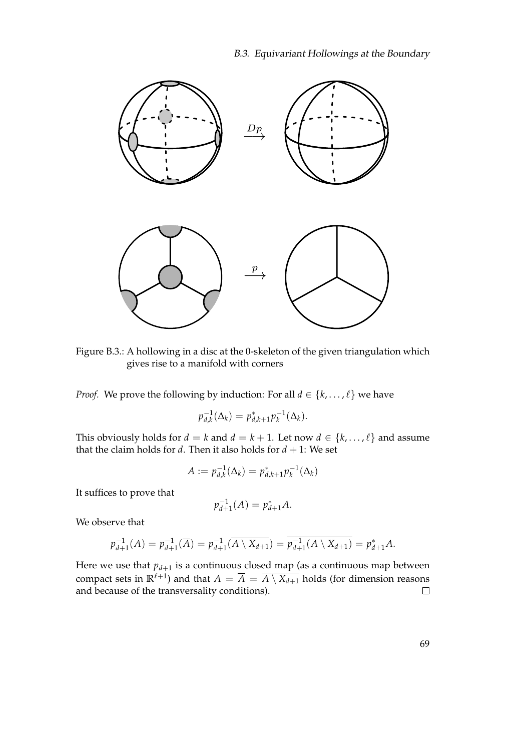Figure B.3.: A hollowing in a disc at the 0-skeleton of the given triangulation which gives rise to a manifold with corners

*Proof.* We prove the following by induction: For all $d \in \{k, \dots, \ell\}$ we have

$$p_{d,k}^{-1}(\Delta_k) = p_{d,k+1}^{*} p_k^{-1}(\Delta_k).$$

This obviously holds for $d = k$ and $d = k+1$. Let now $d \in \{k, \dots, \ell\}$ and assume that the claim holds for $d$. Then it also holds for $d+1$: We set

$$A := p_{d,k}^{-1}(\Delta_k) = p_{d,k+1}^{*} p_k^{-1}(\Delta_k)$$

It suffices to prove that

$$p_{d+1}^{-1}(A) = p_{d+1}^{*} A.$$

We observe that

$$p_{d+1}^{-1}(A) = p_{d+1}^{-1}(\overline{A}) = p_{d+1}^{-1}(\overline{A \setminus X_{d+1}}) = \overline{p_{d+1}^{-1}(A \setminus X_{d+1})} = p_{d+1}^{*} A.$$

Here we use that $p_{d+1}$ is a continuous closed map (as a continuous map between compact sets in $\mathbb{R}^{\ell+1}$) and that $A = \overline{A} = \overline{A \setminus X_{d+1}}$ holds (for dimension reasons and because of the transversality conditions). $\square$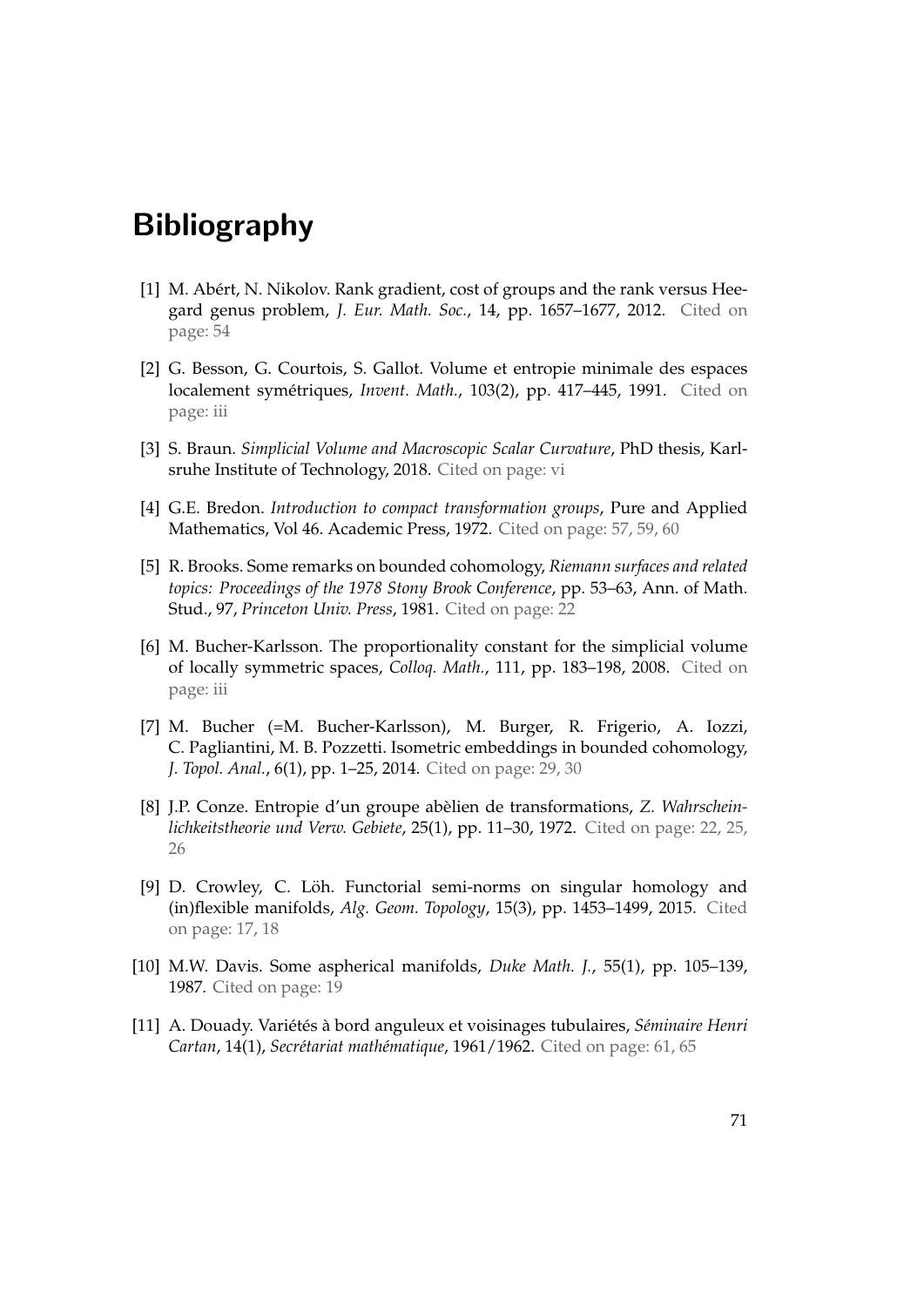# Bibliography

[1] M. Abért, N. Nikolov. Rank gradient, cost of groups and the rank versus Heegard genus problem, *J. Eur. Math. Soc.*, 14, pp. 1657–1677, 2012. Cited on page: 54

[2] G. Besson, G. Courtois, S. Gallot. Volume et entropie minimale des espaces localement symétriques, *Invent. Math.*, 103(2), pp. 417–445, 1991. Cited on page: iii

[3] S. Braun. *Simplicial Volume and Macroscopic Scalar Curvature*, PhD thesis, Karlsruhe Institute of Technology, 2018. Cited on page: vi

[4] G.E. Bredon. *Introduction to compact transformation groups*, Pure and Applied Mathematics, Vol 46. Academic Press, 1972. Cited on page: 57, 59, 60

[5] R. Brooks. Some remarks on bounded cohomology, *Riemann surfaces and related topics: Proceedings of the 1978 Stony Brook Conference*, pp. 53–63, Ann. of Math. Stud., 97, *Princeton Univ. Press*, 1981. Cited on page: 22

[6] M. Bucher-Karlsson. The proportionality constant for the simplicial volume of locally symmetric spaces, *Colloq. Math.*, 111, pp. 183–198, 2008. Cited on page: iii

[7] M. Bucher (=M. Bucher-Karlsson), M. Burger, R. Frigerio, A. Iozzi, C. Pagliantini, M. B. Pozzetti. Isometric embeddings in bounded cohomology, *J. Topol. Anal.*, 6(1), pp. 1–25, 2014. Cited on page: 29, 30

[8] J.P. Conze. Entropie d'un groupe abèlien de transformations, *Z. Wahrscheinlichkeitstheorie und Verw. Gebiete*, 25(1), pp. 11–30, 1972. Cited on page: 22, 25, 26

[9] D. Crowley, C. Löh. Functorial semi-norms on singular homology and (in)flexible manifolds, *Alg. Geom. Topology*, 15(3), pp. 1453–1499, 2015. Cited on page: 17, 18

[10] M.W. Davis. Some aspherical manifolds, *Duke Math. J.*, 55(1), pp. 105–139, 1987. Cited on page: 19

[11] A. Douady. Variétés à bord anguleux et voisinages tubulaires, *Séminaire Henri Cartan*, 14(1), *Secrétariat mathématique*, 1961/1962. Cited on page: 61, 65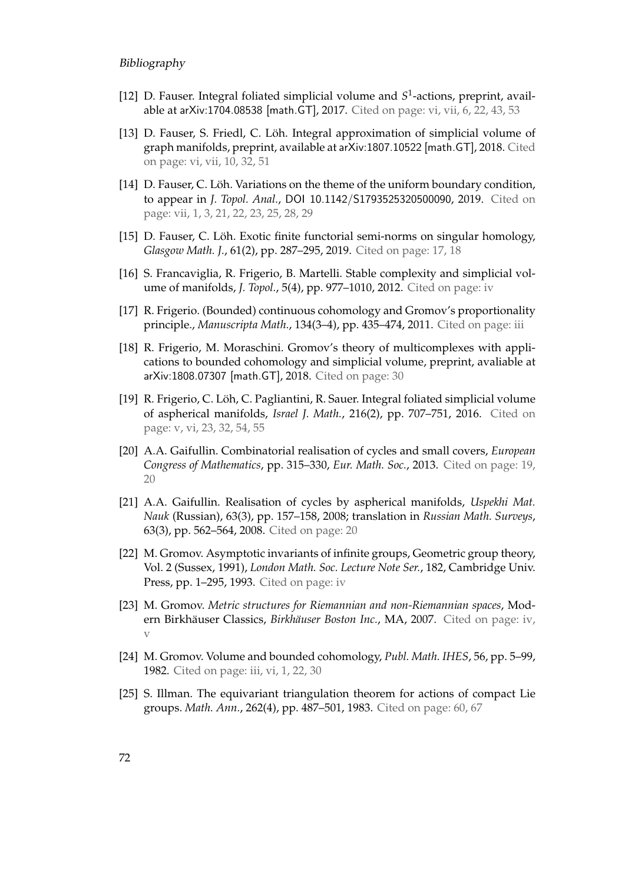- [12] D. Fauser. Integral foliated simplicial volume and $S^1$-actions, preprint, available at arXiv:1704.08538 [math.GT], 2017. Cited on page: vi, vii, 6, 22, 43, 53
- [13] D. Fauser, S. Friedl, C. Löh. Integral approximation of simplicial volume of graph manifolds, preprint, available at arXiv:1807.10522 [math.GT], 2018. Cited on page: vi, vii, 10, 32, 51
- [14] D. Fauser, C. Löh. Variations on the theme of the uniform boundary condition, to appear in *J. Topol. Anal.*, DOI 10.1142/S1793525320500090, 2019. Cited on page: vii, 1, 3, 21, 22, 23, 25, 28, 29
- [15] D. Fauser, C. Löh. Exotic finite functorial semi-norms on singular homology, *Glasgow Math. J.*, 61(2), pp. 287–295, 2019. Cited on page: 17, 18
- [16] S. Francaviglia, R. Frigerio, B. Martelli. Stable complexity and simplicial volume of manifolds, *J. Topol.*, 5(4), pp. 977–1010, 2012. Cited on page: iv
- [17] R. Frigerio. (Bounded) continuous cohomology and Gromov's proportionality principle., *Manuscripta Math.*, 134(3–4), pp. 435–474, 2011. Cited on page: iii
- [18] R. Frigerio, M. Moraschini. Gromov's theory of multicomplexes with applications to bounded cohomology and simplicial volume, preprint, avaliable at arXiv:1808.07307 [math.GT], 2018. Cited on page: 30
- [19] R. Frigerio, C. Löh, C. Pagliantini, R. Sauer. Integral foliated simplicial volume of aspherical manifolds, *Israel J. Math.*, 216(2), pp. 707–751, 2016. Cited on page: v, vi, 23, 32, 54, 55
- [20] A.A. Gaifullin. Combinatorial realisation of cycles and small covers, *European Congress of Mathematics*, pp. 315–330, *Eur. Math. Soc.*, 2013. Cited on page: 19, 20
- [21] A.A. Gaifullin. Realisation of cycles by aspherical manifolds, *Uspekhi Mat. Nauk* (Russian), 63(3), pp. 157–158, 2008; translation in *Russian Math. Surveys*, 63(3), pp. 562–564, 2008. Cited on page: 20
- [22] M. Gromov. Asymptotic invariants of infinite groups, Geometric group theory, Vol. 2 (Sussex, 1991), *London Math. Soc. Lecture Note Ser.*, 182, Cambridge Univ. Press, pp. 1–295, 1993. Cited on page: iv
- [23] M. Gromov. *Metric structures for Riemannian and non-Riemannian spaces*, Modern Birkhäuser Classics, *Birkhäuser Boston Inc.*, MA, 2007. Cited on page: iv, v
- [24] M. Gromov. Volume and bounded cohomology, *Publ. Math. IHES*, 56, pp. 5–99, 1982. Cited on page: iii, vi, 1, 22, 30
- [25] S. Illman. The equivariant triangulation theorem for actions of compact Lie groups. *Math. Ann.*, 262(4), pp. 487–501, 1983. Cited on page: 60, 67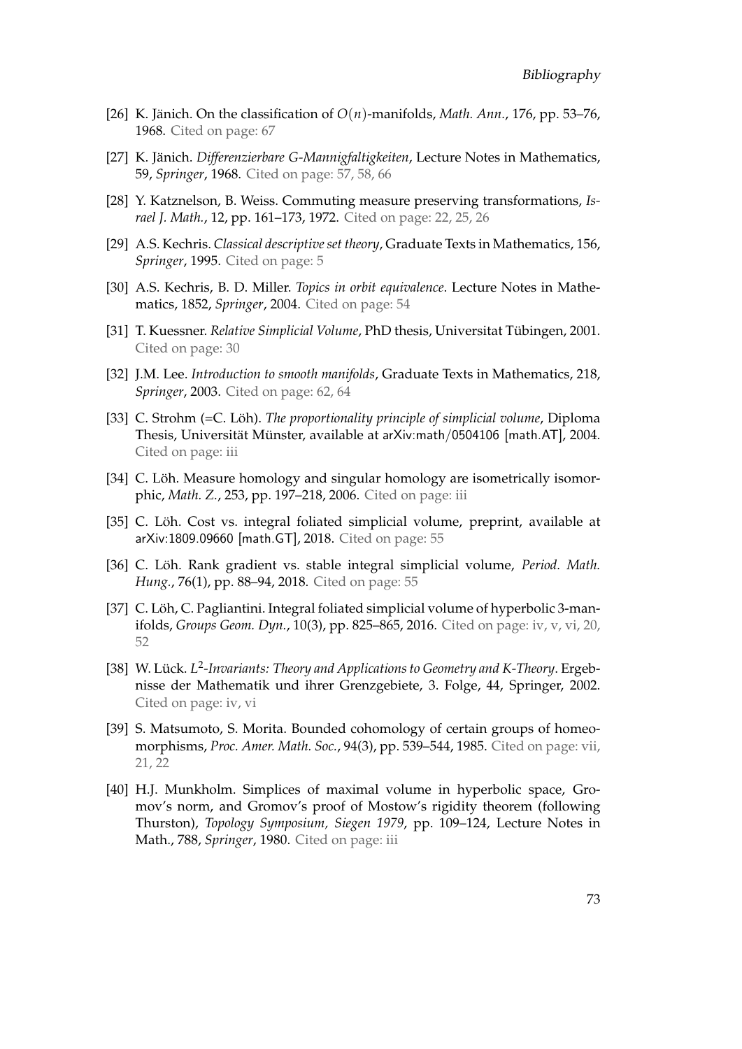[26] K. Jänich. On the classification of $O(n)$-manifolds, *Math. Ann.*, 176, pp. 53–76, 1968. Cited on page: 67

[27] K. Jänich. *Differenzierbare G-Mannigfaltigkeiten*, Lecture Notes in Mathematics, 59, *Springer*, 1968. Cited on page: 57, 58, 66

[28] Y. Katznelson, B. Weiss. Commuting measure preserving transformations, *Israel J. Math.*, 12, pp. 161–173, 1972. Cited on page: 22, 25, 26

[29] A.S. Kechris. *Classical descriptive set theory*, Graduate Texts in Mathematics, 156, *Springer*, 1995. Cited on page: 5

[30] A.S. Kechris, B. D. Miller. *Topics in orbit equivalence*. Lecture Notes in Mathematics, 1852, *Springer*, 2004. Cited on page: 54

[31] T. Kuessner. *Relative Simplicial Volume*, PhD thesis, Universitat Tübingen, 2001. Cited on page: 30

[32] J.M. Lee. *Introduction to smooth manifolds*, Graduate Texts in Mathematics, 218, *Springer*, 2003. Cited on page: 62, 64

[33] C. Strohm (=C. Löh). *The proportionality principle of simplicial volume*, Diploma Thesis, Universität Münster, available at arXiv:math/0504106 [math.AT], 2004. Cited on page: iii

[34] C. Löh. Measure homology and singular homology are isometrically isomorphic, *Math. Z.*, 253, pp. 197–218, 2006. Cited on page: iii

[35] C. Löh. Cost vs. integral foliated simplicial volume, preprint, available at arXiv:1809.09660 [math.GT], 2018. Cited on page: 55

[36] C. Löh. Rank gradient vs. stable integral simplicial volume, *Period. Math. Hung.*, 76(1), pp. 88–94, 2018. Cited on page: 55

[37] C. Löh, C. Pagliantini. Integral foliated simplicial volume of hyperbolic 3-manifolds, *Groups Geom. Dyn.*, 10(3), pp. 825–865, 2016. Cited on page: iv, v, vi, 20, 52

[38] W. Lück. *$L^2$-Invariants: Theory and Applications to Geometry and K-Theory*. Ergebnisse der Mathematik und ihrer Grenzgebiete, 3. Folge, 44, Springer, 2002. Cited on page: iv, vi

[39] S. Matsumoto, S. Morita. Bounded cohomology of certain groups of homeomorphisms, *Proc. Amer. Math. Soc.*, 94(3), pp. 539–544, 1985. Cited on page: vii, 21, 22

[40] H.J. Munkholm. Simplices of maximal volume in hyperbolic space, Gromov's norm, and Gromov's proof of Mostow's rigidity theorem (following Thurston), *Topology Symposium, Siegen 1979*, pp. 109–124, Lecture Notes in Math., 788, *Springer*, 1980. Cited on page: iii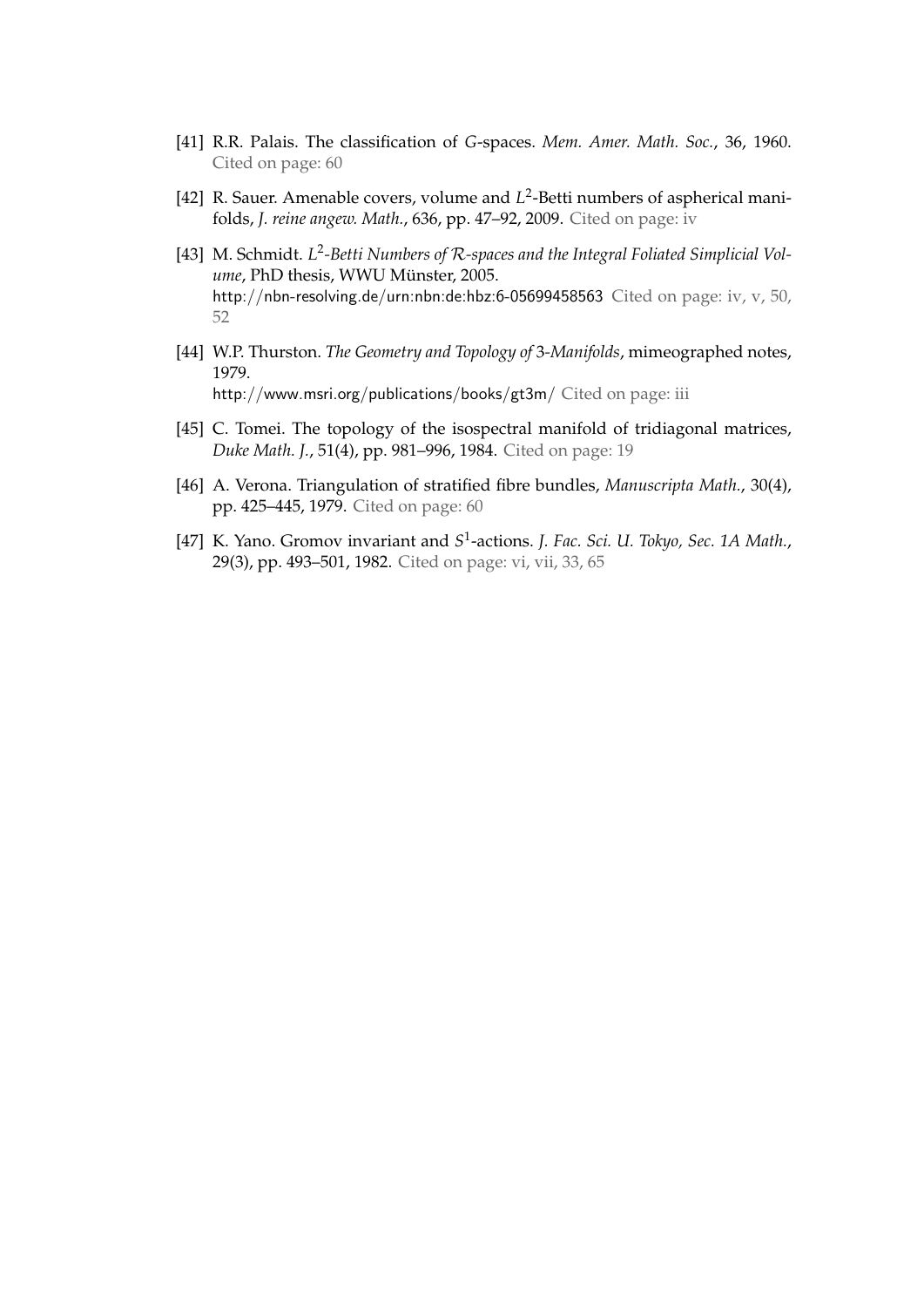[41] R.R. Palais. The classification of $G$-spaces. *Mem. Amer. Math. Soc.*, 36, 1960. Cited on page: 60

[42] R. Sauer. Amenable covers, volume and $L^2$-Betti numbers of aspherical manifolds, *J. reine angew. Math.*, 636, pp. 47–92, 2009. Cited on page: iv

[43] M. Schmidt. *$L^2$-Betti Numbers of $\mathcal{R}$-spaces and the Integral Foliated Simplicial Volume*, PhD thesis, WWU Münster, 2005. http://nbn-resolving.de/urn:nbn:de:hbz:6-05699458563 Cited on page: iv, v, 50, 52

[44] W.P. Thurston. *The Geometry and Topology of 3-Manifolds*, mimeographed notes, 1979. http://www.msri.org/publications/books/gt3m/ Cited on page: iii

[45] C. Tomei. The topology of the isospectral manifold of tridiagonal matrices, *Duke Math. J.*, 51(4), pp. 981–996, 1984. Cited on page: 19

[46] A. Verona. Triangulation of stratified fibre bundles, *Manuscripta Math.*, 30(4), pp. 425–445, 1979. Cited on page: 60

[47] K. Yano. Gromov invariant and $S^1$-actions. *J. Fac. Sci. U. Tokyo, Sec. 1A Math.*, 29(3), pp. 493–501, 1982. Cited on page: vi, vii, 33, 65